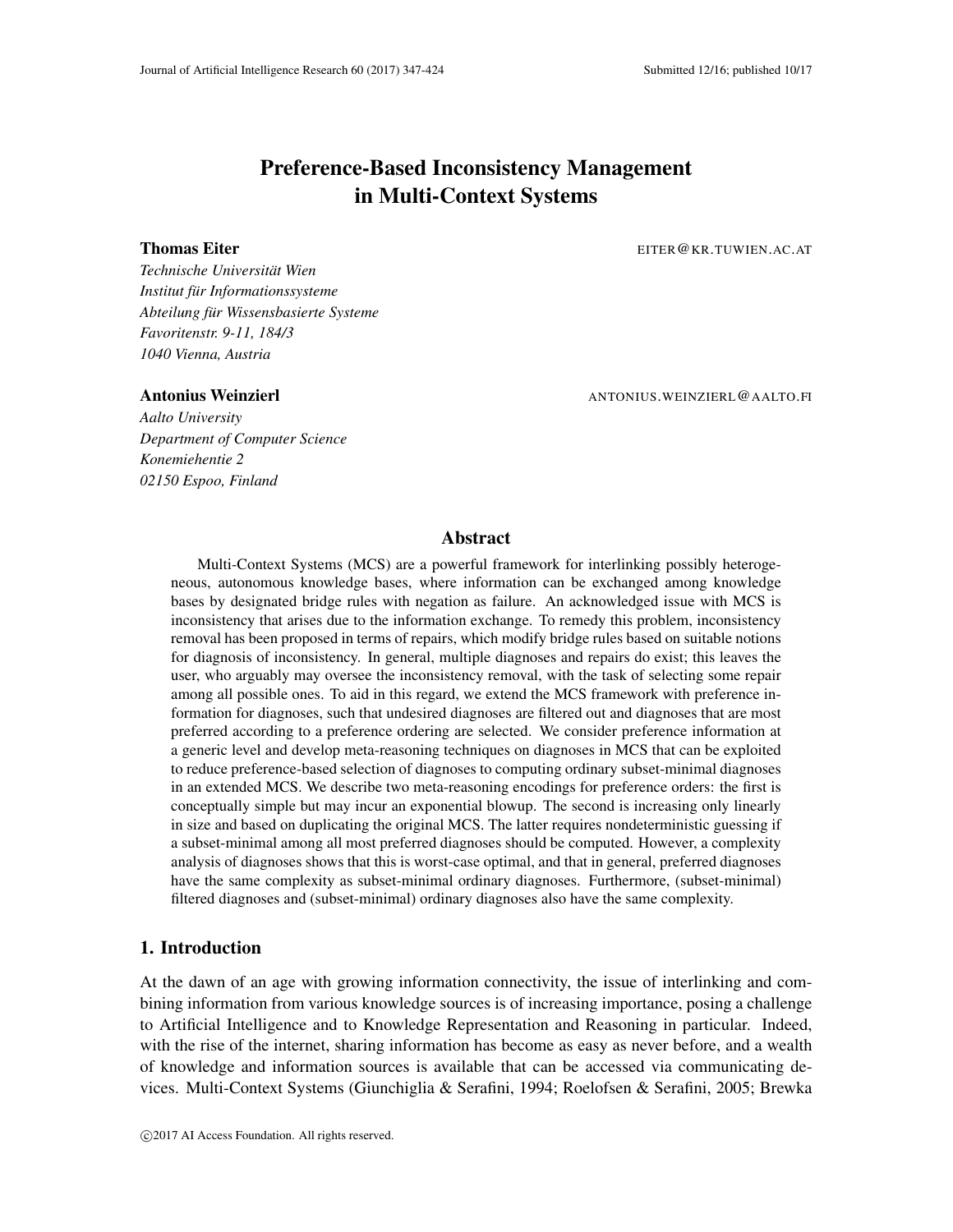# Preference-Based Inconsistency Management in Multi-Context Systems

**Thomas Eiter** EITER@KR.TUWIEN.AC.AT

*Technische Universität Wien*
*Institut für Informationssysteme*
*Abteilung für Wissensbasierte Systeme*
*Favoritenstr. 9-11, 184/3*
*1040 Vienna, Austria*

**Antonius Weinzierl** ANTONIUS.WEINZIERL@AALTO.FI

*Aalto University*
*Department of Computer Science*
*Konemiehentie 2*
*02150 Espoo, Finland*

## Abstract

Multi-Context Systems (MCS) are a powerful framework for interlinking possibly heterogeneous, autonomous knowledge bases, where information can be exchanged among knowledge bases by designated bridge rules with negation as failure. An acknowledged issue with MCS is inconsistency that arises due to the information exchange. To remedy this problem, inconsistency removal has been proposed in terms of repairs, which modify bridge rules based on suitable notions for diagnosis of inconsistency. In general, multiple diagnoses and repairs do exist; this leaves the user, who arguably may oversee the inconsistency removal, with the task of selecting some repair among all possible ones. To aid in this regard, we extend the MCS framework with preference information for diagnoses, such that undesired diagnoses are filtered out and diagnoses that are most preferred according to a preference ordering are selected. We consider preference information at a generic level and develop meta-reasoning techniques on diagnoses in MCS that can be exploited to reduce preference-based selection of diagnoses to computing ordinary subset-minimal diagnoses in an extended MCS. We describe two meta-reasoning encodings for preference orders: the first is conceptually simple but may incur an exponential blowup. The second is increasing only linearly in size and based on duplicating the original MCS. The latter requires nondeterministic guessing if a subset-minimal among all most preferred diagnoses should be computed. However, a complexity analysis of diagnoses shows that this is worst-case optimal, and that in general, preferred diagnoses have the same complexity as subset-minimal ordinary diagnoses. Furthermore, (subset-minimal) filtered diagnoses and (subset-minimal) ordinary diagnoses also have the same complexity.

## 1. Introduction

At the dawn of an age with growing information connectivity, the issue of interlinking and combining information from various knowledge sources is of increasing importance, posing a challenge to Artificial Intelligence and to Knowledge Representation and Reasoning in particular. Indeed, with the rise of the internet, sharing information has become as easy as never before, and a wealth of knowledge and information sources is available that can be accessed via communicating devices. Multi-Context Systems (Giunchiglia & Serafini, 1994; Roelofsen & Serafini, 2005; Brewka

©2017 AI Access Foundation. All rights reserved.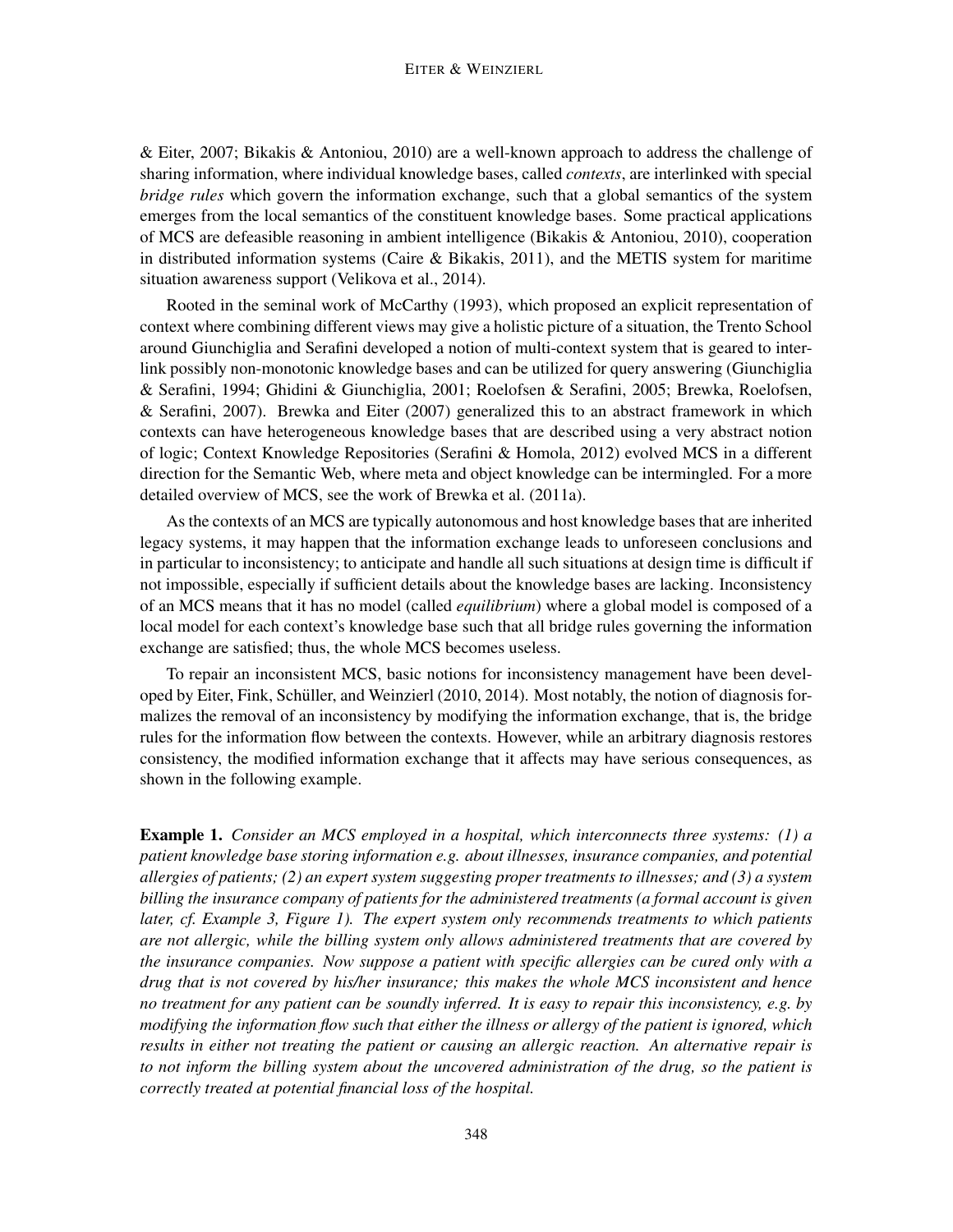& Eiter, 2007; Bikakis & Antoniou, 2010) are a well-known approach to address the challenge of sharing information, where individual knowledge bases, called *contexts*, are interlinked with special *bridge rules* which govern the information exchange, such that a global semantics of the system emerges from the local semantics of the constituent knowledge bases. Some practical applications of MCS are defeasible reasoning in ambient intelligence (Bikakis & Antoniou, 2010), cooperation in distributed information systems (Caire & Bikakis, 2011), and the METIS system for maritime situation awareness support (Velikova et al., 2014).

Rooted in the seminal work of McCarthy (1993), which proposed an explicit representation of context where combining different views may give a holistic picture of a situation, the Trento School around Giunchiglia and Serafini developed a notion of multi-context system that is geared to interlink possibly non-monotonic knowledge bases and can be utilized for query answering (Giunchiglia & Serafini, 1994; Ghidini & Giunchiglia, 2001; Roelofsen & Serafini, 2005; Brewka, Roelofsen, & Serafini, 2007). Brewka and Eiter (2007) generalized this to an abstract framework in which contexts can have heterogeneous knowledge bases that are described using a very abstract notion of logic; Context Knowledge Repositories (Serafini & Homola, 2012) evolved MCS in a different direction for the Semantic Web, where meta and object knowledge can be intermingled. For a more detailed overview of MCS, see the work of Brewka et al. (2011a).

As the contexts of an MCS are typically autonomous and host knowledge bases that are inherited legacy systems, it may happen that the information exchange leads to unforeseen conclusions and in particular to inconsistency; to anticipate and handle all such situations at design time is difficult if not impossible, especially if sufficient details about the knowledge bases are lacking. Inconsistency of an MCS means that it has no model (called *equilibrium*) where a global model is composed of a local model for each context's knowledge base such that all bridge rules governing the information exchange are satisfied; thus, the whole MCS becomes useless.

To repair an inconsistent MCS, basic notions for inconsistency management have been developed by Eiter, Fink, Schüller, and Weinzierl (2010, 2014). Most notably, the notion of diagnosis formalizes the removal of an inconsistency by modifying the information exchange, that is, the bridge rules for the information flow between the contexts. However, while an arbitrary diagnosis restores consistency, the modified information exchange that it affects may have serious consequences, as shown in the following example.

**Example 1.** *Consider an MCS employed in a hospital, which interconnects three systems: (1) a patient knowledge base storing information e.g. about illnesses, insurance companies, and potential allergies of patients; (2) an expert system suggesting proper treatments to illnesses; and (3) a system billing the insurance company of patients for the administered treatments (a formal account is given later, cf. Example 3, Figure 1). The expert system only recommends treatments to which patients are not allergic, while the billing system only allows administered treatments that are covered by the insurance companies. Now suppose a patient with specific allergies can be cured only with a drug that is not covered by his/her insurance; this makes the whole MCS inconsistent and hence no treatment for any patient can be soundly inferred. It is easy to repair this inconsistency, e.g. by modifying the information flow such that either the illness or allergy of the patient is ignored, which results in either not treating the patient or causing an allergic reaction. An alternative repair is to not inform the billing system about the uncovered administration of the drug, so the patient is correctly treated at potential financial loss of the hospital.*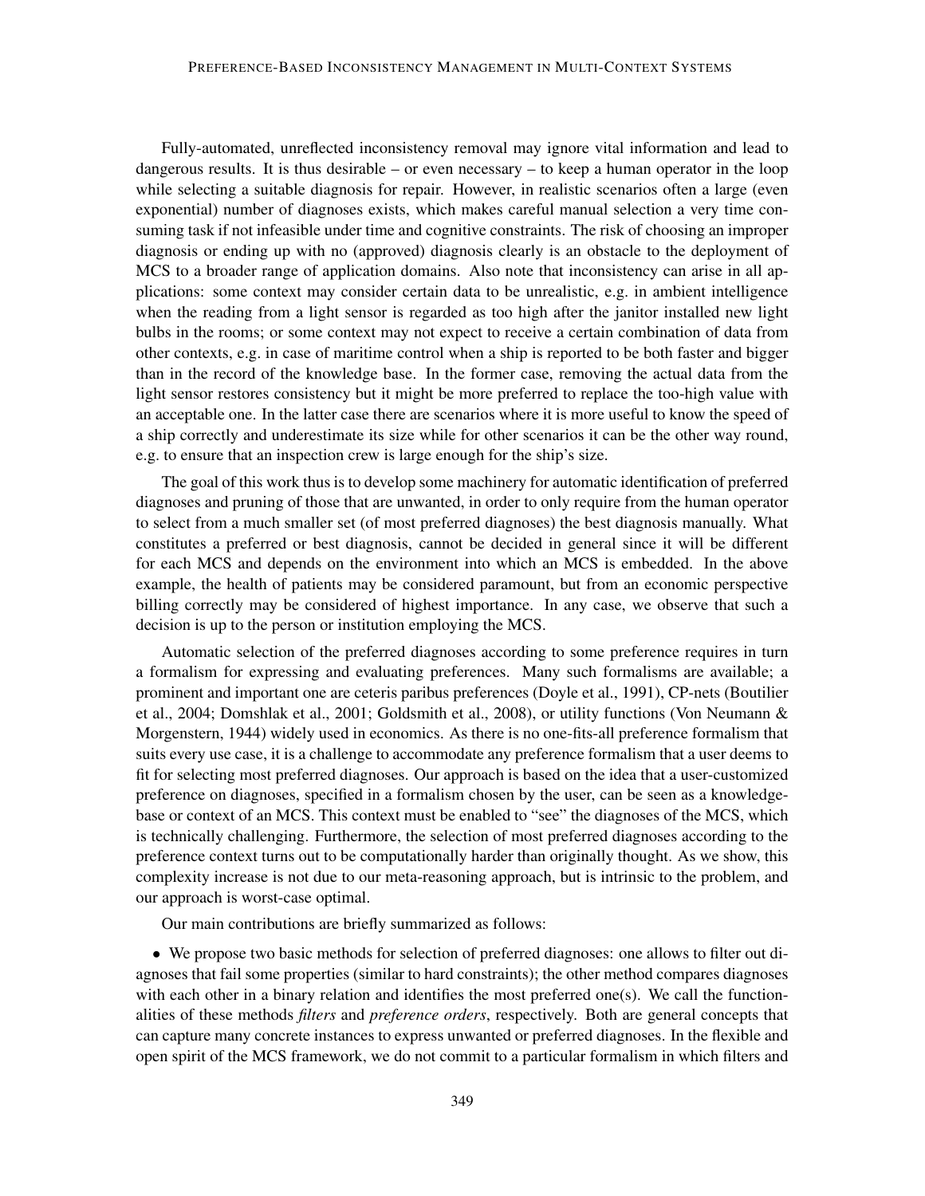Fully-automated, unreflected inconsistency removal may ignore vital information and lead to dangerous results. It is thus desirable – or even necessary – to keep a human operator in the loop while selecting a suitable diagnosis for repair. However, in realistic scenarios often a large (even exponential) number of diagnoses exists, which makes careful manual selection a very time consuming task if not infeasible under time and cognitive constraints. The risk of choosing an improper diagnosis or ending up with no (approved) diagnosis clearly is an obstacle to the deployment of MCS to a broader range of application domains. Also note that inconsistency can arise in all applications: some context may consider certain data to be unrealistic, e.g. in ambient intelligence when the reading from a light sensor is regarded as too high after the janitor installed new light bulbs in the rooms; or some context may not expect to receive a certain combination of data from other contexts, e.g. in case of maritime control when a ship is reported to be both faster and bigger than in the record of the knowledge base. In the former case, removing the actual data from the light sensor restores consistency but it might be more preferred to replace the too-high value with an acceptable one. In the latter case there are scenarios where it is more useful to know the speed of a ship correctly and underestimate its size while for other scenarios it can be the other way round, e.g. to ensure that an inspection crew is large enough for the ship's size.

The goal of this work thus is to develop some machinery for automatic identification of preferred diagnoses and pruning of those that are unwanted, in order to only require from the human operator to select from a much smaller set (of most preferred diagnoses) the best diagnosis manually. What constitutes a preferred or best diagnosis, cannot be decided in general since it will be different for each MCS and depends on the environment into which an MCS is embedded. In the above example, the health of patients may be considered paramount, but from an economic perspective billing correctly may be considered of highest importance. In any case, we observe that such a decision is up to the person or institution employing the MCS.

Automatic selection of the preferred diagnoses according to some preference requires in turn a formalism for expressing and evaluating preferences. Many such formalisms are available; a prominent and important one are ceteris paribus preferences (Doyle et al., 1991), CP-nets (Boutilier et al., 2004; Domshlak et al., 2001; Goldsmith et al., 2008), or utility functions (Von Neumann & Morgenstern, 1944) widely used in economics. As there is no one-fits-all preference formalism that suits every use case, it is a challenge to accommodate any preference formalism that a user deems to fit for selecting most preferred diagnoses. Our approach is based on the idea that a user-customized preference on diagnoses, specified in a formalism chosen by the user, can be seen as a knowledge-base or context of an MCS. This context must be enabled to "see" the diagnoses of the MCS, which is technically challenging. Furthermore, the selection of most preferred diagnoses according to the preference context turns out to be computationally harder than originally thought. As we show, this complexity increase is not due to our meta-reasoning approach, but is intrinsic to the problem, and our approach is worst-case optimal.

Our main contributions are briefly summarized as follows:

- We propose two basic methods for selection of preferred diagnoses: one allows to filter out diagnoses that fail some properties (similar to hard constraints); the other method compares diagnoses with each other in a binary relation and identifies the most preferred one(s). We call the functionalities of these methods *filters* and *preference orders*, respectively. Both are general concepts that can capture many concrete instances to express unwanted or preferred diagnoses. In the flexible and open spirit of the MCS framework, we do not commit to a particular formalism in which filters and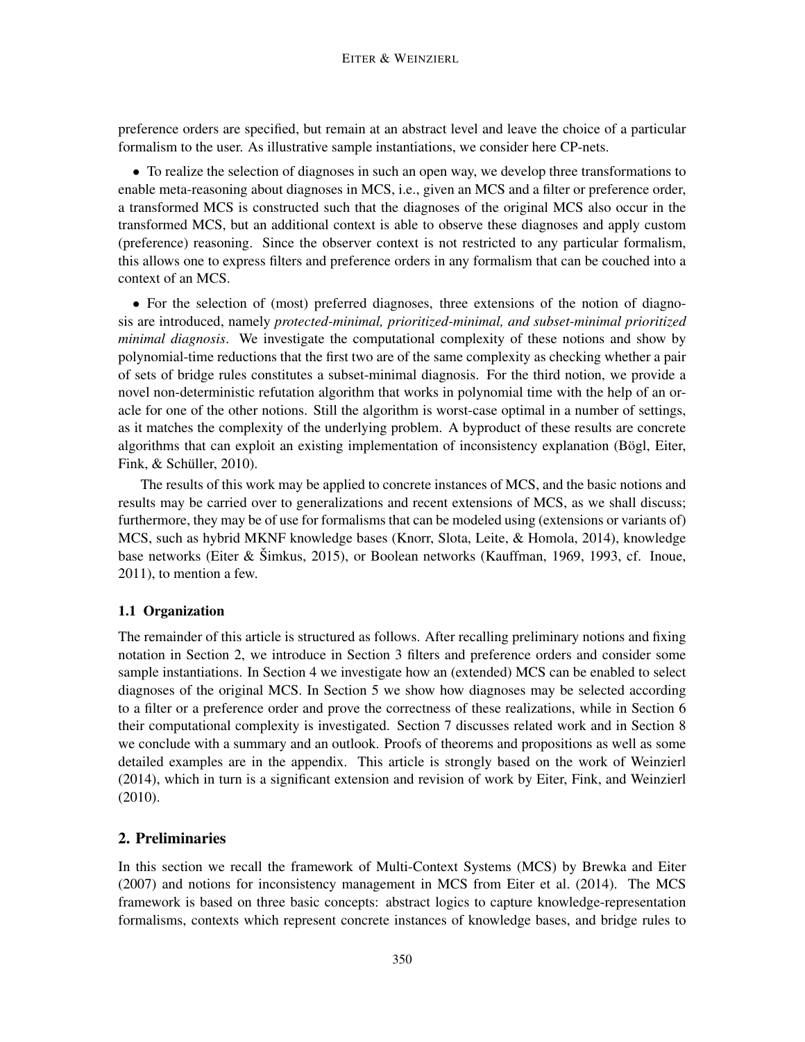preference orders are specified, but remain at an abstract level and leave the choice of a particular formalism to the user. As illustrative sample instantiations, we consider here CP-nets.

- To realize the selection of diagnoses in such an open way, we develop three transformations to enable meta-reasoning about diagnoses in MCS, i.e., given an MCS and a filter or preference order, a transformed MCS is constructed such that the diagnoses of the original MCS also occur in the transformed MCS, but an additional context is able to observe these diagnoses and apply custom (preference) reasoning. Since the observer context is not restricted to any particular formalism, this allows one to express filters and preference orders in any formalism that can be couched into a context of an MCS.

- For the selection of (most) preferred diagnoses, three extensions of the notion of diagnosis are introduced, namely *protected-minimal, prioritized-minimal, and subset-minimal prioritized minimal diagnosis*. We investigate the computational complexity of these notions and show by polynomial-time reductions that the first two are of the same complexity as checking whether a pair of sets of bridge rules constitutes a subset-minimal diagnosis. For the third notion, we provide a novel non-deterministic refutation algorithm that works in polynomial time with the help of an oracle for one of the other notions. Still the algorithm is worst-case optimal in a number of settings, as it matches the complexity of the underlying problem. A byproduct of these results are concrete algorithms that can exploit an existing implementation of inconsistency explanation (Bögl, Eiter, Fink, & Schüller, 2010).

The results of this work may be applied to concrete instances of MCS, and the basic notions and results may be carried over to generalizations and recent extensions of MCS, as we shall discuss; furthermore, they may be of use for formalisms that can be modeled using (extensions or variants of) MCS, such as hybrid MKNF knowledge bases (Knorr, Slota, Leite, & Homola, 2014), knowledge base networks (Eiter & Šimkus, 2015), or Boolean networks (Kauffman, 1969, 1993, cf. Inoue, 2011), to mention a few.

### 1.1 Organization

The remainder of this article is structured as follows. After recalling preliminary notions and fixing notation in Section 2, we introduce in Section 3 filters and preference orders and consider some sample instantiations. In Section 4 we investigate how an (extended) MCS can be enabled to select diagnoses of the original MCS. In Section 5 we show how diagnoses may be selected according to a filter or a preference order and prove the correctness of these realizations, while in Section 6 their computational complexity is investigated. Section 7 discusses related work and in Section 8 we conclude with a summary and an outlook. Proofs of theorems and propositions as well as some detailed examples are in the appendix. This article is strongly based on the work of Weinzierl (2014), which in turn is a significant extension and revision of work by Eiter, Fink, and Weinzierl (2010).

## 2. Preliminaries

In this section we recall the framework of Multi-Context Systems (MCS) by Brewka and Eiter (2007) and notions for inconsistency management in MCS from Eiter et al. (2014). The MCS framework is based on three basic concepts: abstract logics to capture knowledge-representation formalisms, contexts which represent concrete instances of knowledge bases, and bridge rules to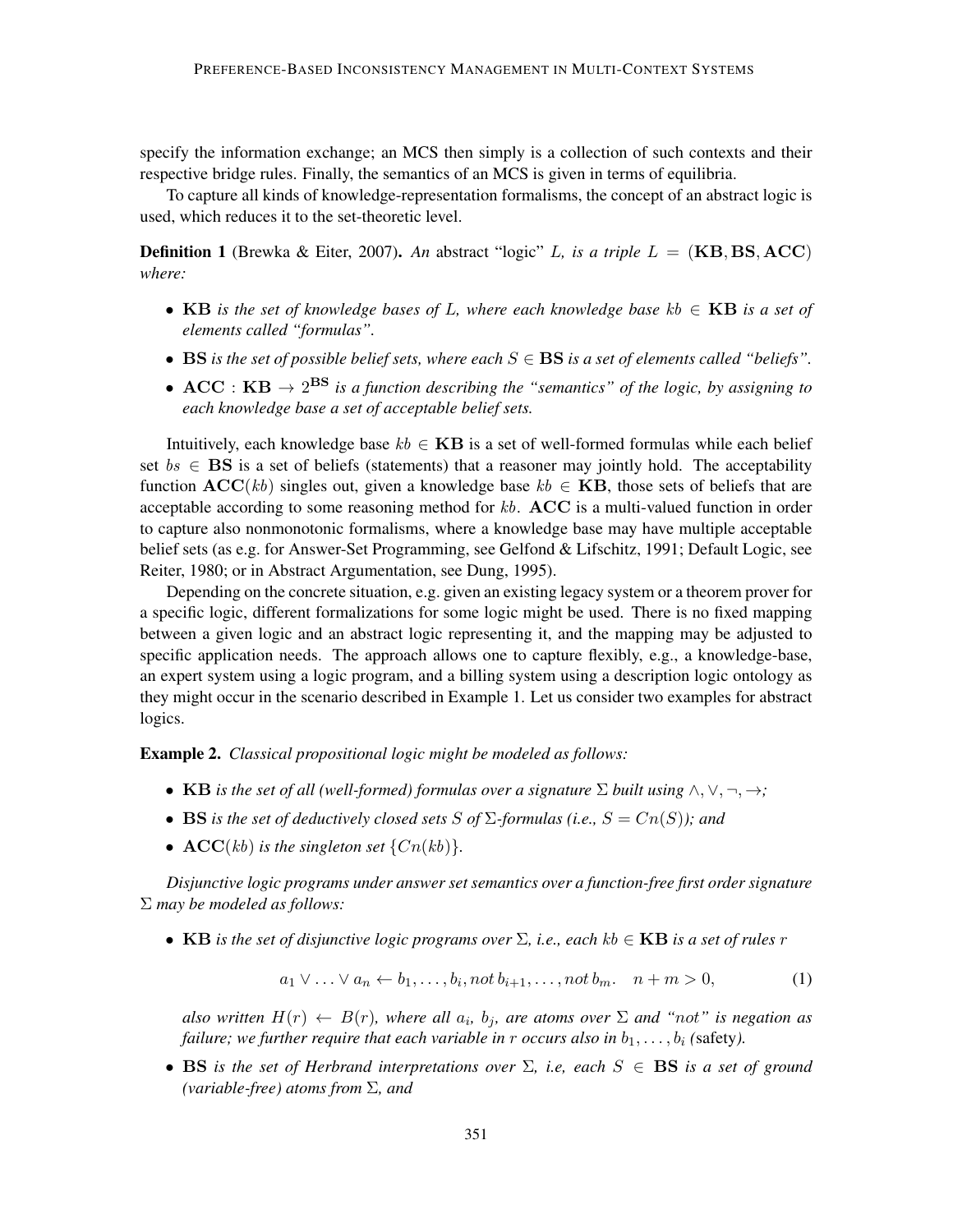specify the information exchange; an MCS then simply is a collection of such contexts and their respective bridge rules. Finally, the semantics of an MCS is given in terms of equilibria.

To capture all kinds of knowledge-representation formalisms, the concept of an abstract logic is used, which reduces it to the set-theoretic level.

**Definition 1** (Brewka & Eiter, 2007)**.** *An* abstract *"logic" $L$, is a triple $L = (\mathbf{KB}, \mathbf{BS}, \mathbf{ACC})$ where:*

- $\mathbf{KB}$ *is the set of knowledge bases of $L$, where each knowledge base $kb \in \mathbf{KB}$ is a set of elements called "formulas".*
- $\mathbf{BS}$ *is the set of possible belief sets, where each $S \in \mathbf{BS}$ is a set of elements called "beliefs".*
- $\mathbf{ACC} : \mathbf{KB} \to 2^{\mathbf{BS}}$ *is a function describing the "semantics" of the logic, by assigning to each knowledge base a set of acceptable belief sets.*

Intuitively, each knowledge base $kb \in \mathbf{KB}$ is a set of well-formed formulas while each belief set $bs \in \mathbf{BS}$ is a set of beliefs (statements) that a reasoner may jointly hold. The acceptability function $\mathbf{ACC}(kb)$ singles out, given a knowledge base $kb \in \mathbf{KB}$, those sets of beliefs that are acceptable according to some reasoning method for $kb$. $\mathbf{ACC}$ is a multi-valued function in order to capture also nonmonotonic formalisms, where a knowledge base may have multiple acceptable belief sets (as e.g. for Answer-Set Programming, see Gelfond & Lifschitz, 1991; Default Logic, see Reiter, 1980; or in Abstract Argumentation, see Dung, 1995).

Depending on the concrete situation, e.g. given an existing legacy system or a theorem prover for a specific logic, different formalizations for some logic might be used. There is no fixed mapping between a given logic and an abstract logic representing it, and the mapping may be adjusted to specific application needs. The approach allows one to capture flexibly, e.g., a knowledge-base, an expert system using a logic program, and a billing system using a description logic ontology as they might occur in the scenario described in Example 1. Let us consider two examples for abstract logics.

**Example 2.** *Classical propositional logic might be modeled as follows:*

- $\mathbf{KB}$ *is the set of all (well-formed) formulas over a signature $\Sigma$ built using $\wedge, \vee, \neg, \rightarrow$;*
- $\mathbf{BS}$ *is the set of deductively closed sets $S$ of $\Sigma$-formulas (i.e., $S = Cn(S)$); and*
- $\mathbf{ACC}(kb)$ *is the singleton set $\{Cn(kb)\}$.*

*Disjunctive logic programs under answer set semantics over a function-free first order signature $\Sigma$ may be modeled as follows:*

- $\mathbf{KB}$ *is the set of disjunctive logic programs over $\Sigma$, i.e., each $kb \in \mathbf{KB}$ is a set of rules $r$*

$$a_1 \vee \ldots \vee a_n \leftarrow b_1, \ldots, b_i, not\, b_{i+1}, \ldots, not\, b_m. \quad n + m > 0, \tag{1}$$

  *also written $H(r) \leftarrow B(r)$, where all $a_i$, $b_j$, are atoms over $\Sigma$ and "not" is negation as failure; we further require that each variable in $r$ occurs also in $b_1, \ldots, b_i$ (*safety*).*

- $\mathbf{BS}$ *is the set of Herbrand interpretations over $\Sigma$, i.e, each $S \in \mathbf{BS}$ is a set of ground (variable-free) atoms from $\Sigma$, and*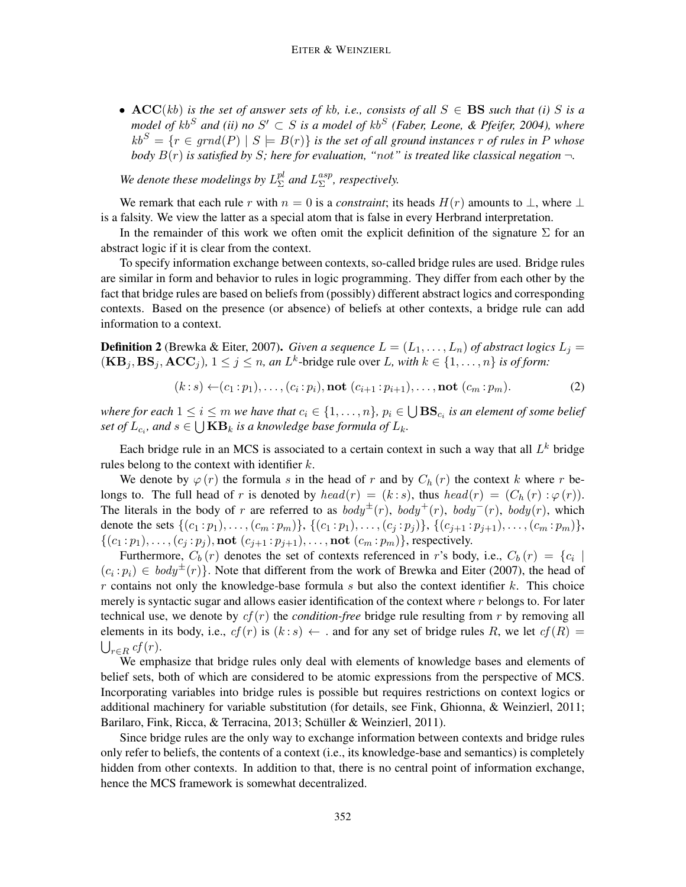- $\mathbf{ACC}(kb)$ *is the set of answer sets of kb, i.e., consists of all* $S \in \mathbf{BS}$ *such that (i) S is a model of* $kb^S$ *and (ii) no* $S' \subset S$ *is a model of* $kb^S$ *(Faber, Leone, & Pfeifer, 2004), where* $kb^S = \{r \in grnd(P) \mid S \models B(r)\}$ *is the set of all ground instances r of rules in P whose body* $B(r)$ *is satisfied by S; here for evaluation, "not" is treated like classical negation* $\neg$.

*We denote these modelings by* $L^{pl}_{\Sigma}$ *and* $L^{asp}_{\Sigma}$*, respectively.*

We remark that each rule $r$ with $n = 0$ is a *constraint*; its heads $H(r)$ amounts to $\bot$, where $\bot$ is a falsity. We view the latter as a special atom that is false in every Herbrand interpretation.

In the remainder of this work we often omit the explicit definition of the signature $\Sigma$ for an abstract logic if it is clear from the context.

To specify information exchange between contexts, so-called bridge rules are used. Bridge rules are similar in form and behavior to rules in logic programming. They differ from each other by the fact that bridge rules are based on beliefs from (possibly) different abstract logics and corresponding contexts. Based on the presence (or absence) of beliefs at other contexts, a bridge rule can add information to a context.

**Definition 2** (Brewka & Eiter, 2007)**.** *Given a sequence* $L = (L_1, \ldots, L_n)$ *of abstract logics* $L_j = (\mathbf{KB}_j, \mathbf{BS}_j, \mathbf{ACC}_j)$*,* $1 \leq j \leq n$*, an* $L^k$*-bridge rule over L, with* $k \in \{1, \ldots, n\}$ *is of form:*

$$(k\!:\!s) \leftarrow (c_1\!:\!p_1), \ldots, (c_i\!:\!p_i), \mathbf{not}\ (c_{i+1}\!:\!p_{i+1}), \ldots, \mathbf{not}\ (c_m\!:\!p_m). \tag{2}$$

*where for each* $1 \leq i \leq m$ *we have that* $c_i \in \{1, \ldots, n\}$*,* $p_i \in \bigcup \mathbf{BS}_{c_i}$ *is an element of some belief set of* $L_{c_i}$*, and* $s \in \bigcup \mathbf{KB}_k$ *is a knowledge base formula of* $L_k$*.*

Each bridge rule in an MCS is associated to a certain context in such a way that all $L^k$ bridge rules belong to the context with identifier $k$.

We denote by $\varphi(r)$ the formula $s$ in the head of $r$ and by $C_h(r)$ the context $k$ where $r$ belongs to. The full head of $r$ is denoted by $head(r) = (k\!:\!s)$, thus $head(r) = (C_h(r) : \varphi(r))$. The literals in the body of $r$ are referred to as $body^{\pm}(r)$, $body^{+}(r)$, $body^{-}(r)$, $body(r)$, which denote the sets $\{(c_1\!:\!p_1), \ldots, (c_m\!:\!p_m)\}$, $\{(c_1\!:\!p_1), \ldots, (c_j\!:\!p_j)\}$, $\{(c_{j+1}\!:\!p_{j+1}), \ldots, (c_m\!:\!p_m)\}$, $\{(c_1\!:\!p_1), \ldots, (c_j\!:\!p_j), \mathbf{not}\ (c_{j+1}\!:\!p_{j+1}), \ldots, \mathbf{not}\ (c_m\!:\!p_m)\}$, respectively.

Furthermore, $C_b(r)$ denotes the set of contexts referenced in $r$'s body, i.e., $C_b(r) = \{c_i \mid (c_i\!:\!p_i) \in body^{\pm}(r)\}$. Note that different from the work of Brewka and Eiter (2007), the head of $r$ contains not only the knowledge-base formula $s$ but also the context identifier $k$. This choice merely is syntactic sugar and allows easier identification of the context where $r$ belongs to. For later technical use, we denote by $cf(r)$ the *condition-free* bridge rule resulting from $r$ by removing all elements in its body, i.e., $cf(r)$ is $(k\!:\!s) \leftarrow$ . and for any set of bridge rules $R$, we let $cf(R) = \bigcup_{r \in R} cf(r)$.

We emphasize that bridge rules only deal with elements of knowledge bases and elements of belief sets, both of which are considered to be atomic expressions from the perspective of MCS. Incorporating variables into bridge rules is possible but requires restrictions on context logics or additional machinery for variable substitution (for details, see Fink, Ghionna, & Weinzierl, 2011; Barilaro, Fink, Ricca, & Terracina, 2013; Schüller & Weinzierl, 2011).

Since bridge rules are the only way to exchange information between contexts and bridge rules only refer to beliefs, the contents of a context (i.e., its knowledge-base and semantics) is completely hidden from other contexts. In addition to that, there is no central point of information exchange, hence the MCS framework is somewhat decentralized.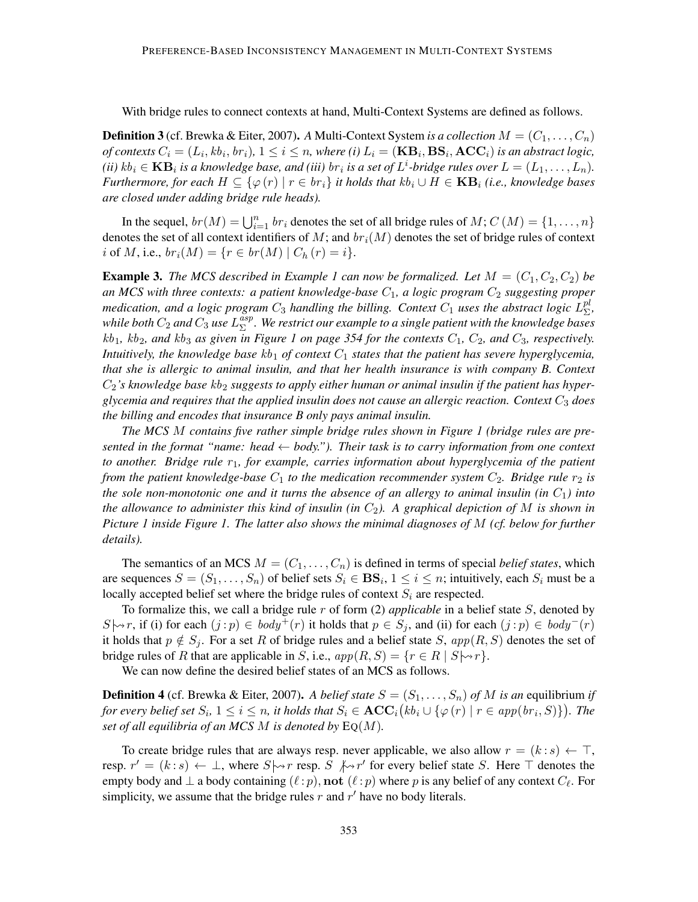With bridge rules to connect contexts at hand, Multi-Context Systems are defined as follows.

**Definition 3** (cf. Brewka & Eiter, 2007)**.** *A* Multi-Context System *is a collection $M = (C_1, \ldots, C_n)$ of contexts $C_i = (L_i, kb_i, br_i)$, $1 \leq i \leq n$, where (i) $L_i = (\mathbf{KB}_i, \mathbf{BS}_i, \mathbf{ACC}_i)$ is an abstract logic, (ii) $kb_i \in \mathbf{KB}_i$ is a knowledge base, and (iii) $br_i$ is a set of $L^i$-bridge rules over $L = (L_1, \ldots, L_n)$. Furthermore, for each $H \subseteq \{\varphi(r) \mid r \in br_i\}$ it holds that $kb_i \cup H \in \mathbf{KB}_i$ (i.e., knowledge bases are closed under adding bridge rule heads).*

In the sequel, $br(M) = \bigcup_{i=1}^{n} br_i$ denotes the set of all bridge rules of $M$; $C(M) = \{1, \ldots, n\}$ denotes the set of all context identifiers of $M$; and $br_i(M)$ denotes the set of bridge rules of context $i$ of $M$, i.e., $br_i(M) = \{r \in br(M) \mid C_h(r) = i\}$.

**Example 3.** *The MCS described in Example 1 can now be formalized. Let $M = (C_1, C_2, C_2)$ be an MCS with three contexts: a patient knowledge-base $C_1$, a logic program $C_2$ suggesting proper medication, and a logic program $C_3$ handling the billing. Context $C_1$ uses the abstract logic $L_{\Sigma}^{pl}$, while both $C_2$ and $C_3$ use $L_{\Sigma}^{asp}$. We restrict our example to a single patient with the knowledge bases $kb_1$, $kb_2$, and $kb_3$ as given in Figure 1 on page 354 for the contexts $C_1$, $C_2$, and $C_3$, respectively. Intuitively, the knowledge base $kb_1$ of context $C_1$ states that the patient has severe hyperglycemia, that she is allergic to animal insulin, and that her health insurance is with company B. Context $C_2$'s knowledge base $kb_2$ suggests to apply either human or animal insulin if the patient has hyperglycemia and requires that the applied insulin does not cause an allergic reaction. Context $C_3$ does the billing and encodes that insurance B only pays animal insulin.*

*The MCS $M$ contains five rather simple bridge rules shown in Figure 1 (bridge rules are presented in the format "name: head ← body."). Their task is to carry information from one context to another. Bridge rule $r_1$, for example, carries information about hyperglycemia of the patient from the patient knowledge-base $C_1$ to the medication recommender system $C_2$. Bridge rule $r_2$ is the sole non-monotonic one and it turns the absence of an allergy to animal insulin (in $C_1$) into the allowance to administer this kind of insulin (in $C_2$). A graphical depiction of $M$ is shown in Picture 1 inside Figure 1. The latter also shows the minimal diagnoses of $M$ (cf. below for further details).*

The semantics of an MCS $M = (C_1, \ldots, C_n)$ is defined in terms of special *belief states*, which are sequences $S = (S_1, \ldots, S_n)$ of belief sets $S_i \in \mathbf{BS}_i$, $1 \leq i \leq n$; intuitively, each $S_i$ must be a locally accepted belief set where the bridge rules of context $S_i$ are respected.

To formalize this, we call a bridge rule $r$ of form (2) *applicable* in a belief state $S$, denoted by $S \models r$, if (i) for each $(j:p) \in body^+(r)$ it holds that $p \in S_j$, and (ii) for each $(j:p) \in body^-(r)$ it holds that $p \notin S_j$. For a set $R$ of bridge rules and a belief state $S$, $app(R, S)$ denotes the set of bridge rules of $R$ that are applicable in $S$, i.e., $app(R, S) = \{r \in R \mid S \models r\}$.

We can now define the desired belief states of an MCS as follows.

**Definition 4** (cf. Brewka & Eiter, 2007)**.** *A belief state $S = (S_1, \ldots, S_n)$ of $M$ is an* equilibrium *if for every belief set $S_i$, $1 \leq i \leq n$, it holds that $S_i \in \mathbf{ACC}_i\big(kb_i \cup \{\varphi(r) \mid r \in app(br_i, S)\}\big)$. The set of all equilibria of an MCS $M$ is denoted by* $\text{EQ}(M)$.

To create bridge rules that are always resp. never applicable, we also allow $r = (k:s) \leftarrow \top$, resp. $r' = (k:s) \leftarrow \bot$, where $S \models r$ resp. $S \not\models r'$ for every belief state $S$. Here $\top$ denotes the empty body and $\bot$ a body containing $(\ell:p), \mathbf{not}\ (\ell:p)$ where $p$ is any belief of any context $C_\ell$. For simplicity, we assume that the bridge rules $r$ and $r'$ have no body literals.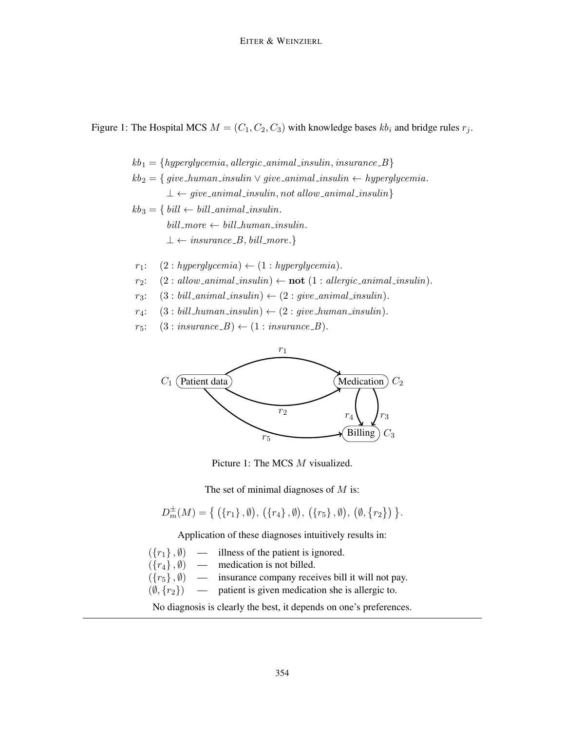Figure 1: The Hospital MCS $M = (C_1, C_2, C_3)$ with knowledge bases $kb_i$ and bridge rules $r_j$.

$$kb_1 = \{hyperglycemia, allergic\_animal\_insulin, insurance\_B\}$$

$$kb_2 = \{\ give\_human\_insulin \lor give\_animal\_insulin \leftarrow hyperglycemia.$$
$$\bot \leftarrow give\_animal\_insulin, not\ allow\_animal\_insulin\}$$

$$kb_3 = \{\ bill \leftarrow bill\_animal\_insulin.$$
$$bill\_more \leftarrow bill\_human\_insulin.$$
$$\bot \leftarrow insurance\_B, bill\_more.\}$$

$r_1$: $(2 : hyperglycemia) \leftarrow (1 : hyperglycemia).$

$r_2$: $(2 : allow\_animal\_insulin) \leftarrow \mathbf{not}\ (1 : allergic\_animal\_insulin).$

$r_3$: $(3 : bill\_animal\_insulin) \leftarrow (2 : give\_animal\_insulin).$

$r_4$: $(3 : bill\_human\_insulin) \leftarrow (2 : give\_human\_insulin).$

$r_5$: $(3 : insurance\_B) \leftarrow (1 : insurance\_B).$

$r_1$

$C_1$ Patient data

Medication $C_2$

$r_2$

$r_4$

$r_3$

Billing $C_3$

$r_5$

Picture 1: The MCS $M$ visualized.

The set of minimal diagnoses of $M$ is:

$$D^{\pm}_m(M) = \{\ (\{r_1\}, \emptyset),\ (\{r_4\}, \emptyset),\ (\{r_5\}, \emptyset),\ (\emptyset, \{r_2\})\ \}.$$

Application of these diagnoses intuitively results in:

$(\{r_1\}, \emptyset)$ — illness of the patient is ignored.
$(\{r_4\}, \emptyset)$ — medication is not billed.
$(\{r_5\}, \emptyset)$ — insurance company receives bill it will not pay.
$(\emptyset, \{r_2\})$ — patient is given medication she is allergic to.

No diagnosis is clearly the best, it depends on one's preferences.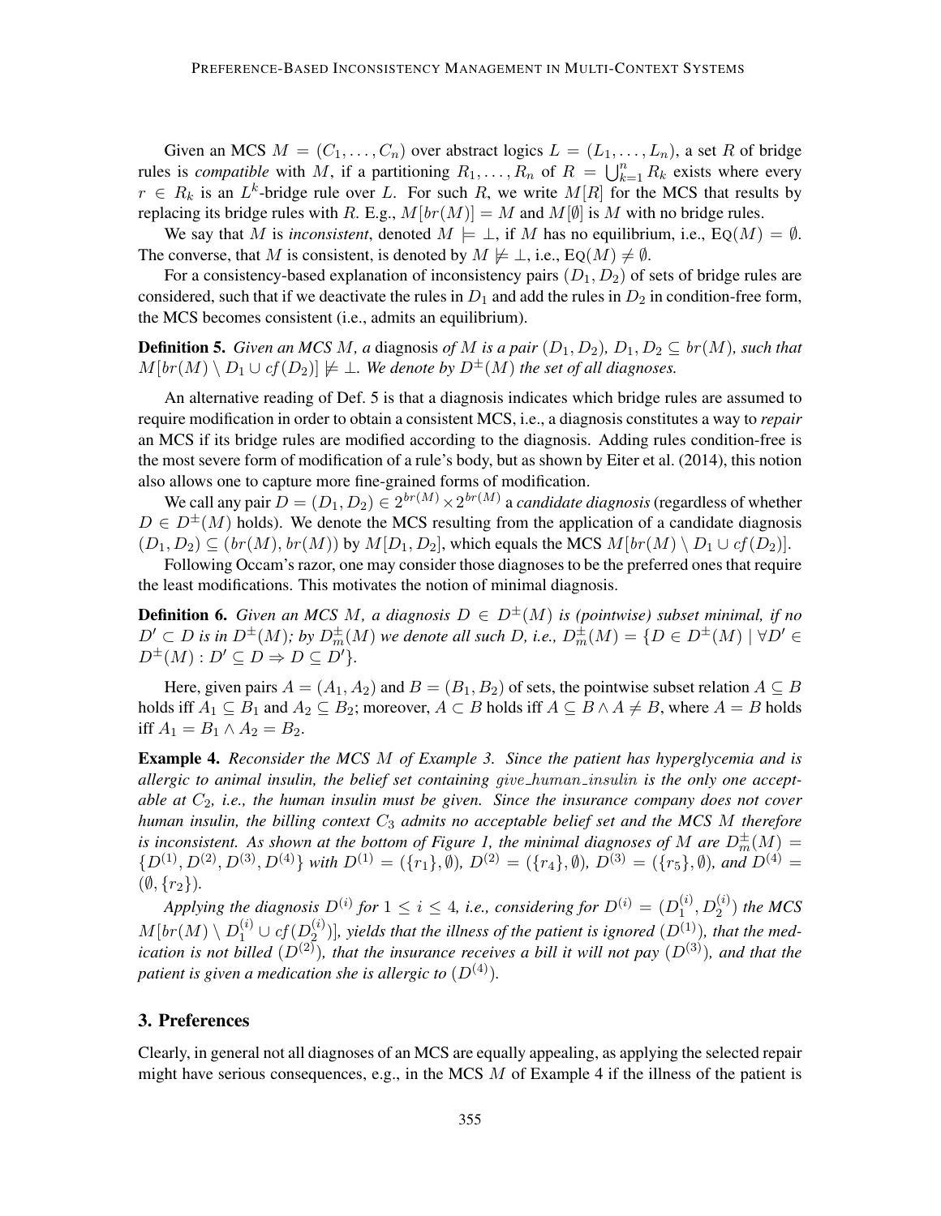Given an MCS $M = (C_1, \ldots, C_n)$ over abstract logics $L = (L_1, \ldots, L_n)$, a set $R$ of bridge rules is *compatible* with $M$, if a partitioning $R_1, \ldots, R_n$ of $R = \bigcup_{k=1}^{n} R_k$ exists where every $r \in R_k$ is an $L^k$-bridge rule over $L$. For such $R$, we write $M[R]$ for the MCS that results by replacing its bridge rules with $R$. E.g., $M[br(M)] = M$ and $M[\emptyset]$ is $M$ with no bridge rules.

We say that $M$ is *inconsistent*, denoted $M \models \bot$, if $M$ has no equilibrium, i.e., $\text{EQ}(M) = \emptyset$. The converse, that $M$ is consistent, is denoted by $M \not\models \bot$, i.e., $\text{EQ}(M) \neq \emptyset$.

For a consistency-based explanation of inconsistency pairs $(D_1, D_2)$ of sets of bridge rules are considered, such that if we deactivate the rules in $D_1$ and add the rules in $D_2$ in condition-free form, the MCS becomes consistent (i.e., admits an equilibrium).

**Definition 5.** *Given an MCS $M$, a* diagnosis *of $M$ is a pair $(D_1, D_2)$, $D_1, D_2 \subseteq br(M)$, such that $M[br(M) \setminus D_1 \cup cf(D_2)] \not\models \bot$. We denote by $D^{\pm}(M)$ the set of all diagnoses.*

An alternative reading of Def. 5 is that a diagnosis indicates which bridge rules are assumed to require modification in order to obtain a consistent MCS, i.e., a diagnosis constitutes a way to *repair* an MCS if its bridge rules are modified according to the diagnosis. Adding rules condition-free is the most severe form of modification of a rule's body, but as shown by Eiter et al. (2014), this notion also allows one to capture more fine-grained forms of modification.

We call any pair $D = (D_1, D_2) \in 2^{br(M)} \times 2^{br(M)}$ a *candidate diagnosis* (regardless of whether $D \in D^{\pm}(M)$ holds). We denote the MCS resulting from the application of a candidate diagnosis $(D_1, D_2) \subseteq (br(M), br(M))$ by $M[D_1, D_2]$, which equals the MCS $M[br(M) \setminus D_1 \cup cf(D_2)]$.

Following Occam's razor, one may consider those diagnoses to be the preferred ones that require the least modifications. This motivates the notion of minimal diagnosis.

**Definition 6.** *Given an MCS $M$, a diagnosis $D \in D^{\pm}(M)$ is (pointwise) subset minimal, if no $D' \subset D$ is in $D^{\pm}(M)$; by $D^{\pm}_m(M)$ we denote all such $D$, i.e., $D^{\pm}_m(M) = \{D \in D^{\pm}(M) \mid \forall D' \in D^{\pm}(M) : D' \subseteq D \Rightarrow D \subseteq D'\}$.*

Here, given pairs $A = (A_1, A_2)$ and $B = (B_1, B_2)$ of sets, the pointwise subset relation $A \subseteq B$ holds iff $A_1 \subseteq B_1$ and $A_2 \subseteq B_2$; moreover, $A \subset B$ holds iff $A \subseteq B \wedge A \neq B$, where $A = B$ holds iff $A_1 = B_1 \wedge A_2 = B_2$.

**Example 4.** *Reconsider the MCS $M$ of Example 3. Since the patient has hyperglycemia and is allergic to animal insulin, the belief set containing $give\_human\_insulin$ is the only one acceptable at $C_2$, i.e., the human insulin must be given. Since the insurance company does not cover human insulin, the billing context $C_3$ admits no acceptable belief set and the MCS $M$ therefore is inconsistent. As shown at the bottom of Figure 1, the minimal diagnoses of $M$ are $D^{\pm}_m(M) = \{D^{(1)}, D^{(2)}, D^{(3)}, D^{(4)}\}$ with $D^{(1)} = (\{r_1\}, \emptyset)$, $D^{(2)} = (\{r_4\}, \emptyset)$, $D^{(3)} = (\{r_5\}, \emptyset)$, and $D^{(4)} = (\emptyset, \{r_2\})$.*

*Applying the diagnosis $D^{(i)}$ for $1 \leq i \leq 4$, i.e., considering for $D^{(i)} = (D^{(i)}_1, D^{(i)}_2)$ the MCS $M[br(M) \setminus D^{(i)}_1 \cup cf(D^{(i)}_2)]$, yields that the illness of the patient is ignored ($D^{(1)}$), that the medication is not billed ($D^{(2)}$), that the insurance receives a bill it will not pay ($D^{(3)}$), and that the patient is given a medication she is allergic to ($D^{(4)}$).*

## 3. Preferences

Clearly, in general not all diagnoses of an MCS are equally appealing, as applying the selected repair might have serious consequences, e.g., in the MCS $M$ of Example 4 if the illness of the patient is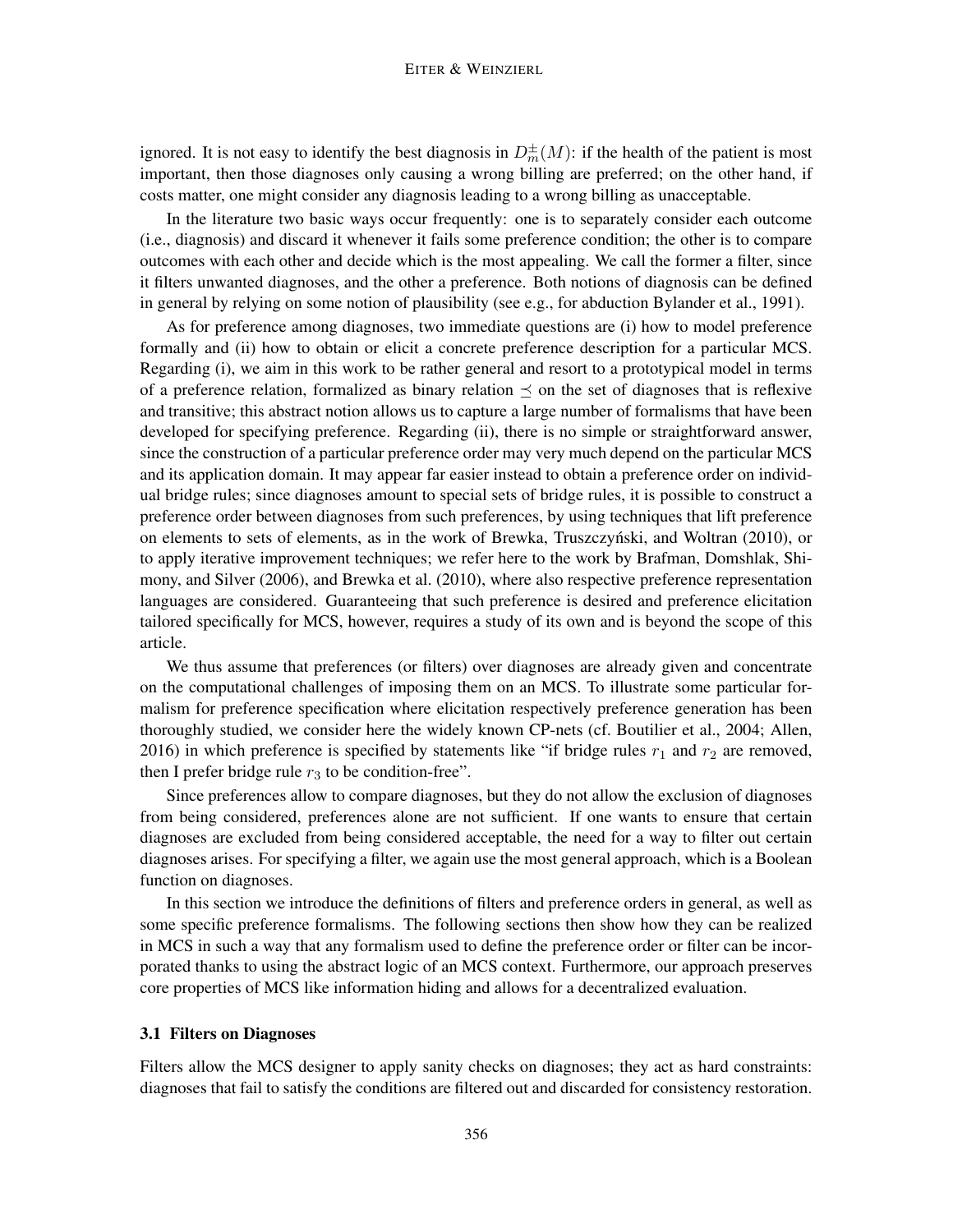ignored. It is not easy to identify the best diagnosis in $D^{\pm}_m(M)$: if the health of the patient is most important, then those diagnoses only causing a wrong billing are preferred; on the other hand, if costs matter, one might consider any diagnosis leading to a wrong billing as unacceptable.

In the literature two basic ways occur frequently: one is to separately consider each outcome (i.e., diagnosis) and discard it whenever it fails some preference condition; the other is to compare outcomes with each other and decide which is the most appealing. We call the former a filter, since it filters unwanted diagnoses, and the other a preference. Both notions of diagnosis can be defined in general by relying on some notion of plausibility (see e.g., for abduction Bylander et al., 1991).

As for preference among diagnoses, two immediate questions are (i) how to model preference formally and (ii) how to obtain or elicit a concrete preference description for a particular MCS. Regarding (i), we aim in this work to be rather general and resort to a prototypical model in terms of a preference relation, formalized as binary relation $\preceq$ on the set of diagnoses that is reflexive and transitive; this abstract notion allows us to capture a large number of formalisms that have been developed for specifying preference. Regarding (ii), there is no simple or straightforward answer, since the construction of a particular preference order may very much depend on the particular MCS and its application domain. It may appear far easier instead to obtain a preference order on individual bridge rules; since diagnoses amount to special sets of bridge rules, it is possible to construct a preference order between diagnoses from such preferences, by using techniques that lift preference on elements to sets of elements, as in the work of Brewka, Truszczyński, and Woltran (2010), or to apply iterative improvement techniques; we refer here to the work by Brafman, Domshlak, Shimony, and Silver (2006), and Brewka et al. (2010), where also respective preference representation languages are considered. Guaranteeing that such preference is desired and preference elicitation tailored specifically for MCS, however, requires a study of its own and is beyond the scope of this article.

We thus assume that preferences (or filters) over diagnoses are already given and concentrate on the computational challenges of imposing them on an MCS. To illustrate some particular formalism for preference specification where elicitation respectively preference generation has been thoroughly studied, we consider here the widely known CP-nets (cf. Boutilier et al., 2004; Allen, 2016) in which preference is specified by statements like "if bridge rules $r_1$ and $r_2$ are removed, then I prefer bridge rule $r_3$ to be condition-free".

Since preferences allow to compare diagnoses, but they do not allow the exclusion of diagnoses from being considered, preferences alone are not sufficient. If one wants to ensure that certain diagnoses are excluded from being considered acceptable, the need for a way to filter out certain diagnoses arises. For specifying a filter, we again use the most general approach, which is a Boolean function on diagnoses.

In this section we introduce the definitions of filters and preference orders in general, as well as some specific preference formalisms. The following sections then show how they can be realized in MCS in such a way that any formalism used to define the preference order or filter can be incorporated thanks to using the abstract logic of an MCS context. Furthermore, our approach preserves core properties of MCS like information hiding and allows for a decentralized evaluation.

### 3.1 Filters on Diagnoses

Filters allow the MCS designer to apply sanity checks on diagnoses; they act as hard constraints: diagnoses that fail to satisfy the conditions are filtered out and discarded for consistency restoration.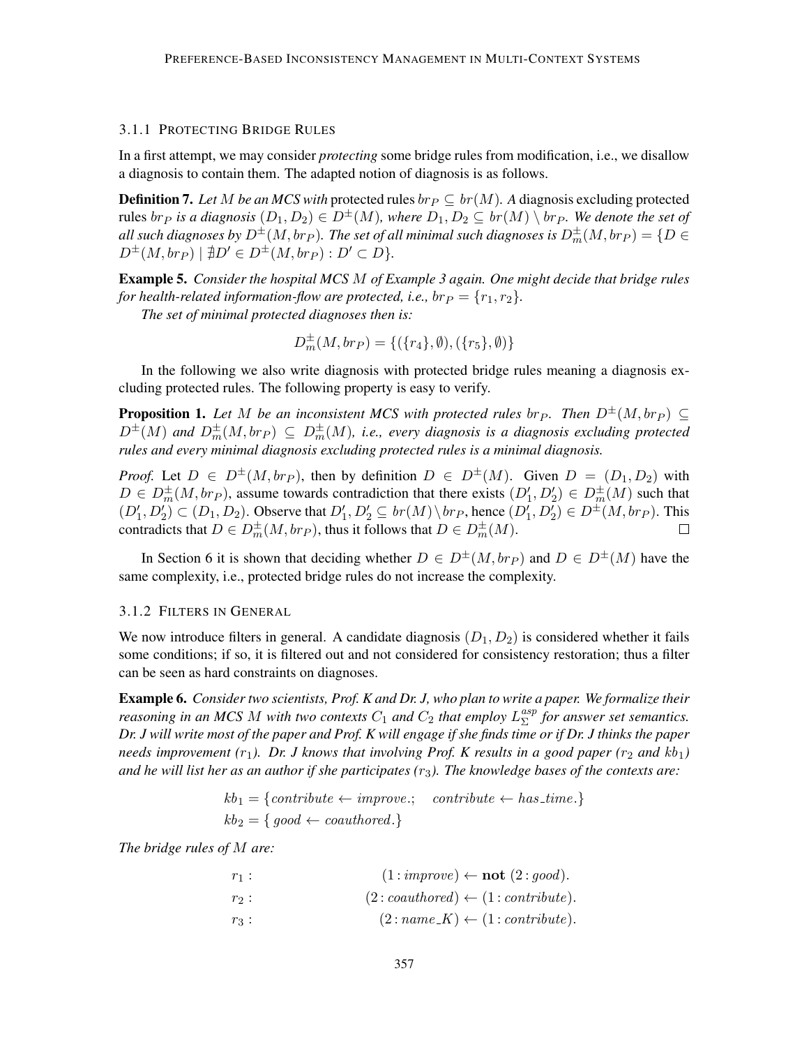### 3.1.1 Protecting Bridge Rules

In a first attempt, we may consider *protecting* some bridge rules from modification, i.e., we disallow a diagnosis to contain them. The adapted notion of diagnosis is as follows.

**Definition 7.** *Let $M$ be an MCS with* protected rules $br_P \subseteq br(M)$*. A* diagnosis excluding protected rules $br_P$ *is a diagnosis $(D_1, D_2) \in D^{\pm}(M)$, where $D_1, D_2 \subseteq br(M) \setminus br_P$. We denote the set of all such diagnoses by $D^{\pm}(M, br_P)$. The set of all minimal such diagnoses is $D^{\pm}_m(M, br_P) = \{D \in D^{\pm}(M, br_P) \mid \nexists D' \in D^{\pm}(M, br_P) : D' \subset D\}$.*

**Example 5.** *Consider the hospital MCS $M$ of Example 3 again. One might decide that bridge rules for health-related information-flow are protected, i.e., $br_P = \{r_1, r_2\}$.*

*The set of minimal protected diagnoses then is:*

$$D^{\pm}_m(M, br_P) = \{(\{r_4\}, \emptyset), (\{r_5\}, \emptyset)\}$$

In the following we also write diagnosis with protected bridge rules meaning a diagnosis excluding protected rules. The following property is easy to verify.

**Proposition 1.** *Let $M$ be an inconsistent MCS with protected rules $br_P$. Then $D^{\pm}(M, br_P) \subseteq D^{\pm}(M)$ and $D^{\pm}_m(M, br_P) \subseteq D^{\pm}_m(M)$, i.e., every diagnosis is a diagnosis excluding protected rules and every minimal diagnosis excluding protected rules is a minimal diagnosis.*

*Proof.* Let $D \in D^{\pm}(M, br_P)$, then by definition $D \in D^{\pm}(M)$. Given $D = (D_1, D_2)$ with $D \in D^{\pm}_m(M, br_P)$, assume towards contradiction that there exists $(D'_1, D'_2) \in D^{\pm}_m(M)$ such that $(D'_1, D'_2) \subset (D_1, D_2)$. Observe that $D'_1, D'_2 \subseteq br(M) \setminus br_P$, hence $(D'_1, D'_2) \in D^{\pm}(M, br_P)$. This contradicts that $D \in D^{\pm}_m(M, br_P)$, thus it follows that $D \in D^{\pm}_m(M)$. □

In Section 6 it is shown that deciding whether $D \in D^{\pm}(M, br_P)$ and $D \in D^{\pm}(M)$ have the same complexity, i.e., protected bridge rules do not increase the complexity.

### 3.1.2 Filters in General

We now introduce filters in general. A candidate diagnosis $(D_1, D_2)$ is considered whether it fails some conditions; if so, it is filtered out and not considered for consistency restoration; thus a filter can be seen as hard constraints on diagnoses.

**Example 6.** *Consider two scientists, Prof. K and Dr. J, who plan to write a paper. We formalize their reasoning in an MCS $M$ with two contexts $C_1$ and $C_2$ that employ $L^{asp}_{\Sigma}$ for answer set semantics. Dr. J will write most of the paper and Prof. K will engage if she finds time or if Dr. J thinks the paper needs improvement ($r_1$). Dr. J knows that involving Prof. K results in a good paper ($r_2$ and $kb_1$) and he will list her as an author if she participates ($r_3$). The knowledge bases of the contexts are:*

$$kb_1 = \{contribute \leftarrow improve.; \quad contribute \leftarrow has\_time.\}$$
$$kb_2 = \{\, good \leftarrow coauthored.\}$$

*The bridge rules of $M$ are:*

$$r_1: \quad (1 : improve) \leftarrow \mathbf{not}\ (2 : good).$$
$$r_2: \quad (2 : coauthored) \leftarrow (1 : contribute).$$
$$r_3: \quad (2 : name\_K) \leftarrow (1 : contribute).$$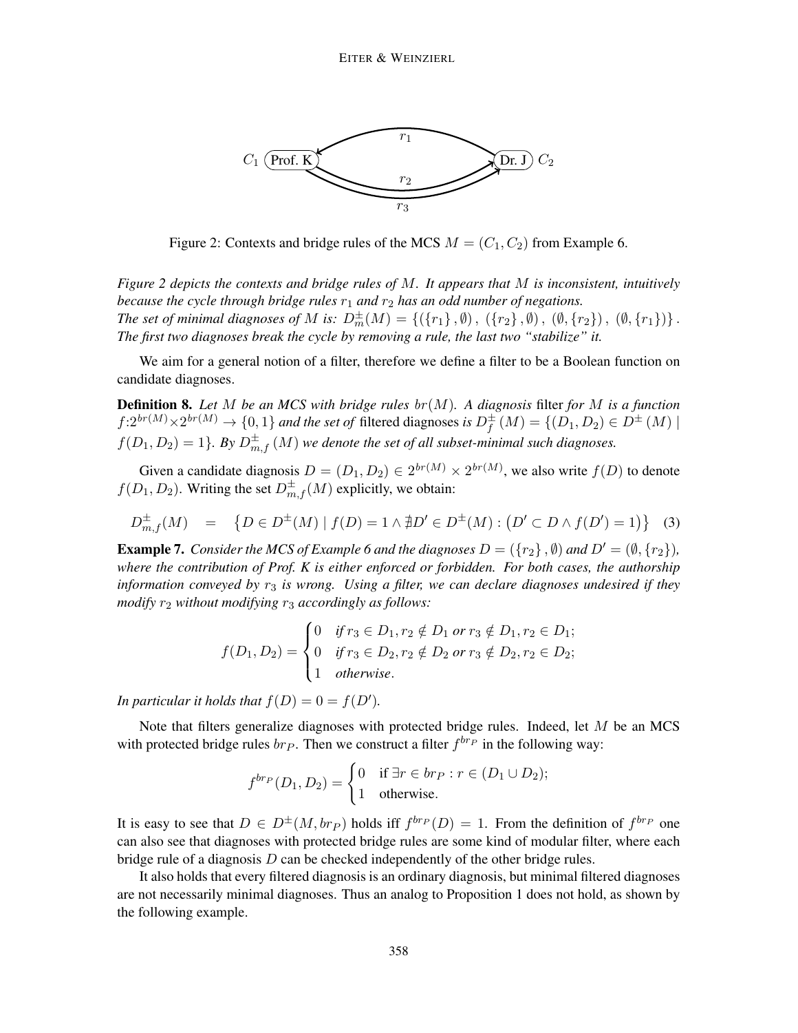$C_1$ Prof. K — $r_1$ — Dr. J $C_2$

$r_2$

$r_3$

Figure 2: Contexts and bridge rules of the MCS $M = (C_1, C_2)$ from Example 6.

*Figure 2 depicts the contexts and bridge rules of $M$. It appears that $M$ is inconsistent, intuitively because the cycle through bridge rules $r_1$ and $r_2$ has an odd number of negations.*
*The set of minimal diagnoses of $M$ is: $D^{\pm}_m(M) = \{(\{r_1\}, \emptyset), (\{r_2\}, \emptyset), (\emptyset, \{r_2\}), (\emptyset, \{r_1\})\}$. The first two diagnoses break the cycle by removing a rule, the last two "stabilize" it.*

We aim for a general notion of a filter, therefore we define a filter to be a Boolean function on candidate diagnoses.

**Definition 8.** *Let $M$ be an MCS with bridge rules $br(M)$. A diagnosis* filter *for $M$ is a function $f{:}2^{br(M)} \times 2^{br(M)} \rightarrow \{0, 1\}$ and the set of* filtered diagnoses *is $D^{\pm}_f(M) = \{(D_1, D_2) \in D^{\pm}(M) \mid f(D_1, D_2) = 1\}$. By $D^{\pm}_{m,f}(M)$ we denote the set of all subset-minimal such diagnoses.*

Given a candidate diagnosis $D = (D_1, D_2) \in 2^{br(M)} \times 2^{br(M)}$, we also write $f(D)$ to denote $f(D_1, D_2)$. Writing the set $D^{\pm}_{m,f}(M)$ explicitly, we obtain:

$$D^{\pm}_{m,f}(M) \quad = \quad \left\{D \in D^{\pm}(M) \mid f(D) = 1 \wedge \nexists D' \in D^{\pm}(M) : \left(D' \subset D \wedge f(D') = 1\right)\right\} \quad (3)$$

**Example 7.** *Consider the MCS of Example 6 and the diagnoses $D = (\{r_2\}, \emptyset)$ and $D' = (\emptyset, \{r_2\})$, where the contribution of Prof. K is either enforced or forbidden. For both cases, the authorship information conveyed by $r_3$ is wrong. Using a filter, we can declare diagnoses undesired if they modify $r_2$ without modifying $r_3$ accordingly as follows:*

$$f(D_1, D_2) = \begin{cases} 0 & \text{if } r_3 \in D_1, r_2 \notin D_1 \text{ or } r_3 \notin D_1, r_2 \in D_1; \\ 0 & \text{if } r_3 \in D_2, r_2 \notin D_2 \text{ or } r_3 \notin D_2, r_2 \in D_2; \\ 1 & \text{otherwise}. \end{cases}$$

*In particular it holds that $f(D) = 0 = f(D')$.*

Note that filters generalize diagnoses with protected bridge rules. Indeed, let $M$ be an MCS with protected bridge rules $br_P$. Then we construct a filter $f^{br_P}$ in the following way:

$$f^{br_P}(D_1, D_2) = \begin{cases} 0 & \text{if } \exists r \in br_P : r \in (D_1 \cup D_2); \\ 1 & \text{otherwise}. \end{cases}$$

It is easy to see that $D \in D^{\pm}(M, br_P)$ holds iff $f^{br_P}(D) = 1$. From the definition of $f^{br_P}$ one can also see that diagnoses with protected bridge rules are some kind of modular filter, where each bridge rule of a diagnosis $D$ can be checked independently of the other bridge rules.

It also holds that every filtered diagnosis is an ordinary diagnosis, but minimal filtered diagnoses are not necessarily minimal diagnoses. Thus an analog to Proposition 1 does not hold, as shown by the following example.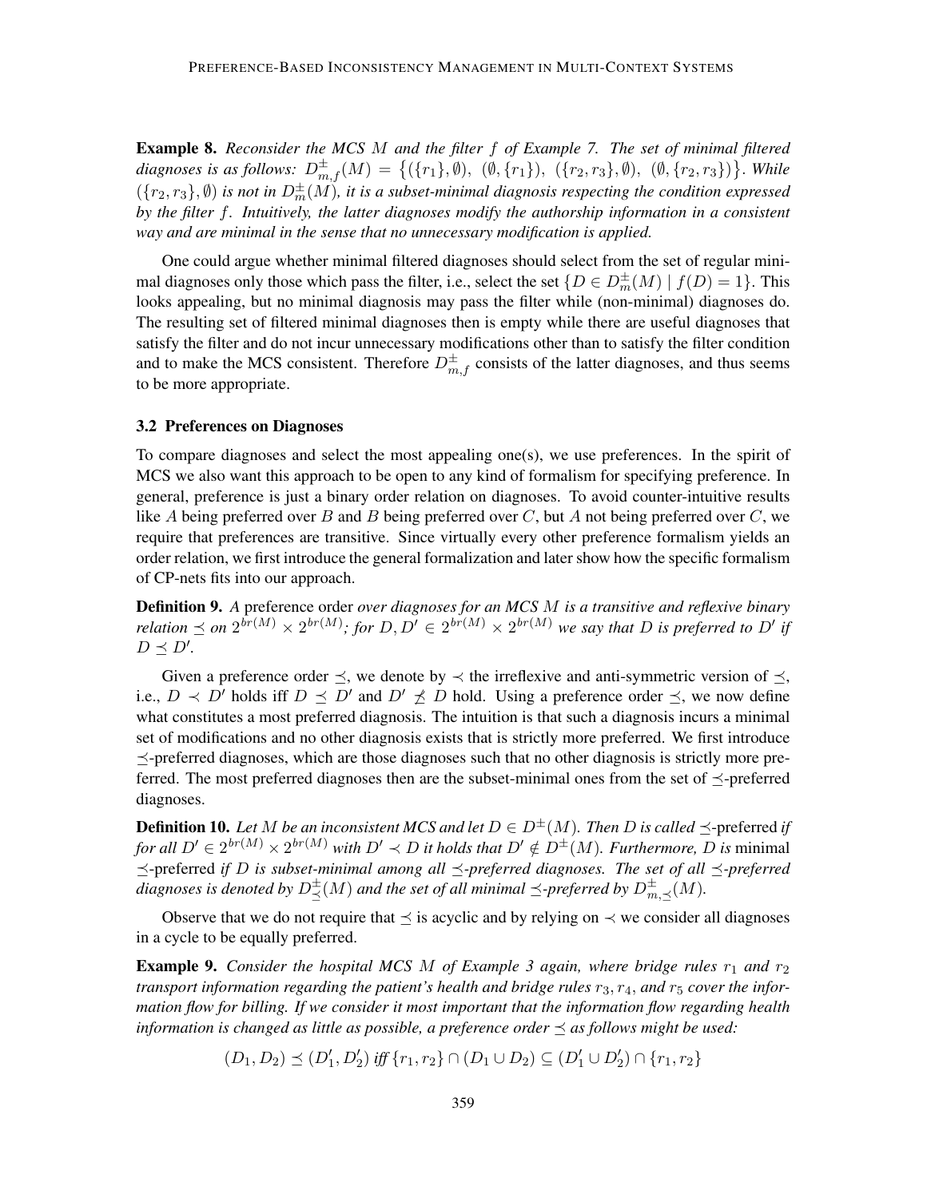**Example 8.** *Reconsider the MCS $M$ and the filter $f$ of Example 7. The set of minimal filtered diagnoses is as follows: $D^{\pm}_{m,f}(M) = \{(\{r_1\}, \emptyset),\ (\emptyset, \{r_1\}),\ (\{r_2, r_3\}, \emptyset),\ (\emptyset, \{r_2, r_3\})\}$. While $(\{r_2, r_3\}, \emptyset)$ is not in $D^{\pm}_m(M)$, it is a subset-minimal diagnosis respecting the condition expressed by the filter $f$. Intuitively, the latter diagnoses modify the authorship information in a consistent way and are minimal in the sense that no unnecessary modification is applied.*

One could argue whether minimal filtered diagnoses should select from the set of regular minimal diagnoses only those which pass the filter, i.e., select the set $\{D \in D^{\pm}_m(M) \mid f(D) = 1\}$. This looks appealing, but no minimal diagnosis may pass the filter while (non-minimal) diagnoses do. The resulting set of filtered minimal diagnoses then is empty while there are useful diagnoses that satisfy the filter and do not incur unnecessary modifications other than to satisfy the filter condition and to make the MCS consistent. Therefore $D^{\pm}_{m,f}$ consists of the latter diagnoses, and thus seems to be more appropriate.

### 3.2 Preferences on Diagnoses

To compare diagnoses and select the most appealing one(s), we use preferences. In the spirit of MCS we also want this approach to be open to any kind of formalism for specifying preference. In general, preference is just a binary order relation on diagnoses. To avoid counter-intuitive results like $A$ being preferred over $B$ and $B$ being preferred over $C$, but $A$ not being preferred over $C$, we require that preferences are transitive. Since virtually every other preference formalism yields an order relation, we first introduce the general formalization and later show how the specific formalism of CP-nets fits into our approach.

**Definition 9.** *A* preference order *over diagnoses for an MCS $M$ is a transitive and reflexive binary relation $\preceq$ on $2^{br(M)} \times 2^{br(M)}$; for $D, D' \in 2^{br(M)} \times 2^{br(M)}$ we say that $D$ is preferred to $D'$ if $D \preceq D'$.*

Given a preference order $\preceq$, we denote by $\prec$ the irreflexive and anti-symmetric version of $\preceq$, i.e., $D \prec D'$ holds iff $D \preceq D'$ and $D' \not\preceq D$ hold. Using a preference order $\preceq$, we now define what constitutes a most preferred diagnosis. The intuition is that such a diagnosis incurs a minimal set of modifications and no other diagnosis exists that is strictly more preferred. We first introduce $\preceq$-preferred diagnoses, which are those diagnoses such that no other diagnosis is strictly more preferred. The most preferred diagnoses then are the subset-minimal ones from the set of $\preceq$-preferred diagnoses.

**Definition 10.** *Let $M$ be an inconsistent MCS and let $D \in D^{\pm}(M)$. Then $D$ is called* $\preceq$-preferred *if for all $D' \in 2^{br(M)} \times 2^{br(M)}$ with $D' \prec D$ it holds that $D' \notin D^{\pm}(M)$. Furthermore, $D$ is* minimal $\preceq$-preferred *if $D$ is subset-minimal among all $\preceq$-preferred diagnoses. The set of all $\preceq$-preferred diagnoses is denoted by $D^{\pm}_{\preceq}(M)$ and the set of all minimal $\preceq$-preferred by $D^{\pm}_{m,\preceq}(M)$.*

Observe that we do not require that $\preceq$ is acyclic and by relying on $\prec$ we consider all diagnoses in a cycle to be equally preferred.

**Example 9.** *Consider the hospital MCS $M$ of Example 3 again, where bridge rules $r_1$ and $r_2$ transport information regarding the patient's health and bridge rules $r_3, r_4$, and $r_5$ cover the information flow for billing. If we consider it most important that the information flow regarding health information is changed as little as possible, a preference order $\preceq$ as follows might be used:*

$$(D_1, D_2) \preceq (D_1', D_2') \text{ iff } \{r_1, r_2\} \cap (D_1 \cup D_2) \subseteq (D_1' \cup D_2') \cap \{r_1, r_2\}$$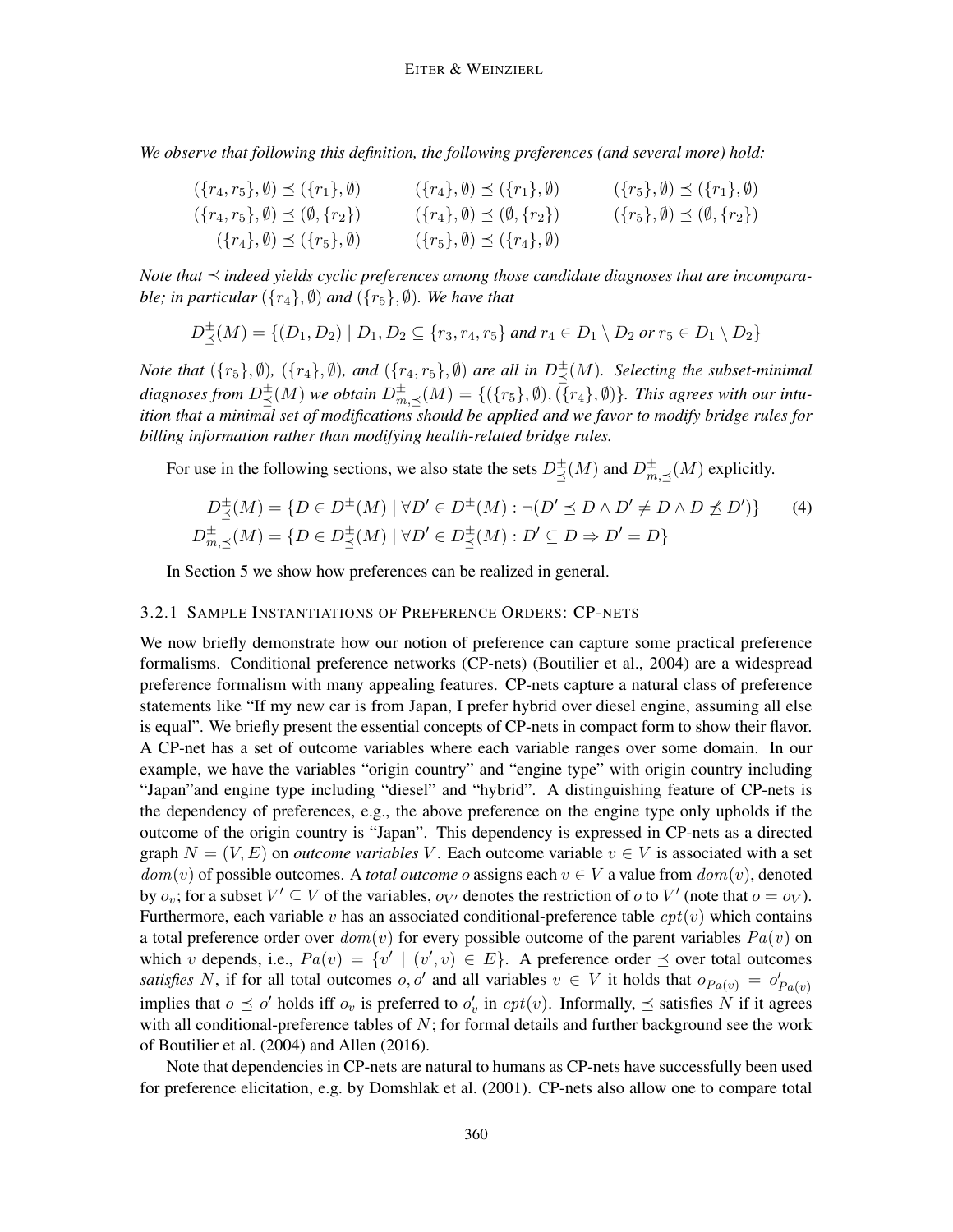*We observe that following this definition, the following preferences (and several more) hold:*

$$
\begin{array}{lll}
(\{r_4, r_5\}, \emptyset) \preceq (\{r_1\}, \emptyset) & (\{r_4\}, \emptyset) \preceq (\{r_1\}, \emptyset) & (\{r_5\}, \emptyset) \preceq (\{r_1\}, \emptyset) \\
(\{r_4, r_5\}, \emptyset) \preceq (\emptyset, \{r_2\}) & (\{r_4\}, \emptyset) \preceq (\emptyset, \{r_2\}) & (\{r_5\}, \emptyset) \preceq (\emptyset, \{r_2\}) \\
(\{r_4\}, \emptyset) \preceq (\{r_5\}, \emptyset) & (\{r_5\}, \emptyset) \preceq (\{r_4\}, \emptyset) &
\end{array}
$$

*Note that $\preceq$ indeed yields cyclic preferences among those candidate diagnoses that are incomparable; in particular $(\{r_4\}, \emptyset)$ and $(\{r_5\}, \emptyset)$. We have that*

$$D^{\pm}_{\preceq}(M) = \{(D_1, D_2) \mid D_1, D_2 \subseteq \{r_3, r_4, r_5\} \text{ and } r_4 \in D_1 \setminus D_2 \text{ or } r_5 \in D_1 \setminus D_2\}$$

*Note that $(\{r_5\}, \emptyset)$, $(\{r_4\}, \emptyset)$, and $(\{r_4, r_5\}, \emptyset)$ are all in $D^{\pm}_{\preceq}(M)$. Selecting the subset-minimal diagnoses from $D^{\pm}_{\preceq}(M)$ we obtain $D^{\pm}_{m,\preceq}(M) = \{(\{r_5\}, \emptyset), (\{r_4\}, \emptyset)\}$. This agrees with our intuition that a minimal set of modifications should be applied and we favor to modify bridge rules for billing information rather than modifying health-related bridge rules.*

For use in the following sections, we also state the sets $D^{\pm}_{\preceq}(M)$ and $D^{\pm}_{m,\preceq}(M)$ explicitly.

$$
\begin{aligned}
D^{\pm}_{\preceq}(M) &= \{D \in D^{\pm}(M) \mid \forall D' \in D^{\pm}(M) : \neg(D' \preceq D \wedge D' \neq D \wedge D \not\preceq D')\} \qquad (4) \\
D^{\pm}_{m,\preceq}(M) &= \{D \in D^{\pm}_{\preceq}(M) \mid \forall D' \in D^{\pm}_{\preceq}(M) : D' \subseteq D \Rightarrow D' = D\}
\end{aligned}
$$

In Section 5 we show how preferences can be realized in general.

### 3.2.1 Sample Instantiations of Preference Orders: CP-nets

We now briefly demonstrate how our notion of preference can capture some practical preference formalisms. Conditional preference networks (CP-nets) (Boutilier et al., 2004) are a widespread preference formalism with many appealing features. CP-nets capture a natural class of preference statements like "If my new car is from Japan, I prefer hybrid over diesel engine, assuming all else is equal". We briefly present the essential concepts of CP-nets in compact form to show their flavor. A CP-net has a set of outcome variables where each variable ranges over some domain. In our example, we have the variables "origin country" and "engine type" with origin country including "Japan"and engine type including "diesel" and "hybrid". A distinguishing feature of CP-nets is the dependency of preferences, e.g., the above preference on the engine type only upholds if the outcome of the origin country is "Japan". This dependency is expressed in CP-nets as a directed graph $N = (V, E)$ on *outcome variables* $V$. Each outcome variable $v \in V$ is associated with a set $dom(v)$ of possible outcomes. A *total outcome* $o$ assigns each $v \in V$ a value from $dom(v)$, denoted by $o_v$; for a subset $V' \subseteq V$ of the variables, $o_{V'}$ denotes the restriction of $o$ to $V'$ (note that $o = o_V$). Furthermore, each variable $v$ has an associated conditional-preference table $cpt(v)$ which contains a total preference order over $dom(v)$ for every possible outcome of the parent variables $Pa(v)$ on which $v$ depends, i.e., $Pa(v) = \{v' \mid (v', v) \in E\}$. A preference order $\preceq$ over total outcomes *satisfies* $N$, if for all total outcomes $o, o'$ and all variables $v \in V$ it holds that $o_{Pa(v)} = o'_{Pa(v)}$ implies that $o \preceq o'$ holds iff $o_v$ is preferred to $o'_v$ in $cpt(v)$. Informally, $\preceq$ satisfies $N$ if it agrees with all conditional-preference tables of $N$; for formal details and further background see the work of Boutilier et al. (2004) and Allen (2016).

Note that dependencies in CP-nets are natural to humans as CP-nets have successfully been used for preference elicitation, e.g. by Domshlak et al. (2001). CP-nets also allow one to compare total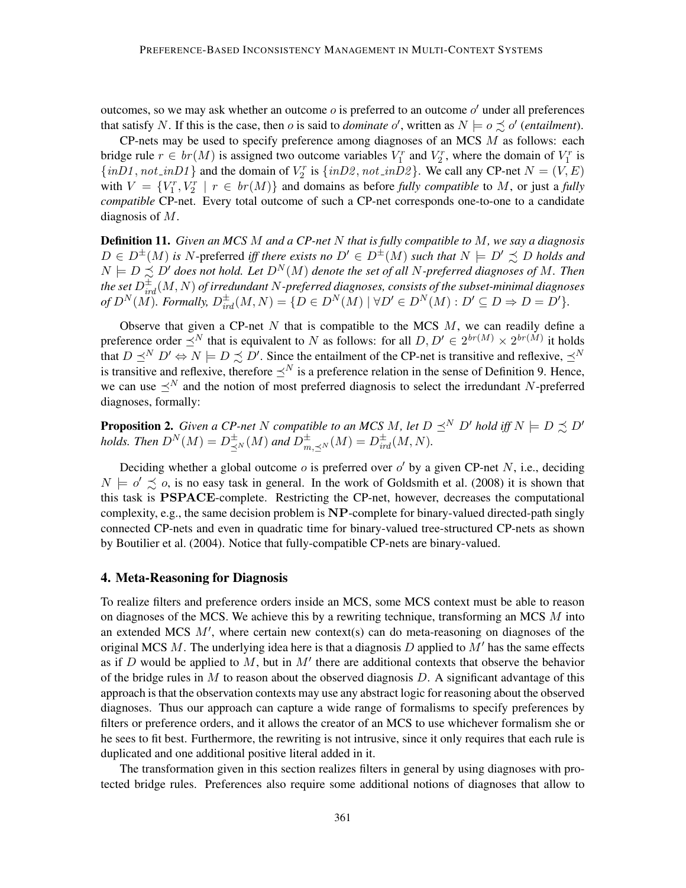outcomes, so we may ask whether an outcome $o$ is preferred to an outcome $o'$ under all preferences that satisfy $N$. If this is the case, then $o$ is said to *dominate* $o'$, written as $N \models o \precsim o'$ (*entailment*).

CP-nets may be used to specify preference among diagnoses of an MCS $M$ as follows: each bridge rule $r \in br(M)$ is assigned two outcome variables $V_1^r$ and $V_2^r$, where the domain of $V_1^r$ is $\{inD1, not\_inD1\}$ and the domain of $V_2^r$ is $\{inD2, not\_inD2\}$. We call any CP-net $N = (V, E)$ with $V = \{V_1^r, V_2^r \mid r \in br(M)\}$ and domains as before *fully compatible* to $M$, or just a *fully compatible* CP-net. Every total outcome of such a CP-net corresponds one-to-one to a candidate diagnosis of $M$.

**Definition 11.** *Given an MCS $M$ and a CP-net $N$ that is fully compatible to $M$, we say a diagnosis $D \in D^{\pm}(M)$ is $N$-preferred iff there exists no $D' \in D^{\pm}(M)$ such that $N \models D' \precsim D$ holds and $N \models D \precsim D'$ does not hold. Let $D^N(M)$ denote the set of all $N$-preferred diagnoses of $M$. Then the set $D^{\pm}_{ird}(M, N)$ of irredundant $N$-preferred diagnoses, consists of the subset-minimal diagnoses of $D^N(M)$. Formally, $D^{\pm}_{ird}(M, N) = \{D \in D^N(M) \mid \forall D' \in D^N(M) : D' \subseteq D \Rightarrow D = D'\}$.*

Observe that given a CP-net $N$ that is compatible to the MCS $M$, we can readily define a preference order $\preceq^N$ that is equivalent to $N$ as follows: for all $D, D' \in 2^{br(M)} \times 2^{br(M)}$ it holds that $D \preceq^N D' \Leftrightarrow N \models D \precsim D'$. Since the entailment of the CP-net is transitive and reflexive, $\preceq^N$ is transitive and reflexive, therefore $\preceq^N$ is a preference relation in the sense of Definition 9. Hence, we can use $\preceq^N$ and the notion of most preferred diagnosis to select the irredundant $N$-preferred diagnoses, formally:

**Proposition 2.** *Given a CP-net $N$ compatible to an MCS $M$, let $D \preceq^N D'$ hold iff $N \models D \precsim D'$ holds. Then $D^N(M) = D^{\pm}_{\preceq^N}(M)$ and $D^{\pm}_{m,\preceq^N}(M) = D^{\pm}_{ird}(M, N)$.*

Deciding whether a global outcome $o$ is preferred over $o'$ by a given CP-net $N$, i.e., deciding $N \models o' \precsim o$, is no easy task in general. In the work of Goldsmith et al. (2008) it is shown that this task is **PSPACE**-complete. Restricting the CP-net, however, decreases the computational complexity, e.g., the same decision problem is **NP**-complete for binary-valued directed-path singly connected CP-nets and even in quadratic time for binary-valued tree-structured CP-nets as shown by Boutilier et al. (2004). Notice that fully-compatible CP-nets are binary-valued.

## 4. Meta-Reasoning for Diagnosis

To realize filters and preference orders inside an MCS, some MCS context must be able to reason on diagnoses of the MCS. We achieve this by a rewriting technique, transforming an MCS $M$ into an extended MCS $M'$, where certain new context(s) can do meta-reasoning on diagnoses of the original MCS $M$. The underlying idea here is that a diagnosis $D$ applied to $M'$ has the same effects as if $D$ would be applied to $M$, but in $M'$ there are additional contexts that observe the behavior of the bridge rules in $M$ to reason about the observed diagnosis $D$. A significant advantage of this approach is that the observation contexts may use any abstract logic for reasoning about the observed diagnoses. Thus our approach can capture a wide range of formalisms to specify preferences by filters or preference orders, and it allows the creator of an MCS to use whichever formalism she or he sees to fit best. Furthermore, the rewriting is not intrusive, since it only requires that each rule is duplicated and one additional positive literal added in it.

The transformation given in this section realizes filters in general by using diagnoses with protected bridge rules. Preferences also require some additional notions of diagnoses that allow to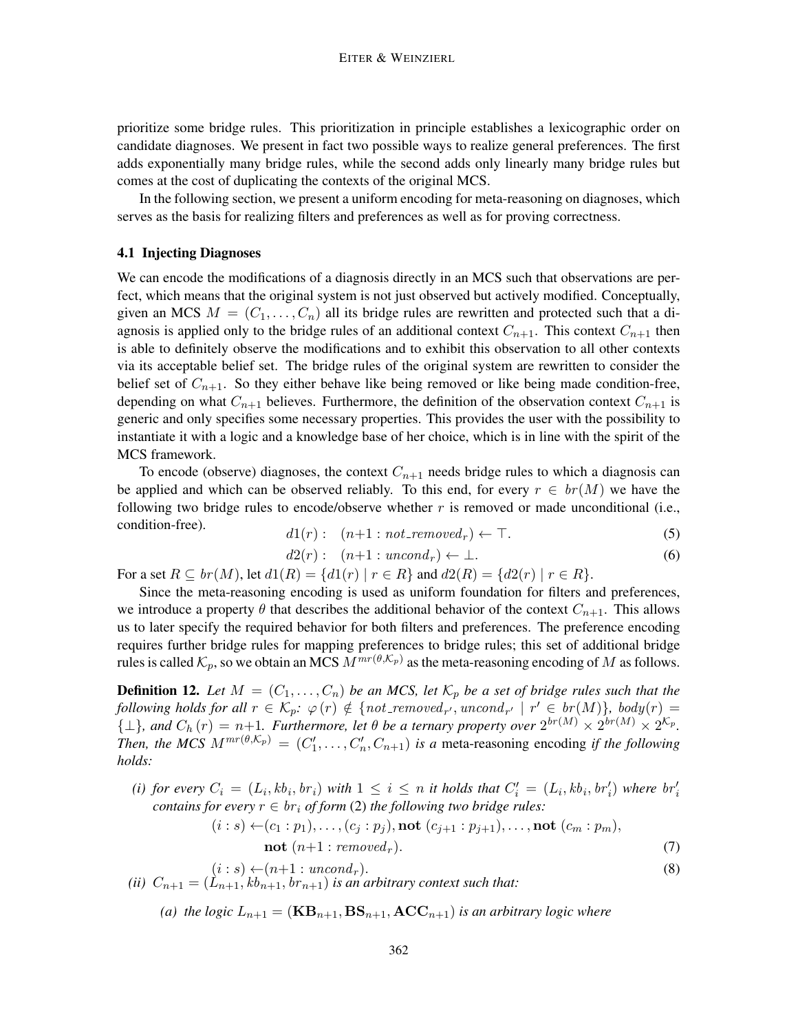prioritize some bridge rules. This prioritization in principle establishes a lexicographic order on candidate diagnoses. We present in fact two possible ways to realize general preferences. The first adds exponentially many bridge rules, while the second adds only linearly many bridge rules but comes at the cost of duplicating the contexts of the original MCS.

In the following section, we present a uniform encoding for meta-reasoning on diagnoses, which serves as the basis for realizing filters and preferences as well as for proving correctness.

### 4.1 Injecting Diagnoses

We can encode the modifications of a diagnosis directly in an MCS such that observations are perfect, which means that the original system is not just observed but actively modified. Conceptually, given an MCS $M = (C_1, \ldots, C_n)$ all its bridge rules are rewritten and protected such that a diagnosis is applied only to the bridge rules of an additional context $C_{n+1}$. This context $C_{n+1}$ then is able to definitely observe the modifications and to exhibit this observation to all other contexts via its acceptable belief set. The bridge rules of the original system are rewritten to consider the belief set of $C_{n+1}$. So they either behave like being removed or like being made condition-free, depending on what $C_{n+1}$ believes. Furthermore, the definition of the observation context $C_{n+1}$ is generic and only specifies some necessary properties. This provides the user with the possibility to instantiate it with a logic and a knowledge base of her choice, which is in line with the spirit of the MCS framework.

To encode (observe) diagnoses, the context $C_{n+1}$ needs bridge rules to which a diagnosis can be applied and which can be observed reliably. To this end, for every $r \in br(M)$ we have the following two bridge rules to encode/observe whether $r$ is removed or made unconditional (i.e., condition-free).

$$d1(r): \quad (n{+}1 : not\_removed_r) \leftarrow \top. \tag{5}$$

$$d2(r): \quad (n{+}1 : uncond_r) \leftarrow \bot. \tag{6}$$

For a set $R \subseteq br(M)$, let $d1(R) = \{d1(r) \mid r \in R\}$ and $d2(R) = \{d2(r) \mid r \in R\}$.

Since the meta-reasoning encoding is used as uniform foundation for filters and preferences, we introduce a property $\theta$ that describes the additional behavior of the context $C_{n+1}$. This allows us to later specify the required behavior for both filters and preferences. The preference encoding requires further bridge rules for mapping preferences to bridge rules; this set of additional bridge rules is called $\mathcal{K}_p$, so we obtain an MCS $M^{mr(\theta,\mathcal{K}_p)}$ as the meta-reasoning encoding of $M$ as follows.

**Definition 12.** *Let $M = (C_1, \ldots, C_n)$ be an MCS, let $\mathcal{K}_p$ be a set of bridge rules such that the following holds for all $r \in \mathcal{K}_p$: $\varphi(r) \notin \{not\_removed_{r'}, uncond_{r'} \mid r' \in br(M)\}$, $body(r) = \{\bot\}$, and $C_h(r) = n{+}1$. Furthermore, let $\theta$ be a ternary property over $2^{br(M)} \times 2^{br(M)} \times 2^{\mathcal{K}_p}$. Then, the MCS $M^{mr(\theta,\mathcal{K}_p)} = (C'_1, \ldots, C'_n, C_{n+1})$ is a* meta-reasoning encoding *if the following holds:*

*(i) for every $C_i = (L_i, kb_i, br_i)$ with $1 \leq i \leq n$ it holds that $C'_i = (L_i, kb_i, br'_i)$ where $br'_i$ contains for every $r \in br_i$ of form (2) the following two bridge rules:*

$$(i : s) \leftarrow (c_1 : p_1), \ldots, (c_j : p_j), \mathbf{not}\ (c_{j+1} : p_{j+1}), \ldots, \mathbf{not}\ (c_m : p_m),$$
$$\mathbf{not}\ (n{+}1 : removed_r). \tag{7}$$

$$(i : s) \leftarrow (n{+}1 : uncond_r). \tag{8}$$

*(ii) $C_{n+1} = (L_{n+1}, kb_{n+1}, br_{n+1})$ is an arbitrary context such that:*

*(a) the logic $L_{n+1} = (\mathbf{KB}_{n+1}, \mathbf{BS}_{n+1}, \mathbf{ACC}_{n+1})$ is an arbitrary logic where*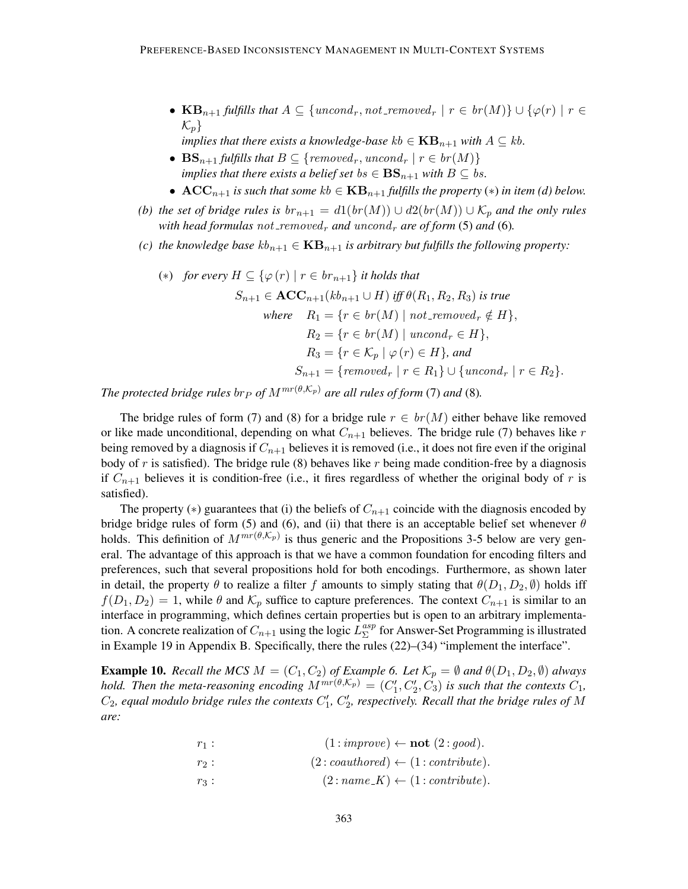- $\mathbf{KB}_{n+1}$ *fulfills that* $A \subseteq \{uncond_r, not\_removed_r \mid r \in br(M)\} \cup \{\varphi(r) \mid r \in \mathcal{K}_p\}$
  *implies that there exists a knowledge-base* $kb \in \mathbf{KB}_{n+1}$ *with* $A \subseteq kb$.
- $\mathbf{BS}_{n+1}$ *fulfills that* $B \subseteq \{removed_r, uncond_r \mid r \in br(M)\}$
  *implies that there exists a belief set* $bs \in \mathbf{BS}_{n+1}$ *with* $B \subseteq bs$.
- $\mathbf{ACC}_{n+1}$ *is such that some* $kb \in \mathbf{KB}_{n+1}$ *fulfills the property* $(*)$ *in item (d) below.*

*(b) the set of bridge rules is* $br_{n+1} = d1(br(M)) \cup d2(br(M)) \cup \mathcal{K}_p$ *and the only rules with head formulas* $not\_removed_r$ *and* $uncond_r$ *are of form* (5) *and* (6)*.*

*(c) the knowledge base* $kb_{n+1} \in \mathbf{KB}_{n+1}$ *is arbitrary but fulfills the following property:*

$(*)$ *for every* $H \subseteq \{\varphi(r) \mid r \in br_{n+1}\}$ *it holds that*

$$
\begin{aligned}
S_{n+1} \in \mathbf{ACC}_{n+1}(kb_{n+1} \cup H) &\text{ iff } \theta(R_1, R_2, R_3) \text{ is true} \\
\text{where} \quad R_1 &= \{r \in br(M) \mid not\_removed_r \notin H\}, \\
R_2 &= \{r \in br(M) \mid uncond_r \in H\}, \\
R_3 &= \{r \in \mathcal{K}_p \mid \varphi(r) \in H\}, \text{ and} \\
S_{n+1} &= \{removed_r \mid r \in R_1\} \cup \{uncond_r \mid r \in R_2\}.
\end{aligned}
$$

*The protected bridge rules* $br_P$ *of* $M^{mr(\theta,\mathcal{K}_p)}$ *are all rules of form* (7) *and* (8)*.*

The bridge rules of form (7) and (8) for a bridge rule $r \in br(M)$ either behave like removed or like made unconditional, depending on what $C_{n+1}$ believes. The bridge rule (7) behaves like $r$ being removed by a diagnosis if $C_{n+1}$ believes it is removed (i.e., it does not fire even if the original body of $r$ is satisfied). The bridge rule (8) behaves like $r$ being made condition-free by a diagnosis if $C_{n+1}$ believes it is condition-free (i.e., it fires regardless of whether the original body of $r$ is satisfied).

The property $(*)$ guarantees that (i) the beliefs of $C_{n+1}$ coincide with the diagnosis encoded by bridge bridge rules of form (5) and (6), and (ii) that there is an acceptable belief set whenever $\theta$ holds. This definition of $M^{mr(\theta,\mathcal{K}_p)}$ is thus generic and the Propositions 3-5 below are very general. The advantage of this approach is that we have a common foundation for encoding filters and preferences, such that several propositions hold for both encodings. Furthermore, as shown later in detail, the property $\theta$ to realize a filter $f$ amounts to simply stating that $\theta(D_1, D_2, \emptyset)$ holds iff $f(D_1, D_2) = 1$, while $\theta$ and $\mathcal{K}_p$ suffice to capture preferences. The context $C_{n+1}$ is similar to an interface in programming, which defines certain properties but is open to an arbitrary implementation. A concrete realization of $C_{n+1}$ using the logic $L_\Sigma^{asp}$ for Answer-Set Programming is illustrated in Example 19 in Appendix B. Specifically, there the rules (22)–(34) "implement the interface".

**Example 10.** *Recall the MCS* $M = (C_1, C_2)$ *of Example 6. Let* $\mathcal{K}_p = \emptyset$ *and* $\theta(D_1, D_2, \emptyset)$ *always hold. Then the meta-reasoning encoding* $M^{mr(\theta,\mathcal{K}_p)} = (C_1', C_2', C_3)$ *is such that the contexts* $C_1$*,* $C_2$*, equal modulo bridge rules the contexts* $C_1'$*,* $C_2'$*, respectively. Recall that the bridge rules of* $M$ *are:*

$$
\begin{aligned}
r_1 : &\quad (1 : improve) \leftarrow \mathbf{not}\ (2 : good). \\
r_2 : &\quad (2 : coauthored) \leftarrow (1 : contribute). \\
r_3 : &\quad (2 : name\_K) \leftarrow (1 : contribute).
\end{aligned}
$$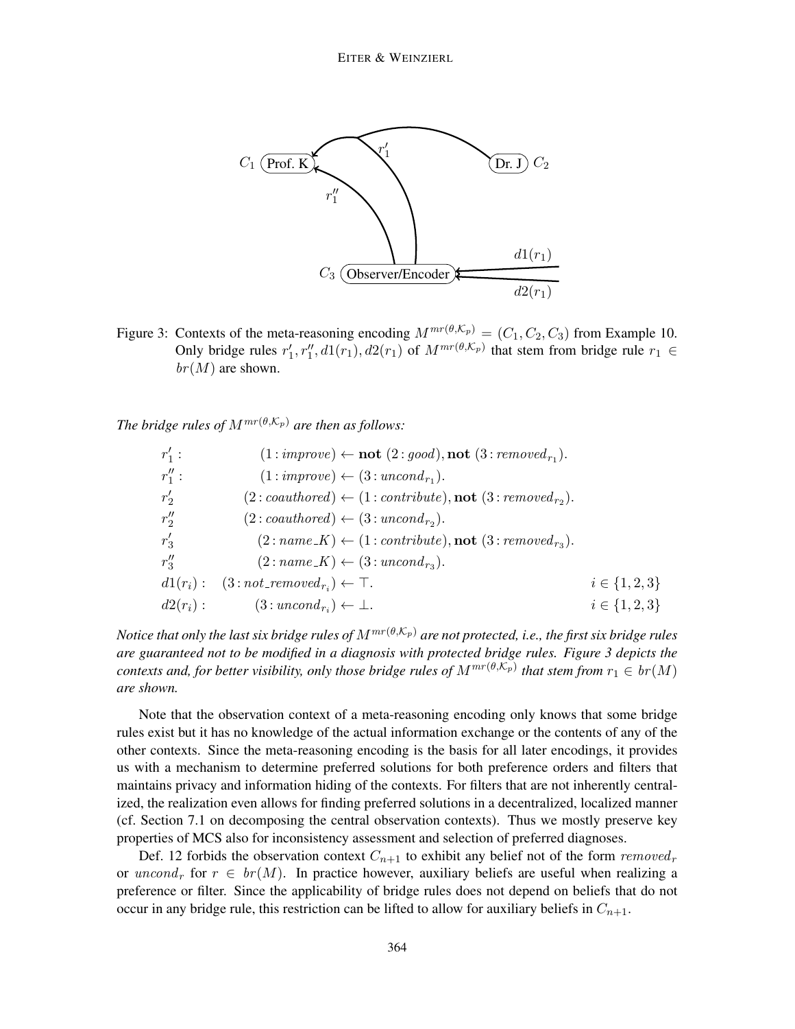$C_1$ (Prof. K)

$r_1'$

(Dr. J) $C_2$

$r_1''$

$d1(r_1)$

$C_3$ (Observer/Encoder)

$d2(r_1)$

Figure 3: Contexts of the meta-reasoning encoding $M^{mr(\theta,\mathcal{K}_p)} = (C_1, C_2, C_3)$ from Example 10. Only bridge rules $r_1', r_1'', d1(r_1), d2(r_1)$ of $M^{mr(\theta,\mathcal{K}_p)}$ that stem from bridge rule $r_1 \in br(M)$ are shown.

*The bridge rules of $M^{mr(\theta,\mathcal{K}_p)}$ are then as follows:*

$$
\begin{array}{lll}
r_1': & (1:\mathit{improve}) \leftarrow \mathbf{not}\ (2:\mathit{good}), \mathbf{not}\ (3:\mathit{removed}_{r_1}). & \\
r_1'': & (1:\mathit{improve}) \leftarrow (3:\mathit{uncond}_{r_1}). & \\
r_2' & (2:\mathit{coauthored}) \leftarrow (1:\mathit{contribute}), \mathbf{not}\ (3:\mathit{removed}_{r_2}). & \\
r_2'' & (2:\mathit{coauthored}) \leftarrow (3:\mathit{uncond}_{r_2}). & \\
r_3' & (2:\mathit{name\_K}) \leftarrow (1:\mathit{contribute}), \mathbf{not}\ (3:\mathit{removed}_{r_3}). & \\
r_3'' & (2:\mathit{name\_K}) \leftarrow (3:\mathit{uncond}_{r_3}). & \\
d1(r_i): & (3:\mathit{not\_removed}_{r_i}) \leftarrow \top. & i \in \{1,2,3\} \\
d2(r_i): & (3:\mathit{uncond}_{r_i}) \leftarrow \bot. & i \in \{1,2,3\}
\end{array}
$$

*Notice that only the last six bridge rules of $M^{mr(\theta,\mathcal{K}_p)}$ are not protected, i.e., the first six bridge rules are guaranteed not to be modified in a diagnosis with protected bridge rules. Figure 3 depicts the contexts and, for better visibility, only those bridge rules of $M^{mr(\theta,\mathcal{K}_p)}$ that stem from $r_1 \in br(M)$ are shown.*

Note that the observation context of a meta-reasoning encoding only knows that some bridge rules exist but it has no knowledge of the actual information exchange or the contents of any of the other contexts. Since the meta-reasoning encoding is the basis for all later encodings, it provides us with a mechanism to determine preferred solutions for both preference orders and filters that maintains privacy and information hiding of the contexts. For filters that are not inherently centralized, the realization even allows for finding preferred solutions in a decentralized, localized manner (cf. Section 7.1 on decomposing the central observation contexts). Thus we mostly preserve key properties of MCS also for inconsistency assessment and selection of preferred diagnoses.

Def. 12 forbids the observation context $C_{n+1}$ to exhibit any belief not of the form $\mathit{removed}_r$ or $\mathit{uncond}_r$ for $r \in br(M)$. In practice however, auxiliary beliefs are useful when realizing a preference or filter. Since the applicability of bridge rules does not depend on beliefs that do not occur in any bridge rule, this restriction can be lifted to allow for auxiliary beliefs in $C_{n+1}$.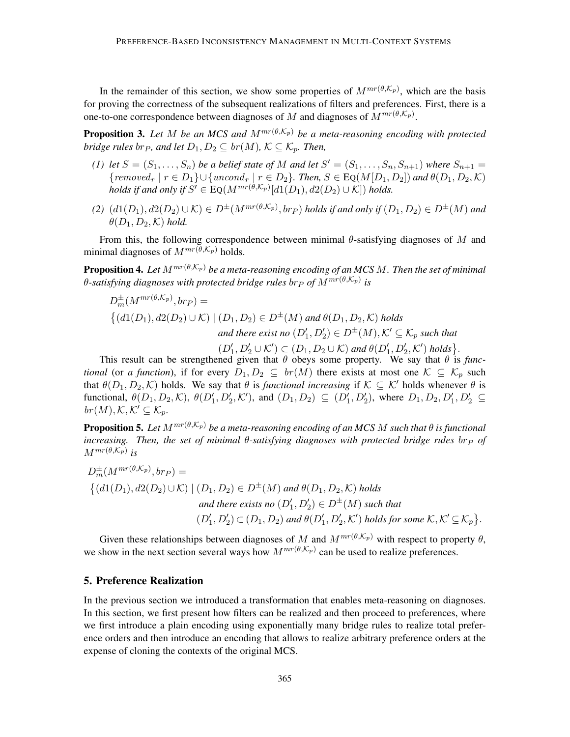In the remainder of this section, we show some properties of $M^{mr(\theta,\mathcal{K}_p)}$, which are the basis for proving the correctness of the subsequent realizations of filters and preferences. First, there is a one-to-one correspondence between diagnoses of $M$ and diagnoses of $M^{mr(\theta,\mathcal{K}_p)}$.

**Proposition 3.** *Let $M$ be an MCS and $M^{mr(\theta,\mathcal{K}_p)}$ be a meta-reasoning encoding with protected bridge rules $br_P$, and let $D_1, D_2 \subseteq br(M)$, $\mathcal{K} \subseteq \mathcal{K}_p$. Then,*

*(1) let $S = (S_1, \ldots, S_n)$ be a belief state of $M$ and let $S' = (S_1, \ldots, S_n, S_{n+1})$ where $S_{n+1} = \{removed_r \mid r \in D_1\} \cup \{uncond_r \mid r \in D_2\}$. Then, $S \in \mathrm{EQ}(M[D_1, D_2])$ and $\theta(D_1, D_2, \mathcal{K})$ holds if and only if $S' \in \mathrm{EQ}(M^{mr(\theta,\mathcal{K}_p)}[d1(D_1), d2(D_2) \cup \mathcal{K}])$ holds.*

*(2) $(d1(D_1), d2(D_2) \cup \mathcal{K}) \in D^{\pm}(M^{mr(\theta,\mathcal{K}_p)}, br_P)$ holds if and only if $(D_1, D_2) \in D^{\pm}(M)$ and $\theta(D_1, D_2, \mathcal{K})$ hold.*

From this, the following correspondence between minimal $\theta$-satisfying diagnoses of $M$ and minimal diagnoses of $M^{mr(\theta,\mathcal{K}_p)}$ holds.

**Proposition 4.** *Let $M^{mr(\theta,\mathcal{K}_p)}$ be a meta-reasoning encoding of an MCS $M$. Then the set of minimal $\theta$-satisfying diagnoses with protected bridge rules $br_P$ of $M^{mr(\theta,\mathcal{K}_p)}$ is*

$$
\begin{aligned}
&D^{\pm}_m(M^{mr(\theta,\mathcal{K}_p)}, br_P) = \\
&\big\{(d1(D_1), d2(D_2) \cup \mathcal{K}) \mid (D_1, D_2) \in D^{\pm}(M) \text{ and } \theta(D_1, D_2, \mathcal{K}) \text{ holds} \\
&\qquad\qquad \text{and there exist no } (D'_1, D'_2) \in D^{\pm}(M), \mathcal{K}' \subseteq \mathcal{K}_p \text{ such that} \\
&\qquad\qquad (D'_1, D'_2 \cup \mathcal{K}') \subset (D_1, D_2 \cup \mathcal{K}) \text{ and } \theta(D'_1, D'_2, \mathcal{K}') \text{ holds}\big\}.
\end{aligned}
$$

This result can be strengthened given that $\theta$ obeys some property. We say that $\theta$ is *functional* (or *a function*), if for every $D_1, D_2 \subseteq br(M)$ there exists at most one $\mathcal{K} \subseteq \mathcal{K}_p$ such that $\theta(D_1, D_2, \mathcal{K})$ holds. We say that $\theta$ is *functional increasing* if $\mathcal{K} \subseteq \mathcal{K}'$ holds whenever $\theta$ is functional, $\theta(D_1, D_2, \mathcal{K})$, $\theta(D'_1, D'_2, \mathcal{K}')$, and $(D_1, D_2) \subseteq (D'_1, D'_2)$, where $D_1, D_2, D'_1, D'_2 \subseteq br(M), \mathcal{K}, \mathcal{K}' \subseteq \mathcal{K}_p$.

**Proposition 5.** *Let $M^{mr(\theta,\mathcal{K}_p)}$ be a meta-reasoning encoding of an MCS $M$ such that $\theta$ is functional increasing. Then, the set of minimal $\theta$-satisfying diagnoses with protected bridge rules $br_P$ of $M^{mr(\theta,\mathcal{K}_p)}$ is*

$$
\begin{aligned}
&D^{\pm}_m(M^{mr(\theta,\mathcal{K}_p)}, br_P) = \\
&\big\{(d1(D_1), d2(D_2) \cup \mathcal{K}) \mid (D_1, D_2) \in D^{\pm}(M) \text{ and } \theta(D_1, D_2, \mathcal{K}) \text{ holds} \\
&\qquad\qquad \text{and there exists no } (D'_1, D'_2) \in D^{\pm}(M) \text{ such that} \\
&\qquad\qquad (D'_1, D'_2) \subset (D_1, D_2) \text{ and } \theta(D'_1, D'_2, \mathcal{K}') \text{ holds for some } \mathcal{K}, \mathcal{K}' \subseteq \mathcal{K}_p\big\}.
\end{aligned}
$$

Given these relationships between diagnoses of $M$ and $M^{mr(\theta,\mathcal{K}_p)}$ with respect to property $\theta$, we show in the next section several ways how $M^{mr(\theta,\mathcal{K}_p)}$ can be used to realize preferences.

## 5. Preference Realization

In the previous section we introduced a transformation that enables meta-reasoning on diagnoses. In this section, we first present how filters can be realized and then proceed to preferences, where we first introduce a plain encoding using exponentially many bridge rules to realize total preference orders and then introduce an encoding that allows to realize arbitrary preference orders at the expense of cloning the contexts of the original MCS.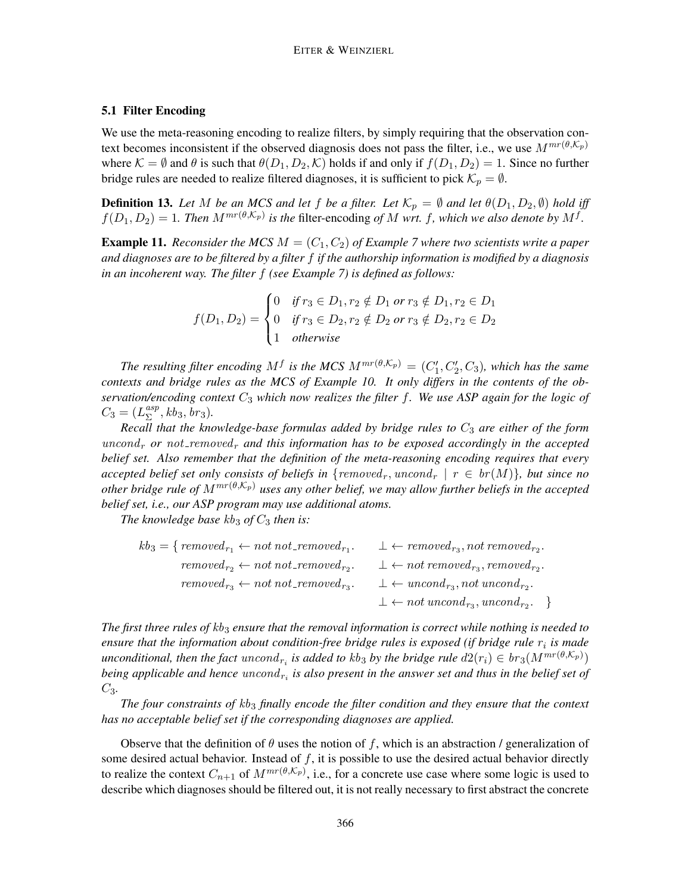### 5.1 Filter Encoding

We use the meta-reasoning encoding to realize filters, by simply requiring that the observation context becomes inconsistent if the observed diagnosis does not pass the filter, i.e., we use $M^{mr(\theta,\mathcal{K}_p)}$ where $\mathcal{K} = \emptyset$ and $\theta$ is such that $\theta(D_1, D_2, \mathcal{K})$ holds if and only if $f(D_1, D_2) = 1$. Since no further bridge rules are needed to realize filtered diagnoses, it is sufficient to pick $\mathcal{K}_p = \emptyset$.

**Definition 13.** *Let $M$ be an MCS and let $f$ be a filter. Let $\mathcal{K}_p = \emptyset$ and let $\theta(D_1, D_2, \emptyset)$ hold iff $f(D_1, D_2) = 1$. Then $M^{mr(\theta,\mathcal{K}_p)}$ is the* filter-encoding *of $M$ wrt. $f$, which we also denote by $M^f$.*

**Example 11.** *Reconsider the MCS $M = (C_1, C_2)$ of Example 7 where two scientists write a paper and diagnoses are to be filtered by a filter $f$ if the authorship information is modified by a diagnosis in an incoherent way. The filter $f$ (see Example 7) is defined as follows:*

$$f(D_1, D_2) = \begin{cases} 0 & \text{if } r_3 \in D_1, r_2 \notin D_1 \text{ or } r_3 \notin D_1, r_2 \in D_1 \\ 0 & \text{if } r_3 \in D_2, r_2 \notin D_2 \text{ or } r_3 \notin D_2, r_2 \in D_2 \\ 1 & \text{otherwise} \end{cases}$$

*The resulting filter encoding $M^f$ is the MCS $M^{mr(\theta,\mathcal{K}_p)} = (C_1', C_2', C_3)$, which has the same contexts and bridge rules as the MCS of Example 10. It only differs in the contents of the observation/encoding context $C_3$ which now realizes the filter $f$. We use ASP again for the logic of $C_3 = (L^{asp}_{\Sigma}, kb_3, br_3)$.*

*Recall that the knowledge-base formulas added by bridge rules to $C_3$ are either of the form $uncond_r$ or $not\_removed_r$ and this information has to be exposed accordingly in the accepted belief set. Also remember that the definition of the meta-reasoning encoding requires that every accepted belief set only consists of beliefs in $\{removed_r, uncond_r \mid r \in br(M)\}$, but since no other bridge rule of $M^{mr(\theta,\mathcal{K}_p)}$ uses any other belief, we may allow further beliefs in the accepted belief set, i.e., our ASP program may use additional atoms.*

*The knowledge base $kb_3$ of $C_3$ then is:*

$$\begin{aligned} kb_3 = \{ \; & removed_{r_1} \leftarrow not\ not\_removed_{r_1}. && \bot \leftarrow removed_{r_3}, not\ removed_{r_2}. \\ & removed_{r_2} \leftarrow not\ not\_removed_{r_2}. && \bot \leftarrow not\ removed_{r_3}, removed_{r_2}. \\ & removed_{r_3} \leftarrow not\ not\_removed_{r_3}. && \bot \leftarrow uncond_{r_3}, not\ uncond_{r_2}. \\ & && \bot \leftarrow not\ uncond_{r_3}, uncond_{r_2}. \quad \} \end{aligned}$$

*The first three rules of $kb_3$ ensure that the removal information is correct while nothing is needed to ensure that the information about condition-free bridge rules is exposed (if bridge rule $r_i$ is made unconditional, then the fact $uncond_{r_i}$ is added to $kb_3$ by the bridge rule $d2(r_i) \in br_3(M^{mr(\theta,\mathcal{K}_p)})$ being applicable and hence $uncond_{r_i}$ is also present in the answer set and thus in the belief set of $C_3$.*

*The four constraints of $kb_3$ finally encode the filter condition and they ensure that the context has no acceptable belief set if the corresponding diagnoses are applied.*

Observe that the definition of $\theta$ uses the notion of $f$, which is an abstraction / generalization of some desired actual behavior. Instead of $f$, it is possible to use the desired actual behavior directly to realize the context $C_{n+1}$ of $M^{mr(\theta,\mathcal{K}_p)}$, i.e., for a concrete use case where some logic is used to describe which diagnoses should be filtered out, it is not really necessary to first abstract the concrete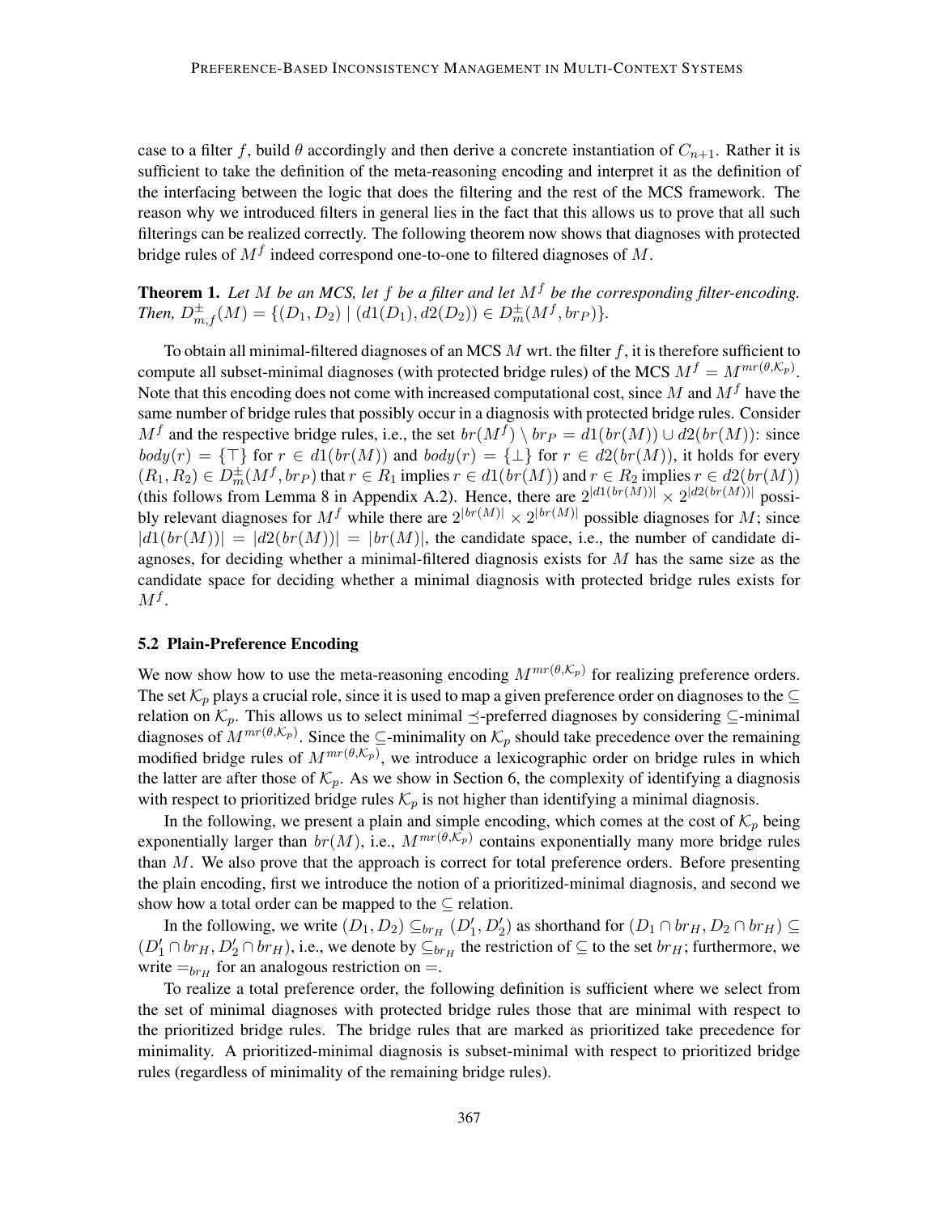case to a filter $f$, build $\theta$ accordingly and then derive a concrete instantiation of $C_{n+1}$. Rather it is sufficient to take the definition of the meta-reasoning encoding and interpret it as the definition of the interfacing between the logic that does the filtering and the rest of the MCS framework. The reason why we introduced filters in general lies in the fact that this allows us to prove that all such filterings can be realized correctly. The following theorem now shows that diagnoses with protected bridge rules of $M^f$ indeed correspond one-to-one to filtered diagnoses of $M$.

**Theorem 1.** *Let $M$ be an MCS, let $f$ be a filter and let $M^f$ be the corresponding filter-encoding. Then, $D^{\pm}_{m,f}(M) = \{(D_1, D_2) \mid (d1(D_1), d2(D_2)) \in D^{\pm}_m(M^f, br_P)\}$.*

To obtain all minimal-filtered diagnoses of an MCS $M$ wrt. the filter $f$, it is therefore sufficient to compute all subset-minimal diagnoses (with protected bridge rules) of the MCS $M^f = M^{mr(\theta,\mathcal{K}_p)}$. Note that this encoding does not come with increased computational cost, since $M$ and $M^f$ have the same number of bridge rules that possibly occur in a diagnosis with protected bridge rules. Consider $M^f$ and the respective bridge rules, i.e., the set $br(M^f) \setminus br_P = d1(br(M)) \cup d2(br(M))$: since $body(r) = \{\top\}$ for $r \in d1(br(M))$ and $body(r) = \{\bot\}$ for $r \in d2(br(M))$, it holds for every $(R_1, R_2) \in D^{\pm}_m(M^f, br_P)$ that $r \in R_1$ implies $r \in d1(br(M))$ and $r \in R_2$ implies $r \in d2(br(M))$ (this follows from Lemma 8 in Appendix A.2). Hence, there are $2^{|d1(br(M))|} \times 2^{|d2(br(M))|}$ possibly relevant diagnoses for $M^f$ while there are $2^{|br(M)|} \times 2^{|br(M)|}$ possible diagnoses for $M$; since $|d1(br(M))| = |d2(br(M))| = |br(M)|$, the candidate space, i.e., the number of candidate diagnoses, for deciding whether a minimal-filtered diagnosis exists for $M$ has the same size as the candidate space for deciding whether a minimal diagnosis with protected bridge rules exists for $M^f$.

### 5.2 Plain-Preference Encoding

We now show how to use the meta-reasoning encoding $M^{mr(\theta,\mathcal{K}_p)}$ for realizing preference orders. The set $\mathcal{K}_p$ plays a crucial role, since it is used to map a given preference order on diagnoses to the $\subseteq$ relation on $\mathcal{K}_p$. This allows us to select minimal $\preceq$-preferred diagnoses by considering $\subseteq$-minimal diagnoses of $M^{mr(\theta,\mathcal{K}_p)}$. Since the $\subseteq$-minimality on $\mathcal{K}_p$ should take precedence over the remaining modified bridge rules of $M^{mr(\theta,\mathcal{K}_p)}$, we introduce a lexicographic order on bridge rules in which the latter are after those of $\mathcal{K}_p$. As we show in Section 6, the complexity of identifying a diagnosis with respect to prioritized bridge rules $\mathcal{K}_p$ is not higher than identifying a minimal diagnosis.

In the following, we present a plain and simple encoding, which comes at the cost of $\mathcal{K}_p$ being exponentially larger than $br(M)$, i.e., $M^{mr(\theta,\mathcal{K}_p)}$ contains exponentially many more bridge rules than $M$. We also prove that the approach is correct for total preference orders. Before presenting the plain encoding, first we introduce the notion of a prioritized-minimal diagnosis, and second we show how a total order can be mapped to the $\subseteq$ relation.

In the following, we write $(D_1, D_2) \subseteq_{br_H} (D'_1, D'_2)$ as shorthand for $(D_1 \cap br_H, D_2 \cap br_H) \subseteq (D'_1 \cap br_H, D'_2 \cap br_H)$, i.e., we denote by $\subseteq_{br_H}$ the restriction of $\subseteq$ to the set $br_H$; furthermore, we write $=_{br_H}$ for an analogous restriction on $=$.

To realize a total preference order, the following definition is sufficient where we select from the set of minimal diagnoses with protected bridge rules those that are minimal with respect to the prioritized bridge rules. The bridge rules that are marked as prioritized take precedence for minimality. A prioritized-minimal diagnosis is subset-minimal with respect to prioritized bridge rules (regardless of minimality of the remaining bridge rules).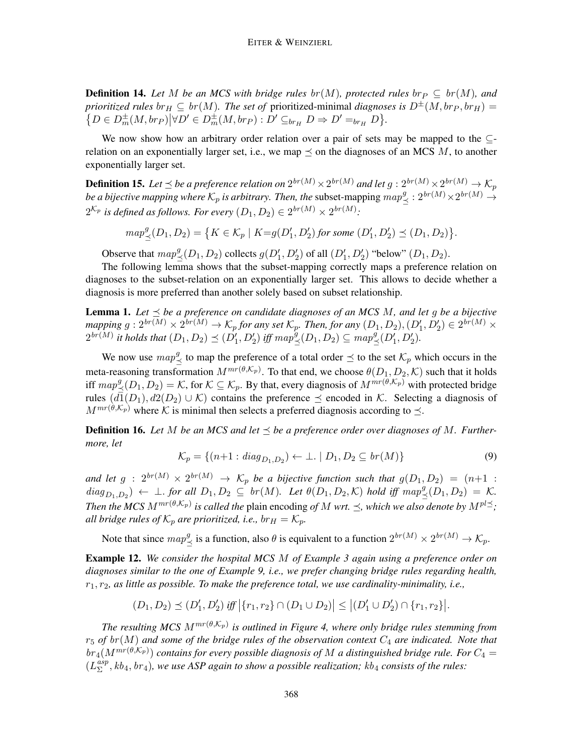**Definition 14.** *Let $M$ be an MCS with bridge rules $br(M)$, protected rules $br_P \subseteq br(M)$, and prioritized rules $br_H \subseteq br(M)$. The set of* prioritized-minimal *diagnoses is $D^{\pm}(M, br_P, br_H) = \{D \in D^{\pm}_m(M, br_P) \big| \forall D' \in D^{\pm}_m(M, br_P) : D' \subseteq_{br_H} D \Rightarrow D' =_{br_H} D\}$.*

We now show how an arbitrary order relation over a pair of sets may be mapped to the $\subseteq$-relation on an exponentially larger set, i.e., we map $\preceq$ on the diagnoses of an MCS $M$, to another exponentially larger set.

**Definition 15.** *Let $\preceq$ be a preference relation on $2^{br(M)} \times 2^{br(M)}$ and let $g : 2^{br(M)} \times 2^{br(M)} \to \mathcal{K}_p$ be a bijective mapping where $\mathcal{K}_p$ is arbitrary. Then, the* subset-mapping *$map^g_{\preceq} : 2^{br(M)} \times 2^{br(M)} \to 2^{\mathcal{K}_p}$ is defined as follows. For every $(D_1, D_2) \in 2^{br(M)} \times 2^{br(M)}$:*

$$map^g_{\preceq}(D_1, D_2) = \{K \in \mathcal{K}_p \mid K = g(D'_1, D'_2) \text{ for some } (D'_1, D'_2) \preceq (D_1, D_2)\}.$$

Observe that $map^g_{\preceq}(D_1, D_2)$ collects $g(D'_1, D'_2)$ of all $(D'_1, D'_2)$ "below" $(D_1, D_2)$.

The following lemma shows that the subset-mapping correctly maps a preference relation on diagnoses to the subset-relation on an exponentially larger set. This allows to decide whether a diagnosis is more preferred than another solely based on subset relationship.

**Lemma 1.** *Let $\preceq$ be a preference on candidate diagnoses of an MCS $M$, and let $g$ be a bijective mapping $g : 2^{br(M)} \times 2^{br(M)} \to \mathcal{K}_p$ for any set $\mathcal{K}_p$. Then, for any $(D_1, D_2), (D'_1, D'_2) \in 2^{br(M)} \times 2^{br(M)}$ it holds that $(D_1, D_2) \preceq (D'_1, D'_2)$ iff $map^g_{\preceq}(D_1, D_2) \subseteq map^g_{\preceq}(D'_1, D'_2)$.*

We now use $map^g_{\preceq}$ to map the preference of a total order $\preceq$ to the set $\mathcal{K}_p$ which occurs in the meta-reasoning transformation $M^{mr(\theta,\mathcal{K}_p)}$. To that end, we choose $\theta(D_1, D_2, \mathcal{K})$ such that it holds iff $map^g_{\preceq}(D_1, D_2) = \mathcal{K}$, for $\mathcal{K} \subseteq \mathcal{K}_p$. By that, every diagnosis of $M^{mr(\theta,\mathcal{K}_p)}$ with protected bridge rules $(d1(D_1), d2(D_2) \cup \mathcal{K})$ contains the preference $\preceq$ encoded in $\mathcal{K}$. Selecting a diagnosis of $M^{mr(\theta,\mathcal{K}_p)}$ where $\mathcal{K}$ is minimal then selects a preferred diagnosis according to $\preceq$.

**Definition 16.** *Let $M$ be an MCS and let $\preceq$ be a preference order over diagnoses of $M$. Furthermore, let*

$$\mathcal{K}_p = \{(n+1 : diag_{D_1,D_2}) \leftarrow \bot. \mid D_1, D_2 \subseteq br(M)\} \tag{9}$$

*and let $g : 2^{br(M)} \times 2^{br(M)} \to \mathcal{K}_p$ be a bijective function such that $g(D_1, D_2) = (n+1 : diag_{D_1,D_2}) \leftarrow \bot.$ for all $D_1, D_2 \subseteq br(M)$. Let $\theta(D_1, D_2, \mathcal{K})$ hold iff $map^g_{\preceq}(D_1, D_2) = \mathcal{K}$. Then the MCS $M^{mr(\theta,\mathcal{K}_p)}$ is called the* plain encoding *of $M$ wrt. $\preceq$, which we also denote by $M^{pl\preceq}$; all bridge rules of $\mathcal{K}_p$ are prioritized, i.e., $br_H = \mathcal{K}_p$.*

Note that since $map^g_{\preceq}$ is a function, also $\theta$ is equivalent to a function $2^{br(M)} \times 2^{br(M)} \to \mathcal{K}_p$.

**Example 12.** *We consider the hospital MCS $M$ of Example 3 again using a preference order on diagnoses similar to the one of Example 9, i.e., we prefer changing bridge rules regarding health, $r_1, r_2$, as little as possible. To make the preference total, we use cardinality-minimality, i.e.,*

$$(D_1, D_2) \preceq (D'_1, D'_2) \text{ iff } \big|\{r_1, r_2\} \cap (D_1 \cup D_2)\big| \le \big|(D'_1 \cup D'_2) \cap \{r_1, r_2\}\big|.$$

*The resulting MCS $M^{mr(\theta,\mathcal{K}_p)}$ is outlined in Figure 4, where only bridge rules stemming from $r_5$ of $br(M)$ and some of the bridge rules of the observation context $C_4$ are indicated. Note that $br_4(M^{mr(\theta,\mathcal{K}_p)})$ contains for every possible diagnosis of $M$ a distinguished bridge rule. For $C_4 = (L^{asp}_{\Sigma}, kb_4, br_4)$, we use ASP again to show a possible realization; $kb_4$ consists of the rules:*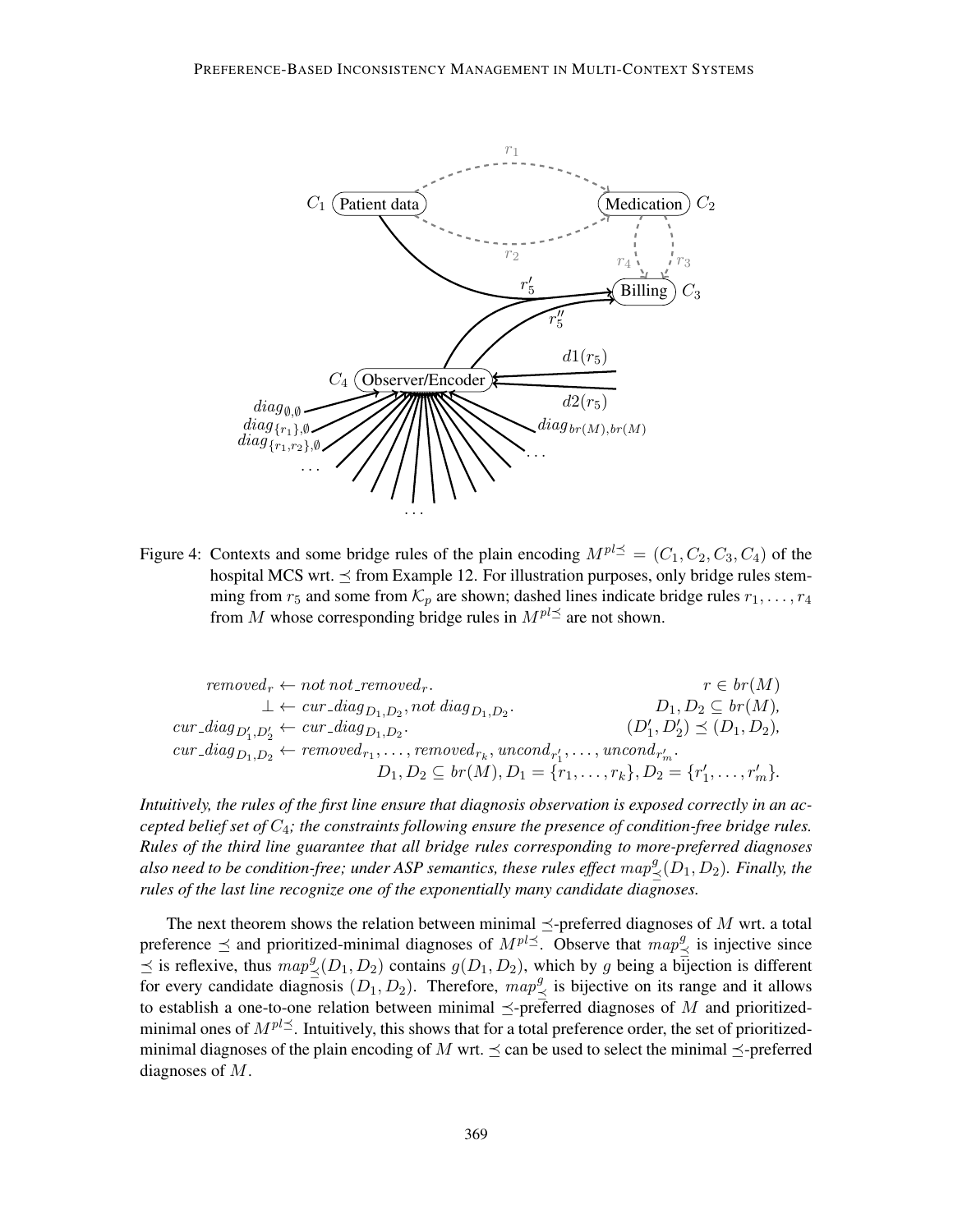$C_1$ Patient data

$r_1$

Medication $C_2$

$r_2$

$r_4$ $r_3$

$r_5'$

Billing $C_3$

$r_5''$

$d1(r_5)$

$C_4$ Observer/Encoder

$d2(r_5)$

$diag_{\emptyset,\emptyset}$

$diag_{\{r_1\},\emptyset}$

$diag_{\{r_1,r_2\},\emptyset}$

$diag_{br(M),br(M)}$

...

Figure 4: Contexts and some bridge rules of the plain encoding $M^{pl\preceq} = (C_1, C_2, C_3, C_4)$ of the hospital MCS wrt. $\preceq$ from Example 12. For illustration purposes, only bridge rules stemming from $r_5$ and some from $\mathcal{K}_p$ are shown; dashed lines indicate bridge rules $r_1, \ldots, r_4$ from $M$ whose corresponding bridge rules in $M^{pl\preceq}$ are not shown.

$$
\begin{array}{lr}
removed_r \leftarrow not\ not\_removed_r. & r \in br(M) \\
\bot \leftarrow cur\_diag_{D_1,D_2}, not\ diag_{D_1,D_2}. & D_1, D_2 \subseteq br(M), \\
cur\_diag_{D_1',D_2'} \leftarrow cur\_diag_{D_1,D_2}. & (D_1', D_2') \preceq (D_1, D_2), \\
cur\_diag_{D_1,D_2} \leftarrow removed_{r_1}, \ldots, removed_{r_k}, uncond_{r_1'}, \ldots, uncond_{r_m'}. & \\
\qquad D_1, D_2 \subseteq br(M), D_1 = \{r_1, \ldots, r_k\}, D_2 = \{r_1', \ldots, r_m'\}. &
\end{array}
$$

*Intuitively, the rules of the first line ensure that diagnosis observation is exposed correctly in an accepted belief set of $C_4$; the constraints following ensure the presence of condition-free bridge rules. Rules of the third line guarantee that all bridge rules corresponding to more-preferred diagnoses also need to be condition-free; under ASP semantics, these rules effect $map^g_{\preceq}(D_1, D_2)$. Finally, the rules of the last line recognize one of the exponentially many candidate diagnoses.*

The next theorem shows the relation between minimal $\preceq$-preferred diagnoses of $M$ wrt. a total preference $\preceq$ and prioritized-minimal diagnoses of $M^{pl\preceq}$. Observe that $map^g_{\preceq}$ is injective since $\preceq$ is reflexive, thus $map^g_{\preceq}(D_1, D_2)$ contains $g(D_1, D_2)$, which by $g$ being a bijection is different for every candidate diagnosis $(D_1, D_2)$. Therefore, $map^g_{\preceq}$ is bijective on its range and it allows to establish a one-to-one relation between minimal $\preceq$-preferred diagnoses of $M$ and prioritized-minimal ones of $M^{pl\preceq}$. Intuitively, this shows that for a total preference order, the set of prioritized-minimal diagnoses of the plain encoding of $M$ wrt. $\preceq$ can be used to select the minimal $\preceq$-preferred diagnoses of $M$.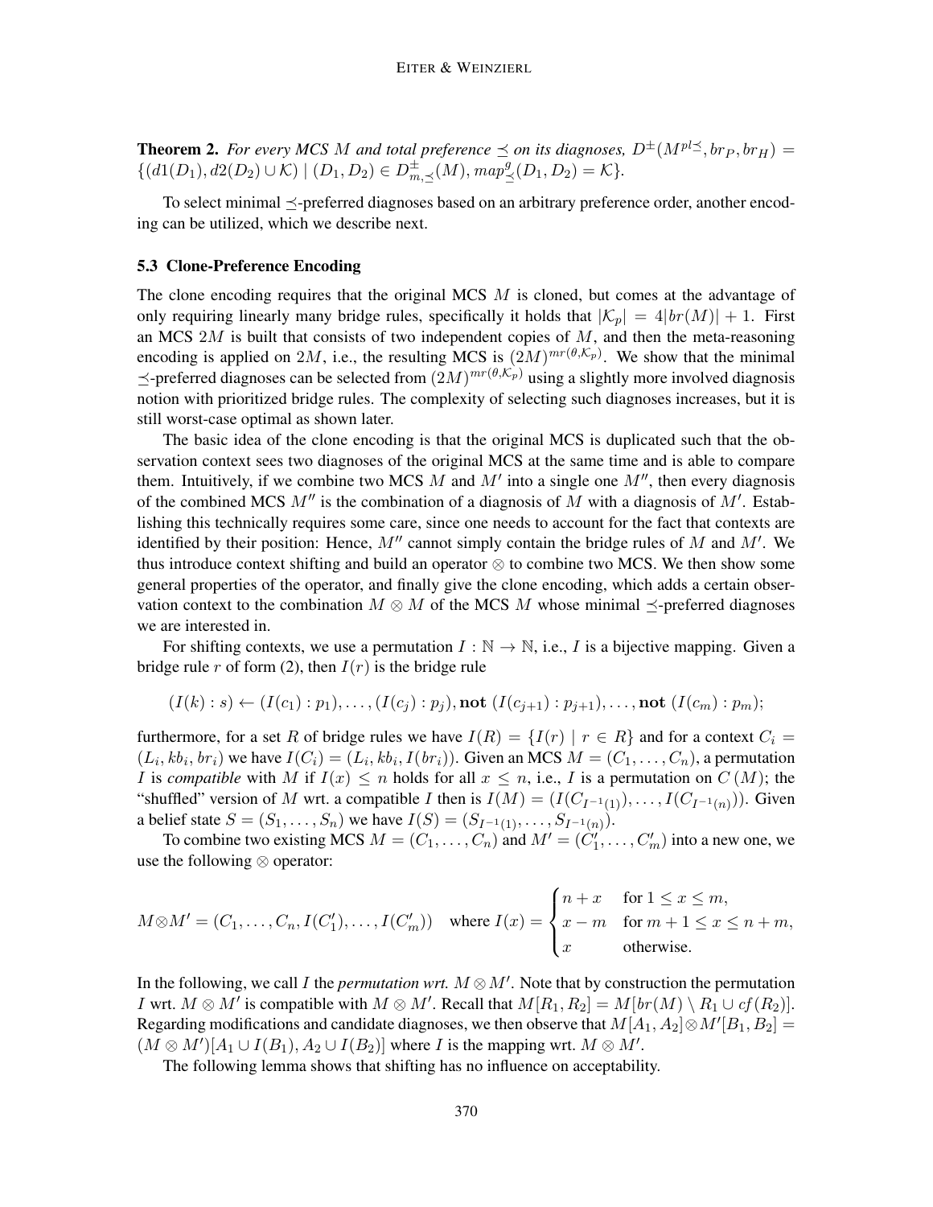**Theorem 2.** *For every MCS $M$ and total preference $\preceq$ on its diagnoses, $D^{\pm}(M^{pl\preceq}, br_P, br_H) = \{(d1(D_1), d2(D_2) \cup \mathcal{K}) \mid (D_1, D_2) \in D^{\pm}_{m,\preceq}(M), map^{g}_{\preceq}(D_1, D_2) = \mathcal{K}\}$.*

To select minimal $\preceq$-preferred diagnoses based on an arbitrary preference order, another encoding can be utilized, which we describe next.

### 5.3 Clone-Preference Encoding

The clone encoding requires that the original MCS $M$ is cloned, but comes at the advantage of only requiring linearly many bridge rules, specifically it holds that $|\mathcal{K}_p| = 4|br(M)| + 1$. First an MCS $2M$ is built that consists of two independent copies of $M$, and then the meta-reasoning encoding is applied on $2M$, i.e., the resulting MCS is $(2M)^{mr(\theta,\mathcal{K}_p)}$. We show that the minimal $\preceq$-preferred diagnoses can be selected from $(2M)^{mr(\theta,\mathcal{K}_p)}$ using a slightly more involved diagnosis notion with prioritized bridge rules. The complexity of selecting such diagnoses increases, but it is still worst-case optimal as shown later.

The basic idea of the clone encoding is that the original MCS is duplicated such that the observation context sees two diagnoses of the original MCS at the same time and is able to compare them. Intuitively, if we combine two MCS $M$ and $M'$ into a single one $M''$, then every diagnosis of the combined MCS $M''$ is the combination of a diagnosis of $M$ with a diagnosis of $M'$. Establishing this technically requires some care, since one needs to account for the fact that contexts are identified by their position: Hence, $M''$ cannot simply contain the bridge rules of $M$ and $M'$. We thus introduce context shifting and build an operator $\otimes$ to combine two MCS. We then show some general properties of the operator, and finally give the clone encoding, which adds a certain observation context to the combination $M \otimes M$ of the MCS $M$ whose minimal $\preceq$-preferred diagnoses we are interested in.

For shifting contexts, we use a permutation $I : \mathbb{N} \to \mathbb{N}$, i.e., $I$ is a bijective mapping. Given a bridge rule $r$ of form (2), then $I(r)$ is the bridge rule

$$(I(k) : s) \leftarrow (I(c_1) : p_1), \ldots, (I(c_j) : p_j), \mathbf{not}\ (I(c_{j+1}) : p_{j+1}), \ldots, \mathbf{not}\ (I(c_m) : p_m);$$

furthermore, for a set $R$ of bridge rules we have $I(R) = \{I(r) \mid r \in R\}$ and for a context $C_i = (L_i, kb_i, br_i)$ we have $I(C_i) = (L_i, kb_i, I(br_i))$. Given an MCS $M = (C_1, \ldots, C_n)$, a permutation $I$ is *compatible* with $M$ if $I(x) \leq n$ holds for all $x \leq n$, i.e., $I$ is a permutation on $C(M)$; the "shuffled" version of $M$ wrt. a compatible $I$ then is $I(M) = (I(C_{I^{-1}(1)}), \ldots, I(C_{I^{-1}(n)}))$. Given a belief state $S = (S_1, \ldots, S_n)$ we have $I(S) = (S_{I^{-1}(1)}, \ldots, S_{I^{-1}(n)})$.

To combine two existing MCS $M = (C_1, \ldots, C_n)$ and $M' = (C'_1, \ldots, C'_m)$ into a new one, we use the following $\otimes$ operator:

$$M \otimes M' = (C_1, \ldots, C_n, I(C'_1), \ldots, I(C'_m)) \quad \text{where } I(x) = \begin{cases} n + x & \text{for } 1 \leq x \leq m, \\ x - m & \text{for } m+1 \leq x \leq n+m, \\ x & \text{otherwise.} \end{cases}$$

In the following, we call $I$ the *permutation wrt.* $M \otimes M'$. Note that by construction the permutation $I$ wrt. $M \otimes M'$ is compatible with $M \otimes M'$. Recall that $M[R_1, R_2] = M[br(M) \setminus R_1 \cup cf(R_2)]$. Regarding modifications and candidate diagnoses, we then observe that $M[A_1, A_2] \otimes M'[B_1, B_2] = (M \otimes M')[A_1 \cup I(B_1), A_2 \cup I(B_2)]$ where $I$ is the mapping wrt. $M \otimes M'$.

The following lemma shows that shifting has no influence on acceptability.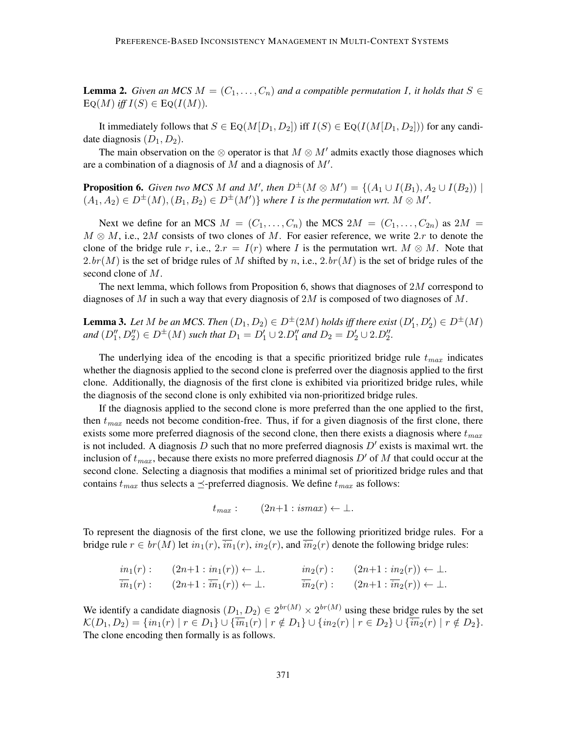**Lemma 2.** *Given an MCS $M = (C_1, \dots, C_n)$ and a compatible permutation $I$, it holds that $S \in \textsc{Eq}(M)$ iff $I(S) \in \textsc{Eq}(I(M))$.*

It immediately follows that $S \in \textsc{Eq}(M[D_1, D_2])$ iff $I(S) \in \textsc{Eq}(I(M[D_1, D_2]))$ for any candidate diagnosis $(D_1, D_2)$.

The main observation on the $\otimes$ operator is that $M \otimes M'$ admits exactly those diagnoses which are a combination of a diagnosis of $M$ and a diagnosis of $M'$.

**Proposition 6.** *Given two MCS $M$ and $M'$, then $D^{\pm}(M \otimes M') = \{(A_1 \cup I(B_1), A_2 \cup I(B_2)) \mid (A_1, A_2) \in D^{\pm}(M), (B_1, B_2) \in D^{\pm}(M')\}$ where $I$ is the permutation wrt. $M \otimes M'$.*

Next we define for an MCS $M = (C_1, \dots, C_n)$ the MCS $2M = (C_1, \dots, C_{2n})$ as $2M = M \otimes M$, i.e., $2M$ consists of two clones of $M$. For easier reference, we write $2.r$ to denote the clone of the bridge rule $r$, i.e., $2.r = I(r)$ where $I$ is the permutation wrt. $M \otimes M$. Note that $2.br(M)$ is the set of bridge rules of $M$ shifted by $n$, i.e., $2.br(M)$ is the set of bridge rules of the second clone of $M$.

The next lemma, which follows from Proposition 6, shows that diagnoses of $2M$ correspond to diagnoses of $M$ in such a way that every diagnosis of $2M$ is composed of two diagnoses of $M$.

**Lemma 3.** *Let $M$ be an MCS. Then $(D_1, D_2) \in D^{\pm}(2M)$ holds iff there exist $(D'_1, D'_2) \in D^{\pm}(M)$ and $(D''_1, D''_2) \in D^{\pm}(M)$ such that $D_1 = D'_1 \cup 2.D''_1$ and $D_2 = D'_2 \cup 2.D''_2$.*

The underlying idea of the encoding is that a specific prioritized bridge rule $t_{max}$ indicates whether the diagnosis applied to the second clone is preferred over the diagnosis applied to the first clone. Additionally, the diagnosis of the first clone is exhibited via prioritized bridge rules, while the diagnosis of the second clone is only exhibited via non-prioritized bridge rules.

If the diagnosis applied to the second clone is more preferred than the one applied to the first, then $t_{max}$ needs not become condition-free. Thus, if for a given diagnosis of the first clone, there exists some more preferred diagnosis of the second clone, then there exists a diagnosis where $t_{max}$ is not included. A diagnosis $D$ such that no more preferred diagnosis $D'$ exists is maximal wrt. the inclusion of $t_{max}$, because there exists no more preferred diagnosis $D'$ of $M$ that could occur at the second clone. Selecting a diagnosis that modifies a minimal set of prioritized bridge rules and that contains $t_{max}$ thus selects a $\preceq$-preferred diagnosis. We define $t_{max}$ as follows:

$$t_{max} : \qquad (2n{+}1 : ismax) \leftarrow \bot.$$

To represent the diagnosis of the first clone, we use the following prioritized bridge rules. For a bridge rule $r \in br(M)$ let $in_1(r)$, $\overline{in}_1(r)$, $in_2(r)$, and $\overline{in}_2(r)$ denote the following bridge rules:

$$in_1(r) : \qquad (2n{+}1 : in_1(r)) \leftarrow \bot. \qquad\qquad in_2(r) : \qquad (2n{+}1 : in_2(r)) \leftarrow \bot.$$

$$\overline{in}_1(r) : \qquad (2n{+}1 : \overline{in}_1(r)) \leftarrow \bot. \qquad\qquad \overline{in}_2(r) : \qquad (2n{+}1 : \overline{in}_2(r)) \leftarrow \bot.$$

We identify a candidate diagnosis $(D_1, D_2) \in 2^{br(M)} \times 2^{br(M)}$ using these bridge rules by the set $\mathcal{K}(D_1, D_2) = \{in_1(r) \mid r \in D_1\} \cup \{\overline{in}_1(r) \mid r \notin D_1\} \cup \{in_2(r) \mid r \in D_2\} \cup \{\overline{in}_2(r) \mid r \notin D_2\}$. The clone encoding then formally is as follows.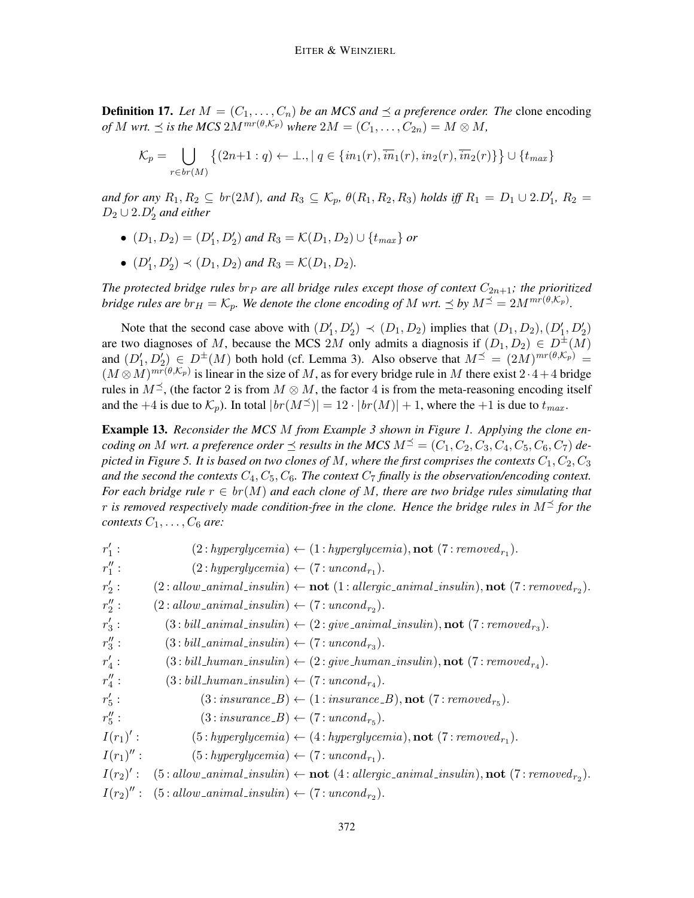**Definition 17.** *Let $M = (C_1, \ldots, C_n)$ be an MCS and $\preceq$ a preference order. The* clone encoding *of $M$ wrt. $\preceq$ is the MCS $2M^{mr(\theta,\mathcal{K}_p)}$ where $2M = (C_1, \ldots, C_{2n}) = M \otimes M$,*

$$\mathcal{K}_p = \bigcup_{r \in br(M)} \left\{ (2n{+}1 : q) \leftarrow \bot., \mid q \in \{in_1(r), \overline{in}_1(r), in_2(r), \overline{in}_2(r)\} \right\} \cup \{t_{max}\}$$

*and for any $R_1, R_2 \subseteq br(2M)$, and $R_3 \subseteq \mathcal{K}_p$, $\theta(R_1, R_2, R_3)$ holds iff $R_1 = D_1 \cup 2.D'_1$, $R_2 = D_2 \cup 2.D'_2$ and either*

- $(D_1, D_2) = (D'_1, D'_2)$ *and $R_3 = \mathcal{K}(D_1, D_2) \cup \{t_{max}\}$ or*
- $(D'_1, D'_2) \prec (D_1, D_2)$ *and $R_3 = \mathcal{K}(D_1, D_2)$.*

*The protected bridge rules $br_P$ are all bridge rules except those of context $C_{2n+1}$; the prioritized bridge rules are $br_H = \mathcal{K}_p$. We denote the clone encoding of $M$ wrt. $\preceq$ by $M^{\preceq} = 2M^{mr(\theta,\mathcal{K}_p)}$.*

Note that the second case above with $(D'_1, D'_2) \prec (D_1, D_2)$ implies that $(D_1, D_2), (D'_1, D'_2)$ are two diagnoses of $M$, because the MCS $2M$ only admits a diagnosis if $(D_1, D_2) \in D^{\pm}(M)$ and $(D'_1, D'_2) \in D^{\pm}(M)$ both hold (cf. Lemma 3). Also observe that $M^{\preceq} = (2M)^{mr(\theta,\mathcal{K}_p)} = (M \otimes M)^{mr(\theta,\mathcal{K}_p)}$ is linear in the size of $M$, as for every bridge rule in $M$ there exist $2 \cdot 4 + 4$ bridge rules in $M^{\preceq}$, (the factor 2 is from $M \otimes M$, the factor 4 is from the meta-reasoning encoding itself and the $+4$ is due to $\mathcal{K}_p$). In total $|br(M^{\preceq})| = 12 \cdot |br(M)| + 1$, where the $+1$ is due to $t_{max}$.

**Example 13.** *Reconsider the MCS $M$ from Example 3 shown in Figure 1. Applying the clone encoding on $M$ wrt. a preference order $\preceq$ results in the MCS $M^{\preceq} = (C_1, C_2, C_3, C_4, C_5, C_6, C_7)$ depicted in Figure 5. It is based on two clones of $M$, where the first comprises the contexts $C_1, C_2, C_3$ and the second the contexts $C_4, C_5, C_6$. The context $C_7$ finally is the observation/encoding context. For each bridge rule $r \in br(M)$ and each clone of $M$, there are two bridge rules simulating that $r$ is removed respectively made condition-free in the clone. Hence the bridge rules in $M^{\preceq}$ for the contexts $C_1, \ldots, C_6$ are:*

$$
\begin{array}{ll}
r'_1: & (2 : hyperglycemia) \leftarrow (1 : hyperglycemia), \mathbf{not}\ (7 : removed_{r_1}). \\
r''_1: & (2 : hyperglycemia) \leftarrow (7 : uncond_{r_1}). \\
r'_2: & (2 : allow\_animal\_insulin) \leftarrow \mathbf{not}\ (1 : allergic\_animal\_insulin), \mathbf{not}\ (7 : removed_{r_2}). \\
r''_2: & (2 : allow\_animal\_insulin) \leftarrow (7 : uncond_{r_2}). \\
r'_3: & (3 : bill\_animal\_insulin) \leftarrow (2 : give\_animal\_insulin), \mathbf{not}\ (7 : removed_{r_3}). \\
r''_3: & (3 : bill\_animal\_insulin) \leftarrow (7 : uncond_{r_3}). \\
r'_4: & (3 : bill\_human\_insulin) \leftarrow (2 : give\_human\_insulin), \mathbf{not}\ (7 : removed_{r_4}). \\
r''_4: & (3 : bill\_human\_insulin) \leftarrow (7 : uncond_{r_4}). \\
r'_5: & (3 : insurance\_B) \leftarrow (1 : insurance\_B), \mathbf{not}\ (7 : removed_{r_5}). \\
r''_5: & (3 : insurance\_B) \leftarrow (7 : uncond_{r_5}). \\
I(r_1)': & (5 : hyperglycemia) \leftarrow (4 : hyperglycemia), \mathbf{not}\ (7 : removed_{r_1}). \\
I(r_1)'': & (5 : hyperglycemia) \leftarrow (7 : uncond_{r_1}). \\
I(r_2)': & (5 : allow\_animal\_insulin) \leftarrow \mathbf{not}\ (4 : allergic\_animal\_insulin), \mathbf{not}\ (7 : removed_{r_2}). \\
I(r_2)'': & (5 : allow\_animal\_insulin) \leftarrow (7 : uncond_{r_2}).
\end{array}
$$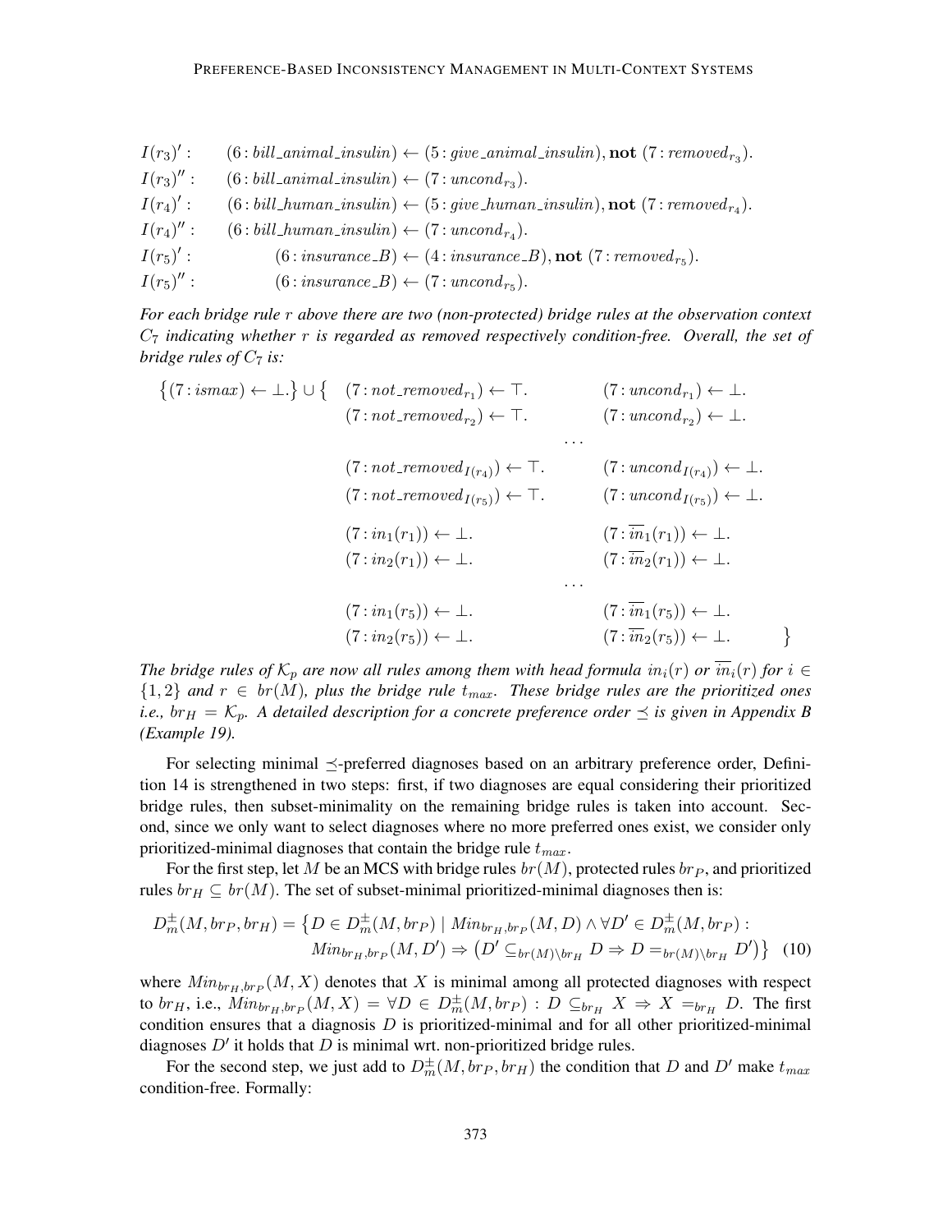$$I(r_3)': \quad (6: \mathit{bill\_animal\_insulin}) \leftarrow (5: \mathit{give\_animal\_insulin}), \mathbf{not}\ (7: \mathit{removed}_{r_3}).$$
$$I(r_3)'': \quad (6: \mathit{bill\_animal\_insulin}) \leftarrow (7: \mathit{uncond}_{r_3}).$$
$$I(r_4)': \quad (6: \mathit{bill\_human\_insulin}) \leftarrow (5: \mathit{give\_human\_insulin}), \mathbf{not}\ (7: \mathit{removed}_{r_4}).$$
$$I(r_4)'': \quad (6: \mathit{bill\_human\_insulin}) \leftarrow (7: \mathit{uncond}_{r_4}).$$
$$I(r_5)': \quad (6: \mathit{insurance\_B}) \leftarrow (4: \mathit{insurance\_B}), \mathbf{not}\ (7: \mathit{removed}_{r_5}).$$
$$I(r_5)'': \quad (6: \mathit{insurance\_B}) \leftarrow (7: \mathit{uncond}_{r_5}).$$

*For each bridge rule $r$ above there are two (non-protected) bridge rules at the observation context $C_7$ indicating whether $r$ is regarded as removed respectively condition-free. Overall, the set of bridge rules of $C_7$ is:*

$$
\begin{aligned}
\{(7: \mathit{ismax}) \leftarrow \bot.\} \cup \{ \quad & (7: \mathit{not\_removed}_{r_1}) \leftarrow \top. && (7: \mathit{uncond}_{r_1}) \leftarrow \bot. \\
& (7: \mathit{not\_removed}_{r_2}) \leftarrow \top. && (7: \mathit{uncond}_{r_2}) \leftarrow \bot. \\
& \qquad \ldots \\
& (7: \mathit{not\_removed}_{I(r_4)}) \leftarrow \top. && (7: \mathit{uncond}_{I(r_4)}) \leftarrow \bot. \\
& (7: \mathit{not\_removed}_{I(r_5)}) \leftarrow \top. && (7: \mathit{uncond}_{I(r_5)}) \leftarrow \bot. \\
& (7: in_1(r_1)) \leftarrow \bot. && (7: \overline{in}_1(r_1)) \leftarrow \bot. \\
& (7: in_2(r_1)) \leftarrow \bot. && (7: \overline{in}_2(r_1)) \leftarrow \bot. \\
& \qquad \ldots \\
& (7: in_1(r_5)) \leftarrow \bot. && (7: \overline{in}_1(r_5)) \leftarrow \bot. \\
& (7: in_2(r_5)) \leftarrow \bot. && (7: \overline{in}_2(r_5)) \leftarrow \bot. \quad \}
\end{aligned}
$$

*The bridge rules of $\mathcal{K}_p$ are now all rules among them with head formula $in_i(r)$ or $\overline{in}_i(r)$ for $i \in \{1, 2\}$ and $r \in br(M)$, plus the bridge rule $t_{max}$. These bridge rules are the prioritized ones i.e., $br_H = \mathcal{K}_p$. A detailed description for a concrete preference order $\preceq$ is given in Appendix B (Example 19).*

For selecting minimal $\preceq$-preferred diagnoses based on an arbitrary preference order, Definition 14 is strengthened in two steps: first, if two diagnoses are equal considering their prioritized bridge rules, then subset-minimality on the remaining bridge rules is taken into account. Second, since we only want to select diagnoses where no more preferred ones exist, we consider only prioritized-minimal diagnoses that contain the bridge rule $t_{max}$.

For the first step, let $M$ be an MCS with bridge rules $br(M)$, protected rules $br_P$, and prioritized rules $br_H \subseteq br(M)$. The set of subset-minimal prioritized-minimal diagnoses then is:

$$
\begin{aligned}
D^{\pm}_m(M, br_P, br_H) = \big\{ D \in D^{\pm}_m(M, br_P) \mid \mathit{Min}_{br_H, br_P}(M, D) \wedge \forall D' \in D^{\pm}_m(M, br_P) : \\
\mathit{Min}_{br_H, br_P}(M, D') \Rightarrow \big(D' \subseteq_{br(M) \setminus br_H} D \Rightarrow D =_{br(M) \setminus br_H} D'\big) \big\} \quad (10)
\end{aligned}
$$

where $\mathit{Min}_{br_H, br_P}(M, X)$ denotes that $X$ is minimal among all protected diagnoses with respect to $br_H$, i.e., $\mathit{Min}_{br_H, br_P}(M, X) = \forall D \in D^{\pm}_m(M, br_P) : D \subseteq_{br_H} X \Rightarrow X =_{br_H} D$. The first condition ensures that a diagnosis $D$ is prioritized-minimal and for all other prioritized-minimal diagnoses $D'$ it holds that $D$ is minimal wrt. non-prioritized bridge rules.

For the second step, we just add to $D^{\pm}_m(M, br_P, br_H)$ the condition that $D$ and $D'$ make $t_{max}$ condition-free. Formally: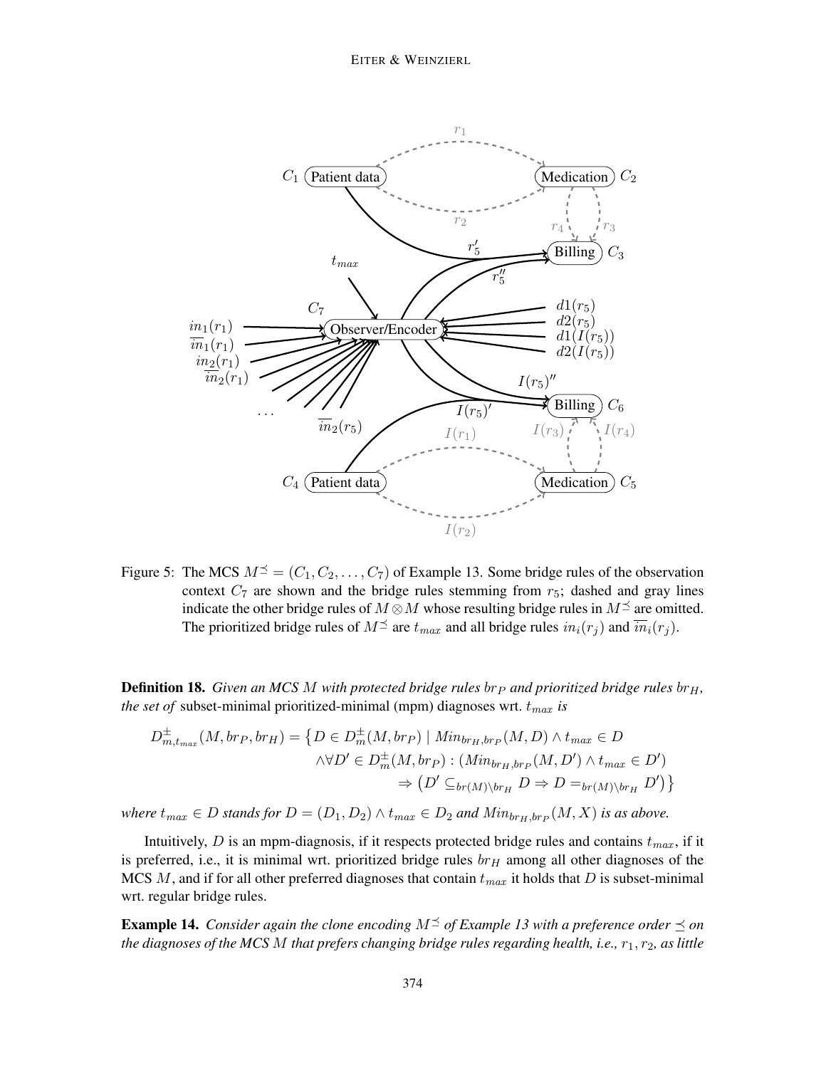$C_1$ Patient data

$r_1$

$r_2$

Medication $C_2$

$r_4$ $r_3$

$r'_5$

Billing $C_3$

$t_{max}$

$r''_5$

$C_7$

$in_1(r_1)$
$\overline{in}_1(r_1)$
$in_2(r_1)$
$\overline{in}_2(r_1)$

Observer/Encoder

$d1(r_5)$
$d2(r_5)$
$d1(I(r_5))$
$d2(I(r_5))$

$I(r_5)''$

...

$\overline{in}_2(r_5)$

$I(r_5)'$

Billing $C_6$

$I(r_1)$

$I(r_3)$ $I(r_4)$

$C_4$ Patient data

Medication $C_5$

$I(r_2)$

Figure 5: The MCS $M^{\preceq} = (C_1, C_2, \ldots, C_7)$ of Example 13. Some bridge rules of the observation context $C_7$ are shown and the bridge rules stemming from $r_5$; dashed and gray lines indicate the other bridge rules of $M \otimes M$ whose resulting bridge rules in $M^{\preceq}$ are omitted. The prioritized bridge rules of $M^{\preceq}$ are $t_{max}$ and all bridge rules $in_i(r_j)$ and $\overline{in}_i(r_j)$.

**Definition 18.** *Given an MCS $M$ with protected bridge rules $br_P$ and prioritized bridge rules $br_H$, the set of* subset-minimal prioritized-minimal (mpm) diagnoses wrt. $t_{max}$ *is*

$$D^{\pm}_{m,t_{max}}(M, br_P, br_H) = \big\{ D \in D^{\pm}_m(M, br_P) \mid Min_{br_H,br_P}(M, D) \wedge t_{max} \in D \\ \wedge \forall D' \in D^{\pm}_m(M, br_P) : (Min_{br_H,br_P}(M, D') \wedge t_{max} \in D') \\ \Rightarrow \big(D' \subseteq_{br(M)\setminus br_H} D \Rightarrow D =_{br(M)\setminus br_H} D'\big)\big\}$$

*where $t_{max} \in D$ stands for $D = (D_1, D_2) \wedge t_{max} \in D_2$ and $Min_{br_H,br_P}(M, X)$ is as above.*

Intuitively, $D$ is an mpm-diagnosis, if it respects protected bridge rules and contains $t_{max}$, if it is preferred, i.e., it is minimal wrt. prioritized bridge rules $br_H$ among all other diagnoses of the MCS $M$, and if for all other preferred diagnoses that contain $t_{max}$ it holds that $D$ is subset-minimal wrt. regular bridge rules.

**Example 14.** *Consider again the clone encoding $M^{\preceq}$ of Example 13 with a preference order $\preceq$ on the diagnoses of the MCS $M$ that prefers changing bridge rules regarding health, i.e., $r_1, r_2$, as little*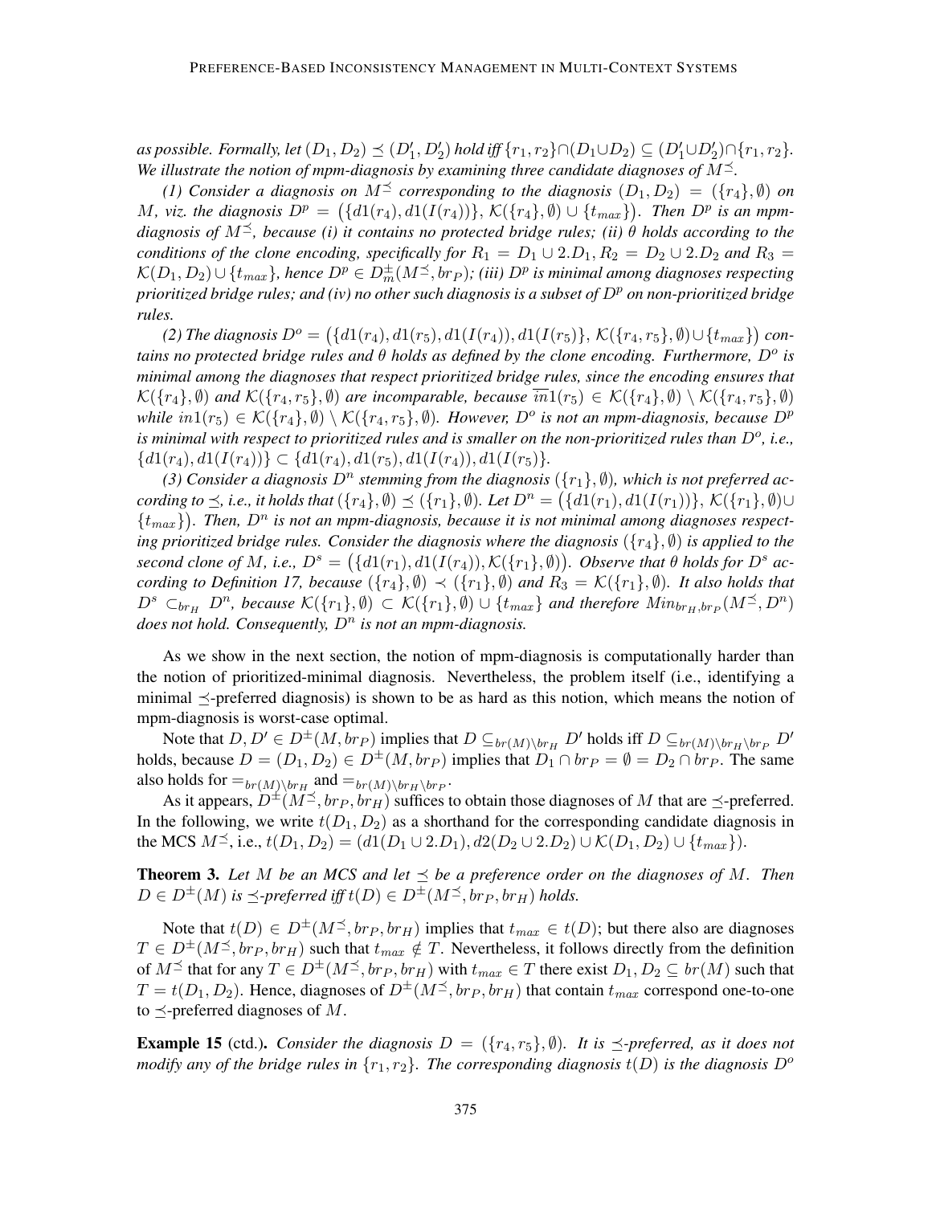*as possible. Formally, let $(D_1, D_2) \preceq (D'_1, D'_2)$ hold iff $\{r_1, r_2\} \cap (D_1 \cup D_2) \subseteq (D'_1 \cup D'_2) \cap \{r_1, r_2\}$. We illustrate the notion of mpm-diagnosis by examining three candidate diagnoses of $M^{\preceq}$.*

*(1) Consider a diagnosis on $M^{\preceq}$ corresponding to the diagnosis $(D_1, D_2) = (\{r_4\}, \emptyset)$ on $M$, viz. the diagnosis $D^p = \big(\{d1(r_4), d1(I(r_4))\}, \mathcal{K}(\{r_4\}, \emptyset) \cup \{t_{max}\}\big)$. Then $D^p$ is an mpm-diagnosis of $M^{\preceq}$, because (i) it contains no protected bridge rules; (ii) $\theta$ holds according to the conditions of the clone encoding, specifically for $R_1 = D_1 \cup 2.D_1$, $R_2 = D_2 \cup 2.D_2$ and $R_3 = \mathcal{K}(D_1, D_2) \cup \{t_{max}\}$, hence $D^p \in D^{\pm}_m(M^{\preceq}, br_P)$; (iii) $D^p$ is minimal among diagnoses respecting prioritized bridge rules; and (iv) no other such diagnosis is a subset of $D^p$ on non-prioritized bridge rules.*

*(2) The diagnosis $D^o = \big(\{d1(r_4), d1(r_5), d1(I(r_4)), d1(I(r_5))\}, \mathcal{K}(\{r_4, r_5\}, \emptyset) \cup \{t_{max}\}\big)$ contains no protected bridge rules and $\theta$ holds as defined by the clone encoding. Furthermore, $D^o$ is minimal among the diagnoses that respect prioritized bridge rules, since the encoding ensures that $\mathcal{K}(\{r_4\}, \emptyset)$ and $\mathcal{K}(\{r_4, r_5\}, \emptyset)$ are incomparable, because $\overline{in}1(r_5) \in \mathcal{K}(\{r_4\}, \emptyset) \setminus \mathcal{K}(\{r_4, r_5\}, \emptyset)$ while $in1(r_5) \in \mathcal{K}(\{r_4\}, \emptyset) \setminus \mathcal{K}(\{r_4, r_5\}, \emptyset)$. However, $D^o$ is not an mpm-diagnosis, because $D^p$ is minimal with respect to prioritized rules and is smaller on the non-prioritized rules than $D^o$, i.e., $\{d1(r_4), d1(I(r_4))\} \subset \{d1(r_4), d1(r_5), d1(I(r_4)), d1(I(r_5))\}$.*

*(3) Consider a diagnosis $D^n$ stemming from the diagnosis $(\{r_1\}, \emptyset)$, which is not preferred according to $\preceq$, i.e., it holds that $(\{r_4\}, \emptyset) \preceq (\{r_1\}, \emptyset)$. Let $D^n = \big(\{d1(r_1), d1(I(r_1))\}, \mathcal{K}(\{r_1\}, \emptyset) \cup \{t_{max}\}\big)$. Then, $D^n$ is not an mpm-diagnosis, because it is not minimal among diagnoses respecting prioritized bridge rules. Consider the diagnosis where the diagnosis $(\{r_4\}, \emptyset)$ is applied to the second clone of $M$, i.e., $D^s = \big(\{d1(r_1), d1(I(r_4)), \mathcal{K}(\{r_1\}, \emptyset)\big)$. Observe that $\theta$ holds for $D^s$ according to Definition 17, because $(\{r_4\}, \emptyset) \prec (\{r_1\}, \emptyset)$ and $R_3 = \mathcal{K}(\{r_1\}, \emptyset)$. It also holds that $D^s \subset_{br_H} D^n$, because $\mathcal{K}(\{r_1\}, \emptyset) \subset \mathcal{K}(\{r_1\}, \emptyset) \cup \{t_{max}\}$ and therefore $Min_{br_H, br_P}(M^{\preceq}, D^n)$ does not hold. Consequently, $D^n$ is not an mpm-diagnosis.*

As we show in the next section, the notion of mpm-diagnosis is computationally harder than the notion of prioritized-minimal diagnosis. Nevertheless, the problem itself (i.e., identifying a minimal $\preceq$-preferred diagnosis) is shown to be as hard as this notion, which means the notion of mpm-diagnosis is worst-case optimal.

Note that $D, D' \in D^{\pm}(M, br_P)$ implies that $D \subseteq_{br(M) \setminus br_H} D'$ holds iff $D \subseteq_{br(M) \setminus br_H \setminus br_P} D'$ holds, because $D = (D_1, D_2) \in D^{\pm}(M, br_P)$ implies that $D_1 \cap br_P = \emptyset = D_2 \cap br_P$. The same also holds for $=_{br(M) \setminus br_H}$ and $=_{br(M) \setminus br_H \setminus br_P}$.

As it appears, $D^{\pm}(M^{\preceq}, br_P, br_H)$ suffices to obtain those diagnoses of $M$ that are $\preceq$-preferred. In the following, we write $t(D_1, D_2)$ as a shorthand for the corresponding candidate diagnosis in the MCS $M^{\preceq}$, i.e., $t(D_1, D_2) = (d1(D_1 \cup 2.D_1), d2(D_2 \cup 2.D_2) \cup \mathcal{K}(D_1, D_2) \cup \{t_{max}\})$.

**Theorem 3.** *Let $M$ be an MCS and let $\preceq$ be a preference order on the diagnoses of $M$. Then $D \in D^{\pm}(M)$ is $\preceq$-preferred iff $t(D) \in D^{\pm}(M^{\preceq}, br_P, br_H)$ holds.*

Note that $t(D) \in D^{\pm}(M^{\preceq}, br_P, br_H)$ implies that $t_{max} \in t(D)$; but there also are diagnoses $T \in D^{\pm}(M^{\preceq}, br_P, br_H)$ such that $t_{max} \notin T$. Nevertheless, it follows directly from the definition of $M^{\preceq}$ that for any $T \in D^{\pm}(M^{\preceq}, br_P, br_H)$ with $t_{max} \in T$ there exist $D_1, D_2 \subseteq br(M)$ such that $T = t(D_1, D_2)$. Hence, diagnoses of $D^{\pm}(M^{\preceq}, br_P, br_H)$ that contain $t_{max}$ correspond one-to-one to $\preceq$-preferred diagnoses of $M$.

**Example 15** (ctd.). *Consider the diagnosis $D = (\{r_4, r_5\}, \emptyset)$. It is $\preceq$-preferred, as it does not modify any of the bridge rules in $\{r_1, r_2\}$. The corresponding diagnosis $t(D)$ is the diagnosis $D^o$*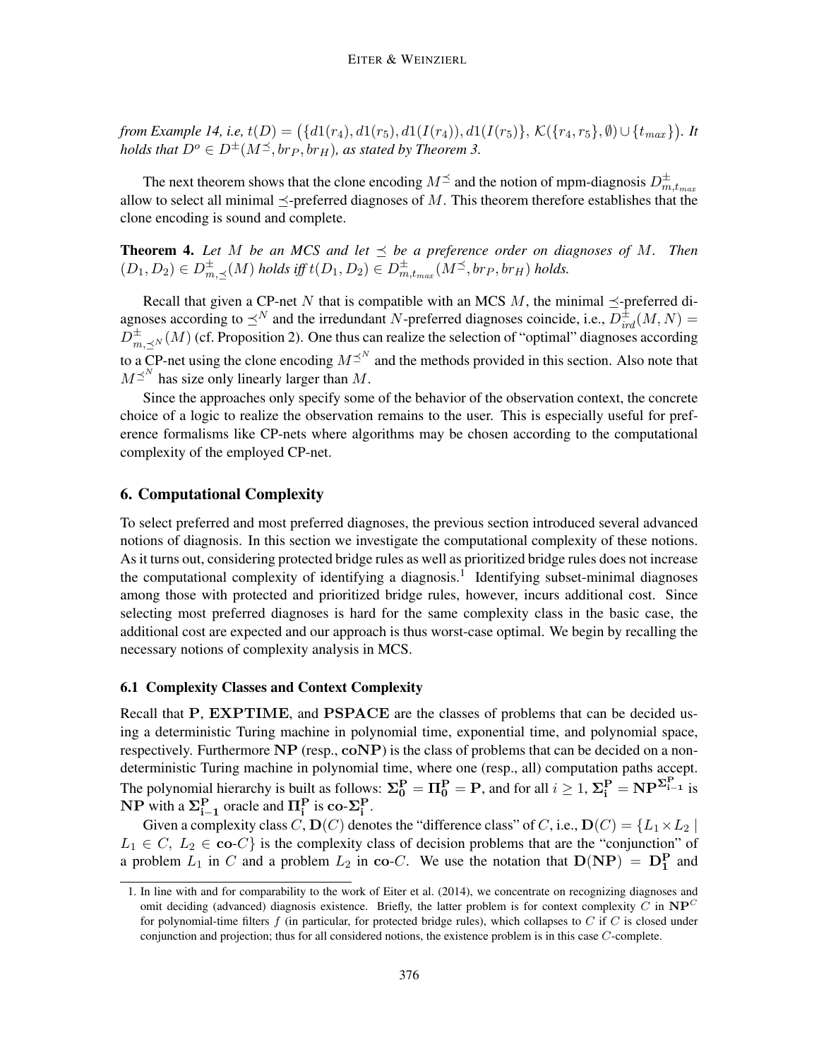*from Example 14, i.e,* $t(D) = \big(\{d1(r_4), d1(r_5), d1(I(r_4)), d1(I(r_5))\}, \mathcal{K}(\{r_4, r_5\}, \emptyset) \cup \{t_{max}\}\big)$*. It holds that* $D^o \in D^{\pm}(M^{\preceq}, br_P, br_H)$*, as stated by Theorem 3.*

The next theorem shows that the clone encoding $M^{\preceq}$ and the notion of mpm-diagnosis $D^{\pm}_{m,t_{max}}$ allow to select all minimal $\preceq$-preferred diagnoses of $M$. This theorem therefore establishes that the clone encoding is sound and complete.

**Theorem 4.** *Let $M$ be an MCS and let $\preceq$ be a preference order on diagnoses of $M$. Then* $(D_1, D_2) \in D^{\pm}_{m,\preceq}(M)$ *holds iff* $t(D_1, D_2) \in D^{\pm}_{m,t_{max}}(M^{\preceq}, br_P, br_H)$ *holds.*

Recall that given a CP-net $N$ that is compatible with an MCS $M$, the minimal $\preceq$-preferred diagnoses according to $\preceq^N$ and the irredundant $N$-preferred diagnoses coincide, i.e., $D^{\pm}_{ird}(M, N) = D^{\pm}_{m,\preceq^N}(M)$ (cf. Proposition 2). One thus can realize the selection of "optimal" diagnoses according to a CP-net using the clone encoding $M^{\preceq^N}$ and the methods provided in this section. Also note that $M^{\preceq^N}$ has size only linearly larger than $M$.

Since the approaches only specify some of the behavior of the observation context, the concrete choice of a logic to realize the observation remains to the user. This is especially useful for preference formalisms like CP-nets where algorithms may be chosen according to the computational complexity of the employed CP-net.

## 6. Computational Complexity

To select preferred and most preferred diagnoses, the previous section introduced several advanced notions of diagnosis. In this section we investigate the computational complexity of these notions. As it turns out, considering protected bridge rules as well as prioritized bridge rules does not increase the computational complexity of identifying a diagnosis.[1] Identifying subset-minimal diagnoses among those with protected and prioritized bridge rules, however, incurs additional cost. Since selecting most preferred diagnoses is hard for the same complexity class in the basic case, the additional cost are expected and our approach is thus worst-case optimal. We begin by recalling the necessary notions of complexity analysis in MCS.

### 6.1 Complexity Classes and Context Complexity

Recall that $\mathbf{P}$, $\mathbf{EXPTIME}$, and $\mathbf{PSPACE}$ are the classes of problems that can be decided using a deterministic Turing machine in polynomial time, exponential time, and polynomial space, respectively. Furthermore $\mathbf{NP}$ (resp., $\mathbf{coNP}$) is the class of problems that can be decided on a nondeterministic Turing machine in polynomial time, where one (resp., all) computation paths accept. The polynomial hierarchy is built as follows: $\mathbf{\Sigma_0^P} = \mathbf{\Pi_0^P} = \mathbf{P}$, and for all $i \geq 1$, $\mathbf{\Sigma_i^P} = \mathbf{NP}^{\mathbf{\Sigma_{i-1}^P}}$ is $\mathbf{NP}$ with a $\mathbf{\Sigma_{i-1}^P}$ oracle and $\mathbf{\Pi_i^P}$ is $\mathbf{co}\text{-}\mathbf{\Sigma_i^P}$.

Given a complexity class $C$, $\mathbf{D}(C)$ denotes the "difference class" of $C$, i.e., $\mathbf{D}(C) = \{L_1 \times L_2 \mid L_1 \in C,\ L_2 \in \mathbf{co}\text{-}C\}$ is the complexity class of decision problems that are the "conjunction" of a problem $L_1$ in $C$ and a problem $L_2$ in $\mathbf{co}\text{-}C$. We use the notation that $\mathbf{D}(\mathbf{NP}) = \mathbf{D_1^P}$ and

1. In line with and for comparability to the work of Eiter et al. (2014), we concentrate on recognizing diagnoses and omit deciding (advanced) diagnosis existence. Briefly, the latter problem is for context complexity $C$ in $\mathbf{NP}^C$ for polynomial-time filters $f$ (in particular, for protected bridge rules), which collapses to $C$ if $C$ is closed under conjunction and projection; thus for all considered notions, the existence problem is in this case $C$-complete.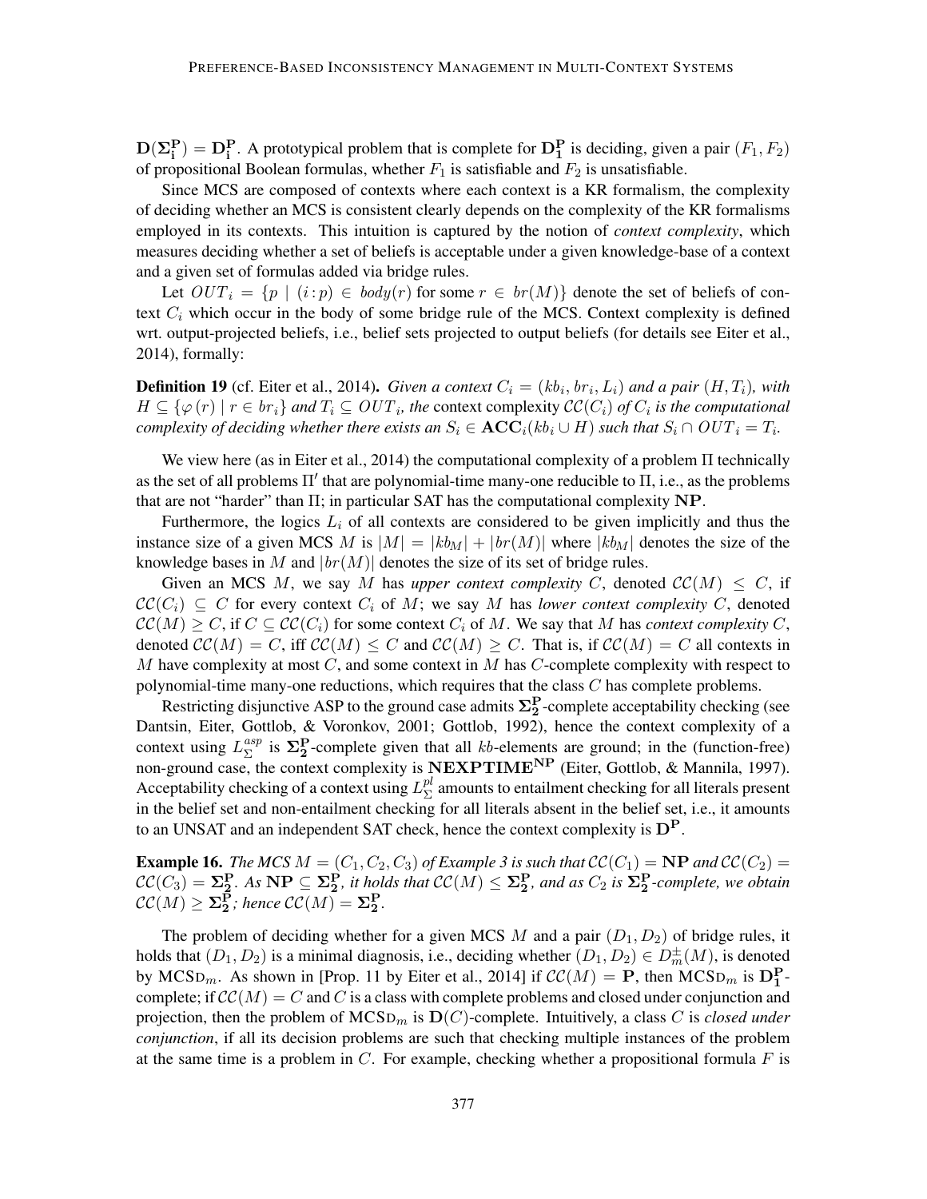$\mathbf{D}(\mathbf{\Sigma_i^P}) = \mathbf{D_i^P}$. A prototypical problem that is complete for $\mathbf{D_1^P}$ is deciding, given a pair $(F_1, F_2)$ of propositional Boolean formulas, whether $F_1$ is satisfiable and $F_2$ is unsatisfiable.

Since MCS are composed of contexts where each context is a KR formalism, the complexity of deciding whether an MCS is consistent clearly depends on the complexity of the KR formalisms employed in its contexts. This intuition is captured by the notion of *context complexity*, which measures deciding whether a set of beliefs is acceptable under a given knowledge-base of a context and a given set of formulas added via bridge rules.

Let $OUT_i = \{p \mid (i\!:\!p) \in \mathit{body}(r) \text{ for some } r \in br(M)\}$ denote the set of beliefs of context $C_i$ which occur in the body of some bridge rule of the MCS. Context complexity is defined wrt. output-projected beliefs, i.e., belief sets projected to output beliefs (for details see Eiter et al., 2014), formally:

**Definition 19** (cf. Eiter et al., 2014). *Given a context $C_i = (kb_i, br_i, L_i)$ and a pair $(H, T_i)$, with $H \subseteq \{\varphi(r) \mid r \in br_i\}$ and $T_i \subseteq OUT_i$, the* context complexity $\mathcal{CC}(C_i)$ *of $C_i$ is the computational complexity of deciding whether there exists an $S_i \in \mathbf{ACC}_i(kb_i \cup H)$ such that $S_i \cap OUT_i = T_i$.*

We view here (as in Eiter et al., 2014) the computational complexity of a problem $\Pi$ technically as the set of all problems $\Pi'$ that are polynomial-time many-one reducible to $\Pi$, i.e., as the problems that are not "harder" than $\Pi$; in particular SAT has the computational complexity $\mathbf{NP}$.

Furthermore, the logics $L_i$ of all contexts are considered to be given implicitly and thus the instance size of a given MCS $M$ is $|M| = |kb_M| + |br(M)|$ where $|kb_M|$ denotes the size of the knowledge bases in $M$ and $|br(M)|$ denotes the size of its set of bridge rules.

Given an MCS $M$, we say $M$ has *upper context complexity* $C$, denoted $\mathcal{CC}(M) \leq C$, if $\mathcal{CC}(C_i) \subseteq C$ for every context $C_i$ of $M$; we say $M$ has *lower context complexity* $C$, denoted $\mathcal{CC}(M) \geq C$, if $C \subseteq \mathcal{CC}(C_i)$ for some context $C_i$ of $M$. We say that $M$ has *context complexity* $C$, denoted $\mathcal{CC}(M) = C$, iff $\mathcal{CC}(M) \leq C$ and $\mathcal{CC}(M) \geq C$. That is, if $\mathcal{CC}(M) = C$ all contexts in $M$ have complexity at most $C$, and some context in $M$ has $C$-complete complexity with respect to polynomial-time many-one reductions, which requires that the class $C$ has complete problems.

Restricting disjunctive ASP to the ground case admits $\mathbf{\Sigma_2^P}$-complete acceptability checking (see Dantsin, Eiter, Gottlob, & Voronkov, 2001; Gottlob, 1992), hence the context complexity of a context using $L_\Sigma^{asp}$ is $\mathbf{\Sigma_2^P}$-complete given that all $kb$-elements are ground; in the (function-free) non-ground case, the context complexity is $\mathbf{NEXPTIME^{NP}}$ (Eiter, Gottlob, & Mannila, 1997). Acceptability checking of a context using $L_\Sigma^{pl}$ amounts to entailment checking for all literals present in the belief set and non-entailment checking for all literals absent in the belief set, i.e., it amounts to an UNSAT and an independent SAT check, hence the context complexity is $\mathbf{D^P}$.

**Example 16.** *The MCS $M = (C_1, C_2, C_3)$ of Example 3 is such that $\mathcal{CC}(C_1) = \mathbf{NP}$ and $\mathcal{CC}(C_2) = \mathcal{CC}(C_3) = \mathbf{\Sigma_2^P}$. As $\mathbf{NP} \subseteq \mathbf{\Sigma_2^P}$, it holds that $\mathcal{CC}(M) \leq \mathbf{\Sigma_2^P}$, and as $C_2$ is $\mathbf{\Sigma_2^P}$-complete, we obtain $\mathcal{CC}(M) \geq \mathbf{\Sigma_2^P}$; hence $\mathcal{CC}(M) = \mathbf{\Sigma_2^P}$.*

The problem of deciding whether for a given MCS $M$ and a pair $(D_1, D_2)$ of bridge rules, it holds that $(D_1, D_2)$ is a minimal diagnosis, i.e., deciding whether $(D_1, D_2) \in D_m^{\pm}(M)$, is denoted by $\text{MCSD}_m$. As shown in [Prop. 11 by Eiter et al., 2014] if $\mathcal{CC}(M) = \mathbf{P}$, then $\text{MCSD}_m$ is $\mathbf{D_1^P}$-complete; if $\mathcal{CC}(M) = C$ and $C$ is a class with complete problems and closed under conjunction and projection, then the problem of $\text{MCSD}_m$ is $\mathbf{D}(C)$-complete. Intuitively, a class $C$ is *closed under conjunction*, if all its decision problems are such that checking multiple instances of the problem at the same time is a problem in $C$. For example, checking whether a propositional formula $F$ is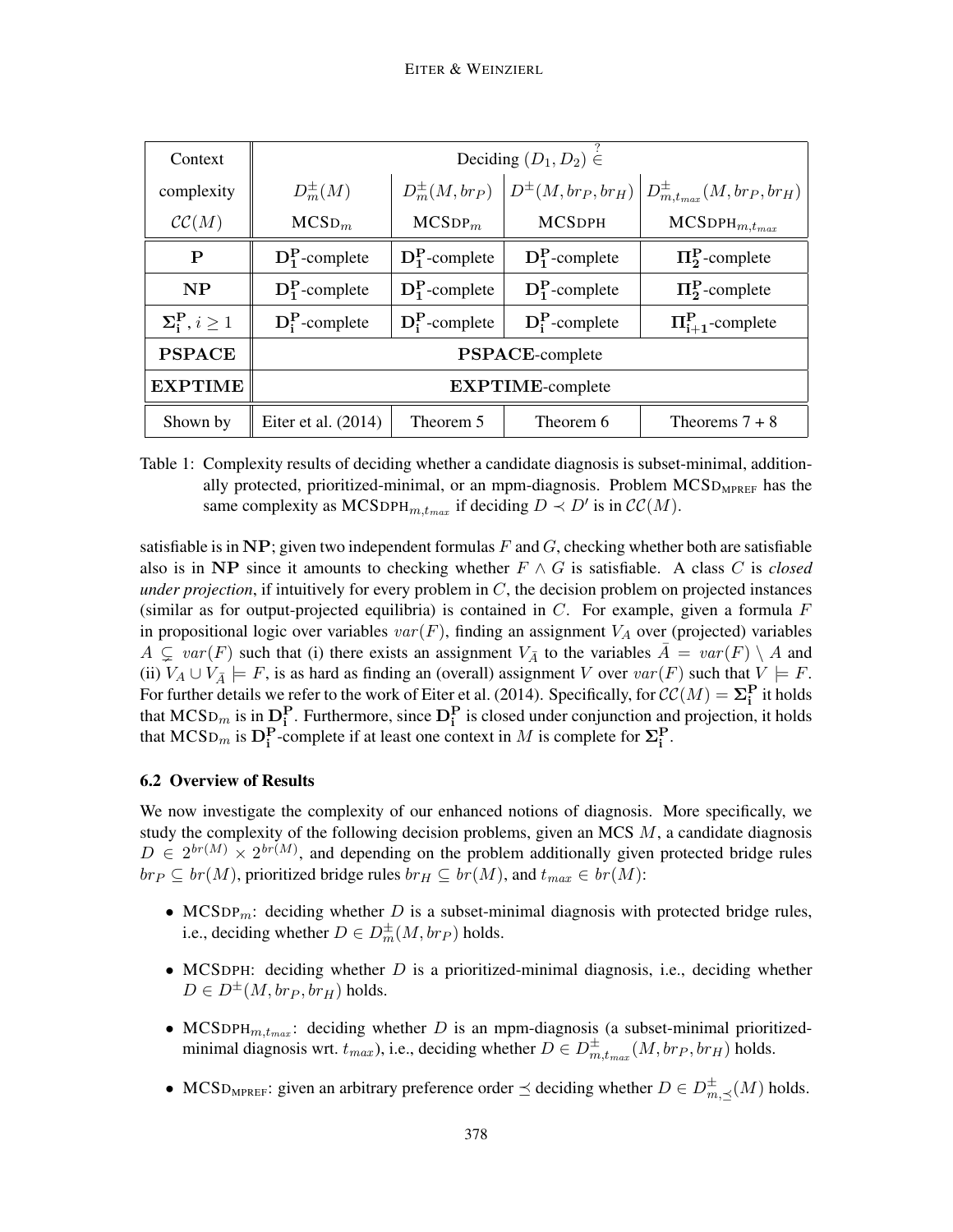| Context | Deciding $(D_1, D_2) \overset{?}{\in}$ | | | |
|---|---|---|---|---|
| complexity | $D^{\pm}_{m}(M)$ | $D^{\pm}_{m}(M, br_P)$ | $D^{\pm}(M, br_P, br_H)$ | $D^{\pm}_{m,t_{max}}(M, br_P, br_H)$ |
| $\mathcal{CC}(M)$ | MCSD$_m$ | MCSDP$_m$ | MCSDPH | MCSDPH$_{m,t_{max}}$ |
| $\mathbf{P}$ | $\mathbf{D^P_1}$-complete | $\mathbf{D^P_1}$-complete | $\mathbf{D^P_1}$-complete | $\mathbf{\Pi^P_2}$-complete |
| $\mathbf{NP}$ | $\mathbf{D^P_1}$-complete | $\mathbf{D^P_1}$-complete | $\mathbf{D^P_1}$-complete | $\mathbf{\Pi^P_2}$-complete |
| $\mathbf{\Sigma^P_i}$, $i \geq 1$ | $\mathbf{D^P_i}$-complete | $\mathbf{D^P_i}$-complete | $\mathbf{D^P_i}$-complete | $\mathbf{\Pi^P_{i+1}}$-complete |
| **PSPACE** | **PSPACE**-complete | | | |
| **EXPTIME** | **EXPTIME**-complete | | | |
| Shown by | Eiter et al. (2014) | Theorem 5 | Theorem 6 | Theorems 7 + 8 |

Table 1: Complexity results of deciding whether a candidate diagnosis is subset-minimal, additionally protected, prioritized-minimal, or an mpm-diagnosis. Problem MCSD$_{\text{MPREF}}$ has the same complexity as MCSDPH$_{m,t_{max}}$ if deciding $D \prec D'$ is in $\mathcal{CC}(M)$.

satisfiable is in $\mathbf{NP}$; given two independent formulas $F$ and $G$, checking whether both are satisfiable also is in $\mathbf{NP}$ since it amounts to checking whether $F \wedge G$ is satisfiable. A class $C$ is *closed under projection*, if intuitively for every problem in $C$, the decision problem on projected instances (similar as for output-projected equilibria) is contained in $C$. For example, given a formula $F$ in propositional logic over variables $var(F)$, finding an assignment $V_A$ over (projected) variables $A \subsetneq var(F)$ such that (i) there exists an assignment $V_{\bar{A}}$ to the variables $\bar{A} = var(F) \setminus A$ and (ii) $V_A \cup V_{\bar{A}} \models F$, is as hard as finding an (overall) assignment $V$ over $var(F)$ such that $V \models F$. For further details we refer to the work of Eiter et al. (2014). Specifically, for $\mathcal{CC}(M) = \mathbf{\Sigma^P_i}$ it holds that MCSD$_m$ is in $\mathbf{D^P_i}$. Furthermore, since $\mathbf{D^P_i}$ is closed under conjunction and projection, it holds that MCSD$_m$ is $\mathbf{D^P_i}$-complete if at least one context in $M$ is complete for $\mathbf{\Sigma^P_i}$.

### 6.2 Overview of Results

We now investigate the complexity of our enhanced notions of diagnosis. More specifically, we study the complexity of the following decision problems, given an MCS $M$, a candidate diagnosis $D \in 2^{br(M)} \times 2^{br(M)}$, and depending on the problem additionally given protected bridge rules $br_P \subseteq br(M)$, prioritized bridge rules $br_H \subseteq br(M)$, and $t_{max} \in br(M)$:

- MCSDP$_m$: deciding whether $D$ is a subset-minimal diagnosis with protected bridge rules, i.e., deciding whether $D \in D^{\pm}_{m}(M, br_P)$ holds.
- MCSDPH: deciding whether $D$ is a prioritized-minimal diagnosis, i.e., deciding whether $D \in D^{\pm}(M, br_P, br_H)$ holds.
- MCSDPH$_{m,t_{max}}$: deciding whether $D$ is an mpm-diagnosis (a subset-minimal prioritized-minimal diagnosis wrt. $t_{max}$), i.e., deciding whether $D \in D^{\pm}_{m,t_{max}}(M, br_P, br_H)$ holds.
- MCSD$_{\text{MPREF}}$: given an arbitrary preference order $\preceq$ deciding whether $D \in D^{\pm}_{m,\preceq}(M)$ holds.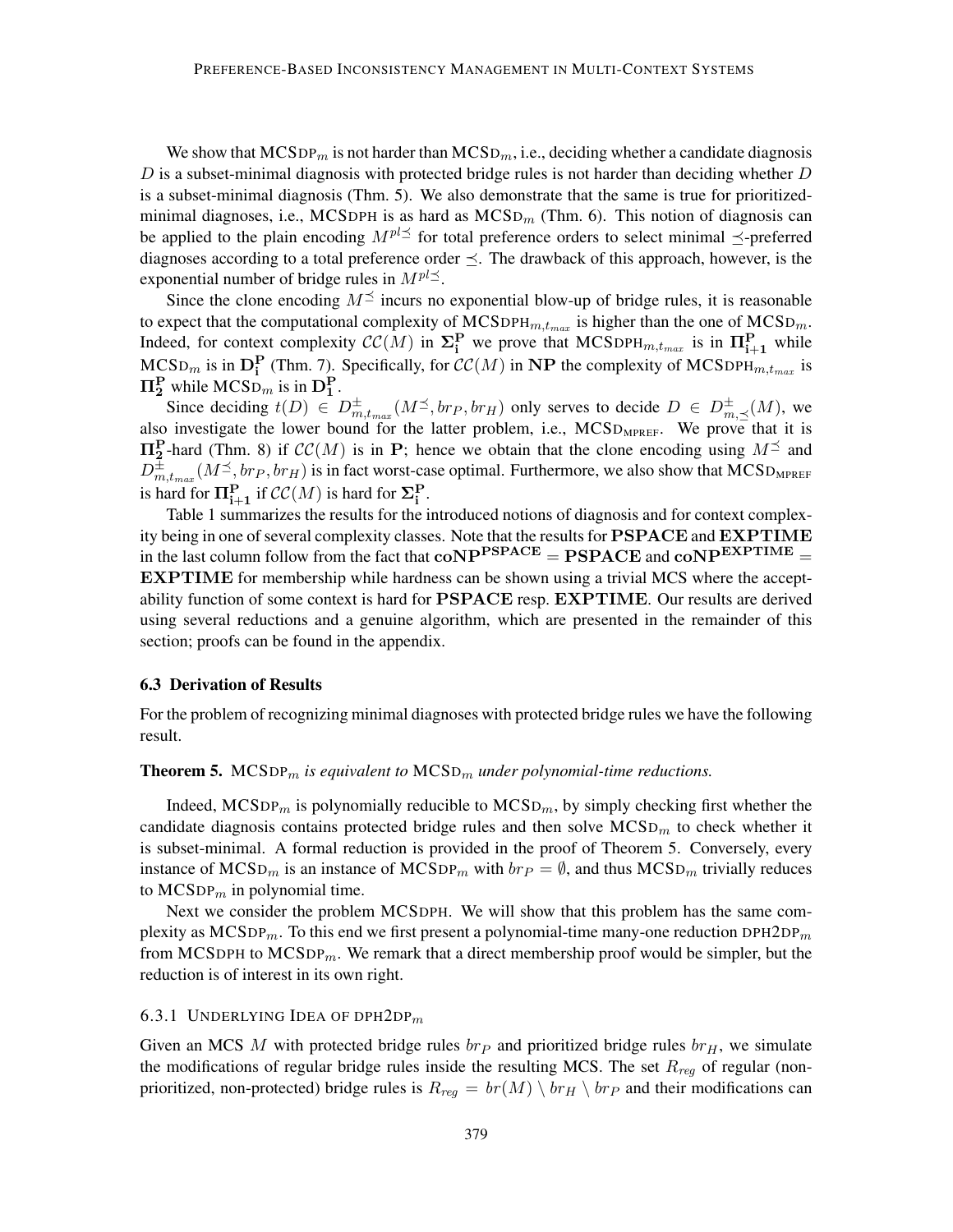We show that $\text{MCSDP}_m$ is not harder than $\text{MCSD}_m$, i.e., deciding whether a candidate diagnosis $D$ is a subset-minimal diagnosis with protected bridge rules is not harder than deciding whether $D$ is a subset-minimal diagnosis (Thm. 5). We also demonstrate that the same is true for prioritized-minimal diagnoses, i.e., MCSDPH is as hard as $\text{MCSD}_m$ (Thm. 6). This notion of diagnosis can be applied to the plain encoding $M^{pl\preceq}$ for total preference orders to select minimal $\preceq$-preferred diagnoses according to a total preference order $\preceq$. The drawback of this approach, however, is the exponential number of bridge rules in $M^{pl\preceq}$.

Since the clone encoding $M^{\preceq}$ incurs no exponential blow-up of bridge rules, it is reasonable to expect that the computational complexity of $\text{MCSDPH}_{m,t_{max}}$ is higher than the one of $\text{MCSD}_m$. Indeed, for context complexity $\mathcal{CC}(M)$ in $\mathbf{\Sigma_i^P}$ we prove that $\text{MCSDPH}_{m,t_{max}}$ is in $\mathbf{\Pi_{i+1}^P}$ while $\text{MCSD}_m$ is in $\mathbf{D_i^P}$ (Thm. 7). Specifically, for $\mathcal{CC}(M)$ in $\mathbf{NP}$ the complexity of $\text{MCSDPH}_{m,t_{max}}$ is $\mathbf{\Pi_2^P}$ while $\text{MCSD}_m$ is in $\mathbf{D_1^P}$.

Since deciding $t(D) \in D^{\pm}_{m,t_{max}}(M^{\preceq}, br_P, br_H)$ only serves to decide $D \in D^{\pm}_{m,\preceq}(M)$, we also investigate the lower bound for the latter problem, i.e., $\text{MCSD}_{\text{MPREF}}$. We prove that it is $\mathbf{\Pi_2^P}$-hard (Thm. 8) if $\mathcal{CC}(M)$ is in $\mathbf{P}$; hence we obtain that the clone encoding using $M^{\preceq}$ and $D^{\pm}_{m,t_{max}}(M^{\preceq}, br_P, br_H)$ is in fact worst-case optimal. Furthermore, we also show that $\text{MCSD}_{\text{MPREF}}$ is hard for $\mathbf{\Pi_{i+1}^P}$ if $\mathcal{CC}(M)$ is hard for $\mathbf{\Sigma_i^P}$.

Table 1 summarizes the results for the introduced notions of diagnosis and for context complexity being in one of several complexity classes. Note that the results for $\mathbf{PSPACE}$ and $\mathbf{EXPTIME}$ in the last column follow from the fact that $\mathbf{coNP^{PSPACE}} = \mathbf{PSPACE}$ and $\mathbf{coNP^{EXPTIME}} = \mathbf{EXPTIME}$ for membership while hardness can be shown using a trivial MCS where the acceptability function of some context is hard for $\mathbf{PSPACE}$ resp. $\mathbf{EXPTIME}$. Our results are derived using several reductions and a genuine algorithm, which are presented in the remainder of this section; proofs can be found in the appendix.

### 6.3 Derivation of Results

For the problem of recognizing minimal diagnoses with protected bridge rules we have the following result.

**Theorem 5.** *$\text{MCSDP}_m$ is equivalent to $\text{MCSD}_m$ under polynomial-time reductions.*

Indeed, $\text{MCSDP}_m$ is polynomially reducible to $\text{MCSD}_m$, by simply checking first whether the candidate diagnosis contains protected bridge rules and then solve $\text{MCSD}_m$ to check whether it is subset-minimal. A formal reduction is provided in the proof of Theorem 5. Conversely, every instance of $\text{MCSD}_m$ is an instance of $\text{MCSDP}_m$ with $br_P = \emptyset$, and thus $\text{MCSD}_m$ trivially reduces to $\text{MCSDP}_m$ in polynomial time.

Next we consider the problem MCSDPH. We will show that this problem has the same complexity as $\text{MCSDP}_m$. To this end we first present a polynomial-time many-one reduction $\text{DPH2DP}_m$ from MCSDPH to $\text{MCSDP}_m$. We remark that a direct membership proof would be simpler, but the reduction is of interest in its own right.

#### 6.3.1 Underlying Idea of $\text{DPH2DP}_m$

Given an MCS $M$ with protected bridge rules $br_P$ and prioritized bridge rules $br_H$, we simulate the modifications of regular bridge rules inside the resulting MCS. The set $R_{reg}$ of regular (non-prioritized, non-protected) bridge rules is $R_{reg} = br(M) \setminus br_H \setminus br_P$ and their modifications can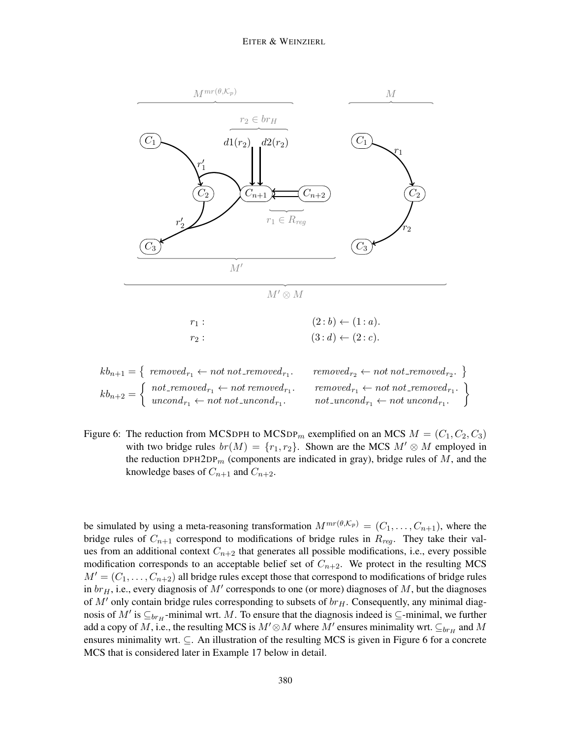$M^{mr(\theta,\mathcal{K}_p)}$

$r_2 \in br_H$

$C_1$

$d1(r_2)$ $d2(r_2)$

$r'_1$

$C_2$ $C_{n+1}$ $C_{n+2}$

$r'_2$

$r_1 \in R_{reg}$

$C_3$

$M'$

$M$

$C_1$

$r_1$

$C_2$

$r_2$

$C_3$

$M' \otimes M$

$$r_1 : \qquad (2:b) \leftarrow (1:a).$$
$$r_2 : \qquad (3:d) \leftarrow (2:c).$$

$$kb_{n+1} = \left\{ \; removed_{r_1} \leftarrow not\ not\_removed_{r_1}. \qquad removed_{r_2} \leftarrow not\ not\_removed_{r_2}. \; \right\}$$

$$kb_{n+2} = \left\{ \begin{array}{ll} not\_removed_{r_1} \leftarrow not\ removed_{r_1}. & removed_{r_1} \leftarrow not\ not\_removed_{r_1}. \\ uncond_{r_1} \leftarrow not\ not\_uncond_{r_1}. & not\_uncond_{r_1} \leftarrow not\ uncond_{r_1}. \end{array} \right\}$$

Figure 6: The reduction from MCSDPH to MCSDP$_m$ exemplified on an MCS $M = (C_1, C_2, C_3)$ with two bridge rules $br(M) = \{r_1, r_2\}$. Shown are the MCS $M' \otimes M$ employed in the reduction DPH2DP$_m$ (components are indicated in gray), bridge rules of $M$, and the knowledge bases of $C_{n+1}$ and $C_{n+2}$.

be simulated by using a meta-reasoning transformation $M^{mr(\theta,\mathcal{K}_p)} = (C_1, \ldots, C_{n+1})$, where the bridge rules of $C_{n+1}$ correspond to modifications of bridge rules in $R_{reg}$. They take their values from an additional context $C_{n+2}$ that generates all possible modifications, i.e., every possible modification corresponds to an acceptable belief set of $C_{n+2}$. We protect in the resulting MCS $M' = (C_1, \ldots, C_{n+2})$ all bridge rules except those that correspond to modifications of bridge rules in $br_H$, i.e., every diagnosis of $M'$ corresponds to one (or more) diagnoses of $M$, but the diagnoses of $M'$ only contain bridge rules corresponding to subsets of $br_H$. Consequently, any minimal diagnosis of $M'$ is $\subseteq_{br_H}$-minimal wrt. $M$. To ensure that the diagnosis indeed is $\subseteq$-minimal, we further add a copy of $M$, i.e., the resulting MCS is $M' \otimes M$ where $M'$ ensures minimality wrt. $\subseteq_{br_H}$ and $M$ ensures minimality wrt. $\subseteq$. An illustration of the resulting MCS is given in Figure 6 for a concrete MCS that is considered later in Example 17 below in detail.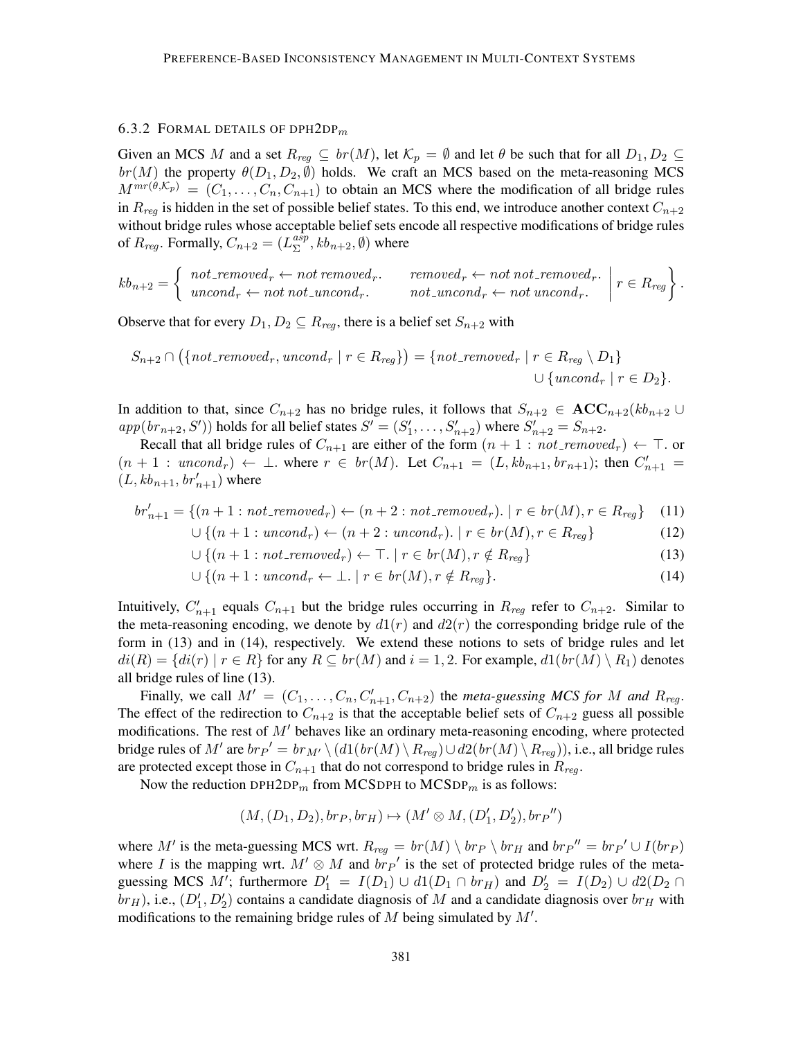### 6.3.2 Formal details of DPH2DP$_m$

Given an MCS $M$ and a set $R_{reg} \subseteq br(M)$, let $\mathcal{K}_p = \emptyset$ and let $\theta$ be such that for all $D_1, D_2 \subseteq br(M)$ the property $\theta(D_1, D_2, \emptyset)$ holds. We craft an MCS based on the meta-reasoning MCS $M^{mr(\theta,\mathcal{K}_p)} = (C_1, \dots, C_n, C_{n+1})$ to obtain an MCS where the modification of all bridge rules in $R_{reg}$ is hidden in the set of possible belief states. To this end, we introduce another context $C_{n+2}$ without bridge rules whose acceptable belief sets encode all respective modifications of bridge rules of $R_{reg}$. Formally, $C_{n+2} = (L_\Sigma^{asp}, kb_{n+2}, \emptyset)$ where

$$kb_{n+2} = \left\{ \begin{array}{ll} not\_removed_r \leftarrow not\ removed_r. & removed_r \leftarrow not\ not\_removed_r. \\ uncond_r \leftarrow not\ not\_uncond_r. & not\_uncond_r \leftarrow not\ uncond_r. \end{array} \middle| \ r \in R_{reg} \right\}.$$

Observe that for every $D_1, D_2 \subseteq R_{reg}$, there is a belief set $S_{n+2}$ with

$$S_{n+2} \cap \big(\{not\_removed_r, uncond_r \mid r \in R_{reg}\}\big) = \{not\_removed_r \mid r \in R_{reg} \setminus D_1\} \cup \{uncond_r \mid r \in D_2\}.$$

In addition to that, since $C_{n+2}$ has no bridge rules, it follows that $S_{n+2} \in \mathbf{ACC}_{n+2}(kb_{n+2} \cup app(br_{n+2}, S'))$ holds for all belief states $S' = (S'_1, \dots, S'_{n+2})$ where $S'_{n+2} = S_{n+2}$.

Recall that all bridge rules of $C_{n+1}$ are either of the form $(n+1 : not\_removed_r) \leftarrow \top.$ or $(n+1 : uncond_r) \leftarrow \bot.$ where $r \in br(M)$. Let $C_{n+1} = (L, kb_{n+1}, br_{n+1})$; then $C'_{n+1} = (L, kb_{n+1}, br'_{n+1})$ where

$$\begin{aligned} br'_{n+1} = \{&(n+1 : not\_removed_r) \leftarrow (n+2 : not\_removed_r). \mid r \in br(M), r \in R_{reg}\} &(11)\\ \cup \{&(n+1 : uncond_r) \leftarrow (n+2 : uncond_r). \mid r \in br(M), r \in R_{reg}\} &(12)\\ \cup \{&(n+1 : not\_removed_r) \leftarrow \top. \mid r \in br(M), r \notin R_{reg}\} &(13)\\ \cup \{&(n+1 : uncond_r \leftarrow \bot. \mid r \in br(M), r \notin R_{reg}\}. &(14) \end{aligned}$$

Intuitively, $C'_{n+1}$ equals $C_{n+1}$ but the bridge rules occurring in $R_{reg}$ refer to $C_{n+2}$. Similar to the meta-reasoning encoding, we denote by $d1(r)$ and $d2(r)$ the corresponding bridge rule of the form in (13) and in (14), respectively. We extend these notions to sets of bridge rules and let $di(R) = \{di(r) \mid r \in R\}$ for any $R \subseteq br(M)$ and $i = 1, 2$. For example, $d1(br(M) \setminus R_1)$ denotes all bridge rules of line (13).

Finally, we call $M' = (C_1, \dots, C_n, C'_{n+1}, C_{n+2})$ the *meta-guessing MCS for $M$ and $R_{reg}$*. The effect of the redirection to $C_{n+2}$ is that the acceptable belief sets of $C_{n+2}$ guess all possible modifications. The rest of $M'$ behaves like an ordinary meta-reasoning encoding, where protected bridge rules of $M'$ are $br_P{}' = br_{M'} \setminus (d1(br(M) \setminus R_{reg}) \cup d2(br(M) \setminus R_{reg}))$, i.e., all bridge rules are protected except those in $C_{n+1}$ that do not correspond to bridge rules in $R_{reg}$.

Now the reduction DPH2DP$_m$ from MCSDPH to MCSDP$_m$ is as follows:

$$(M, (D_1, D_2), br_P, br_H) \mapsto (M' \otimes M, (D'_1, D'_2), br_P{}'')$$

where $M'$ is the meta-guessing MCS wrt. $R_{reg} = br(M) \setminus br_P \setminus br_H$ and $br_P{}'' = br_P{}' \cup I(br_P)$ where $I$ is the mapping wrt. $M' \otimes M$ and $br_P{}'$ is the set of protected bridge rules of the meta-guessing MCS $M'$; furthermore $D'_1 = I(D_1) \cup d1(D_1 \cap br_H)$ and $D'_2 = I(D_2) \cup d2(D_2 \cap br_H)$, i.e., $(D'_1, D'_2)$ contains a candidate diagnosis of $M$ and a candidate diagnosis over $br_H$ with modifications to the remaining bridge rules of $M$ being simulated by $M'$.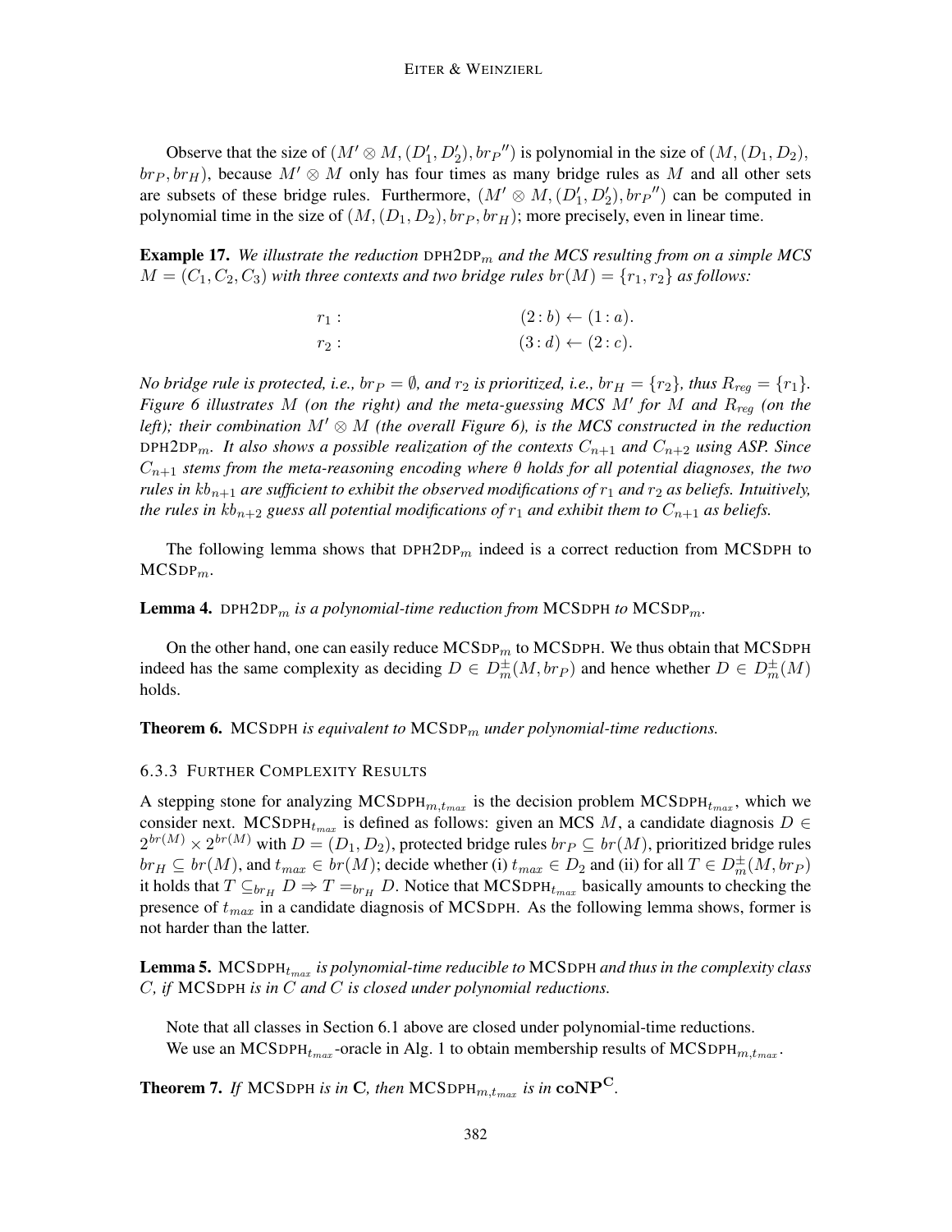Observe that the size of $(M' \otimes M, (D'_1, D'_2), br_P'')$ is polynomial in the size of $(M, (D_1, D_2), br_P, br_H)$, because $M' \otimes M$ only has four times as many bridge rules as $M$ and all other sets are subsets of these bridge rules. Furthermore, $(M' \otimes M, (D'_1, D'_2), br_P'')$ can be computed in polynomial time in the size of $(M, (D_1, D_2), br_P, br_H)$; more precisely, even in linear time.

**Example 17.** *We illustrate the reduction* DPH2DP$_m$ *and the MCS resulting from on a simple MCS* $M = (C_1, C_2, C_3)$ *with three contexts and two bridge rules* $br(M) = \{r_1, r_2\}$ *as follows:*

$$r_1 : \quad (2 : b) \leftarrow (1 : a).$$
$$r_2 : \quad (3 : d) \leftarrow (2 : c).$$

*No bridge rule is protected, i.e.,* $br_P = \emptyset$*, and* $r_2$ *is prioritized, i.e.,* $br_H = \{r_2\}$*, thus* $R_{reg} = \{r_1\}$*. Figure 6 illustrates* $M$ *(on the right) and the meta-guessing MCS* $M'$ *for* $M$ *and* $R_{reg}$ *(on the left); their combination* $M' \otimes M$ *(the overall Figure 6), is the MCS constructed in the reduction* DPH2DP$_m$*. It also shows a possible realization of the contexts* $C_{n+1}$ *and* $C_{n+2}$ *using ASP. Since* $C_{n+1}$ *stems from the meta-reasoning encoding where* $\theta$ *holds for all potential diagnoses, the two rules in* $kb_{n+1}$ *are sufficient to exhibit the observed modifications of* $r_1$ *and* $r_2$ *as beliefs. Intuitively, the rules in* $kb_{n+2}$ *guess all potential modifications of* $r_1$ *and exhibit them to* $C_{n+1}$ *as beliefs.*

The following lemma shows that DPH2DP$_m$ indeed is a correct reduction from MCSDPH to MCSDP$_m$.

**Lemma 4.** DPH2DP$_m$ *is a polynomial-time reduction from* MCSDPH *to* MCSDP$_m$.

On the other hand, one can easily reduce MCSDP$_m$ to MCSDPH. We thus obtain that MCSDPH indeed has the same complexity as deciding $D \in D^{\pm}_m(M, br_P)$ and hence whether $D \in D^{\pm}_m(M)$ holds.

**Theorem 6.** MCSDPH *is equivalent to* MCSDP$_m$ *under polynomial-time reductions.*

#### 6.3.3 Further Complexity Results

A stepping stone for analyzing MCSDPH$_{m,t_{max}}$ is the decision problem MCSDPH$_{t_{max}}$, which we consider next. MCSDPH$_{t_{max}}$ is defined as follows: given an MCS $M$, a candidate diagnosis $D \in 2^{br(M)} \times 2^{br(M)}$ with $D = (D_1, D_2)$, protected bridge rules $br_P \subseteq br(M)$, prioritized bridge rules $br_H \subseteq br(M)$, and $t_{max} \in br(M)$; decide whether (i) $t_{max} \in D_2$ and (ii) for all $T \in D^{\pm}_m(M, br_P)$ it holds that $T \subseteq_{br_H} D \Rightarrow T =_{br_H} D$. Notice that MCSDPH$_{t_{max}}$ basically amounts to checking the presence of $t_{max}$ in a candidate diagnosis of MCSDPH. As the following lemma shows, former is not harder than the latter.

**Lemma 5.** MCSDPH$_{t_{max}}$ *is polynomial-time reducible to* MCSDPH *and thus in the complexity class* $C$*, if* MCSDPH *is in* $C$ *and* $C$ *is closed under polynomial reductions.*

Note that all classes in Section 6.1 above are closed under polynomial-time reductions.
We use an MCSDPH$_{t_{max}}$-oracle in Alg. 1 to obtain membership results of MCSDPH$_{m,t_{max}}$.

**Theorem 7.** *If* MCSDPH *is in* $\mathbf{C}$*, then* MCSDPH$_{m,t_{max}}$ *is in* $\mathbf{coNP^C}$.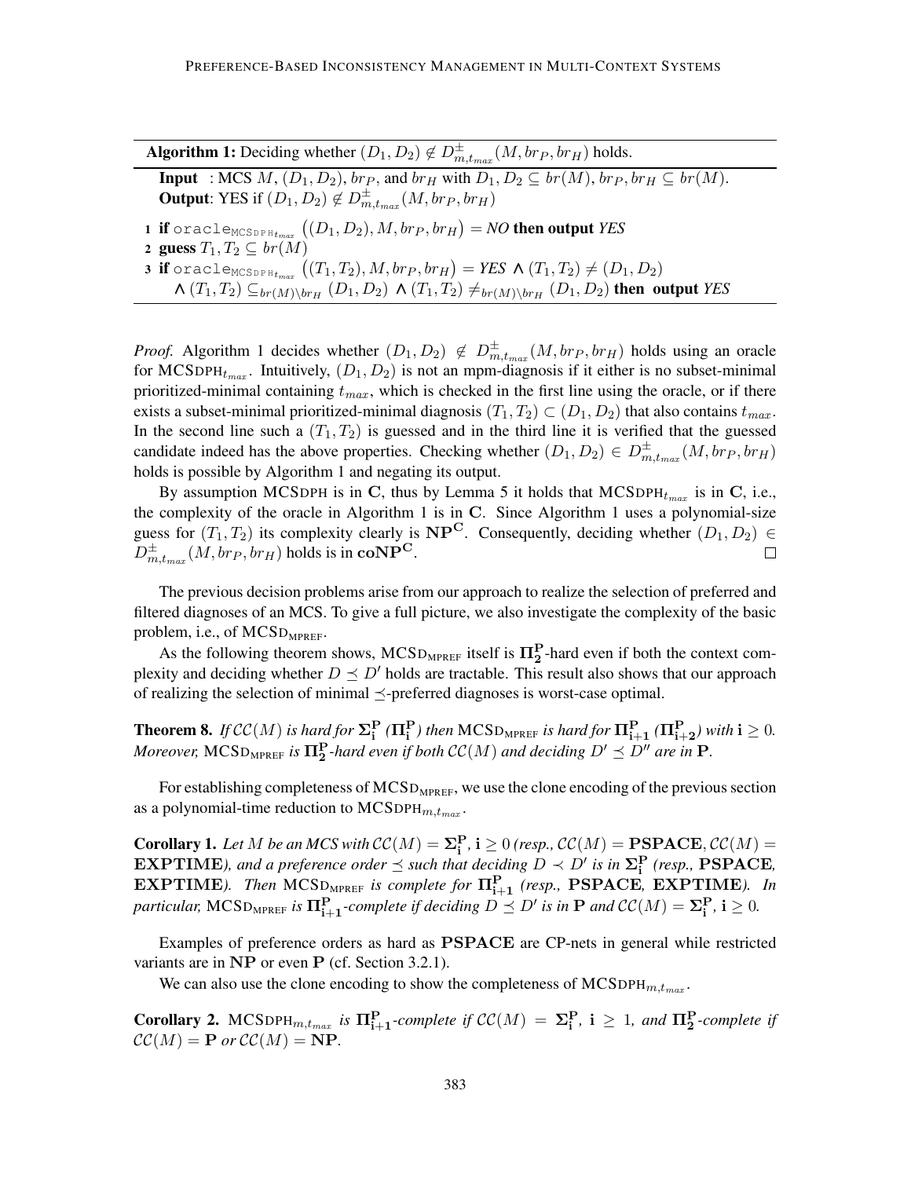**Algorithm 1:** Deciding whether $(D_1, D_2) \notin D^{\pm}_{m,t_{max}}(M, br_P, br_H)$ holds.

**Input** : MCS $M$, $(D_1, D_2)$, $br_P$, and $br_H$ with $D_1, D_2 \subseteq br(M)$, $br_P, br_H \subseteq br(M)$.
**Output**: YES if $(D_1, D_2) \notin D^{\pm}_{m,t_{max}}(M, br_P, br_H)$

1 **if** $\texttt{oracle}_{\text{MCSDPH}_{t_{max}}}\big((D_1, D_2), M, br_P, br_H\big) =$ *NO* **then output** *YES*
2 **guess** $T_1, T_2 \subseteq br(M)$
3 **if** $\texttt{oracle}_{\text{MCSDPH}_{t_{max}}}\big((T_1, T_2), M, br_P, br_H\big) =$ *YES* $\wedge (T_1, T_2) \neq (D_1, D_2)$ $\wedge (T_1, T_2) \subseteq_{br(M)\setminus br_H} (D_1, D_2) \wedge (T_1, T_2) \neq_{br(M)\setminus br_H} (D_1, D_2)$ **then output** *YES*

*Proof.* Algorithm 1 decides whether $(D_1, D_2) \notin D^{\pm}_{m,t_{max}}(M, br_P, br_H)$ holds using an oracle for MCSDPH$_{t_{max}}$. Intuitively, $(D_1, D_2)$ is not an mpm-diagnosis if it either is no subset-minimal prioritized-minimal containing $t_{max}$, which is checked in the first line using the oracle, or if there exists a subset-minimal prioritized-minimal diagnosis $(T_1, T_2) \subset (D_1, D_2)$ that also contains $t_{max}$. In the second line such a $(T_1, T_2)$ is guessed and in the third line it is verified that the guessed candidate indeed has the above properties. Checking whether $(D_1, D_2) \in D^{\pm}_{m,t_{max}}(M, br_P, br_H)$ holds is possible by Algorithm 1 and negating its output.

By assumption MCSDPH is in $\mathbf{C}$, thus by Lemma 5 it holds that MCSDPH$_{t_{max}}$ is in $\mathbf{C}$, i.e., the complexity of the oracle in Algorithm 1 is in $\mathbf{C}$. Since Algorithm 1 uses a polynomial-size guess for $(T_1, T_2)$ its complexity clearly is $\mathbf{NP^C}$. Consequently, deciding whether $(D_1, D_2) \in D^{\pm}_{m,t_{max}}(M, br_P, br_H)$ holds is in $\mathbf{coNP^C}$. $\square$

The previous decision problems arise from our approach to realize the selection of preferred and filtered diagnoses of an MCS. To give a full picture, we also investigate the complexity of the basic problem, i.e., of MCSD$_{\text{MPREF}}$.

As the following theorem shows, MCSD$_{\text{MPREF}}$ itself is $\mathbf{\Pi^P_2}$-hard even if both the context complexity and deciding whether $D \preceq D'$ holds are tractable. This result also shows that our approach of realizing the selection of minimal $\preceq$-preferred diagnoses is worst-case optimal.

**Theorem 8.** *If $\mathcal{CC}(M)$ is hard for $\mathbf{\Sigma^P_i}$ ($\mathbf{\Pi^P_i}$) then* MCSD$_{\text{MPREF}}$ *is hard for $\mathbf{\Pi^P_{i+1}}$ ($\mathbf{\Pi^P_{i+2}}$) with $\mathbf{i} \geq 0$. Moreover,* MCSD$_{\text{MPREF}}$ *is $\mathbf{\Pi^P_2}$-hard even if both $\mathcal{CC}(M)$ and deciding $D' \preceq D''$ are in $\mathbf{P}$.*

For establishing completeness of MCSD$_{\text{MPREF}}$, we use the clone encoding of the previous section as a polynomial-time reduction to MCSDPH$_{m,t_{max}}$.

**Corollary 1.** *Let $M$ be an MCS with $\mathcal{CC}(M) = \mathbf{\Sigma^P_i}$, $\mathbf{i} \geq 0$ (resp., $\mathcal{CC}(M) = \mathbf{PSPACE}$, $\mathcal{CC}(M) = \mathbf{EXPTIME}$), and a preference order $\preceq$ such that deciding $D \prec D'$ is in $\mathbf{\Sigma^P_i}$ (resp., $\mathbf{PSPACE}$, $\mathbf{EXPTIME}$). Then* MCSD$_{\text{MPREF}}$ *is complete for $\mathbf{\Pi^P_{i+1}}$ (resp., $\mathbf{PSPACE}$, $\mathbf{EXPTIME}$). In particular,* MCSD$_{\text{MPREF}}$ *is $\mathbf{\Pi^P_{i+1}}$-complete if deciding $D \preceq D'$ is in $\mathbf{P}$ and $\mathcal{CC}(M) = \mathbf{\Sigma^P_i}$, $\mathbf{i} \geq 0$.*

Examples of preference orders as hard as $\mathbf{PSPACE}$ are CP-nets in general while restricted variants are in $\mathbf{NP}$ or even $\mathbf{P}$ (cf. Section 3.2.1).

We can also use the clone encoding to show the completeness of MCSDPH$_{m,t_{max}}$.

**Corollary 2.** MCSDPH$_{m,t_{max}}$ *is $\mathbf{\Pi^P_{i+1}}$-complete if $\mathcal{CC}(M) = \mathbf{\Sigma^P_i}$, $\mathbf{i} \geq 1$, and $\mathbf{\Pi^P_2}$-complete if $\mathcal{CC}(M) = \mathbf{P}$ or $\mathcal{CC}(M) = \mathbf{NP}$.*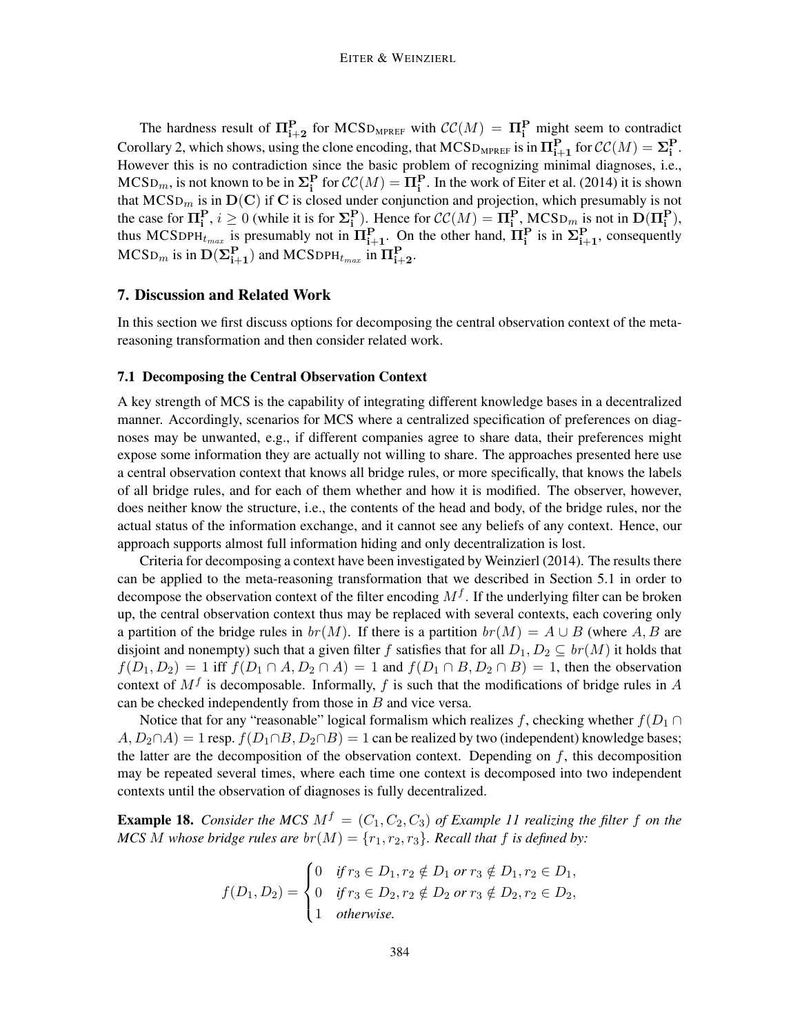The hardness result of $\mathbf{\Pi^P_{i+2}}$ for MCSD$_{\text{MPREF}}$ with $\mathcal{CC}(M) = \mathbf{\Pi^P_i}$ might seem to contradict Corollary 2, which shows, using the clone encoding, that MCSD$_{\text{MPREF}}$ is in $\mathbf{\Pi^P_{i+1}}$ for $\mathcal{CC}(M) = \mathbf{\Sigma^P_i}$. However this is no contradiction since the basic problem of recognizing minimal diagnoses, i.e., MCSD$_m$, is not known to be in $\mathbf{\Sigma^P_i}$ for $\mathcal{CC}(M) = \mathbf{\Pi^P_i}$. In the work of Eiter et al. (2014) it is shown that MCSD$_m$ is in $\mathbf{D}(\mathbf{C})$ if $\mathbf{C}$ is closed under conjunction and projection, which presumably is not the case for $\mathbf{\Pi^P_i}$, $i \geq 0$ (while it is for $\mathbf{\Sigma^P_i}$). Hence for $\mathcal{CC}(M) = \mathbf{\Pi^P_i}$, MCSD$_m$ is not in $\mathbf{D}(\mathbf{\Pi^P_i})$, thus MCSDPH$_{t_{max}}$ is presumably not in $\mathbf{\Pi^P_{i+1}}$. On the other hand, $\mathbf{\Pi^P_i}$ is in $\mathbf{\Sigma^P_{i+1}}$, consequently MCSD$_m$ is in $\mathbf{D}(\mathbf{\Sigma^P_{i+1}})$ and MCSDPH$_{t_{max}}$ in $\mathbf{\Pi^P_{i+2}}$.

## 7. Discussion and Related Work

In this section we first discuss options for decomposing the central observation context of the meta-reasoning transformation and then consider related work.

### 7.1 Decomposing the Central Observation Context

A key strength of MCS is the capability of integrating different knowledge bases in a decentralized manner. Accordingly, scenarios for MCS where a centralized specification of preferences on diagnoses may be unwanted, e.g., if different companies agree to share data, their preferences might expose some information they are actually not willing to share. The approaches presented here use a central observation context that knows all bridge rules, or more specifically, that knows the labels of all bridge rules, and for each of them whether and how it is modified. The observer, however, does neither know the structure, i.e., the contents of the head and body, of the bridge rules, nor the actual status of the information exchange, and it cannot see any beliefs of any context. Hence, our approach supports almost full information hiding and only decentralization is lost.

Criteria for decomposing a context have been investigated by Weinzierl (2014). The results there can be applied to the meta-reasoning transformation that we described in Section 5.1 in order to decompose the observation context of the filter encoding $M^f$. If the underlying filter can be broken up, the central observation context thus may be replaced with several contexts, each covering only a partition of the bridge rules in $br(M)$. If there is a partition $br(M) = A \cup B$ (where $A, B$ are disjoint and nonempty) such that a given filter $f$ satisfies that for all $D_1, D_2 \subseteq br(M)$ it holds that $f(D_1, D_2) = 1$ iff $f(D_1 \cap A, D_2 \cap A) = 1$ and $f(D_1 \cap B, D_2 \cap B) = 1$, then the observation context of $M^f$ is decomposable. Informally, $f$ is such that the modifications of bridge rules in $A$ can be checked independently from those in $B$ and vice versa.

Notice that for any "reasonable" logical formalism which realizes $f$, checking whether $f(D_1 \cap A, D_2 \cap A) = 1$ resp. $f(D_1 \cap B, D_2 \cap B) = 1$ can be realized by two (independent) knowledge bases; the latter are the decomposition of the observation context. Depending on $f$, this decomposition may be repeated several times, where each time one context is decomposed into two independent contexts until the observation of diagnoses is fully decentralized.

**Example 18.** *Consider the MCS $M^f = (C_1, C_2, C_3)$ of Example 11 realizing the filter $f$ on the MCS $M$ whose bridge rules are $br(M) = \{r_1, r_2, r_3\}$. Recall that $f$ is defined by:*

$$f(D_1, D_2) = \begin{cases} 0 & \textit{if } r_3 \in D_1, r_2 \notin D_1 \textit{ or } r_3 \notin D_1, r_2 \in D_1, \\ 0 & \textit{if } r_3 \in D_2, r_2 \notin D_2 \textit{ or } r_3 \notin D_2, r_2 \in D_2, \\ 1 & \textit{otherwise.} \end{cases}$$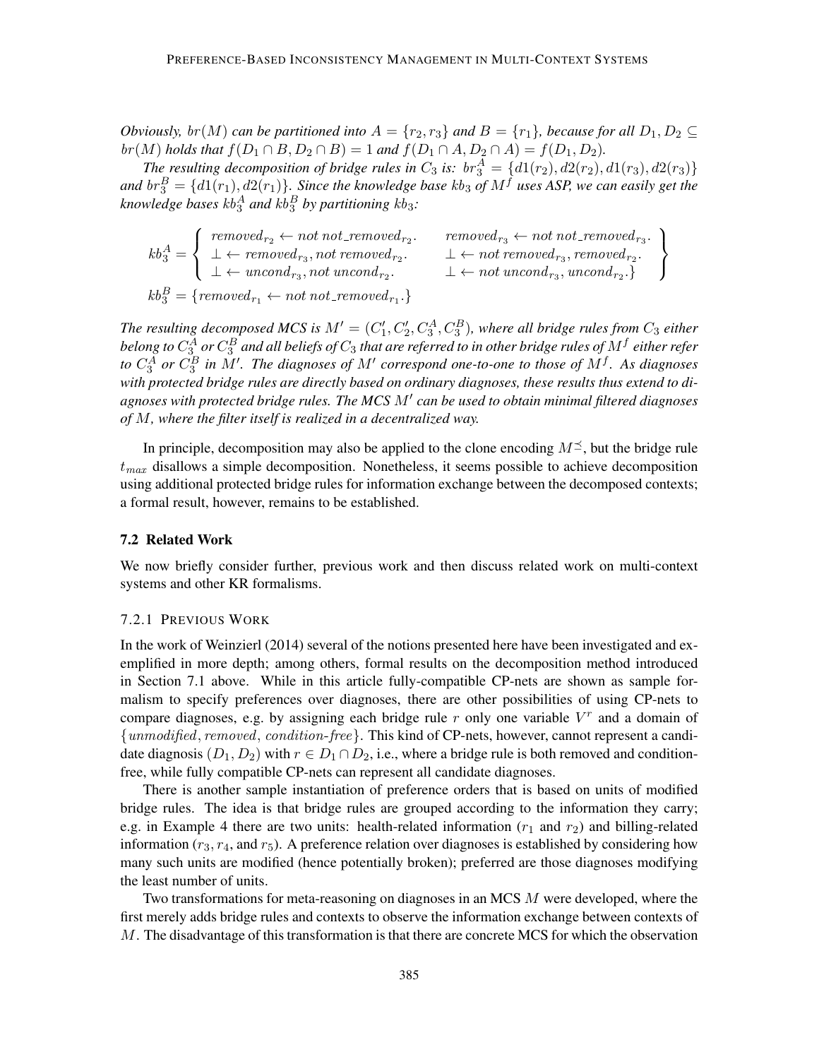*Obviously, $br(M)$ can be partitioned into $A = \{r_2, r_3\}$ and $B = \{r_1\}$, because for all $D_1, D_2 \subseteq br(M)$ holds that $f(D_1 \cap B, D_2 \cap B) = 1$ and $f(D_1 \cap A, D_2 \cap A) = f(D_1, D_2)$.*

*The resulting decomposition of bridge rules in $C_3$ is: $br_3^A = \{d1(r_2), d2(r_2), d1(r_3), d2(r_3)\}$ and $br_3^B = \{d1(r_1), d2(r_1)\}$. Since the knowledge base $kb_3$ of $M^f$ uses ASP, we can easily get the knowledge bases $kb_3^A$ and $kb_3^B$ by partitioning $kb_3$:*

$$kb_3^A = \left\{ \begin{array}{ll} removed_{r_2} \leftarrow not\ not\_removed_{r_2}. & removed_{r_3} \leftarrow not\ not\_removed_{r_3}. \\ \bot \leftarrow removed_{r_3}, not\ removed_{r_2}. & \bot \leftarrow not\ removed_{r_3}, removed_{r_2}. \\ \bot \leftarrow uncond_{r_3}, not\ uncond_{r_2}. & \bot \leftarrow not\ uncond_{r_3}, uncond_{r_2}.\} \end{array} \right\}$$

$$kb_3^B = \{removed_{r_1} \leftarrow not\ not\_removed_{r_1}.\}$$

*The resulting decomposed MCS is $M' = (C_1', C_2', C_3^A, C_3^B)$, where all bridge rules from $C_3$ either belong to $C_3^A$ or $C_3^B$ and all beliefs of $C_3$ that are referred to in other bridge rules of $M^f$ either refer to $C_3^A$ or $C_3^B$ in $M'$. The diagnoses of $M'$ correspond one-to-one to those of $M^f$. As diagnoses with protected bridge rules are directly based on ordinary diagnoses, these results thus extend to diagnoses with protected bridge rules. The MCS $M'$ can be used to obtain minimal filtered diagnoses of $M$, where the filter itself is realized in a decentralized way.*

In principle, decomposition may also be applied to the clone encoding $M^{\preceq}$, but the bridge rule $t_{max}$ disallows a simple decomposition. Nonetheless, it seems possible to achieve decomposition using additional protected bridge rules for information exchange between the decomposed contexts; a formal result, however, remains to be established.

### 7.2 Related Work

We now briefly consider further, previous work and then discuss related work on multi-context systems and other KR formalisms.

#### 7.2.1 Previous Work

In the work of Weinzierl (2014) several of the notions presented here have been investigated and exemplified in more depth; among others, formal results on the decomposition method introduced in Section 7.1 above. While in this article fully-compatible CP-nets are shown as sample formalism to specify preferences over diagnoses, there are other possibilities of using CP-nets to compare diagnoses, e.g. by assigning each bridge rule $r$ only one variable $V^r$ and a domain of $\{unmodified, removed, condition\text{-}free\}$. This kind of CP-nets, however, cannot represent a candidate diagnosis $(D_1, D_2)$ with $r \in D_1 \cap D_2$, i.e., where a bridge rule is both removed and condition-free, while fully compatible CP-nets can represent all candidate diagnoses.

There is another sample instantiation of preference orders that is based on units of modified bridge rules. The idea is that bridge rules are grouped according to the information they carry; e.g. in Example 4 there are two units: health-related information ($r_1$ and $r_2$) and billing-related information ($r_3$, $r_4$, and $r_5$). A preference relation over diagnoses is established by considering how many such units are modified (hence potentially broken); preferred are those diagnoses modifying the least number of units.

Two transformations for meta-reasoning on diagnoses in an MCS $M$ were developed, where the first merely adds bridge rules and contexts to observe the information exchange between contexts of $M$. The disadvantage of this transformation is that there are concrete MCS for which the observation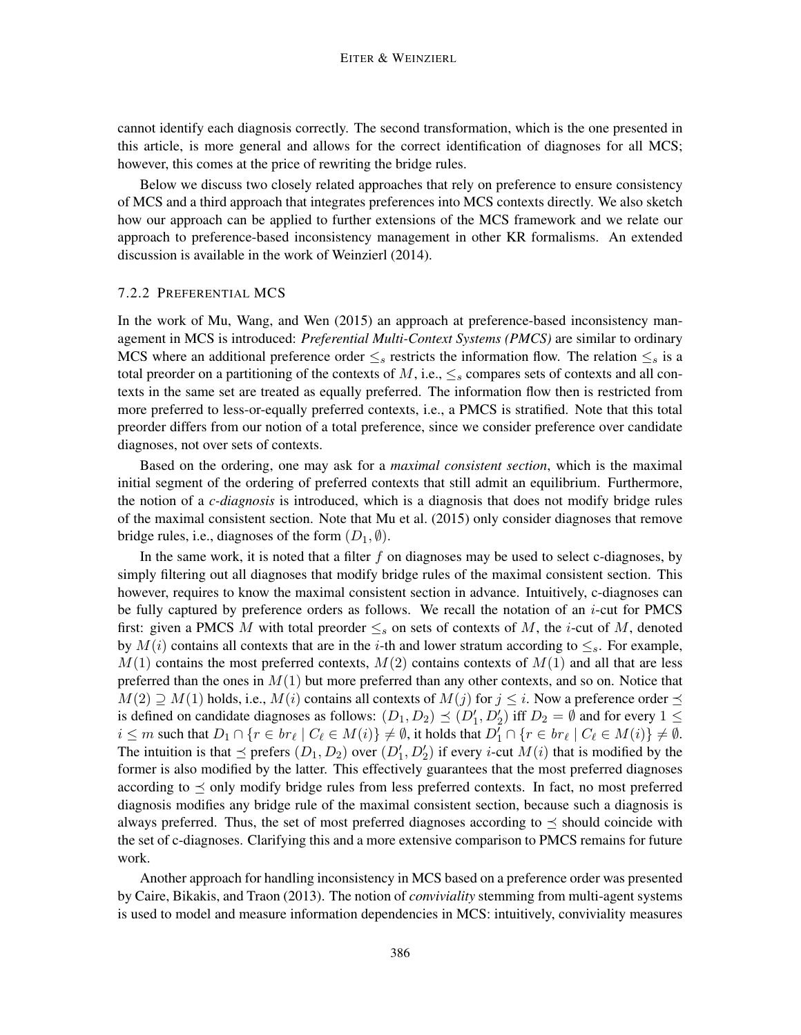cannot identify each diagnosis correctly. The second transformation, which is the one presented in this article, is more general and allows for the correct identification of diagnoses for all MCS; however, this comes at the price of rewriting the bridge rules.

Below we discuss two closely related approaches that rely on preference to ensure consistency of MCS and a third approach that integrates preferences into MCS contexts directly. We also sketch how our approach can be applied to further extensions of the MCS framework and we relate our approach to preference-based inconsistency management in other KR formalisms. An extended discussion is available in the work of Weinzierl (2014).

#### 7.2.2 Preferential MCS

In the work of Mu, Wang, and Wen (2015) an approach at preference-based inconsistency management in MCS is introduced: *Preferential Multi-Context Systems (PMCS)* are similar to ordinary MCS where an additional preference order $\leq_s$ restricts the information flow. The relation $\leq_s$ is a total preorder on a partitioning of the contexts of $M$, i.e., $\leq_s$ compares sets of contexts and all contexts in the same set are treated as equally preferred. The information flow then is restricted from more preferred to less-or-equally preferred contexts, i.e., a PMCS is stratified. Note that this total preorder differs from our notion of a total preference, since we consider preference over candidate diagnoses, not over sets of contexts.

Based on the ordering, one may ask for a *maximal consistent section*, which is the maximal initial segment of the ordering of preferred contexts that still admit an equilibrium. Furthermore, the notion of a *c-diagnosis* is introduced, which is a diagnosis that does not modify bridge rules of the maximal consistent section. Note that Mu et al. (2015) only consider diagnoses that remove bridge rules, i.e., diagnoses of the form $(D_1, \emptyset)$.

In the same work, it is noted that a filter $f$ on diagnoses may be used to select c-diagnoses, by simply filtering out all diagnoses that modify bridge rules of the maximal consistent section. This however, requires to know the maximal consistent section in advance. Intuitively, c-diagnoses can be fully captured by preference orders as follows. We recall the notation of an $i$-cut for PMCS first: given a PMCS $M$ with total preorder $\leq_s$ on sets of contexts of $M$, the $i$-cut of $M$, denoted by $M(i)$ contains all contexts that are in the $i$-th and lower stratum according to $\leq_s$. For example, $M(1)$ contains the most preferred contexts, $M(2)$ contains contexts of $M(1)$ and all that are less preferred than the ones in $M(1)$ but more preferred than any other contexts, and so on. Notice that $M(2) \supseteq M(1)$ holds, i.e., $M(i)$ contains all contexts of $M(j)$ for $j \leq i$. Now a preference order $\preceq$ is defined on candidate diagnoses as follows: $(D_1, D_2) \preceq (D'_1, D'_2)$ iff $D_2 = \emptyset$ and for every $1 \leq i \leq m$ such that $D_1 \cap \{r \in br_\ell \mid C_\ell \in M(i)\} \neq \emptyset$, it holds that $D'_1 \cap \{r \in br_\ell \mid C_\ell \in M(i)\} \neq \emptyset$. The intuition is that $\preceq$ prefers $(D_1, D_2)$ over $(D'_1, D'_2)$ if every $i$-cut $M(i)$ that is modified by the former is also modified by the latter. This effectively guarantees that the most preferred diagnoses according to $\preceq$ only modify bridge rules from less preferred contexts. In fact, no most preferred diagnosis modifies any bridge rule of the maximal consistent section, because such a diagnosis is always preferred. Thus, the set of most preferred diagnoses according to $\preceq$ should coincide with the set of c-diagnoses. Clarifying this and a more extensive comparison to PMCS remains for future work.

Another approach for handling inconsistency in MCS based on a preference order was presented by Caire, Bikakis, and Traon (2013). The notion of *conviviality* stemming from multi-agent systems is used to model and measure information dependencies in MCS: intuitively, conviviality measures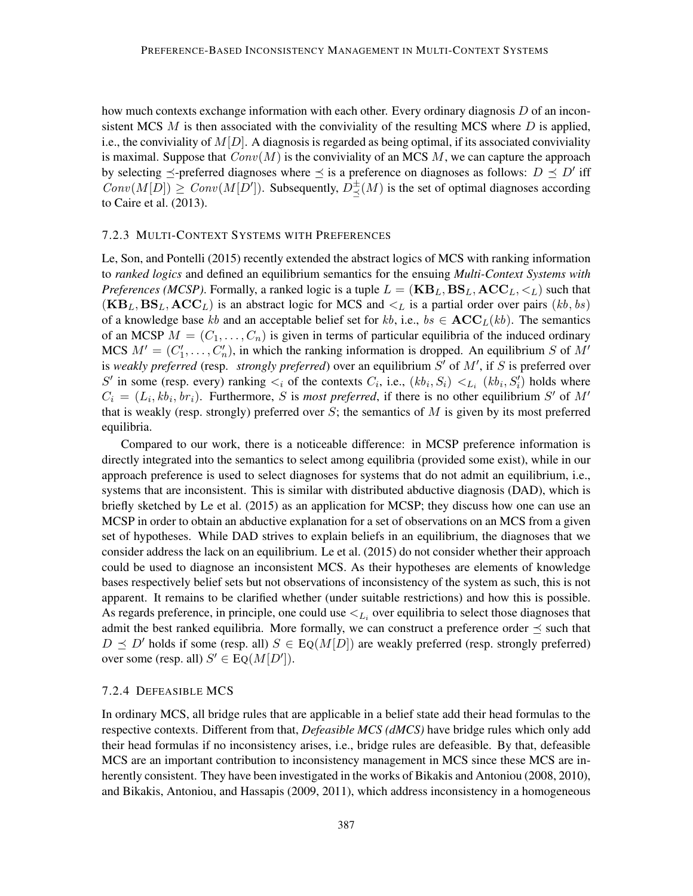how much contexts exchange information with each other. Every ordinary diagnosis $D$ of an inconsistent MCS $M$ is then associated with the conviviality of the resulting MCS where $D$ is applied, i.e., the conviviality of $M[D]$. A diagnosis is regarded as being optimal, if its associated conviviality is maximal. Suppose that $Conv(M)$ is the conviviality of an MCS $M$, we can capture the approach by selecting $\preceq$-preferred diagnoses where $\preceq$ is a preference on diagnoses as follows: $D \preceq D'$ iff $Conv(M[D]) \geq Conv(M[D'])$. Subsequently, $D^{\pm}_{\preceq}(M)$ is the set of optimal diagnoses according to Caire et al. (2013).

### 7.2.3 Multi-Context Systems with Preferences

Le, Son, and Pontelli (2015) recently extended the abstract logics of MCS with ranking information to *ranked logics* and defined an equilibrium semantics for the ensuing *Multi-Context Systems with Preferences (MCSP)*. Formally, a ranked logic is a tuple $L = (\mathbf{KB}_L, \mathbf{BS}_L, \mathbf{ACC}_L, <_L)$ such that $(\mathbf{KB}_L, \mathbf{BS}_L, \mathbf{ACC}_L)$ is an abstract logic for MCS and $<_L$ is a partial order over pairs $(kb, bs)$ of a knowledge base $kb$ and an acceptable belief set for $kb$, i.e., $bs \in \mathbf{ACC}_L(kb)$. The semantics of an MCSP $M = (C_1, \ldots, C_n)$ is given in terms of particular equilibria of the induced ordinary MCS $M' = (C'_1, \ldots, C'_n)$, in which the ranking information is dropped. An equilibrium $S$ of $M'$ is *weakly preferred* (resp. *strongly preferred*) over an equilibrium $S'$ of $M'$, if $S$ is preferred over $S'$ in some (resp. every) ranking $<_i$ of the contexts $C_i$, i.e., $(kb_i, S_i) <_{L_i} (kb_i, S'_i)$ holds where $C_i = (L_i, kb_i, br_i)$. Furthermore, $S$ is *most preferred*, if there is no other equilibrium $S'$ of $M'$ that is weakly (resp. strongly) preferred over $S$; the semantics of $M$ is given by its most preferred equilibria.

Compared to our work, there is a noticeable difference: in MCSP preference information is directly integrated into the semantics to select among equilibria (provided some exist), while in our approach preference is used to select diagnoses for systems that do not admit an equilibrium, i.e., systems that are inconsistent. This is similar with distributed abductive diagnosis (DAD), which is briefly sketched by Le et al. (2015) as an application for MCSP; they discuss how one can use an MCSP in order to obtain an abductive explanation for a set of observations on an MCS from a given set of hypotheses. While DAD strives to explain beliefs in an equilibrium, the diagnoses that we consider address the lack on an equilibrium. Le et al. (2015) do not consider whether their approach could be used to diagnose an inconsistent MCS. As their hypotheses are elements of knowledge bases respectively belief sets but not observations of inconsistency of the system as such, this is not apparent. It remains to be clarified whether (under suitable restrictions) and how this is possible. As regards preference, in principle, one could use $<_{L_i}$ over equilibria to select those diagnoses that admit the best ranked equilibria. More formally, we can construct a preference order $\preceq$ such that $D \preceq D'$ holds if some (resp. all) $S \in \mathrm{EQ}(M[D])$ are weakly preferred (resp. strongly preferred) over some (resp. all) $S' \in \mathrm{EQ}(M[D'])$.

### 7.2.4 Defeasible MCS

In ordinary MCS, all bridge rules that are applicable in a belief state add their head formulas to the respective contexts. Different from that, *Defeasible MCS (dMCS)* have bridge rules which only add their head formulas if no inconsistency arises, i.e., bridge rules are defeasible. By that, defeasible MCS are an important contribution to inconsistency management in MCS since these MCS are inherently consistent. They have been investigated in the works of Bikakis and Antoniou (2008, 2010), and Bikakis, Antoniou, and Hassapis (2009, 2011), which address inconsistency in a homogeneous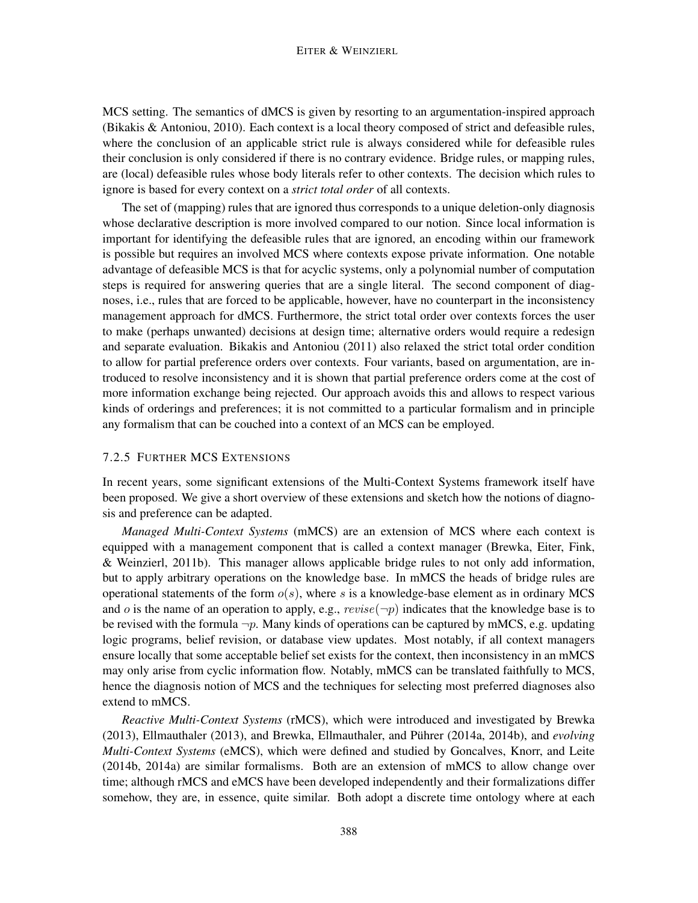MCS setting. The semantics of dMCS is given by resorting to an argumentation-inspired approach (Bikakis & Antoniou, 2010). Each context is a local theory composed of strict and defeasible rules, where the conclusion of an applicable strict rule is always considered while for defeasible rules their conclusion is only considered if there is no contrary evidence. Bridge rules, or mapping rules, are (local) defeasible rules whose body literals refer to other contexts. The decision which rules to ignore is based for every context on a *strict total order* of all contexts.

The set of (mapping) rules that are ignored thus corresponds to a unique deletion-only diagnosis whose declarative description is more involved compared to our notion. Since local information is important for identifying the defeasible rules that are ignored, an encoding within our framework is possible but requires an involved MCS where contexts expose private information. One notable advantage of defeasible MCS is that for acyclic systems, only a polynomial number of computation steps is required for answering queries that are a single literal. The second component of diagnoses, i.e., rules that are forced to be applicable, however, have no counterpart in the inconsistency management approach for dMCS. Furthermore, the strict total order over contexts forces the user to make (perhaps unwanted) decisions at design time; alternative orders would require a redesign and separate evaluation. Bikakis and Antoniou (2011) also relaxed the strict total order condition to allow for partial preference orders over contexts. Four variants, based on argumentation, are introduced to resolve inconsistency and it is shown that partial preference orders come at the cost of more information exchange being rejected. Our approach avoids this and allows to respect various kinds of orderings and preferences; it is not committed to a particular formalism and in principle any formalism that can be couched into a context of an MCS can be employed.

#### 7.2.5 Further MCS Extensions

In recent years, some significant extensions of the Multi-Context Systems framework itself have been proposed. We give a short overview of these extensions and sketch how the notions of diagnosis and preference can be adapted.

*Managed Multi-Context Systems* (mMCS) are an extension of MCS where each context is equipped with a management component that is called a context manager (Brewka, Eiter, Fink, & Weinzierl, 2011b). This manager allows applicable bridge rules to not only add information, but to apply arbitrary operations on the knowledge base. In mMCS the heads of bridge rules are operational statements of the form $o(s)$, where $s$ is a knowledge-base element as in ordinary MCS and $o$ is the name of an operation to apply, e.g., $revise(\neg p)$ indicates that the knowledge base is to be revised with the formula $\neg p$. Many kinds of operations can be captured by mMCS, e.g. updating logic programs, belief revision, or database view updates. Most notably, if all context managers ensure locally that some acceptable belief set exists for the context, then inconsistency in an mMCS may only arise from cyclic information flow. Notably, mMCS can be translated faithfully to MCS, hence the diagnosis notion of MCS and the techniques for selecting most preferred diagnoses also extend to mMCS.

*Reactive Multi-Context Systems* (rMCS), which were introduced and investigated by Brewka (2013), Ellmauthaler (2013), and Brewka, Ellmauthaler, and Pührer (2014a, 2014b), and *evolving Multi-Context Systems* (eMCS), which were defined and studied by Goncalves, Knorr, and Leite (2014b, 2014a) are similar formalisms. Both are an extension of mMCS to allow change over time; although rMCS and eMCS have been developed independently and their formalizations differ somehow, they are, in essence, quite similar. Both adopt a discrete time ontology where at each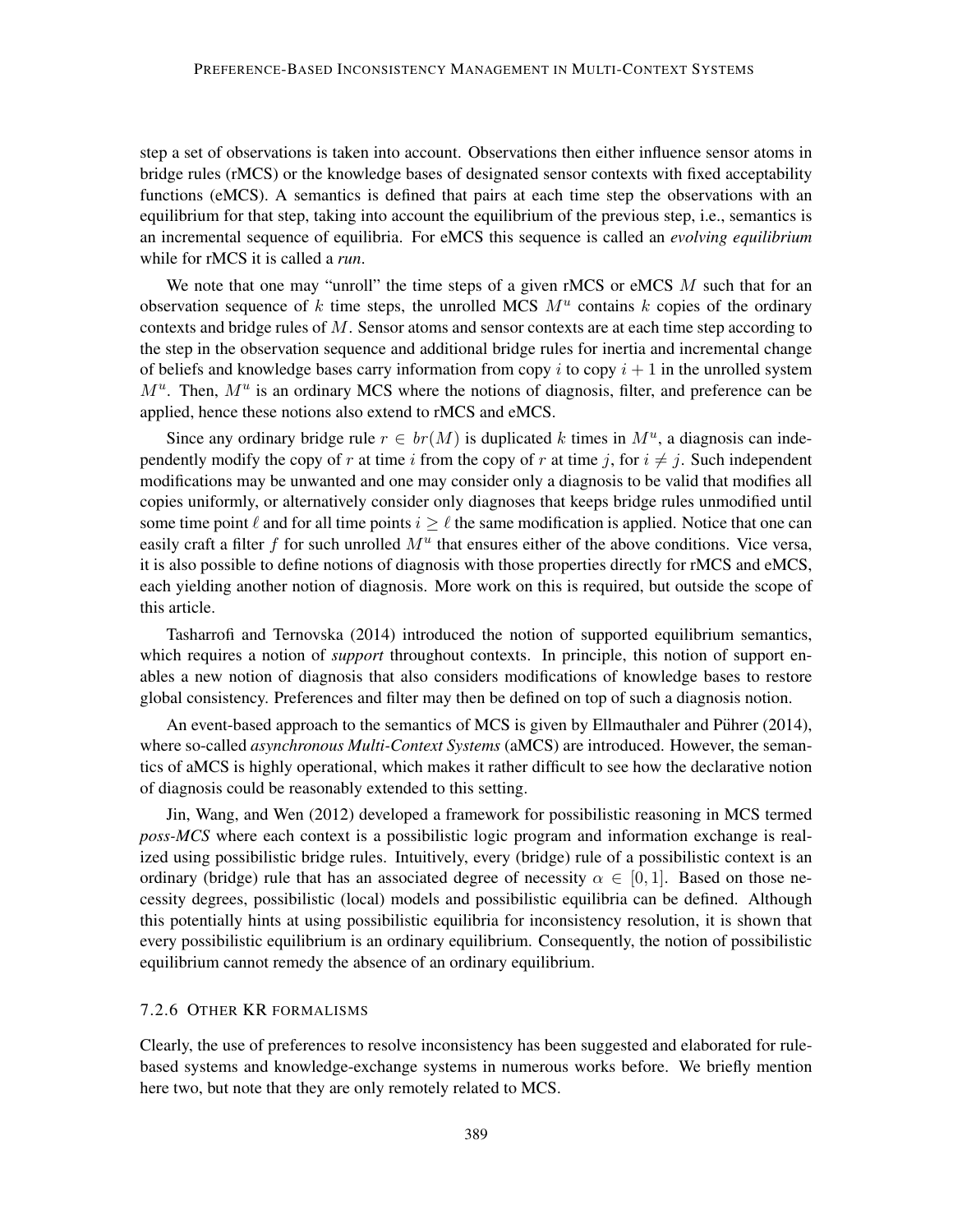step a set of observations is taken into account. Observations then either influence sensor atoms in bridge rules (rMCS) or the knowledge bases of designated sensor contexts with fixed acceptability functions (eMCS). A semantics is defined that pairs at each time step the observations with an equilibrium for that step, taking into account the equilibrium of the previous step, i.e., semantics is an incremental sequence of equilibria. For eMCS this sequence is called an *evolving equilibrium* while for rMCS it is called a *run*.

We note that one may "unroll" the time steps of a given rMCS or eMCS $M$ such that for an observation sequence of $k$ time steps, the unrolled MCS $M^u$ contains $k$ copies of the ordinary contexts and bridge rules of $M$. Sensor atoms and sensor contexts are at each time step according to the step in the observation sequence and additional bridge rules for inertia and incremental change of beliefs and knowledge bases carry information from copy $i$ to copy $i+1$ in the unrolled system $M^u$. Then, $M^u$ is an ordinary MCS where the notions of diagnosis, filter, and preference can be applied, hence these notions also extend to rMCS and eMCS.

Since any ordinary bridge rule $r \in br(M)$ is duplicated $k$ times in $M^u$, a diagnosis can independently modify the copy of $r$ at time $i$ from the copy of $r$ at time $j$, for $i \neq j$. Such independent modifications may be unwanted and one may consider only a diagnosis to be valid that modifies all copies uniformly, or alternatively consider only diagnoses that keeps bridge rules unmodified until some time point $\ell$ and for all time points $i \geq \ell$ the same modification is applied. Notice that one can easily craft a filter $f$ for such unrolled $M^u$ that ensures either of the above conditions. Vice versa, it is also possible to define notions of diagnosis with those properties directly for rMCS and eMCS, each yielding another notion of diagnosis. More work on this is required, but outside the scope of this article.

Tasharrofi and Ternovska (2014) introduced the notion of supported equilibrium semantics, which requires a notion of *support* throughout contexts. In principle, this notion of support enables a new notion of diagnosis that also considers modifications of knowledge bases to restore global consistency. Preferences and filter may then be defined on top of such a diagnosis notion.

An event-based approach to the semantics of MCS is given by Ellmauthaler and Pührer (2014), where so-called *asynchronous Multi-Context Systems* (aMCS) are introduced. However, the semantics of aMCS is highly operational, which makes it rather difficult to see how the declarative notion of diagnosis could be reasonably extended to this setting.

Jin, Wang, and Wen (2012) developed a framework for possibilistic reasoning in MCS termed *poss-MCS* where each context is a possibilistic logic program and information exchange is realized using possibilistic bridge rules. Intuitively, every (bridge) rule of a possibilistic context is an ordinary (bridge) rule that has an associated degree of necessity $\alpha \in [0, 1]$. Based on those necessity degrees, possibilistic (local) models and possibilistic equilibria can be defined. Although this potentially hints at using possibilistic equilibria for inconsistency resolution, it is shown that every possibilistic equilibrium is an ordinary equilibrium. Consequently, the notion of possibilistic equilibrium cannot remedy the absence of an ordinary equilibrium.

#### 7.2.6 Other KR formalisms

Clearly, the use of preferences to resolve inconsistency has been suggested and elaborated for rule-based systems and knowledge-exchange systems in numerous works before. We briefly mention here two, but note that they are only remotely related to MCS.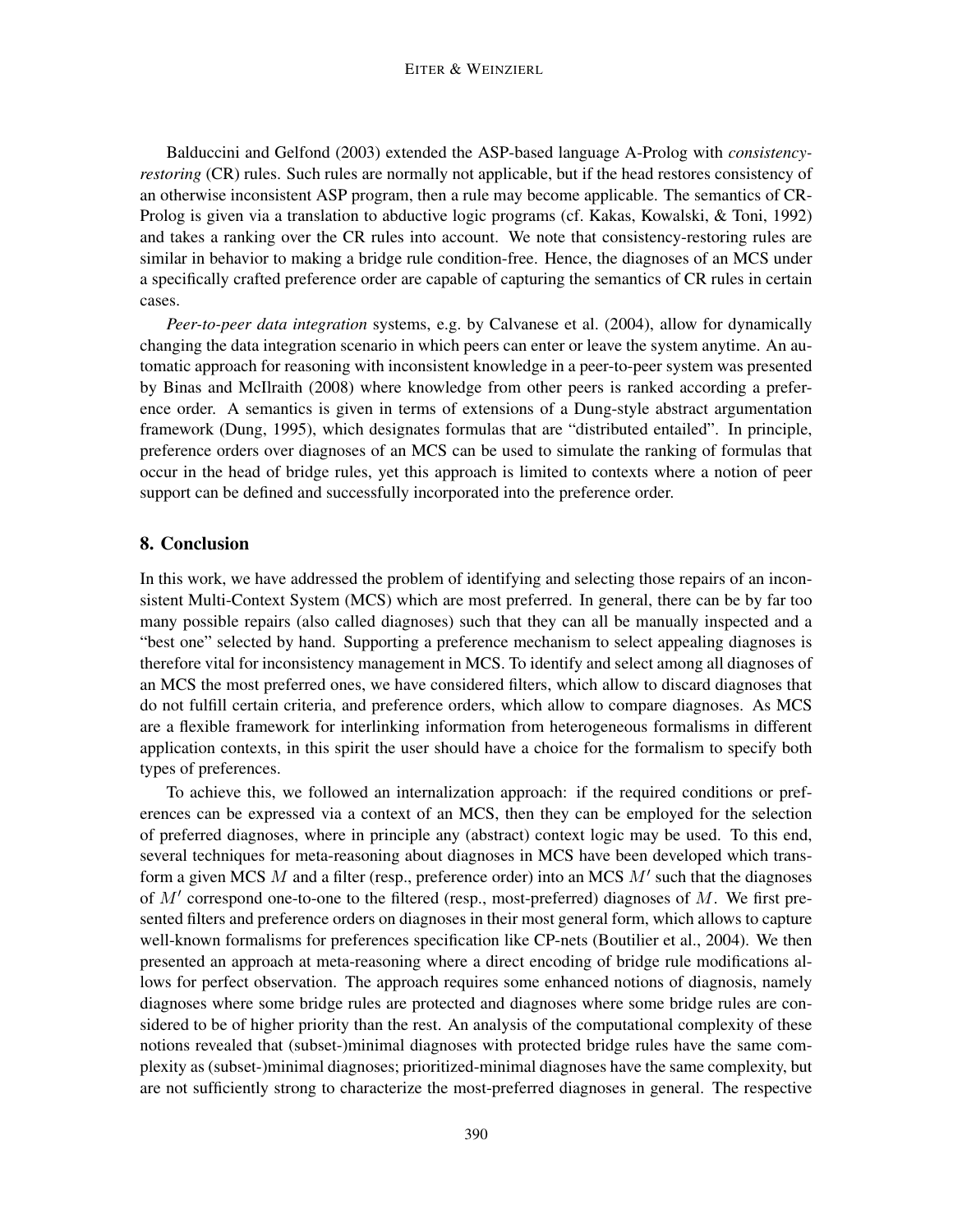Balduccini and Gelfond (2003) extended the ASP-based language A-Prolog with *consistency-restoring* (CR) rules. Such rules are normally not applicable, but if the head restores consistency of an otherwise inconsistent ASP program, then a rule may become applicable. The semantics of CR-Prolog is given via a translation to abductive logic programs (cf. Kakas, Kowalski, & Toni, 1992) and takes a ranking over the CR rules into account. We note that consistency-restoring rules are similar in behavior to making a bridge rule condition-free. Hence, the diagnoses of an MCS under a specifically crafted preference order are capable of capturing the semantics of CR rules in certain cases.

*Peer-to-peer data integration* systems, e.g. by Calvanese et al. (2004), allow for dynamically changing the data integration scenario in which peers can enter or leave the system anytime. An automatic approach for reasoning with inconsistent knowledge in a peer-to-peer system was presented by Binas and McIlraith (2008) where knowledge from other peers is ranked according a preference order. A semantics is given in terms of extensions of a Dung-style abstract argumentation framework (Dung, 1995), which designates formulas that are "distributed entailed". In principle, preference orders over diagnoses of an MCS can be used to simulate the ranking of formulas that occur in the head of bridge rules, yet this approach is limited to contexts where a notion of peer support can be defined and successfully incorporated into the preference order.

## 8. Conclusion

In this work, we have addressed the problem of identifying and selecting those repairs of an inconsistent Multi-Context System (MCS) which are most preferred. In general, there can be by far too many possible repairs (also called diagnoses) such that they can all be manually inspected and a "best one" selected by hand. Supporting a preference mechanism to select appealing diagnoses is therefore vital for inconsistency management in MCS. To identify and select among all diagnoses of an MCS the most preferred ones, we have considered filters, which allow to discard diagnoses that do not fulfill certain criteria, and preference orders, which allow to compare diagnoses. As MCS are a flexible framework for interlinking information from heterogeneous formalisms in different application contexts, in this spirit the user should have a choice for the formalism to specify both types of preferences.

To achieve this, we followed an internalization approach: if the required conditions or preferences can be expressed via a context of an MCS, then they can be employed for the selection of preferred diagnoses, where in principle any (abstract) context logic may be used. To this end, several techniques for meta-reasoning about diagnoses in MCS have been developed which transform a given MCS $M$ and a filter (resp., preference order) into an MCS $M'$ such that the diagnoses of $M'$ correspond one-to-one to the filtered (resp., most-preferred) diagnoses of $M$. We first presented filters and preference orders on diagnoses in their most general form, which allows to capture well-known formalisms for preferences specification like CP-nets (Boutilier et al., 2004). We then presented an approach at meta-reasoning where a direct encoding of bridge rule modifications allows for perfect observation. The approach requires some enhanced notions of diagnosis, namely diagnoses where some bridge rules are protected and diagnoses where some bridge rules are considered to be of higher priority than the rest. An analysis of the computational complexity of these notions revealed that (subset-)minimal diagnoses with protected bridge rules have the same complexity as (subset-)minimal diagnoses; prioritized-minimal diagnoses have the same complexity, but are not sufficiently strong to characterize the most-preferred diagnoses in general. The respective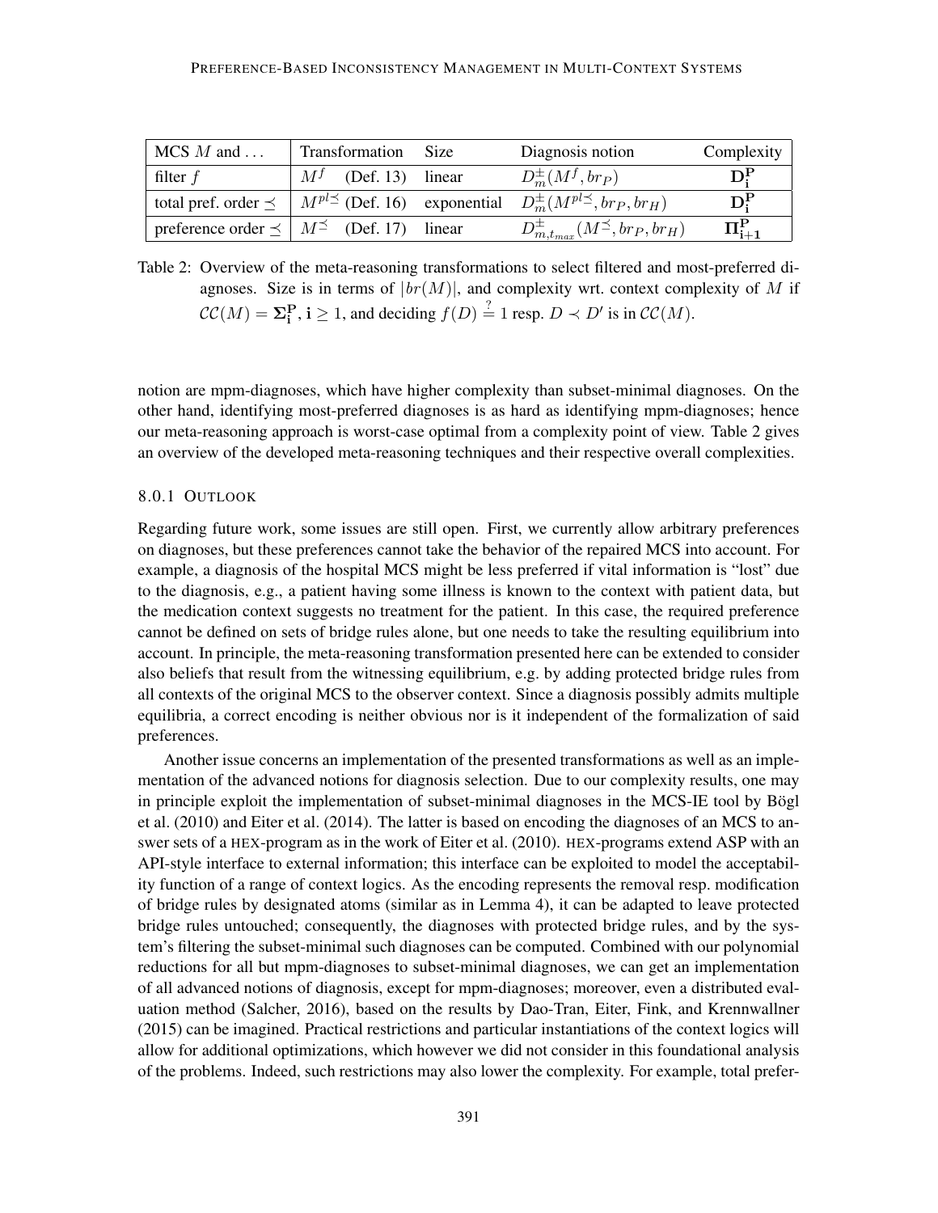| MCS $M$ and ... | Transformation | Size | Diagnosis notion | Complexity |
|---|---|---|---|---|
| filter $f$ | $M^f$ (Def. 13) | linear | $D_m^{\pm}(M^f, br_P)$ | $\mathbf{D_i^P}$ |
| total pref. order $\preceq$ | $M^{pl\preceq}$ (Def. 16) | exponential | $D_m^{\pm}(M^{pl\preceq}, br_P, br_H)$ | $\mathbf{D_i^P}$ |
| preference order $\preceq$ | $M^{\preceq}$ (Def. 17) | linear | $D_{m,t_{max}}^{\pm}(M^{\preceq}, br_P, br_H)$ | $\mathbf{\Pi_{i+1}^P}$ |

Table 2: Overview of the meta-reasoning transformations to select filtered and most-preferred diagnoses. Size is in terms of $|br(M)|$, and complexity wrt. context complexity of $M$ if $\mathcal{CC}(M) = \mathbf{\Sigma_i^P}$, $\mathbf{i} \geq 1$, and deciding $f(D) \stackrel{?}{=} 1$ resp. $D \prec D'$ is in $\mathcal{CC}(M)$.

notion are mpm-diagnoses, which have higher complexity than subset-minimal diagnoses. On the other hand, identifying most-preferred diagnoses is as hard as identifying mpm-diagnoses; hence our meta-reasoning approach is worst-case optimal from a complexity point of view. Table 2 gives an overview of the developed meta-reasoning techniques and their respective overall complexities.

#### 8.0.1 Outlook

Regarding future work, some issues are still open. First, we currently allow arbitrary preferences on diagnoses, but these preferences cannot take the behavior of the repaired MCS into account. For example, a diagnosis of the hospital MCS might be less preferred if vital information is "lost" due to the diagnosis, e.g., a patient having some illness is known to the context with patient data, but the medication context suggests no treatment for the patient. In this case, the required preference cannot be defined on sets of bridge rules alone, but one needs to take the resulting equilibrium into account. In principle, the meta-reasoning transformation presented here can be extended to consider also beliefs that result from the witnessing equilibrium, e.g. by adding protected bridge rules from all contexts of the original MCS to the observer context. Since a diagnosis possibly admits multiple equilibria, a correct encoding is neither obvious nor is it independent of the formalization of said preferences.

Another issue concerns an implementation of the presented transformations as well as an implementation of the advanced notions for diagnosis selection. Due to our complexity results, one may in principle exploit the implementation of subset-minimal diagnoses in the MCS-IE tool by Bögl et al. (2010) and Eiter et al. (2014). The latter is based on encoding the diagnoses of an MCS to answer sets of a HEX-program as in the work of Eiter et al. (2010). HEX-programs extend ASP with an API-style interface to external information; this interface can be exploited to model the acceptability function of a range of context logics. As the encoding represents the removal resp. modification of bridge rules by designated atoms (similar as in Lemma 4), it can be adapted to leave protected bridge rules untouched; consequently, the diagnoses with protected bridge rules, and by the system's filtering the subset-minimal such diagnoses can be computed. Combined with our polynomial reductions for all but mpm-diagnoses to subset-minimal diagnoses, we can get an implementation of all advanced notions of diagnosis, except for mpm-diagnoses; moreover, even a distributed evaluation method (Salcher, 2016), based on the results by Dao-Tran, Eiter, Fink, and Krennwallner (2015) can be imagined. Practical restrictions and particular instantiations of the context logics will allow for additional optimizations, which however we did not consider in this foundational analysis of the problems. Indeed, such restrictions may also lower the complexity. For example, total prefer-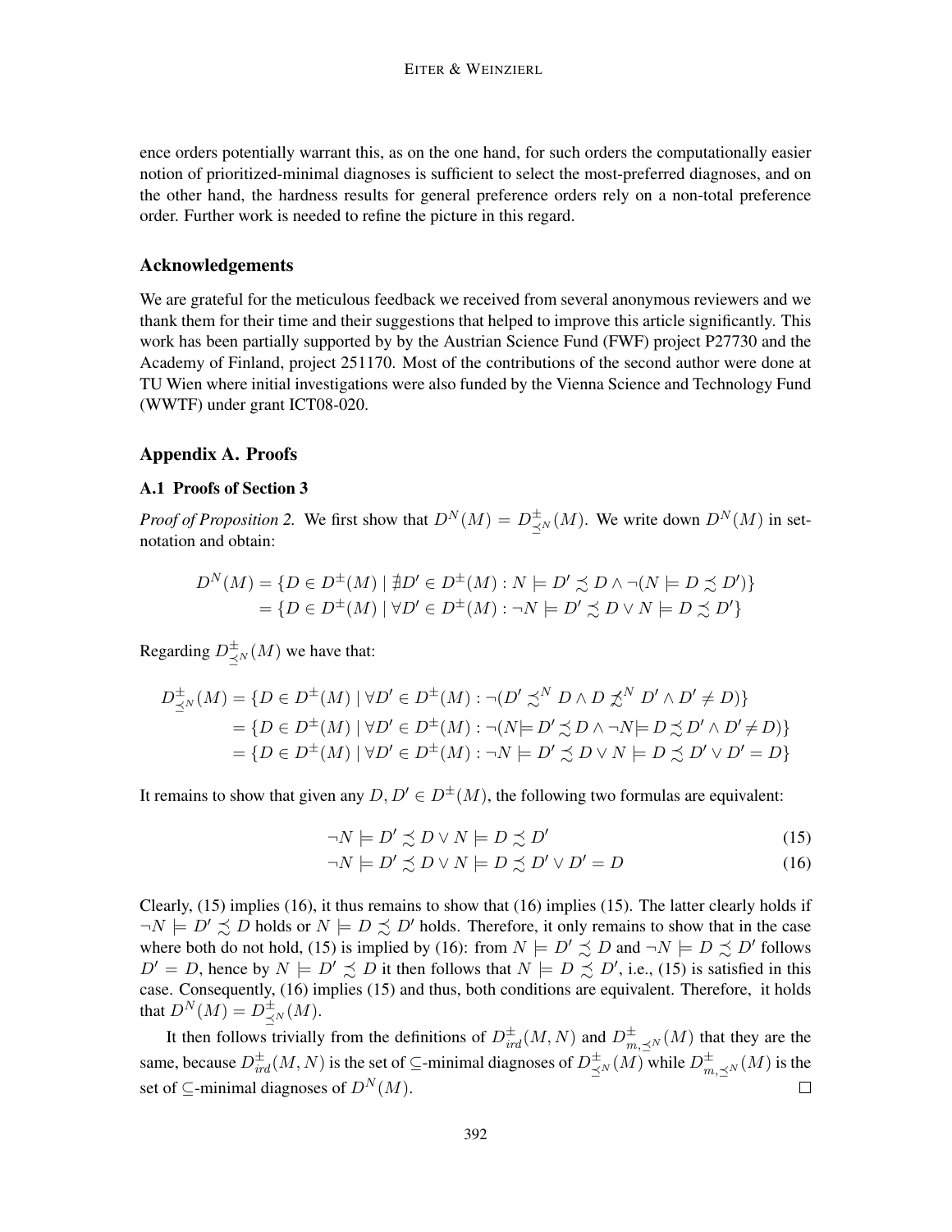ence orders potentially warrant this, as on the one hand, for such orders the computationally easier notion of prioritized-minimal diagnoses is sufficient to select the most-preferred diagnoses, and on the other hand, the hardness results for general preference orders rely on a non-total preference order. Further work is needed to refine the picture in this regard.

## Acknowledgements

We are grateful for the meticulous feedback we received from several anonymous reviewers and we thank them for their time and their suggestions that helped to improve this article significantly. This work has been partially supported by by the Austrian Science Fund (FWF) project P27730 and the Academy of Finland, project 251170. Most of the contributions of the second author were done at TU Wien where initial investigations were also funded by the Vienna Science and Technology Fund (WWTF) under grant ICT08-020.

## Appendix A. Proofs

### A.1 Proofs of Section 3

*Proof of Proposition 2.* We first show that $D^N(M) = D^{\pm}_{\preceq^N}(M)$. We write down $D^N(M)$ in set-notation and obtain:

$$
\begin{aligned}
D^N(M) &= \{D \in D^{\pm}(M) \mid \nexists D' \in D^{\pm}(M) : N \models D' \precsim D \wedge \neg(N \models D \precsim D')\} \\
&= \{D \in D^{\pm}(M) \mid \forall D' \in D^{\pm}(M) : \neg N \models D' \precsim D \vee N \models D \precsim D'\}
\end{aligned}
$$

Regarding $D^{\pm}_{\preceq^N}(M)$ we have that:

$$
\begin{aligned}
D^{\pm}_{\preceq^N}(M) &= \{D \in D^{\pm}(M) \mid \forall D' \in D^{\pm}(M) : \neg(D' \precsim^N D \wedge D \not\precsim^N D' \wedge D' \neq D)\} \\
&= \{D \in D^{\pm}(M) \mid \forall D' \in D^{\pm}(M) : \neg(N \models D' \precsim D \wedge \neg N \models D \precsim D' \wedge D' \neq D)\} \\
&= \{D \in D^{\pm}(M) \mid \forall D' \in D^{\pm}(M) : \neg N \models D' \precsim D \vee N \models D \precsim D' \vee D' = D\}
\end{aligned}
$$

It remains to show that given any $D, D' \in D^{\pm}(M)$, the following two formulas are equivalent:

$$
\neg N \models D' \precsim D \vee N \models D \precsim D' \tag{15}
$$

$$
\neg N \models D' \precsim D \vee N \models D \precsim D' \vee D' = D \tag{16}
$$

Clearly, (15) implies (16), it thus remains to show that (16) implies (15). The latter clearly holds if $\neg N \models D' \precsim D$ holds or $N \models D \precsim D'$ holds. Therefore, it only remains to show that in the case where both do not hold, (15) is implied by (16): from $N \models D' \precsim D$ and $\neg N \models D \precsim D'$ follows $D' = D$, hence by $N \models D' \precsim D$ it then follows that $N \models D \precsim D'$, i.e., (15) is satisfied in this case. Consequently, (16) implies (15) and thus, both conditions are equivalent. Therefore, it holds that $D^N(M) = D^{\pm}_{\preceq^N}(M)$.

It then follows trivially from the definitions of $D^{\pm}_{ird}(M, N)$ and $D^{\pm}_{m,\preceq^N}(M)$ that they are the same, because $D^{\pm}_{ird}(M, N)$ is the set of $\subseteq$-minimal diagnoses of $D^{\pm}_{\preceq^N}(M)$ while $D^{\pm}_{m,\preceq^N}(M)$ is the set of $\subseteq$-minimal diagnoses of $D^N(M)$. $\square$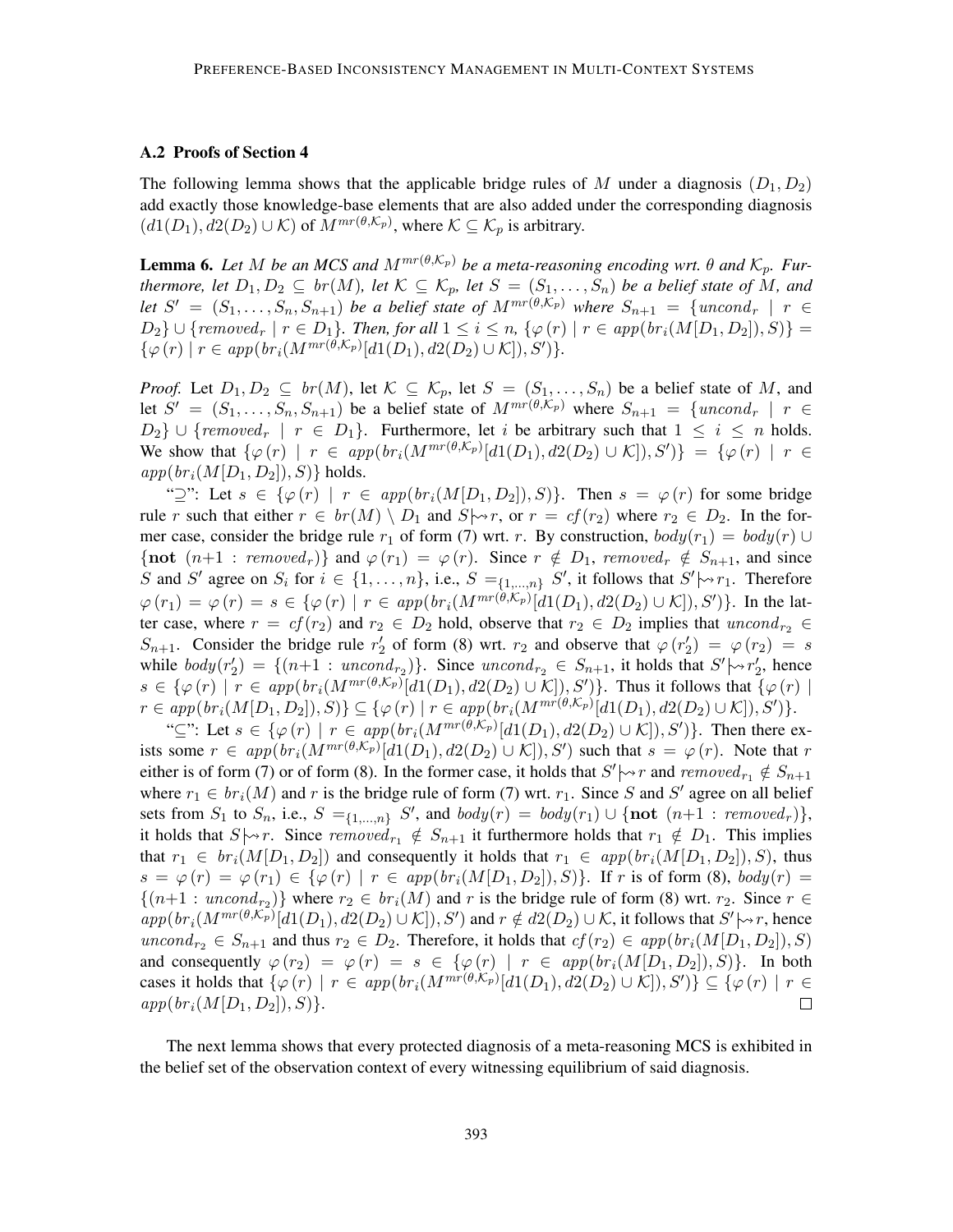### A.2 Proofs of Section 4

The following lemma shows that the applicable bridge rules of $M$ under a diagnosis $(D_1, D_2)$ add exactly those knowledge-base elements that are also added under the corresponding diagnosis $(d1(D_1), d2(D_2) \cup \mathcal{K})$ of $M^{mr(\theta,\mathcal{K}_p)}$, where $\mathcal{K} \subseteq \mathcal{K}_p$ is arbitrary.

**Lemma 6.** *Let $M$ be an MCS and $M^{mr(\theta,\mathcal{K}_p)}$ be a meta-reasoning encoding wrt. $\theta$ and $\mathcal{K}_p$. Furthermore, let $D_1, D_2 \subseteq br(M)$, let $\mathcal{K} \subseteq \mathcal{K}_p$, let $S = (S_1, \ldots, S_n)$ be a belief state of $M$, and let $S' = (S_1, \ldots, S_n, S_{n+1})$ be a belief state of $M^{mr(\theta,\mathcal{K}_p)}$ where $S_{n+1} = \{uncond_r \mid r \in D_2\} \cup \{removed_r \mid r \in D_1\}$. Then, for all $1 \leq i \leq n$, $\{\varphi(r) \mid r \in app(br_i(M[D_1, D_2]), S)\} = \{\varphi(r) \mid r \in app(br_i(M^{mr(\theta,\mathcal{K}_p)}[d1(D_1), d2(D_2) \cup \mathcal{K}]), S')\}$.*

*Proof.* Let $D_1, D_2 \subseteq br(M)$, let $\mathcal{K} \subseteq \mathcal{K}_p$, let $S = (S_1, \ldots, S_n)$ be a belief state of $M$, and let $S' = (S_1, \ldots, S_n, S_{n+1})$ be a belief state of $M^{mr(\theta,\mathcal{K}_p)}$ where $S_{n+1} = \{uncond_r \mid r \in D_2\} \cup \{removed_r \mid r \in D_1\}$. Furthermore, let $i$ be arbitrary such that $1 \leq i \leq n$ holds. We show that $\{\varphi(r) \mid r \in app(br_i(M^{mr(\theta,\mathcal{K}_p)}[d1(D_1), d2(D_2) \cup \mathcal{K}]), S')\} = \{\varphi(r) \mid r \in app(br_i(M[D_1, D_2]), S)\}$ holds.

"$\supseteq$": Let $s \in \{\varphi(r) \mid r \in app(br_i(M[D_1, D_2]), S)\}$. Then $s = \varphi(r)$ for some bridge rule $r$ such that either $r \in br(M) \setminus D_1$ and $S \models r$, or $r = cf(r_2)$ where $r_2 \in D_2$. In the former case, consider the bridge rule $r_1$ of form (7) wrt. $r$. By construction, $body(r_1) = body(r) \cup \{\textbf{not } (n{+}1 : removed_r)\}$ and $\varphi(r_1) = \varphi(r)$. Since $r \notin D_1$, $removed_r \notin S_{n+1}$, and since $S$ and $S'$ agree on $S_i$ for $i \in \{1, \ldots, n\}$, i.e., $S =_{\{1,\ldots,n\}} S'$, it follows that $S' \models r_1$. Therefore $\varphi(r_1) = \varphi(r) = s \in \{\varphi(r) \mid r \in app(br_i(M^{mr(\theta,\mathcal{K}_p)}[d1(D_1), d2(D_2) \cup \mathcal{K}]), S')\}$. In the latter case, where $r = cf(r_2)$ and $r_2 \in D_2$ hold, observe that $r_2 \in D_2$ implies that $uncond_{r_2} \in S_{n+1}$. Consider the bridge rule $r_2'$ of form (8) wrt. $r_2$ and observe that $\varphi(r_2') = \varphi(r_2) = s$ while $body(r_2') = \{(n{+}1 : uncond_{r_2})\}$. Since $uncond_{r_2} \in S_{n+1}$, it holds that $S' \models r_2'$, hence $s \in \{\varphi(r) \mid r \in app(br_i(M^{mr(\theta,\mathcal{K}_p)}[d1(D_1), d2(D_2) \cup \mathcal{K}]), S')\}$. Thus it follows that $\{\varphi(r) \mid r \in app(br_i(M[D_1, D_2]), S)\} \subseteq \{\varphi(r) \mid r \in app(br_i(M^{mr(\theta,\mathcal{K}_p)}[d1(D_1), d2(D_2) \cup \mathcal{K}]), S')\}$.

"$\subseteq$": Let $s \in \{\varphi(r) \mid r \in app(br_i(M^{mr(\theta,\mathcal{K}_p)}[d1(D_1), d2(D_2) \cup \mathcal{K}]), S')\}$. Then there exists some $r \in app(br_i(M^{mr(\theta,\mathcal{K}_p)}[d1(D_1), d2(D_2) \cup \mathcal{K}]), S')$ such that $s = \varphi(r)$. Note that $r$ either is of form (7) or of form (8). In the former case, it holds that $S' \models r$ and $removed_{r_1} \notin S_{n+1}$ where $r_1 \in br_i(M)$ and $r$ is the bridge rule of form (7) wrt. $r_1$. Since $S$ and $S'$ agree on all belief sets from $S_1$ to $S_n$, i.e., $S =_{\{1,\ldots,n\}} S'$, and $body(r) = body(r_1) \cup \{\textbf{not } (n{+}1 : removed_r)\}$, it holds that $S \models r$. Since $removed_{r_1} \notin S_{n+1}$ it furthermore holds that $r_1 \notin D_1$. This implies that $r_1 \in br_i(M[D_1, D_2])$ and consequently it holds that $r_1 \in app(br_i(M[D_1, D_2]), S)$, thus $s = \varphi(r) = \varphi(r_1) \in \{\varphi(r) \mid r \in app(br_i(M[D_1, D_2]), S)\}$. If $r$ is of form (8), $body(r) = \{(n{+}1 : uncond_{r_2})\}$ where $r_2 \in br_i(M)$ and $r$ is the bridge rule of form (8) wrt. $r_2$. Since $r \in app(br_i(M^{mr(\theta,\mathcal{K}_p)}[d1(D_1), d2(D_2) \cup \mathcal{K}]), S')$ and $r \notin d2(D_2) \cup \mathcal{K}$, it follows that $S' \models r$, hence $uncond_{r_2} \in S_{n+1}$ and thus $r_2 \in D_2$. Therefore, it holds that $cf(r_2) \in app(br_i(M[D_1, D_2]), S)$ and consequently $\varphi(r_2) = \varphi(r) = s \in \{\varphi(r) \mid r \in app(br_i(M[D_1, D_2]), S)\}$. In both cases it holds that $\{\varphi(r) \mid r \in app(br_i(M^{mr(\theta,\mathcal{K}_p)}[d1(D_1), d2(D_2) \cup \mathcal{K}]), S')\} \subseteq \{\varphi(r) \mid r \in app(br_i(M[D_1, D_2]), S)\}$. $\square$

The next lemma shows that every protected diagnosis of a meta-reasoning MCS is exhibited in the belief set of the observation context of every witnessing equilibrium of said diagnosis.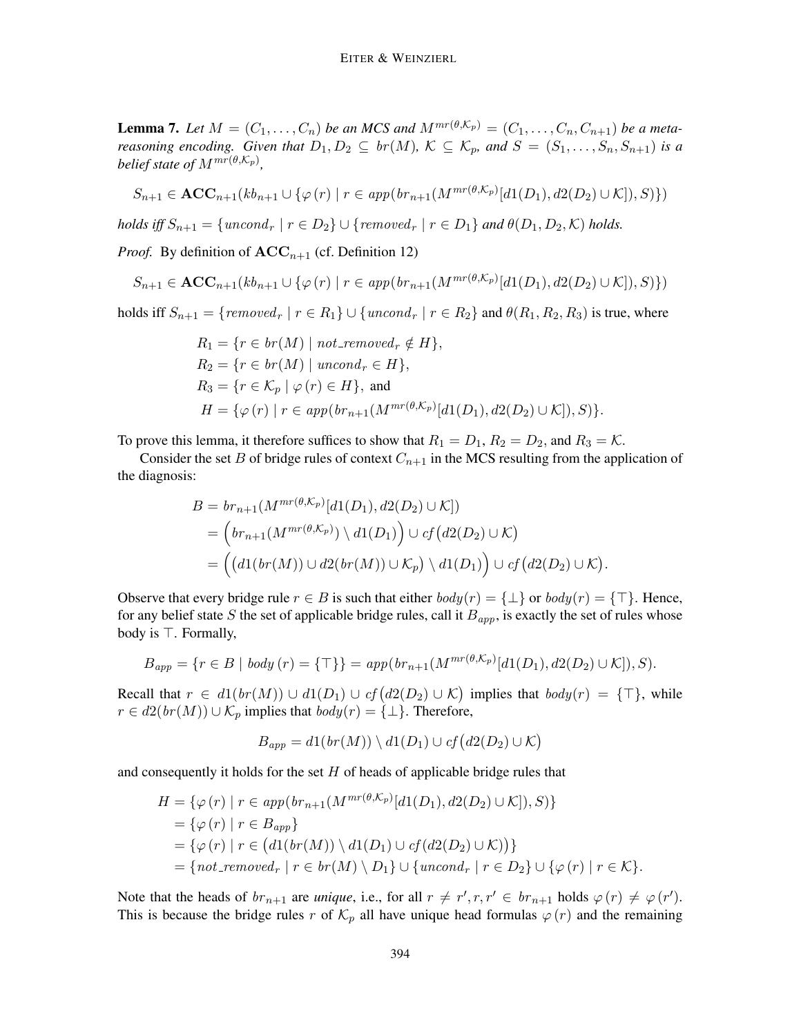**Lemma 7.** *Let $M = (C_1, \ldots, C_n)$ be an MCS and $M^{mr(\theta,\mathcal{K}_p)} = (C_1, \ldots, C_n, C_{n+1})$ be a meta-reasoning encoding. Given that $D_1, D_2 \subseteq br(M)$, $\mathcal{K} \subseteq \mathcal{K}_p$, and $S = (S_1, \ldots, S_n, S_{n+1})$ is a belief state of $M^{mr(\theta,\mathcal{K}_p)}$,*

$$S_{n+1} \in \mathbf{ACC}_{n+1}(kb_{n+1} \cup \{\varphi(r) \mid r \in app(br_{n+1}(M^{mr(\theta,\mathcal{K}_p)}[d1(D_1), d2(D_2) \cup \mathcal{K}]), S)\})$$

*holds iff $S_{n+1} = \{uncond_r \mid r \in D_2\} \cup \{removed_r \mid r \in D_1\}$ and $\theta(D_1, D_2, \mathcal{K})$ holds.*

*Proof.* By definition of $\mathbf{ACC}_{n+1}$ (cf. Definition 12)

$$S_{n+1} \in \mathbf{ACC}_{n+1}(kb_{n+1} \cup \{\varphi(r) \mid r \in app(br_{n+1}(M^{mr(\theta,\mathcal{K}_p)}[d1(D_1), d2(D_2) \cup \mathcal{K}]), S)\})$$

holds iff $S_{n+1} = \{removed_r \mid r \in R_1\} \cup \{uncond_r \mid r \in R_2\}$ and $\theta(R_1, R_2, R_3)$ is true, where

$$\begin{aligned}
R_1 &= \{r \in br(M) \mid not\_removed_r \notin H\}, \\
R_2 &= \{r \in br(M) \mid uncond_r \in H\}, \\
R_3 &= \{r \in \mathcal{K}_p \mid \varphi(r) \in H\}, \text{ and} \\
H &= \{\varphi(r) \mid r \in app(br_{n+1}(M^{mr(\theta,\mathcal{K}_p)}[d1(D_1), d2(D_2) \cup \mathcal{K}]), S)\}.
\end{aligned}$$

To prove this lemma, it therefore suffices to show that $R_1 = D_1$, $R_2 = D_2$, and $R_3 = \mathcal{K}$.

Consider the set $B$ of bridge rules of context $C_{n+1}$ in the MCS resulting from the application of the diagnosis:

$$\begin{aligned}
B &= br_{n+1}(M^{mr(\theta,\mathcal{K}_p)}[d1(D_1), d2(D_2) \cup \mathcal{K}]) \\
&= \Big(br_{n+1}(M^{mr(\theta,\mathcal{K}_p)}) \setminus d1(D_1)\Big) \cup cf\big(d2(D_2) \cup \mathcal{K}\big) \\
&= \Big(\big(d1(br(M)) \cup d2(br(M)) \cup \mathcal{K}_p\big) \setminus d1(D_1)\Big) \cup cf\big(d2(D_2) \cup \mathcal{K}\big).
\end{aligned}$$

Observe that every bridge rule $r \in B$ is such that either $body(r) = \{\bot\}$ or $body(r) = \{\top\}$. Hence, for any belief state $S$ the set of applicable bridge rules, call it $B_{app}$, is exactly the set of rules whose body is $\top$. Formally,

$$B_{app} = \{r \in B \mid body(r) = \{\top\}\} = app(br_{n+1}(M^{mr(\theta,\mathcal{K}_p)}[d1(D_1), d2(D_2) \cup \mathcal{K}]), S).$$

Recall that $r \in d1(br(M)) \cup d1(D_1) \cup cf\big(d2(D_2) \cup \mathcal{K}\big)$ implies that $body(r) = \{\top\}$, while $r \in d2(br(M)) \cup \mathcal{K}_p$ implies that $body(r) = \{\bot\}$. Therefore,

$$B_{app} = d1(br(M)) \setminus d1(D_1) \cup cf\big(d2(D_2) \cup \mathcal{K}\big)$$

and consequently it holds for the set $H$ of heads of applicable bridge rules that

$$\begin{aligned}
H &= \{\varphi(r) \mid r \in app(br_{n+1}(M^{mr(\theta,\mathcal{K}_p)}[d1(D_1), d2(D_2) \cup \mathcal{K}]), S)\} \\
&= \{\varphi(r) \mid r \in B_{app}\} \\
&= \{\varphi(r) \mid r \in \big(d1(br(M)) \setminus d1(D_1) \cup cf(d2(D_2) \cup \mathcal{K})\big)\} \\
&= \{not\_removed_r \mid r \in br(M) \setminus D_1\} \cup \{uncond_r \mid r \in D_2\} \cup \{\varphi(r) \mid r \in \mathcal{K}\}.
\end{aligned}$$

Note that the heads of $br_{n+1}$ are *unique*, i.e., for all $r \neq r', r, r' \in br_{n+1}$ holds $\varphi(r) \neq \varphi(r')$. This is because the bridge rules $r$ of $\mathcal{K}_p$ all have unique head formulas $\varphi(r)$ and the remaining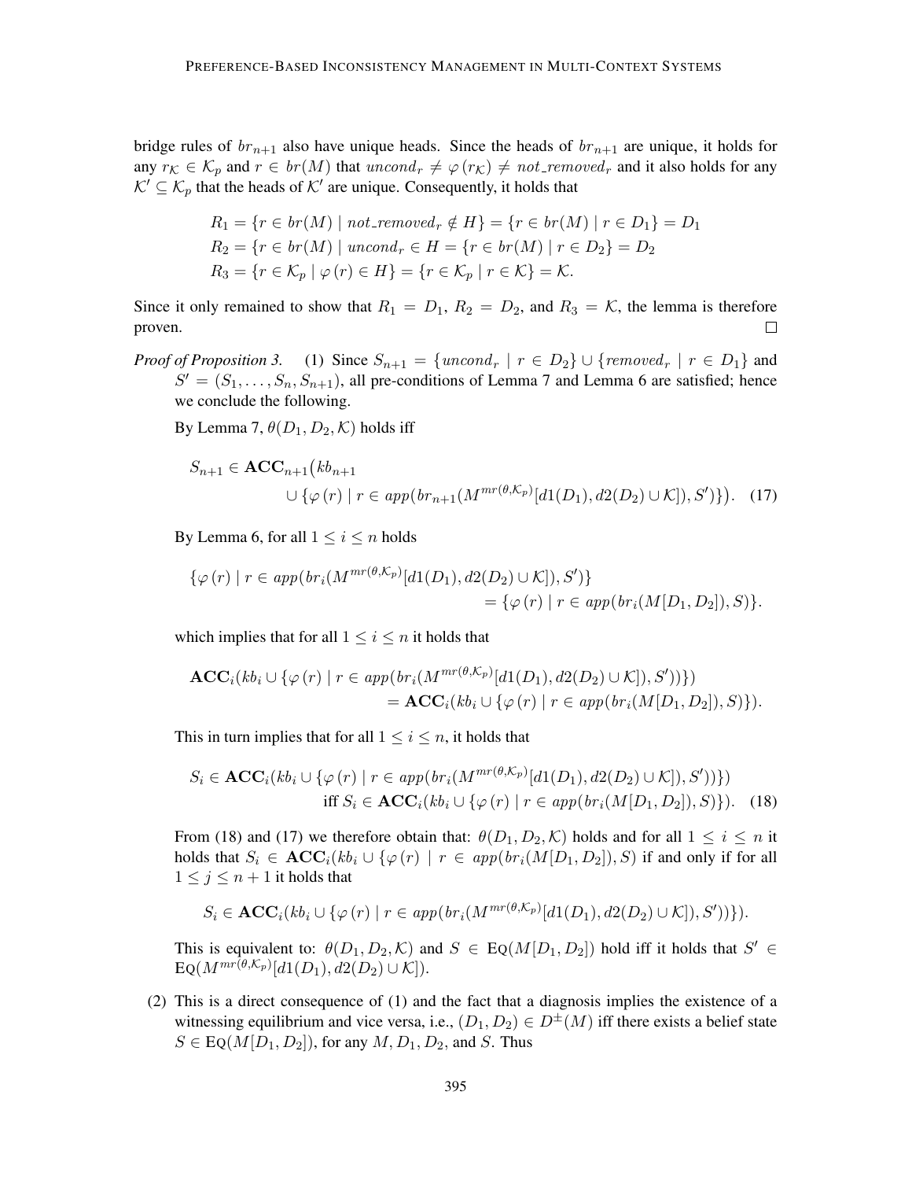bridge rules of $br_{n+1}$ also have unique heads. Since the heads of $br_{n+1}$ are unique, it holds for any $r_{\mathcal{K}} \in \mathcal{K}_p$ and $r \in br(M)$ that $uncond_r \neq \varphi(r_{\mathcal{K}}) \neq not\_removed_r$ and it also holds for any $\mathcal{K}' \subseteq \mathcal{K}_p$ that the heads of $\mathcal{K}'$ are unique. Consequently, it holds that

$$
\begin{aligned}
R_1 &= \{r \in br(M) \mid not\_removed_r \notin H\} = \{r \in br(M) \mid r \in D_1\} = D_1 \\
R_2 &= \{r \in br(M) \mid uncond_r \in H = \{r \in br(M) \mid r \in D_2\} = D_2 \\
R_3 &= \{r \in \mathcal{K}_p \mid \varphi(r) \in H\} = \{r \in \mathcal{K}_p \mid r \in \mathcal{K}\} = \mathcal{K}.
\end{aligned}
$$

Since it only remained to show that $R_1 = D_1$, $R_2 = D_2$, and $R_3 = \mathcal{K}$, the lemma is therefore proven. □

***Proof of Proposition 3.*** (1) Since $S_{n+1} = \{uncond_r \mid r \in D_2\} \cup \{removed_r \mid r \in D_1\}$ and $S' = (S_1, \ldots, S_n, S_{n+1})$, all pre-conditions of Lemma 7 and Lemma 6 are satisfied; hence we conclude the following.

By Lemma 7, $\theta(D_1, D_2, \mathcal{K})$ holds iff

$$
S_{n+1} \in \mathbf{ACC}_{n+1}\big(kb_{n+1} \cup \{\varphi(r) \mid r \in app(br_{n+1}(M^{mr(\theta,\mathcal{K}_p)}[d1(D_1), d2(D_2) \cup \mathcal{K}]), S')\}\big). \quad (17)
$$

By Lemma 6, for all $1 \leq i \leq n$ holds

$$
\{\varphi(r) \mid r \in app(br_i(M^{mr(\theta,\mathcal{K}_p)}[d1(D_1), d2(D_2) \cup \mathcal{K}]), S')\} = \{\varphi(r) \mid r \in app(br_i(M[D_1, D_2]), S)\}.
$$

which implies that for all $1 \leq i \leq n$ it holds that

$$
\mathbf{ACC}_i(kb_i \cup \{\varphi(r) \mid r \in app(br_i(M^{mr(\theta,\mathcal{K}_p)}[d1(D_1), d2(D_2) \cup \mathcal{K}]), S'))\}) = \mathbf{ACC}_i(kb_i \cup \{\varphi(r) \mid r \in app(br_i(M[D_1, D_2]), S)\}).
$$

This in turn implies that for all $1 \leq i \leq n$, it holds that

$$
S_i \in \mathbf{ACC}_i(kb_i \cup \{\varphi(r) \mid r \in app(br_i(M^{mr(\theta,\mathcal{K}_p)}[d1(D_1), d2(D_2) \cup \mathcal{K}]), S'))\}) \text{ iff } S_i \in \mathbf{ACC}_i(kb_i \cup \{\varphi(r) \mid r \in app(br_i(M[D_1, D_2]), S)\}). \quad (18)
$$

From (18) and (17) we therefore obtain that: $\theta(D_1, D_2, \mathcal{K})$ holds and for all $1 \leq i \leq n$ it holds that $S_i \in \mathbf{ACC}_i(kb_i \cup \{\varphi(r) \mid r \in app(br_i(M[D_1, D_2]), S)$ if and only if for all $1 \leq j \leq n+1$ it holds that

$$
S_i \in \mathbf{ACC}_i(kb_i \cup \{\varphi(r) \mid r \in app(br_i(M^{mr(\theta,\mathcal{K}_p)}[d1(D_1), d2(D_2) \cup \mathcal{K}]), S'))\}).
$$

This is equivalent to: $\theta(D_1, D_2, \mathcal{K})$ and $S \in \text{EQ}(M[D_1, D_2])$ hold iff it holds that $S' \in \text{EQ}(M^{mr(\theta,\mathcal{K}_p)}[d1(D_1), d2(D_2) \cup \mathcal{K}])$.

(2) This is a direct consequence of (1) and the fact that a diagnosis implies the existence of a witnessing equilibrium and vice versa, i.e., $(D_1, D_2) \in D^{\pm}(M)$ iff there exists a belief state $S \in \text{EQ}(M[D_1, D_2])$, for any $M, D_1, D_2$, and $S$. Thus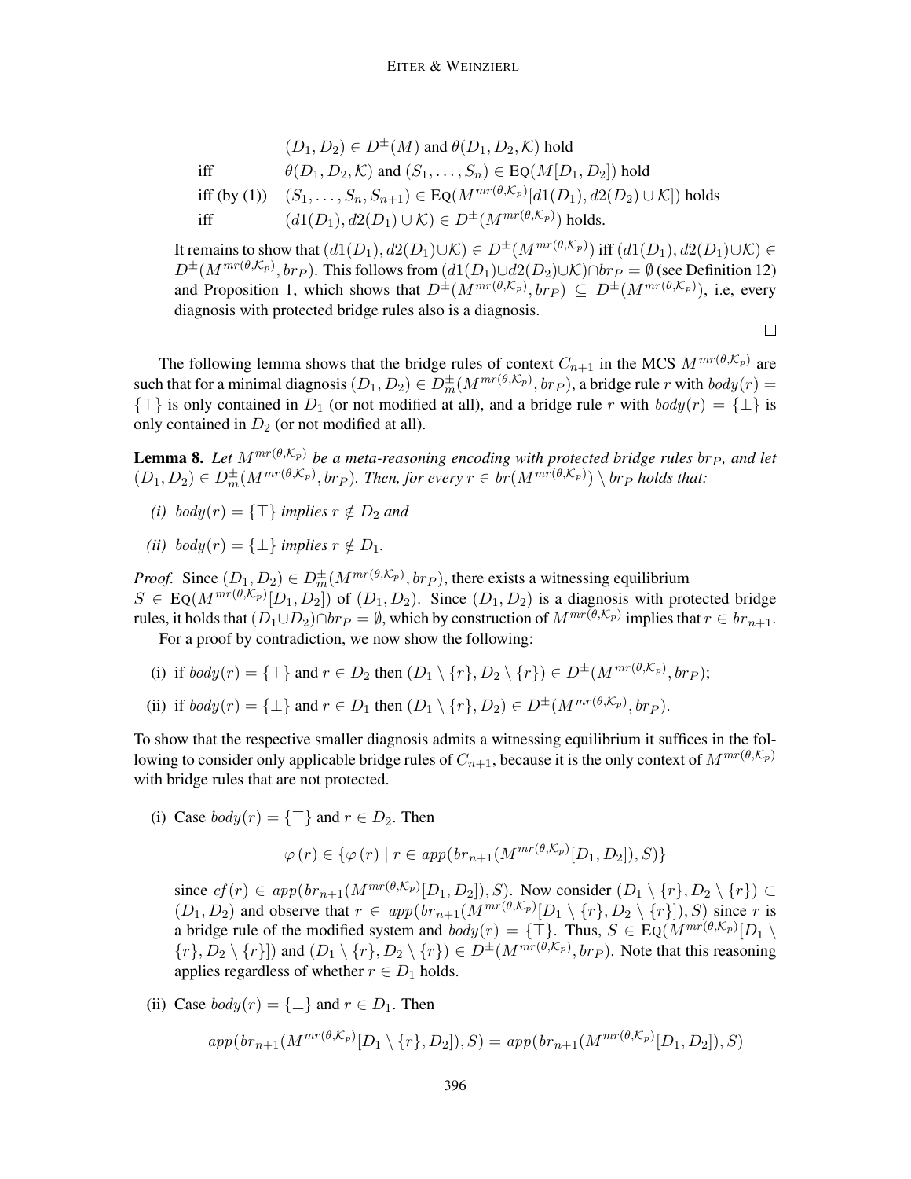$$
\begin{array}{ll}
 & (D_1, D_2) \in D^{\pm}(M) \text{ and } \theta(D_1, D_2, \mathcal{K}) \text{ hold} \\
\text{iff} & \theta(D_1, D_2, \mathcal{K}) \text{ and } (S_1, \ldots, S_n) \in \text{EQ}(M[D_1, D_2]) \text{ hold} \\
\text{iff (by (1))} & (S_1, \ldots, S_n, S_{n+1}) \in \text{EQ}(M^{mr(\theta,\mathcal{K}_p)}[d1(D_1), d2(D_2) \cup \mathcal{K}]) \text{ holds} \\
\text{iff} & (d1(D_1), d2(D_1) \cup \mathcal{K}) \in D^{\pm}(M^{mr(\theta,\mathcal{K}_p)}) \text{ holds.}
\end{array}
$$

It remains to show that $(d1(D_1), d2(D_1) \cup \mathcal{K}) \in D^{\pm}(M^{mr(\theta,\mathcal{K}_p)})$ iff $(d1(D_1), d2(D_1) \cup \mathcal{K}) \in D^{\pm}(M^{mr(\theta,\mathcal{K}_p)}, br_P)$. This follows from $(d1(D_1) \cup d2(D_2) \cup \mathcal{K}) \cap br_P = \emptyset$ (see Definition 12) and Proposition 1, which shows that $D^{\pm}(M^{mr(\theta,\mathcal{K}_p)}, br_P) \subseteq D^{\pm}(M^{mr(\theta,\mathcal{K}_p)})$, i.e, every diagnosis with protected bridge rules also is a diagnosis.

□

The following lemma shows that the bridge rules of context $C_{n+1}$ in the MCS $M^{mr(\theta,\mathcal{K}_p)}$ are such that for a minimal diagnosis $(D_1, D_2) \in D^{\pm}_m(M^{mr(\theta,\mathcal{K}_p)}, br_P)$, a bridge rule $r$ with $body(r) = \{\top\}$ is only contained in $D_1$ (or not modified at all), and a bridge rule $r$ with $body(r) = \{\bot\}$ is only contained in $D_2$ (or not modified at all).

**Lemma 8.** *Let $M^{mr(\theta,\mathcal{K}_p)}$ be a meta-reasoning encoding with protected bridge rules $br_P$, and let $(D_1, D_2) \in D^{\pm}_m(M^{mr(\theta,\mathcal{K}_p)}, br_P)$. Then, for every $r \in br(M^{mr(\theta,\mathcal{K}_p)}) \setminus br_P$ holds that:*

*(i) $body(r) = \{\top\}$ implies $r \notin D_2$ and*

*(ii) $body(r) = \{\bot\}$ implies $r \notin D_1$.*

*Proof.* Since $(D_1, D_2) \in D^{\pm}_m(M^{mr(\theta,\mathcal{K}_p)}, br_P)$, there exists a witnessing equilibrium $S \in \text{EQ}(M^{mr(\theta,\mathcal{K}_p)}[D_1, D_2])$ of $(D_1, D_2)$. Since $(D_1, D_2)$ is a diagnosis with protected bridge rules, it holds that $(D_1 \cup D_2) \cap br_P = \emptyset$, which by construction of $M^{mr(\theta,\mathcal{K}_p)}$ implies that $r \in br_{n+1}$.

For a proof by contradiction, we now show the following:

(i) if $body(r) = \{\top\}$ and $r \in D_2$ then $(D_1 \setminus \{r\}, D_2 \setminus \{r\}) \in D^{\pm}(M^{mr(\theta,\mathcal{K}_p)}, br_P)$;

(ii) if $body(r) = \{\bot\}$ and $r \in D_1$ then $(D_1 \setminus \{r\}, D_2) \in D^{\pm}(M^{mr(\theta,\mathcal{K}_p)}, br_P)$.

To show that the respective smaller diagnosis admits a witnessing equilibrium it suffices in the following to consider only applicable bridge rules of $C_{n+1}$, because it is the only context of $M^{mr(\theta,\mathcal{K}_p)}$ with bridge rules that are not protected.

(i) Case $body(r) = \{\top\}$ and $r \in D_2$. Then

$$\varphi(r) \in \{\varphi(r) \mid r \in app(br_{n+1}(M^{mr(\theta,\mathcal{K}_p)}[D_1, D_2]), S)\}$$

since $cf(r) \in app(br_{n+1}(M^{mr(\theta,\mathcal{K}_p)}[D_1, D_2]), S)$. Now consider $(D_1 \setminus \{r\}, D_2 \setminus \{r\}) \subset (D_1, D_2)$ and observe that $r \in app(br_{n+1}(M^{mr(\theta,\mathcal{K}_p)}[D_1 \setminus \{r\}, D_2 \setminus \{r\}]), S)$ since $r$ is a bridge rule of the modified system and $body(r) = \{\top\}$. Thus, $S \in \text{EQ}(M^{mr(\theta,\mathcal{K}_p)}[D_1 \setminus \{r\}, D_2 \setminus \{r\}])$ and $(D_1 \setminus \{r\}, D_2 \setminus \{r\}) \in D^{\pm}(M^{mr(\theta,\mathcal{K}_p)}, br_P)$. Note that this reasoning applies regardless of whether $r \in D_1$ holds.

(ii) Case $body(r) = \{\bot\}$ and $r \in D_1$. Then

$$app(br_{n+1}(M^{mr(\theta,\mathcal{K}_p)}[D_1 \setminus \{r\}, D_2]), S) = app(br_{n+1}(M^{mr(\theta,\mathcal{K}_p)}[D_1, D_2]), S)$$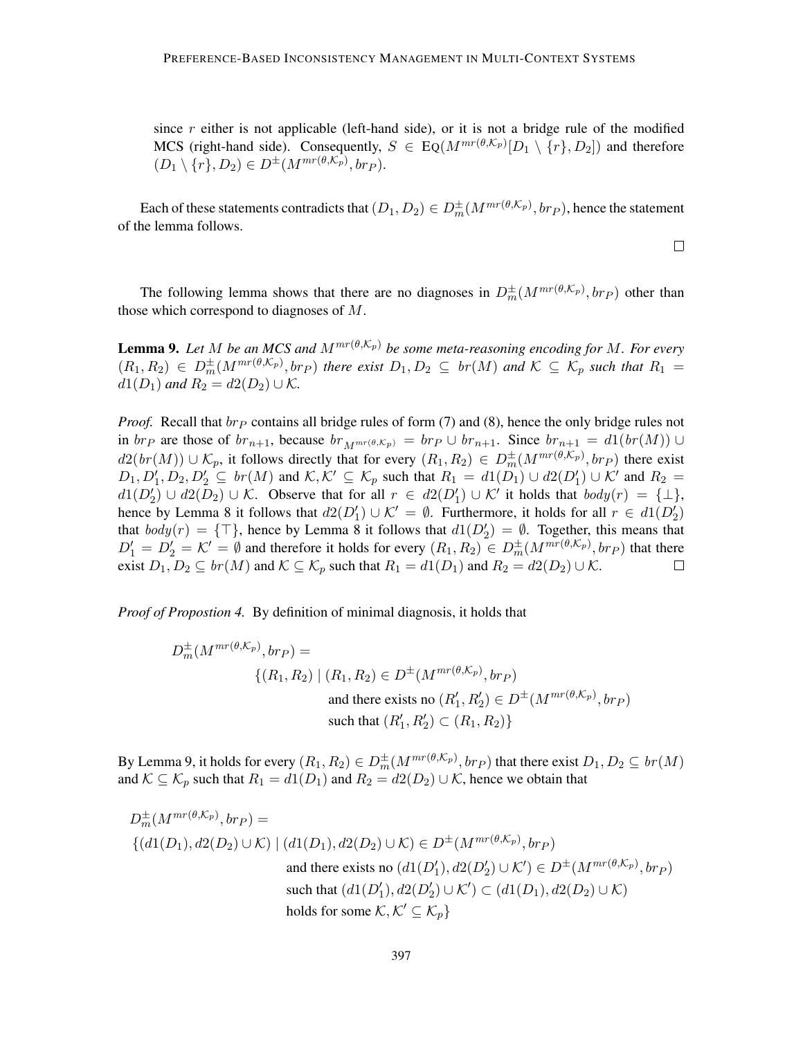since $r$ either is not applicable (left-hand side), or it is not a bridge rule of the modified MCS (right-hand side). Consequently, $S \in \text{EQ}(M^{mr(\theta,\mathcal{K}_p)}[D_1 \setminus \{r\}, D_2])$ and therefore $(D_1 \setminus \{r\}, D_2) \in D^{\pm}(M^{mr(\theta,\mathcal{K}_p)}, br_P)$.

Each of these statements contradicts that $(D_1, D_2) \in D^{\pm}_m(M^{mr(\theta,\mathcal{K}_p)}, br_P)$, hence the statement of the lemma follows. $\square$

The following lemma shows that there are no diagnoses in $D^{\pm}_m(M^{mr(\theta,\mathcal{K}_p)}, br_P)$ other than those which correspond to diagnoses of $M$.

**Lemma 9.** *Let $M$ be an MCS and $M^{mr(\theta,\mathcal{K}_p)}$ be some meta-reasoning encoding for $M$. For every $(R_1, R_2) \in D^{\pm}_m(M^{mr(\theta,\mathcal{K}_p)}, br_P)$ there exist $D_1, D_2 \subseteq br(M)$ and $\mathcal{K} \subseteq \mathcal{K}_p$ such that $R_1 = d1(D_1)$ and $R_2 = d2(D_2) \cup \mathcal{K}$.*

*Proof.* Recall that $br_P$ contains all bridge rules of form (7) and (8), hence the only bridge rules not in $br_P$ are those of $br_{n+1}$, because $br_{M^{mr(\theta,\mathcal{K}_p)}} = br_P \cup br_{n+1}$. Since $br_{n+1} = d1(br(M)) \cup d2(br(M)) \cup \mathcal{K}_p$, it follows directly that for every $(R_1, R_2) \in D^{\pm}_m(M^{mr(\theta,\mathcal{K}_p)}, br_P)$ there exist $D_1, D'_1, D_2, D'_2 \subseteq br(M)$ and $\mathcal{K}, \mathcal{K}' \subseteq \mathcal{K}_p$ such that $R_1 = d1(D_1) \cup d2(D'_1) \cup \mathcal{K}'$ and $R_2 = d1(D'_2) \cup d2(D_2) \cup \mathcal{K}$. Observe that for all $r \in d2(D'_1) \cup \mathcal{K}'$ it holds that $body(r) = \{\bot\}$, hence by Lemma 8 it follows that $d2(D'_1) \cup \mathcal{K}' = \emptyset$. Furthermore, it holds for all $r \in d1(D'_2)$ that $body(r) = \{\top\}$, hence by Lemma 8 it follows that $d1(D'_2) = \emptyset$. Together, this means that $D'_1 = D'_2 = \mathcal{K}' = \emptyset$ and therefore it holds for every $(R_1, R_2) \in D^{\pm}_m(M^{mr(\theta,\mathcal{K}_p)}, br_P)$ that there exist $D_1, D_2 \subseteq br(M)$ and $\mathcal{K} \subseteq \mathcal{K}_p$ such that $R_1 = d1(D_1)$ and $R_2 = d2(D_2) \cup \mathcal{K}$. $\square$

*Proof of Propostion 4.* By definition of minimal diagnosis, it holds that

$$
\begin{aligned}
D^{\pm}_m(M^{mr(\theta,\mathcal{K}_p)}, br_P) = \\
\{(R_1, R_2) \mid\ & (R_1, R_2) \in D^{\pm}(M^{mr(\theta,\mathcal{K}_p)}, br_P) \\
& \text{and there exists no } (R'_1, R'_2) \in D^{\pm}(M^{mr(\theta,\mathcal{K}_p)}, br_P) \\
& \text{such that } (R'_1, R'_2) \subset (R_1, R_2)\}
\end{aligned}
$$

By Lemma 9, it holds for every $(R_1, R_2) \in D^{\pm}_m(M^{mr(\theta,\mathcal{K}_p)}, br_P)$ that there exist $D_1, D_2 \subseteq br(M)$ and $\mathcal{K} \subseteq \mathcal{K}_p$ such that $R_1 = d1(D_1)$ and $R_2 = d2(D_2) \cup \mathcal{K}$, hence we obtain that

$$
\begin{aligned}
& D^{\pm}_m(M^{mr(\theta,\mathcal{K}_p)}, br_P) = \\
& \{(d1(D_1), d2(D_2) \cup \mathcal{K}) \mid (d1(D_1), d2(D_2) \cup \mathcal{K}) \in D^{\pm}(M^{mr(\theta,\mathcal{K}_p)}, br_P) \\
& \qquad \text{and there exists no } (d1(D'_1), d2(D'_2) \cup \mathcal{K}') \in D^{\pm}(M^{mr(\theta,\mathcal{K}_p)}, br_P) \\
& \qquad \text{such that } (d1(D'_1), d2(D'_2) \cup \mathcal{K}') \subset (d1(D_1), d2(D_2) \cup \mathcal{K}) \\
& \qquad \text{holds for some } \mathcal{K}, \mathcal{K}' \subseteq \mathcal{K}_p\}
\end{aligned}
$$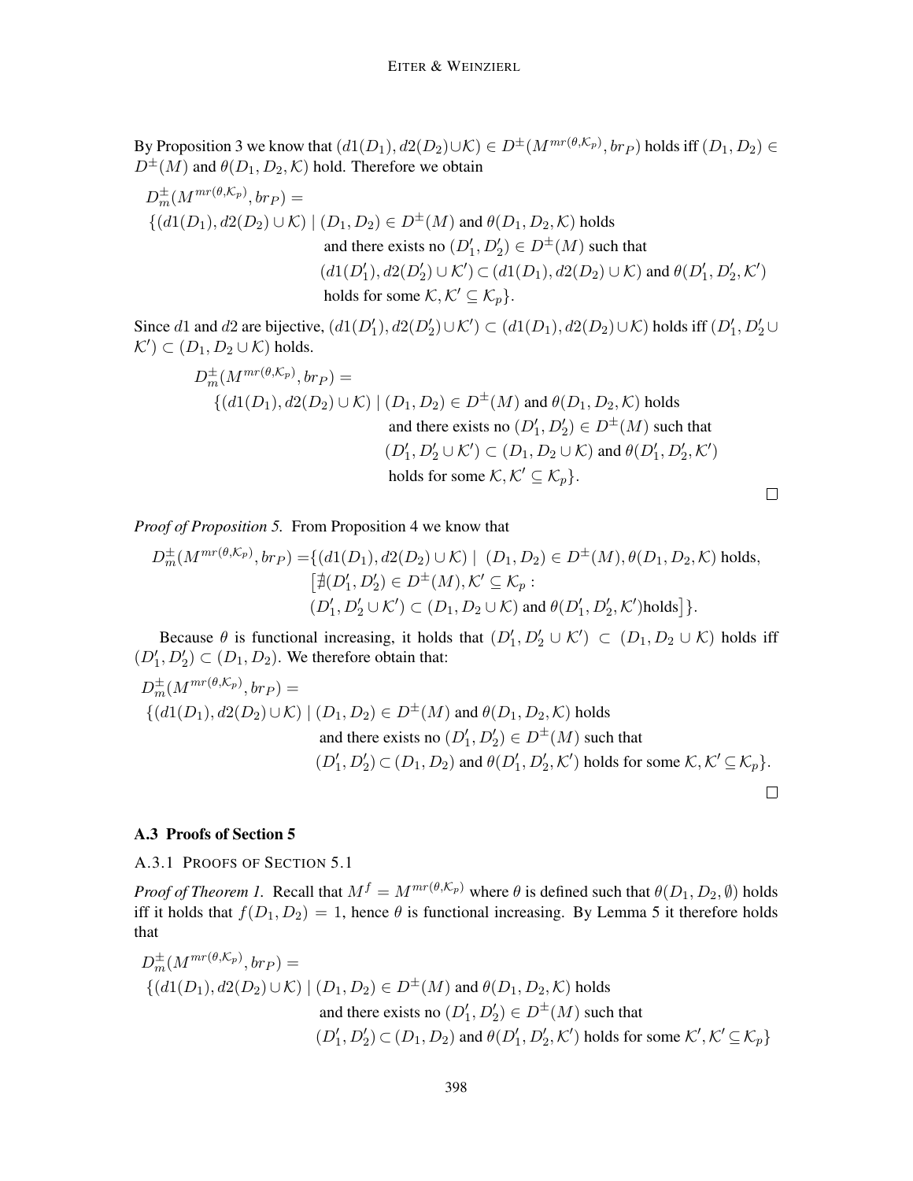By Proposition 3 we know that $(d1(D_1), d2(D_2) \cup \mathcal{K}) \in D^{\pm}(M^{mr(\theta,\mathcal{K}_p)}, br_P)$ holds iff $(D_1, D_2) \in D^{\pm}(M)$ and $\theta(D_1, D_2, \mathcal{K})$ hold. Therefore we obtain

$$
\begin{aligned}
&D^{\pm}_m(M^{mr(\theta,\mathcal{K}_p)}, br_P) = \\
&\{(d1(D_1), d2(D_2) \cup \mathcal{K}) \mid (D_1, D_2) \in D^{\pm}(M) \text{ and } \theta(D_1, D_2, \mathcal{K}) \text{ holds} \\
&\qquad \text{and there exists no } (D'_1, D'_2) \in D^{\pm}(M) \text{ such that} \\
&\qquad (d1(D'_1), d2(D'_2) \cup \mathcal{K}') \subset (d1(D_1), d2(D_2) \cup \mathcal{K}) \text{ and } \theta(D'_1, D'_2, \mathcal{K}') \\
&\qquad \text{holds for some } \mathcal{K}, \mathcal{K}' \subseteq \mathcal{K}_p\}.
\end{aligned}
$$

Since $d1$ and $d2$ are bijective, $(d1(D'_1), d2(D'_2) \cup \mathcal{K}') \subset (d1(D_1), d2(D_2) \cup \mathcal{K})$ holds iff $(D'_1, D'_2 \cup \mathcal{K}') \subset (D_1, D_2 \cup \mathcal{K})$ holds.

$$
\begin{aligned}
&D^{\pm}_m(M^{mr(\theta,\mathcal{K}_p)}, br_P) = \\
&\{(d1(D_1), d2(D_2) \cup \mathcal{K}) \mid (D_1, D_2) \in D^{\pm}(M) \text{ and } \theta(D_1, D_2, \mathcal{K}) \text{ holds} \\
&\qquad \text{and there exists no } (D'_1, D'_2) \in D^{\pm}(M) \text{ such that} \\
&\qquad (D'_1, D'_2 \cup \mathcal{K}') \subset (D_1, D_2 \cup \mathcal{K}) \text{ and } \theta(D'_1, D'_2, \mathcal{K}') \\
&\qquad \text{holds for some } \mathcal{K}, \mathcal{K}' \subseteq \mathcal{K}_p\}.
\end{aligned}
$$

□

*Proof of Proposition 5.* From Proposition 4 we know that

$$
\begin{aligned}
D^{\pm}_m(M^{mr(\theta,\mathcal{K}_p)}, br_P) = &\{(d1(D_1), d2(D_2) \cup \mathcal{K}) \mid (D_1, D_2) \in D^{\pm}(M), \theta(D_1, D_2, \mathcal{K}) \text{ holds}, \\
&\big[\nexists (D'_1, D'_2) \in D^{\pm}(M), \mathcal{K}' \subseteq \mathcal{K}_p : \\
&(D'_1, D'_2 \cup \mathcal{K}') \subset (D_1, D_2 \cup \mathcal{K}) \text{ and } \theta(D'_1, D'_2, \mathcal{K}') \text{holds}\big]\}.
\end{aligned}
$$

Because $\theta$ is functional increasing, it holds that $(D'_1, D'_2 \cup \mathcal{K}') \subset (D_1, D_2 \cup \mathcal{K})$ holds iff $(D'_1, D'_2) \subset (D_1, D_2)$. We therefore obtain that:

$$
\begin{aligned}
&D^{\pm}_m(M^{mr(\theta,\mathcal{K}_p)}, br_P) = \\
&\{(d1(D_1), d2(D_2) \cup \mathcal{K}) \mid (D_1, D_2) \in D^{\pm}(M) \text{ and } \theta(D_1, D_2, \mathcal{K}) \text{ holds} \\
&\qquad \text{and there exists no } (D'_1, D'_2) \in D^{\pm}(M) \text{ such that} \\
&\qquad (D'_1, D'_2) \subset (D_1, D_2) \text{ and } \theta(D'_1, D'_2, \mathcal{K}') \text{ holds for some } \mathcal{K}, \mathcal{K}' \subseteq \mathcal{K}_p\}.
\end{aligned}
$$

□

### A.3 Proofs of Section 5

#### A.3.1 Proofs of Section 5.1

*Proof of Theorem 1.* Recall that $M^f = M^{mr(\theta,\mathcal{K}_p)}$ where $\theta$ is defined such that $\theta(D_1, D_2, \emptyset)$ holds iff it holds that $f(D_1, D_2) = 1$, hence $\theta$ is functional increasing. By Lemma 5 it therefore holds that

$$
\begin{aligned}
&D^{\pm}_m(M^{mr(\theta,\mathcal{K}_p)}, br_P) = \\
&\{(d1(D_1), d2(D_2) \cup \mathcal{K}) \mid (D_1, D_2) \in D^{\pm}(M) \text{ and } \theta(D_1, D_2, \mathcal{K}) \text{ holds} \\
&\qquad \text{and there exists no } (D'_1, D'_2) \in D^{\pm}(M) \text{ such that} \\
&\qquad (D'_1, D'_2) \subset (D_1, D_2) \text{ and } \theta(D'_1, D'_2, \mathcal{K}') \text{ holds for some } \mathcal{K}', \mathcal{K}' \subseteq \mathcal{K}_p\}
\end{aligned}
$$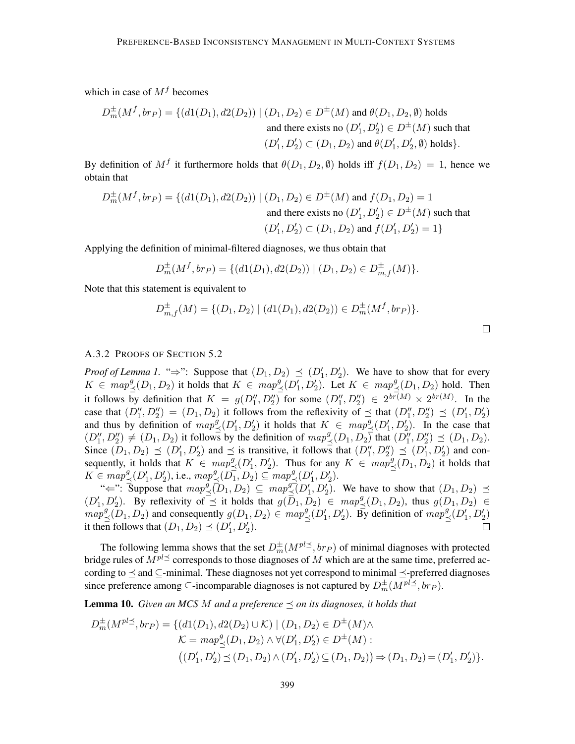which in case of $M^f$ becomes

$$D_m^{\pm}(M^f, br_P) = \{(d1(D_1), d2(D_2)) \mid (D_1, D_2) \in D^{\pm}(M) \text{ and } \theta(D_1, D_2, \emptyset) \text{ holds and there exists no } (D_1', D_2') \in D^{\pm}(M) \text{ such that } (D_1', D_2') \subset (D_1, D_2) \text{ and } \theta(D_1', D_2', \emptyset) \text{ holds}\}.$$

By definition of $M^f$ it furthermore holds that $\theta(D_1, D_2, \emptyset)$ holds iff $f(D_1, D_2) = 1$, hence we obtain that

$$D_m^{\pm}(M^f, br_P) = \{(d1(D_1), d2(D_2)) \mid (D_1, D_2) \in D^{\pm}(M) \text{ and } f(D_1, D_2) = 1 \text{ and there exists no } (D_1', D_2') \in D^{\pm}(M) \text{ such that } (D_1', D_2') \subset (D_1, D_2) \text{ and } f(D_1', D_2') = 1\}$$

Applying the definition of minimal-filtered diagnoses, we thus obtain that

$$D_m^{\pm}(M^f, br_P) = \{(d1(D_1), d2(D_2)) \mid (D_1, D_2) \in D_{m,f}^{\pm}(M)\}.$$

Note that this statement is equivalent to

$$D_{m,f}^{\pm}(M) = \{(D_1, D_2) \mid (d1(D_1), d2(D_2)) \in D_m^{\pm}(M^f, br_P)\}.$$

□

### A.3.2 Proofs of Section 5.2

*Proof of Lemma 1.* "⇒": Suppose that $(D_1, D_2) \preceq (D_1', D_2')$. We have to show that for every $K \in map_{\preceq}^g(D_1, D_2)$ it holds that $K \in map_{\preceq}^g(D_1', D_2')$. Let $K \in map_{\preceq}^g(D_1, D_2)$ hold. Then it follows by definition that $K = g(D_1'', D_2'')$ for some $(D_1'', D_2'') \in 2^{br(M)} \times 2^{br(M)}$. In the case that $(D_1'', D_2'') = (D_1, D_2)$ it follows from the reflexivity of $\preceq$ that $(D_1'', D_2'') \preceq (D_1', D_2')$ and thus by definition of $map_{\preceq}^g(D_1', D_2')$ it holds that $K \in map_{\preceq}^g(D_1', D_2')$. In the case that $(D_1'', D_2'') \neq (D_1, D_2)$ it follows by the definition of $map_{\preceq}^g(D_1, D_2)$ that $(D_1'', D_2'') \preceq (D_1, D_2)$. Since $(D_1, D_2) \preceq (D_1', D_2')$ and $\preceq$ is transitive, it follows that $(D_1'', D_2'') \preceq (D_1', D_2')$ and consequently, it holds that $K \in map_{\preceq}^g(D_1', D_2')$. Thus for any $K \in map_{\preceq}^g(D_1, D_2)$ it holds that $K \in map_{\preceq}^g(D_1', D_2')$, i.e., $map_{\preceq}^g(D_1, D_2) \subseteq map_{\preceq}^g(D_1', D_2')$.

"⇐": Suppose that $map_{\preceq}^g(D_1, D_2) \subseteq map_{\preceq}^g(D_1', D_2')$. We have to show that $(D_1, D_2) \preceq (D_1', D_2')$. By reflexivity of $\preceq$ it holds that $g(D_1, D_2) \in map_{\preceq}^g(D_1, D_2)$, thus $g(D_1, D_2) \in map_{\preceq}^g(D_1, D_2)$ and consequently $g(D_1, D_2) \in map_{\preceq}^g(D_1', D_2')$. By definition of $map_{\preceq}^g(D_1', D_2')$ it then follows that $(D_1, D_2) \preceq (D_1', D_2')$. □

The following lemma shows that the set $D_m^{\pm}(M^{pl\preceq}, br_P)$ of minimal diagnoses with protected bridge rules of $M^{pl\preceq}$ corresponds to those diagnoses of $M$ which are at the same time, preferred according to $\preceq$ and $\subseteq$-minimal. These diagnoses not yet correspond to minimal $\preceq$-preferred diagnoses since preference among $\subseteq$-incomparable diagnoses is not captured by $D_m^{\pm}(M^{pl\preceq}, br_P)$.

**Lemma 10.** *Given an MCS $M$ and a preference $\preceq$ on its diagnoses, it holds that*

$$\begin{aligned} D_m^{\pm}(M^{pl\preceq}, br_P) = \{(d1(D_1), d2(D_2) \cup \mathcal{K}) \mid\ & (D_1, D_2) \in D^{\pm}(M) \wedge \\ & \mathcal{K} = map_{\preceq}^g(D_1, D_2) \wedge \forall (D_1', D_2') \in D^{\pm}(M) : \\ & \big((D_1', D_2') \preceq (D_1, D_2) \wedge (D_1', D_2') \subseteq (D_1, D_2)\big) \Rightarrow (D_1, D_2) = (D_1', D_2')\}. \end{aligned}$$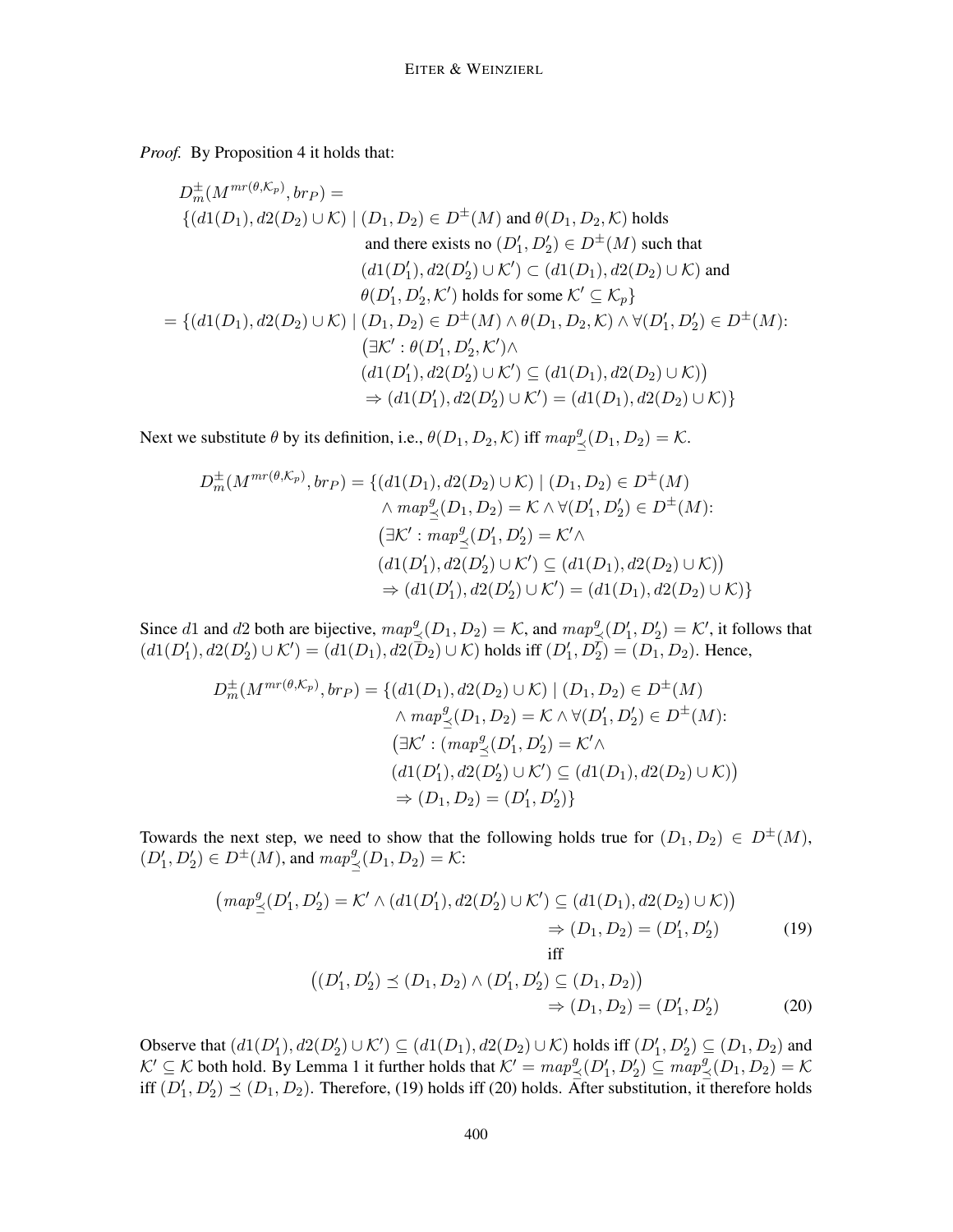*Proof.* By Proposition 4 it holds that:

$$
\begin{aligned}
& D_m^{\pm}(M^{mr(\theta,\mathcal{K}_p)}, br_P) = \\
& \{(d1(D_1), d2(D_2) \cup \mathcal{K}) \mid (D_1, D_2) \in D^{\pm}(M) \text{ and } \theta(D_1, D_2, \mathcal{K}) \text{ holds} \\
& \qquad \text{and there exists no } (D_1', D_2') \in D^{\pm}(M) \text{ such that} \\
& \qquad (d1(D_1'), d2(D_2') \cup \mathcal{K}') \subset (d1(D_1), d2(D_2) \cup \mathcal{K}) \text{ and} \\
& \qquad \theta(D_1', D_2', \mathcal{K}') \text{ holds for some } \mathcal{K}' \subseteq \mathcal{K}_p\} \\
= & \{(d1(D_1), d2(D_2) \cup \mathcal{K}) \mid (D_1, D_2) \in D^{\pm}(M) \wedge \theta(D_1, D_2, \mathcal{K}) \wedge \forall (D_1', D_2') \in D^{\pm}(M): \\
& \qquad \big(\exists \mathcal{K}' : \theta(D_1', D_2', \mathcal{K}') \wedge \\
& \qquad (d1(D_1'), d2(D_2') \cup \mathcal{K}') \subseteq (d1(D_1), d2(D_2) \cup \mathcal{K})\big) \\
& \qquad \Rightarrow (d1(D_1'), d2(D_2') \cup \mathcal{K}') = (d1(D_1), d2(D_2) \cup \mathcal{K})\}
\end{aligned}
$$

Next we substitute $\theta$ by its definition, i.e., $\theta(D_1, D_2, \mathcal{K})$ iff $map^g_{\preceq}(D_1, D_2) = \mathcal{K}$.

$$
\begin{aligned}
D_m^{\pm}(M^{mr(\theta,\mathcal{K}_p)}, br_P) = & \{(d1(D_1), d2(D_2) \cup \mathcal{K}) \mid (D_1, D_2) \in D^{\pm}(M) \\
& \wedge map^g_{\preceq}(D_1, D_2) = \mathcal{K} \wedge \forall (D_1', D_2') \in D^{\pm}(M): \\
& \big(\exists \mathcal{K}' : map^g_{\preceq}(D_1', D_2') = \mathcal{K}' \wedge \\
& (d1(D_1'), d2(D_2') \cup \mathcal{K}') \subseteq (d1(D_1), d2(D_2) \cup \mathcal{K})\big) \\
& \Rightarrow (d1(D_1'), d2(D_2') \cup \mathcal{K}') = (d1(D_1), d2(D_2) \cup \mathcal{K})\}
\end{aligned}
$$

Since $d1$ and $d2$ both are bijective, $map^g_{\preceq}(D_1, D_2) = \mathcal{K}$, and $map^g_{\preceq}(D_1', D_2') = \mathcal{K}'$, it follows that $(d1(D_1'), d2(D_2') \cup \mathcal{K}') = (d1(D_1), d2(D_2) \cup \mathcal{K})$ holds iff $(D_1', D_2') = (D_1, D_2)$. Hence,

$$
\begin{aligned}
D_m^{\pm}(M^{mr(\theta,\mathcal{K}_p)}, br_P) = & \{(d1(D_1), d2(D_2) \cup \mathcal{K}) \mid (D_1, D_2) \in D^{\pm}(M) \\
& \wedge map^g_{\preceq}(D_1, D_2) = \mathcal{K} \wedge \forall (D_1', D_2') \in D^{\pm}(M): \\
& \big(\exists \mathcal{K}' : (map^g_{\preceq}(D_1', D_2') = \mathcal{K}' \wedge \\
& (d1(D_1'), d2(D_2') \cup \mathcal{K}') \subseteq (d1(D_1), d2(D_2) \cup \mathcal{K})\big) \\
& \Rightarrow (D_1, D_2) = (D_1', D_2')\}
\end{aligned}
$$

Towards the next step, we need to show that the following holds true for $(D_1, D_2) \in D^{\pm}(M)$, $(D_1', D_2') \in D^{\pm}(M)$, and $map^g_{\preceq}(D_1, D_2) = \mathcal{K}$:

$$
\begin{aligned}
\big(map^g_{\preceq}(D_1', D_2') = \mathcal{K}' \wedge (d1(D_1'), d2(D_2') \cup \mathcal{K}') \subseteq (d1(D_1), d2(D_2) \cup \mathcal{K})\big) \\
\Rightarrow (D_1, D_2) = (D_1', D_2') \qquad (19) \\
\text{iff} \\
\big((D_1', D_2') \preceq (D_1, D_2) \wedge (D_1', D_2') \subseteq (D_1, D_2)\big) \\
\Rightarrow (D_1, D_2) = (D_1', D_2') \qquad (20)
\end{aligned}
$$

Observe that $(d1(D_1'), d2(D_2') \cup \mathcal{K}') \subseteq (d1(D_1), d2(D_2) \cup \mathcal{K})$ holds iff $(D_1', D_2') \subseteq (D_1, D_2)$ and $\mathcal{K}' \subseteq \mathcal{K}$ both hold. By Lemma 1 it further holds that $\mathcal{K}' = map^g_{\preceq}(D_1', D_2') \subseteq map^g_{\preceq}(D_1, D_2) = \mathcal{K}$ iff $(D_1', D_2') \preceq (D_1, D_2)$. Therefore, (19) holds iff (20) holds. After substitution, it therefore holds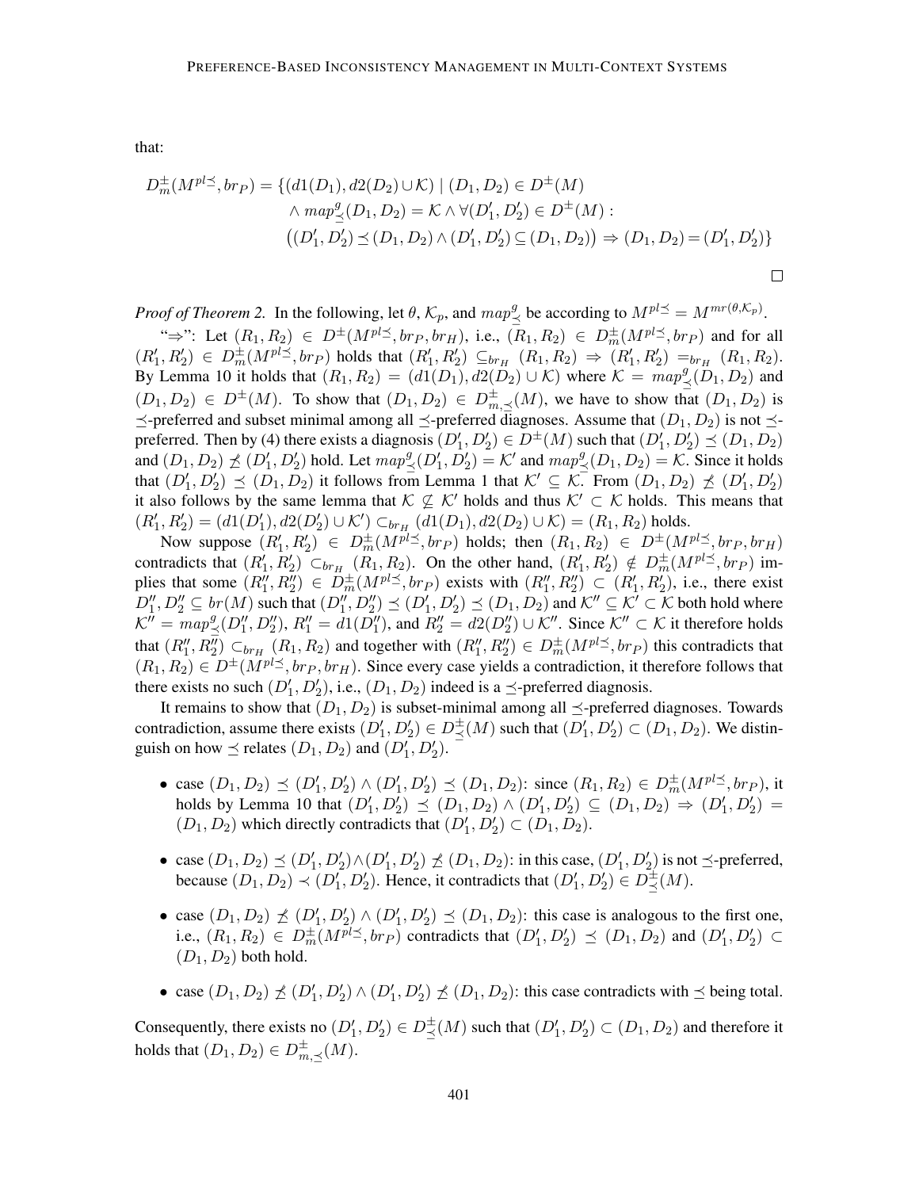that:

$$D^{\pm}_m(M^{pl\preceq}, br_P) = \{(d1(D_1), d2(D_2) \cup \mathcal{K}) \mid (D_1, D_2) \in D^{\pm}(M) \\ \wedge\ map^g_{\preceq}(D_1, D_2) = \mathcal{K} \wedge \forall (D'_1, D'_2) \in D^{\pm}(M) : \\ \big((D'_1, D'_2) \preceq (D_1, D_2) \wedge (D'_1, D'_2) \subseteq (D_1, D_2)\big) \Rightarrow (D_1, D_2) = (D'_1, D'_2)\}$$

□

*Proof of Theorem 2.* In the following, let $\theta$, $\mathcal{K}_p$, and $map^g_{\preceq}$ be according to $M^{pl\preceq} = M^{mr(\theta,\mathcal{K}_p)}$.

"⇒": Let $(R_1, R_2) \in D^{\pm}(M^{pl\preceq}, br_P, br_H)$, i.e., $(R_1, R_2) \in D^{\pm}_m(M^{pl\preceq}, br_P)$ and for all $(R'_1, R'_2) \in D^{\pm}_m(M^{pl\preceq}, br_P)$ holds that $(R'_1, R'_2) \subseteq_{br_H} (R_1, R_2) \Rightarrow (R'_1, R'_2) =_{br_H} (R_1, R_2)$. By Lemma 10 it holds that $(R_1, R_2) = (d1(D_1), d2(D_2) \cup \mathcal{K})$ where $\mathcal{K} = map^g_{\preceq}(D_1, D_2)$ and $(D_1, D_2) \in D^{\pm}(M)$. To show that $(D_1, D_2) \in D^{\pm}_{m,\preceq}(M)$, we have to show that $(D_1, D_2)$ is $\preceq$-preferred and subset minimal among all $\preceq$-preferred diagnoses. Assume that $(D_1, D_2)$ is not $\preceq$-preferred. Then by (4) there exists a diagnosis $(D'_1, D'_2) \in D^{\pm}(M)$ such that $(D'_1, D'_2) \preceq (D_1, D_2)$ and $(D_1, D_2) \not\preceq (D'_1, D'_2)$ hold. Let $map^g_{\preceq}(D'_1, D'_2) = \mathcal{K}'$ and $map^g_{\preceq}(D_1, D_2) = \mathcal{K}$. Since it holds that $(D'_1, D'_2) \preceq (D_1, D_2)$ it follows from Lemma 1 that $\mathcal{K}' \subseteq \mathcal{K}$. From $(D_1, D_2) \not\preceq (D'_1, D'_2)$ it also follows by the same lemma that $\mathcal{K} \not\subseteq \mathcal{K}'$ holds and thus $\mathcal{K}' \subset \mathcal{K}$ holds. This means that $(R'_1, R'_2) = (d1(D'_1), d2(D'_2) \cup \mathcal{K}') \subset_{br_H} (d1(D_1), d2(D_2) \cup \mathcal{K}) = (R_1, R_2)$ holds.

Now suppose $(R'_1, R'_2) \in D^{\pm}_m(M^{pl\preceq}, br_P)$ holds; then $(R_1, R_2) \in D^{\pm}(M^{pl\preceq}, br_P, br_H)$ contradicts that $(R'_1, R'_2) \subset_{br_H} (R_1, R_2)$. On the other hand, $(R'_1, R'_2) \notin D^{\pm}_m(M^{pl\preceq}, br_P)$ implies that some $(R''_1, R''_2) \in D^{\pm}_m(M^{pl\preceq}, br_P)$ exists with $(R''_1, R''_2) \subset (R'_1, R'_2)$, i.e., there exist $D''_1, D''_2 \subseteq br(M)$ such that $(D''_1, D''_2) \preceq (D'_1, D'_2) \preceq (D_1, D_2)$ and $\mathcal{K}'' \subseteq \mathcal{K}' \subset \mathcal{K}$ both hold where $\mathcal{K}'' = map^g_{\preceq}(D''_1, D''_2)$, $R''_1 = d1(D''_1)$, and $R''_2 = d2(D''_2) \cup \mathcal{K}''$. Since $\mathcal{K}'' \subset \mathcal{K}$ it therefore holds that $(R''_1, R''_2) \subset_{br_H} (R_1, R_2)$ and together with $(R''_1, R''_2) \in D^{\pm}_m(M^{pl\preceq}, br_P)$ this contradicts that $(R_1, R_2) \in D^{\pm}(M^{pl\preceq}, br_P, br_H)$. Since every case yields a contradiction, it therefore follows that there exists no such $(D'_1, D'_2)$, i.e., $(D_1, D_2)$ indeed is a $\preceq$-preferred diagnosis.

It remains to show that $(D_1, D_2)$ is subset-minimal among all $\preceq$-preferred diagnoses. Towards contradiction, assume there exists $(D'_1, D'_2) \in D^{\pm}_{\preceq}(M)$ such that $(D'_1, D'_2) \subset (D_1, D_2)$. We distinguish on how $\preceq$ relates $(D_1, D_2)$ and $(D'_1, D'_2)$.

- case $(D_1, D_2) \preceq (D'_1, D'_2) \wedge (D'_1, D'_2) \preceq (D_1, D_2)$: since $(R_1, R_2) \in D^{\pm}_m(M^{pl\preceq}, br_P)$, it holds by Lemma 10 that $(D'_1, D'_2) \preceq (D_1, D_2) \wedge (D'_1, D'_2) \subseteq (D_1, D_2) \Rightarrow (D'_1, D'_2) = (D_1, D_2)$ which directly contradicts that $(D'_1, D'_2) \subset (D_1, D_2)$.
- case $(D_1, D_2) \preceq (D'_1, D'_2) \wedge (D'_1, D'_2) \not\preceq (D_1, D_2)$: in this case, $(D'_1, D'_2)$ is not $\preceq$-preferred, because $(D_1, D_2) \prec (D'_1, D'_2)$. Hence, it contradicts that $(D'_1, D'_2) \in D^{\pm}_{\preceq}(M)$.
- case $(D_1, D_2) \not\preceq (D'_1, D'_2) \wedge (D'_1, D'_2) \preceq (D_1, D_2)$: this case is analogous to the first one, i.e., $(R_1, R_2) \in D^{\pm}_m(M^{pl\preceq}, br_P)$ contradicts that $(D'_1, D'_2) \preceq (D_1, D_2)$ and $(D'_1, D'_2) \subset (D_1, D_2)$ both hold.
- case $(D_1, D_2) \not\preceq (D'_1, D'_2) \wedge (D'_1, D'_2) \not\preceq (D_1, D_2)$: this case contradicts with $\preceq$ being total.

Consequently, there exists no $(D'_1, D'_2) \in D^{\pm}_{\preceq}(M)$ such that $(D'_1, D'_2) \subset (D_1, D_2)$ and therefore it holds that $(D_1, D_2) \in D^{\pm}_{m,\preceq}(M)$.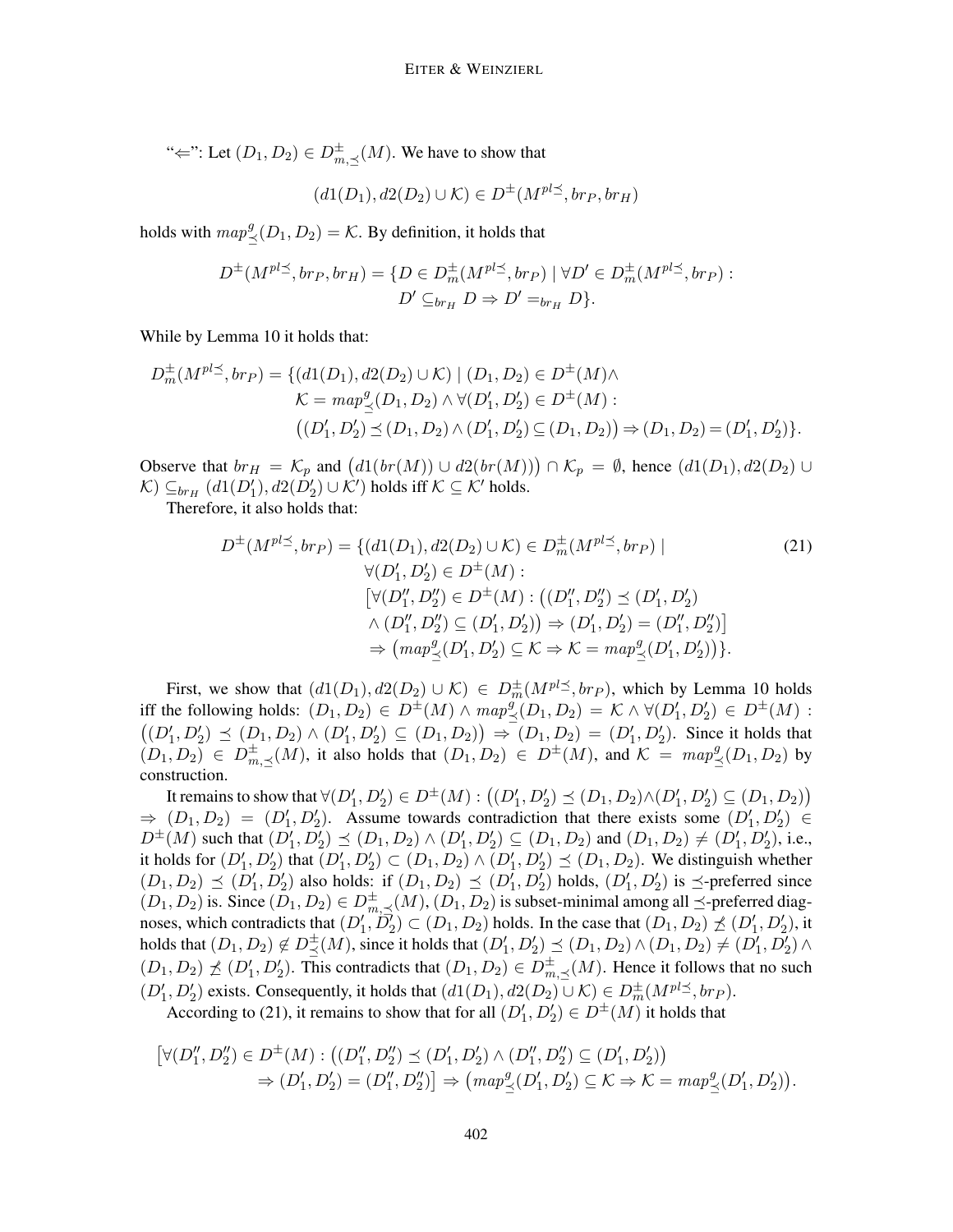"⇐": Let $(D_1, D_2) \in D^{\pm}_{m,\preceq}(M)$. We have to show that

$$(d1(D_1), d2(D_2) \cup \mathcal{K}) \in D^{\pm}(M^{pl\preceq}, br_P, br_H)$$

holds with $map^g_{\preceq}(D_1, D_2) = \mathcal{K}$. By definition, it holds that

$$D^{\pm}(M^{pl\preceq}, br_P, br_H) = \{D \in D^{\pm}_m(M^{pl\preceq}, br_P) \mid \forall D' \in D^{\pm}_m(M^{pl\preceq}, br_P) : \\ D' \subseteq_{br_H} D \Rightarrow D' =_{br_H} D\}.$$

While by Lemma 10 it holds that:

$$\begin{aligned}
D^{\pm}_m(M^{pl\preceq}, br_P) = \{&(d1(D_1), d2(D_2) \cup \mathcal{K}) \mid (D_1, D_2) \in D^{\pm}(M) \wedge \\
&\mathcal{K} = map^g_{\preceq}(D_1, D_2) \wedge \forall (D'_1, D'_2) \in D^{\pm}(M) : \\
&\big((D'_1, D'_2) \preceq (D_1, D_2) \wedge (D'_1, D'_2) \subseteq (D_1, D_2)\big) \Rightarrow (D_1, D_2) = (D'_1, D'_2)\}.
\end{aligned}$$

Observe that $br_H = \mathcal{K}_p$ and $\big(d1(br(M)) \cup d2(br(M))\big) \cap \mathcal{K}_p = \emptyset$, hence $(d1(D_1), d2(D_2) \cup \mathcal{K}) \subseteq_{br_H} (d1(D'_1), d2(D'_2) \cup \mathcal{K}')$ holds iff $\mathcal{K} \subseteq \mathcal{K}'$ holds.

Therefore, it also holds that:

$$\begin{aligned}
D^{\pm}(M^{pl\preceq}, br_P) = \{&(d1(D_1), d2(D_2) \cup \mathcal{K}) \in D^{\pm}_m(M^{pl\preceq}, br_P) \mid \\
&\forall (D'_1, D'_2) \in D^{\pm}(M) : \\
&\big[\forall (D''_1, D''_2) \in D^{\pm}(M) : \big((D''_1, D''_2) \preceq (D'_1, D'_2) \\
&\wedge (D''_1, D''_2) \subseteq (D'_1, D'_2)\big) \Rightarrow (D'_1, D'_2) = (D''_1, D''_2)\big] \\
&\Rightarrow \big(map^g_{\preceq}(D'_1, D'_2) \subseteq \mathcal{K} \Rightarrow \mathcal{K} = map^g_{\preceq}(D'_1, D'_2)\big)\}.
\end{aligned} \tag{21}$$

First, we show that $(d1(D_1), d2(D_2) \cup \mathcal{K}) \in D^{\pm}_m(M^{pl\preceq}, br_P)$, which by Lemma 10 holds iff the following holds: $(D_1, D_2) \in D^{\pm}(M) \wedge map^g_{\preceq}(D_1, D_2) = \mathcal{K} \wedge \forall (D'_1, D'_2) \in D^{\pm}(M) : \big((D'_1, D'_2) \preceq (D_1, D_2) \wedge (D'_1, D'_2) \subseteq (D_1, D_2)\big) \Rightarrow (D_1, D_2) = (D'_1, D'_2)$. Since it holds that $(D_1, D_2) \in D^{\pm}_{m,\preceq}(M)$, it also holds that $(D_1, D_2) \in D^{\pm}(M)$, and $\mathcal{K} = map^g_{\preceq}(D_1, D_2)$ by construction.

It remains to show that $\forall (D'_1, D'_2) \in D^{\pm}(M) : \big((D'_1, D'_2) \preceq (D_1, D_2) \wedge (D'_1, D'_2) \subseteq (D_1, D_2)\big) \Rightarrow (D_1, D_2) = (D'_1, D'_2)$. Assume towards contradiction that there exists some $(D'_1, D'_2) \in D^{\pm}(M)$ such that $(D'_1, D'_2) \preceq (D_1, D_2) \wedge (D'_1, D'_2) \subseteq (D_1, D_2)$ and $(D_1, D_2) \neq (D'_1, D'_2)$, i.e., it holds for $(D'_1, D'_2)$ that $(D'_1, D'_2) \subset (D_1, D_2) \wedge (D'_1, D'_2) \preceq (D_1, D_2)$. We distinguish whether $(D_1, D_2) \preceq (D'_1, D'_2)$ also holds: if $(D_1, D_2) \preceq (D'_1, D'_2)$ holds, $(D'_1, D'_2)$ is $\preceq$-preferred since $(D_1, D_2)$ is. Since $(D_1, D_2) \in D^{\pm}_{m,\preceq}(M)$, $(D_1, D_2)$ is subset-minimal among all $\preceq$-preferred diagnoses, which contradicts that $(D'_1, D'_2) \subset (D_1, D_2)$ holds. In the case that $(D_1, D_2) \not\preceq (D'_1, D'_2)$, it holds that $(D_1, D_2) \notin D^{\pm}_{\preceq}(M)$, since it holds that $(D'_1, D'_2) \preceq (D_1, D_2) \wedge (D_1, D_2) \neq (D'_1, D'_2) \wedge (D_1, D_2) \not\preceq (D'_1, D'_2)$. This contradicts that $(D_1, D_2) \in D^{\pm}_{m,\preceq}(M)$. Hence it follows that no such $(D'_1, D'_2)$ exists. Consequently, it holds that $(d1(D_1), d2(D_2) \cup \mathcal{K}) \in D^{\pm}_m(M^{pl\preceq}, br_P)$.

According to (21), it remains to show that for all $(D'_1, D'_2) \in D^{\pm}(M)$ it holds that

$$\begin{aligned}
&\big[\forall (D''_1, D''_2) \in D^{\pm}(M) : \big((D''_1, D''_2) \preceq (D'_1, D'_2) \wedge (D''_1, D''_2) \subseteq (D'_1, D'_2)\big) \\
&\quad \Rightarrow (D'_1, D'_2) = (D''_1, D''_2)\big] \Rightarrow \big(map^g_{\preceq}(D'_1, D'_2) \subseteq \mathcal{K} \Rightarrow \mathcal{K} = map^g_{\preceq}(D'_1, D'_2)\big).
\end{aligned}$$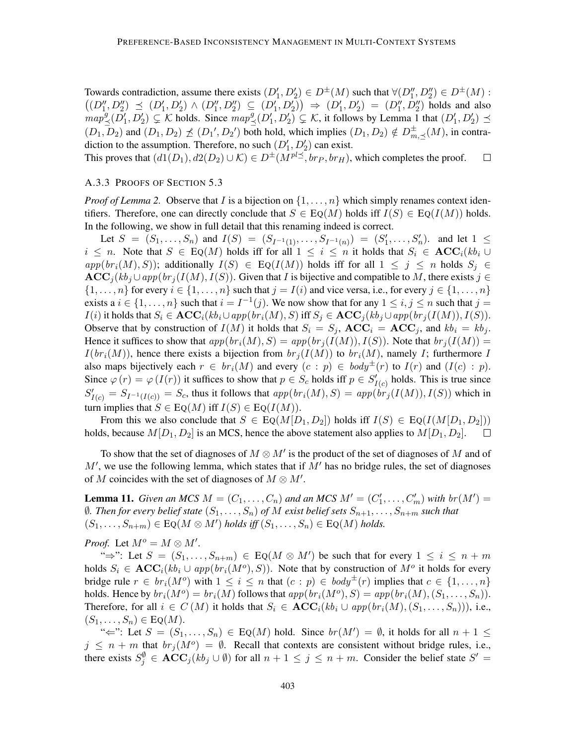Towards contradiction, assume there exists $(D_1', D_2') \in D^{\pm}(M)$ such that $\forall (D_1'', D_2'') \in D^{\pm}(M)$ : $\big((D_1'', D_2'') \preceq (D_1', D_2') \wedge (D_1'', D_2'') \subseteq (D_1', D_2')\big) \Rightarrow (D_1', D_2') = (D_1'', D_2'')$ holds and also $map^g_{\preceq}(D_1', D_2') \subsetneq \mathcal{K}$ holds. Since $map^g_{\preceq}(D_1', D_2') \subsetneq \mathcal{K}$, it follows by Lemma 1 that $(D_1', D_2') \preceq (D_1, D_2)$ and $(D_1, D_2) \not\preceq (D_1', D_2')$ both hold, which implies $(D_1, D_2) \notin D^{\pm}_{m,\preceq}(M)$, in contradiction to the assumption. Therefore, no such $(D_1', D_2')$ can exist.

This proves that $(d1(D_1), d2(D_2) \cup \mathcal{K}) \in D^{\pm}(M^{pl\preceq}, br_P, br_H)$, which completes the proof. □

#### A.3.3 Proofs of Section 5.3

*Proof of Lemma 2.* Observe that $I$ is a bijection on $\{1, \ldots, n\}$ which simply renames context identifiers. Therefore, one can directly conclude that $S \in \text{EQ}(M)$ holds iff $I(S) \in \text{EQ}(I(M))$ holds. In the following, we show in full detail that this renaming indeed is correct.

Let $S = (S_1, \ldots, S_n)$ and $I(S) = (S_{I^{-1}(1)}, \ldots, S_{I^{-1}(n)}) = (S_1', \ldots, S_n')$. and let $1 \leq i \leq n$. Note that $S \in \text{EQ}(M)$ holds iff for all $1 \leq i \leq n$ it holds that $S_i \in \mathbf{ACC}_i(kb_i \cup app(br_i(M), S))$; additionally $I(S) \in \text{EQ}(I(M))$ holds iff for all $1 \leq j \leq n$ holds $S_j \in \mathbf{ACC}_j(kb_j \cup app(br_j(I(M), I(S)))$. Given that $I$ is bijective and compatible to $M$, there exists $j \in \{1, \ldots, n\}$ for every $i \in \{1, \ldots, n\}$ such that $j = I(i)$ and vice versa, i.e., for every $j \in \{1, \ldots, n\}$ exists a $i \in \{1, \ldots, n\}$ such that $i = I^{-1}(j)$. We now show that for any $1 \leq i, j \leq n$ such that $j = I(i)$ it holds that $S_i \in \mathbf{ACC}_i(kb_i \cup app(br_i(M), S)$ iff $S_j \in \mathbf{ACC}_j(kb_j \cup app(br_j(I(M)), I(S))$. Observe that by construction of $I(M)$ it holds that $S_i = S_j$, $\mathbf{ACC}_i = \mathbf{ACC}_j$, and $kb_i = kb_j$. Hence it suffices to show that $app(br_i(M), S) = app(br_j(I(M)), I(S))$. Note that $br_j(I(M)) = I(br_i(M))$, hence there exists a bijection from $br_j(I(M))$ to $br_i(M)$, namely $I$; furthermore $I$ also maps bijectively each $r \in br_i(M)$ and every $(c : p) \in body^{\pm}(r)$ to $I(r)$ and $(I(c) : p)$. Since $\varphi(r) = \varphi(I(r))$ it suffices to show that $p \in S_c$ holds iff $p \in S'_{I(c)}$ holds. This is true since $S'_{I(c)} = S_{I^{-1}(I(c))} = S_c$, thus it follows that $app(br_i(M), S) = app(br_j(I(M)), I(S))$ which in turn implies that $S \in \text{EQ}(M)$ iff $I(S) \in \text{EQ}(I(M))$.

From this we also conclude that $S \in \text{EQ}(M[D_1, D_2])$ holds iff $I(S) \in \text{EQ}(I(M[D_1, D_2]))$ holds, because $M[D_1, D_2]$ is an MCS, hence the above statement also applies to $M[D_1, D_2]$. □

To show that the set of diagnoses of $M \otimes M'$ is the product of the set of diagnoses of $M$ and of $M'$, we use the following lemma, which states that if $M'$ has no bridge rules, the set of diagnoses of $M$ coincides with the set of diagnoses of $M \otimes M'$.

**Lemma 11.** *Given an MCS $M = (C_1, \ldots, C_n)$ and an MCS $M' = (C_1', \ldots, C_m')$ with $br(M') = \emptyset$. Then for every belief state $(S_1, \ldots, S_n)$ of $M$ exist belief sets $S_{n+1}, \ldots, S_{n+m}$ such that $(S_1, \ldots, S_{n+m}) \in \text{EQ}(M \otimes M')$ holds iff $(S_1, \ldots, S_n) \in \text{EQ}(M)$ holds.*

*Proof.* Let $M^o = M \otimes M'$.

"$\Rightarrow$": Let $S = (S_1, \ldots, S_{n+m}) \in \text{EQ}(M \otimes M')$ be such that for every $1 \leq i \leq n+m$ holds $S_i \in \mathbf{ACC}_i(kb_i \cup app(br_i(M^o), S))$. Note that by construction of $M^o$ it holds for every bridge rule $r \in br_i(M^o)$ with $1 \leq i \leq n$ that $(c : p) \in body^{\pm}(r)$ implies that $c \in \{1, \ldots, n\}$ holds. Hence by $br_i(M^o) = br_i(M)$ follows that $app(br_i(M^o), S) = app(br_i(M), (S_1, \ldots, S_n))$. Therefore, for all $i \in C(M)$ it holds that $S_i \in \mathbf{ACC}_i(kb_i \cup app(br_i(M), (S_1, \ldots, S_n)))$, i.e., $(S_1, \ldots, S_n) \in \text{EQ}(M)$.

"$\Leftarrow$": Let $S = (S_1, \ldots, S_n) \in \text{EQ}(M)$ hold. Since $br(M') = \emptyset$, it holds for all $n+1 \leq j \leq n+m$ that $br_j(M^o) = \emptyset$. Recall that contexts are consistent without bridge rules, i.e., there exists $S_j^{\emptyset} \in \mathbf{ACC}_j(kb_j \cup \emptyset)$ for all $n+1 \leq j \leq n+m$. Consider the belief state $S' =$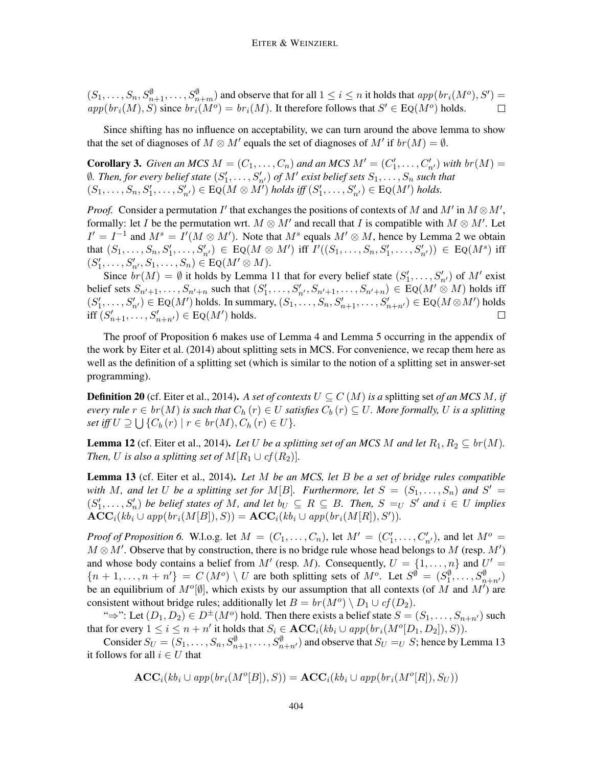$(S_1, \dots, S_n, S_{n+1}^{\emptyset}, \dots, S_{n+m}^{\emptyset})$ and observe that for all $1 \le i \le n$ it holds that $app(br_i(M^o), S') = app(br_i(M), S)$ since $br_i(M^o) = br_i(M)$. It therefore follows that $S' \in \text{EQ}(M^o)$ holds. $\square$

Since shifting has no influence on acceptability, we can turn around the above lemma to show that the set of diagnoses of $M \otimes M'$ equals the set of diagnoses of $M'$ if $br(M) = \emptyset$.

**Corollary 3.** *Given an MCS $M = (C_1, \dots, C_n)$ and an MCS $M' = (C'_1, \dots, C'_{n'})$ with $br(M) = \emptyset$. Then, for every belief state $(S'_1, \dots, S'_{n'})$ of $M'$ exist belief sets $S_1, \dots, S_n$ such that $(S_1, \dots, S_n, S'_1, \dots, S'_{n'}) \in \text{EQ}(M \otimes M')$ holds iff $(S'_1, \dots, S'_{n'}) \in \text{EQ}(M')$ holds.*

*Proof.* Consider a permutation $I'$ that exchanges the positions of contexts of $M$ and $M'$ in $M \otimes M'$, formally: let $I$ be the permutation wrt. $M \otimes M'$ and recall that $I$ is compatible with $M \otimes M'$. Let $I' = I^{-1}$ and $M^s = I'(M \otimes M')$. Note that $M^s$ equals $M' \otimes M$, hence by Lemma 2 we obtain that $(S_1, \dots, S_n, S'_1, \dots, S'_{n'}) \in \text{EQ}(M \otimes M')$ iff $I'((S_1, \dots, S_n, S'_1, \dots, S'_{n'})) \in \text{EQ}(M^s)$ iff $(S'_1, \dots, S'_{n'}, S_1, \dots, S_n) \in \text{EQ}(M' \otimes M)$.

Since $br(M) = \emptyset$ it holds by Lemma 11 that for every belief state $(S'_1, \dots, S'_{n'})$ of $M'$ exist belief sets $S_{n'+1}, \dots, S_{n'+n}$ such that $(S'_1, \dots, S'_{n'}, S_{n'+1}, \dots, S_{n'+n}) \in \text{EQ}(M' \otimes M)$ holds iff $(S'_1, \dots, S'_{n'}) \in \text{EQ}(M')$ holds. In summary, $(S_1, \dots, S_n, S'_{n+1}, \dots, S'_{n+n'}) \in \text{EQ}(M \otimes M')$ holds iff $(S'_{n+1}, \dots, S'_{n+n'}) \in \text{EQ}(M')$ holds. $\square$

The proof of Proposition 6 makes use of Lemma 4 and Lemma 5 occurring in the appendix of the work by Eiter et al. (2014) about splitting sets in MCS. For convenience, we recap them here as well as the definition of a splitting set (which is similar to the notion of a splitting set in answer-set programming).

**Definition 20** (cf. Eiter et al., 2014)**.** *A set of contexts $U \subseteq C(M)$ is a* splitting set *of an MCS $M$, if every rule $r \in br(M)$ is such that $C_h(r) \in U$ satisfies $C_b(r) \subseteq U$. More formally, $U$ is a splitting set iff $U \supseteq \bigcup \{C_b(r) \mid r \in br(M), C_h(r) \in U\}$.*

**Lemma 12** (cf. Eiter et al., 2014)**.** *Let $U$ be a splitting set of an MCS $M$ and let $R_1, R_2 \subseteq br(M)$. Then, $U$ is also a splitting set of $M[R_1 \cup cf(R_2)]$.*

**Lemma 13** (cf. Eiter et al., 2014)**.** *Let $M$ be an MCS, let $B$ be a set of bridge rules compatible with $M$, and let $U$ be a splitting set for $M[B]$. Furthermore, let $S = (S_1, \dots, S_n)$ and $S' = (S'_1, \dots, S'_n)$ be belief states of $M$, and let $b_U \subseteq R \subseteq B$. Then, $S =_U S'$ and $i \in U$ implies $\mathbf{ACC}_i(kb_i \cup app(br_i(M[B]), S)) = \mathbf{ACC}_i(kb_i \cup app(br_i(M[R]), S'))$.*

*Proof of Proposition 6.* W.l.o.g. let $M = (C_1, \dots, C_n)$, let $M' = (C'_1, \dots, C'_{n'})$, and let $M^o = M \otimes M'$. Observe that by construction, there is no bridge rule whose head belongs to $M$ (resp. $M'$) and whose body contains a belief from $M'$ (resp. $M$). Consequently, $U = \{1, \dots, n\}$ and $U' = \{n+1, \dots, n+n'\} = C(M^o) \setminus U$ are both splitting sets of $M^o$. Let $S^{\emptyset} = (S_1^{\emptyset}, \dots, S_{n+n'}^{\emptyset})$ be an equilibrium of $M^o[\emptyset]$, which exists by our assumption that all contexts (of $M$ and $M'$) are consistent without bridge rules; additionally let $B = br(M^o) \setminus D_1 \cup cf(D_2)$.

"$\Rightarrow$": Let $(D_1, D_2) \in D^{\pm}(M^o)$ hold. Then there exists a belief state $S = (S_1, \dots, S_{n+n'})$ such that for every $1 \le i \le n+n'$ it holds that $S_i \in \mathbf{ACC}_i(kb_i \cup app(br_i(M^o[D_1, D_2]), S))$.

Consider $S_U = (S_1, \dots, S_n, S_{n+1}^{\emptyset}, \dots, S_{n+n'}^{\emptyset})$ and observe that $S_U =_U S$; hence by Lemma 13 it follows for all $i \in U$ that

$$\mathbf{ACC}_i(kb_i \cup app(br_i(M^o[B]), S)) = \mathbf{ACC}_i(kb_i \cup app(br_i(M^o[R]), S_U))$$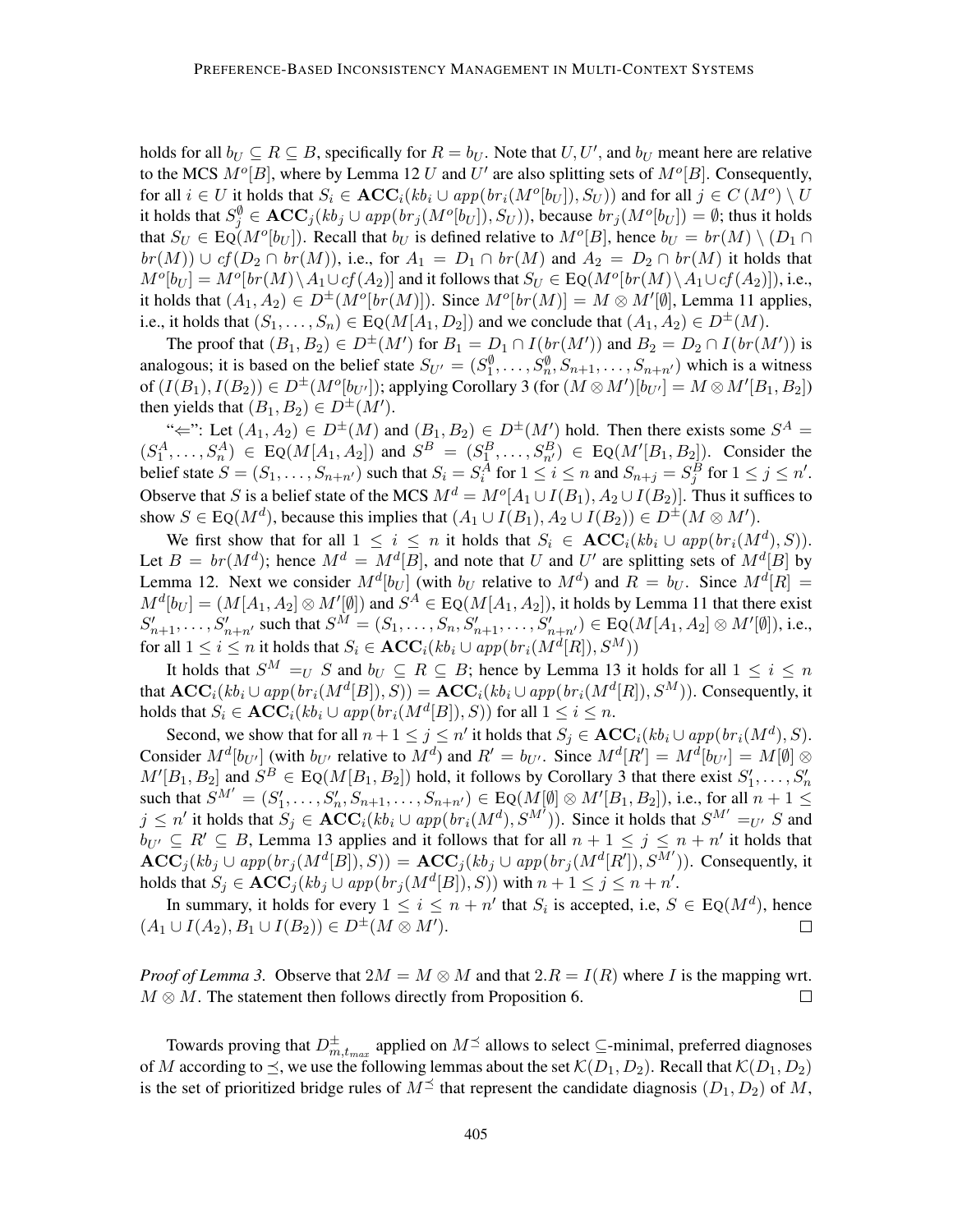holds for all $b_U \subseteq R \subseteq B$, specifically for $R = b_U$. Note that $U, U'$, and $b_U$ meant here are relative to the MCS $M^o[B]$, where by Lemma 12 $U$ and $U'$ are also splitting sets of $M^o[B]$. Consequently, for all $i \in U$ it holds that $S_i \in \mathbf{ACC}_i(kb_i \cup app(br_i(M^o[b_U]), S_U))$ and for all $j \in C(M^o) \setminus U$ it holds that $S_j^\emptyset \in \mathbf{ACC}_j(kb_j \cup app(br_j(M^o[b_U]), S_U))$, because $br_j(M^o[b_U]) = \emptyset$; thus it holds that $S_U \in \mathrm{EQ}(M^o[b_U])$. Recall that $b_U$ is defined relative to $M^o[B]$, hence $b_U = br(M) \setminus (D_1 \cap br(M)) \cup cf(D_2 \cap br(M))$, i.e., for $A_1 = D_1 \cap br(M)$ and $A_2 = D_2 \cap br(M)$ it holds that $M^o[b_U] = M^o[br(M) \setminus A_1 \cup cf(A_2)]$ and it follows that $S_U \in \mathrm{EQ}(M^o[br(M) \setminus A_1 \cup cf(A_2)])$, i.e., it holds that $(A_1, A_2) \in D^\pm(M^o[br(M)])$. Since $M^o[br(M)] = M \otimes M'[\emptyset]$, Lemma 11 applies, i.e., it holds that $(S_1, \ldots, S_n) \in \mathrm{EQ}(M[A_1, D_2])$ and we conclude that $(A_1, A_2) \in D^\pm(M)$.

The proof that $(B_1, B_2) \in D^\pm(M')$ for $B_1 = D_1 \cap I(br(M'))$ and $B_2 = D_2 \cap I(br(M'))$ is analogous; it is based on the belief state $S_{U'} = (S_1^\emptyset, \ldots, S_n^\emptyset, S_{n+1}, \ldots, S_{n+n'})$ which is a witness of $(I(B_1), I(B_2)) \in D^\pm(M^o[b_{U'}])$; applying Corollary 3 (for $(M \otimes M')[b_{U'}] = M \otimes M'[B_1, B_2]$) then yields that $(B_1, B_2) \in D^\pm(M')$.

"$\Leftarrow$": Let $(A_1, A_2) \in D^\pm(M)$ and $(B_1, B_2) \in D^\pm(M')$ hold. Then there exists some $S^A = (S_1^A, \ldots, S_n^A) \in \mathrm{EQ}(M[A_1, A_2])$ and $S^B = (S_1^B, \ldots, S_{n'}^B) \in \mathrm{EQ}(M'[B_1, B_2])$. Consider the belief state $S = (S_1, \ldots, S_{n+n'})$ such that $S_i = S_i^A$ for $1 \le i \le n$ and $S_{n+j} = S_j^B$ for $1 \le j \le n'$. Observe that $S$ is a belief state of the MCS $M^d = M^o[A_1 \cup I(B_1), A_2 \cup I(B_2)]$. Thus it suffices to show $S \in \mathrm{EQ}(M^d)$, because this implies that $(A_1 \cup I(B_1), A_2 \cup I(B_2)) \in D^\pm(M \otimes M')$.

We first show that for all $1 \le i \le n$ it holds that $S_i \in \mathbf{ACC}_i(kb_i \cup app(br_i(M^d), S))$. Let $B = br(M^d)$; hence $M^d = M^d[B]$, and note that $U$ and $U'$ are splitting sets of $M^d[B]$ by Lemma 12. Next we consider $M^d[b_U]$ (with $b_U$ relative to $M^d$) and $R = b_U$. Since $M^d[R] = M^d[b_U] = (M[A_1, A_2] \otimes M'[\emptyset])$ and $S^A \in \mathrm{EQ}(M[A_1, A_2])$, it holds by Lemma 11 that there exist $S'_{n+1}, \ldots, S'_{n+n'}$ such that $S^M = (S_1, \ldots, S_n, S'_{n+1}, \ldots, S'_{n+n'}) \in \mathrm{EQ}(M[A_1, A_2] \otimes M'[\emptyset])$, i.e., for all $1 \le i \le n$ it holds that $S_i \in \mathbf{ACC}_i(kb_i \cup app(br_i(M^d[R]), S^M))$

It holds that $S^M =_U S$ and $b_U \subseteq R \subseteq B$; hence by Lemma 13 it holds for all $1 \le i \le n$ that $\mathbf{ACC}_i(kb_i \cup app(br_i(M^d[B]), S)) = \mathbf{ACC}_i(kb_i \cup app(br_i(M^d[R]), S^M))$. Consequently, it holds that $S_i \in \mathbf{ACC}_i(kb_i \cup app(br_i(M^d[B]), S))$ for all $1 \le i \le n$.

Second, we show that for all $n+1 \le j \le n'$ it holds that $S_j \in \mathbf{ACC}_j(kb_j \cup app(br_j(M^d), S)$. Consider $M^d[b_{U'}]$ (with $b_{U'}$ relative to $M^d$) and $R' = b_{U'}$. Since $M^d[R'] = M^d[b_{U'}] = M[\emptyset] \otimes M'[B_1, B_2]$ and $S^B \in \mathrm{EQ}(M[B_1, B_2])$ hold, it follows by Corollary 3 that there exist $S'_1, \ldots, S'_n$ such that $S^{M'} = (S'_1, \ldots, S'_n, S_{n+1}, \ldots, S_{n+n'}) \in \mathrm{EQ}(M[\emptyset] \otimes M'[B_1, B_2])$, i.e., for all $n+1 \le j \le n'$ it holds that $S_j \in \mathbf{ACC}_i(kb_i \cup app(br_i(M^d), S^{M'}))$. Since it holds that $S^{M'} =_{U'} S$ and $b_{U'} \subseteq R' \subseteq B$, Lemma 13 applies and it follows that for all $n+1 \le j \le n+n'$ it holds that $\mathbf{ACC}_j(kb_j \cup app(br_j(M^d[B]), S)) = \mathbf{ACC}_j(kb_j \cup app(br_j(M^d[R']), S^{M'}))$. Consequently, it holds that $S_j \in \mathbf{ACC}_j(kb_j \cup app(br_j(M^d[B]), S))$ with $n+1 \le j \le n+n'$.

In summary, it holds for every $1 \le i \le n+n'$ that $S_i$ is accepted, i.e, $S \in \mathrm{EQ}(M^d)$, hence $(A_1 \cup I(A_2), B_1 \cup I(B_2)) \in D^\pm(M \otimes M')$. $\square$

*Proof of Lemma 3.* Observe that $2M = M \otimes M$ and that $2.R = I(R)$ where $I$ is the mapping wrt. $M \otimes M$. The statement then follows directly from Proposition 6. $\square$

Towards proving that $D^\pm_{m,t_{max}}$ applied on $M^\preceq$ allows to select $\subseteq$-minimal, preferred diagnoses of $M$ according to $\preceq$, we use the following lemmas about the set $\mathcal{K}(D_1, D_2)$. Recall that $\mathcal{K}(D_1, D_2)$ is the set of prioritized bridge rules of $M^\preceq$ that represent the candidate diagnosis $(D_1, D_2)$ of $M$,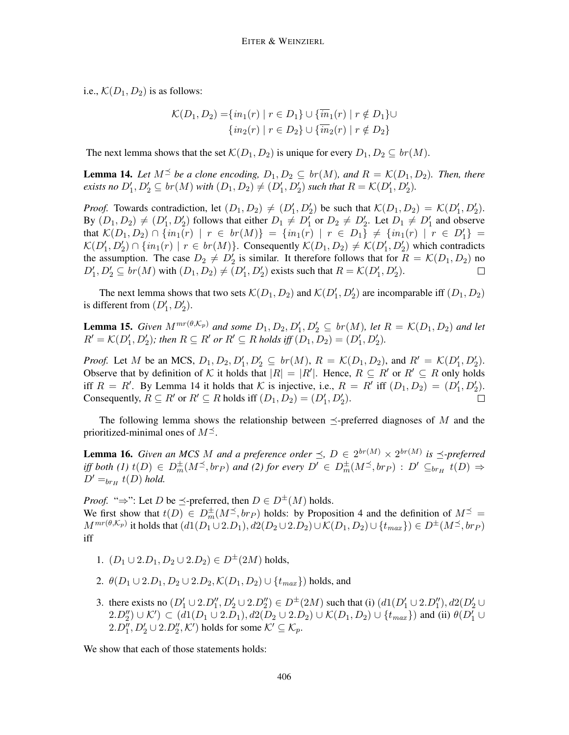i.e., $\mathcal{K}(D_1, D_2)$ is as follows:

$$\mathcal{K}(D_1, D_2) = \{in_1(r) \mid r \in D_1\} \cup \{\overline{in}_1(r) \mid r \notin D_1\} \cup \{in_2(r) \mid r \in D_2\} \cup \{\overline{in}_2(r) \mid r \notin D_2\}$$

The next lemma shows that the set $\mathcal{K}(D_1, D_2)$ is unique for every $D_1, D_2 \subseteq br(M)$.

**Lemma 14.** *Let $M^{\preceq}$ be a clone encoding, $D_1, D_2 \subseteq br(M)$, and $R = \mathcal{K}(D_1, D_2)$. Then, there exists no $D_1', D_2' \subseteq br(M)$ with $(D_1, D_2) \neq (D_1', D_2')$ such that $R = \mathcal{K}(D_1', D_2')$.*

*Proof.* Towards contradiction, let $(D_1, D_2) \neq (D_1', D_2')$ be such that $\mathcal{K}(D_1, D_2) = \mathcal{K}(D_1', D_2')$. By $(D_1, D_2) \neq (D_1', D_2')$ follows that either $D_1 \neq D_1'$ or $D_2 \neq D_2'$. Let $D_1 \neq D_1'$ and observe that $\mathcal{K}(D_1, D_2) \cap \{in_1(r) \mid r \in br(M)\} = \{in_1(r) \mid r \in D_1\} \neq \{in_1(r) \mid r \in D_1'\} = \mathcal{K}(D_1', D_2') \cap \{in_1(r) \mid r \in br(M)\}$. Consequently $\mathcal{K}(D_1, D_2) \neq \mathcal{K}(D_1', D_2')$ which contradicts the assumption. The case $D_2 \neq D_2'$ is similar. It therefore follows that for $R = \mathcal{K}(D_1, D_2)$ no $D_1', D_2' \subseteq br(M)$ with $(D_1, D_2) \neq (D_1', D_2')$ exists such that $R = \mathcal{K}(D_1', D_2')$. □

The next lemma shows that two sets $\mathcal{K}(D_1, D_2)$ and $\mathcal{K}(D_1', D_2')$ are incomparable iff $(D_1, D_2)$ is different from $(D_1', D_2')$.

**Lemma 15.** *Given $M^{mr(\theta,\mathcal{K}_p)}$ and some $D_1, D_2, D_1', D_2' \subseteq br(M)$, let $R = \mathcal{K}(D_1, D_2)$ and let $R' = \mathcal{K}(D_1', D_2')$; then $R \subseteq R'$ or $R' \subseteq R$ holds iff $(D_1, D_2) = (D_1', D_2')$.*

*Proof.* Let $M$ be an MCS, $D_1, D_2, D_1', D_2' \subseteq br(M)$, $R = \mathcal{K}(D_1, D_2)$, and $R' = \mathcal{K}(D_1', D_2')$. Observe that by definition of $\mathcal{K}$ it holds that $|R| = |R'|$. Hence, $R \subseteq R'$ or $R' \subseteq R$ only holds iff $R = R'$. By Lemma 14 it holds that $\mathcal{K}$ is injective, i.e., $R = R'$ iff $(D_1, D_2) = (D_1', D_2')$. Consequently, $R \subseteq R'$ or $R' \subseteq R$ holds iff $(D_1, D_2) = (D_1', D_2')$. □

The following lemma shows the relationship between $\preceq$-preferred diagnoses of $M$ and the prioritized-minimal ones of $M^{\preceq}$.

**Lemma 16.** *Given an MCS $M$ and a preference order $\preceq$, $D \in 2^{br(M)} \times 2^{br(M)}$ is $\preceq$-preferred iff both (1) $t(D) \in D_m^{\pm}(M^{\preceq}, br_P)$ and (2) for every $D' \in D_m^{\pm}(M^{\preceq}, br_P) : D' \subseteq_{br_H} t(D) \Rightarrow D' =_{br_H} t(D)$ hold.*

*Proof.* "$\Rightarrow$": Let $D$ be $\preceq$-preferred, then $D \in D^{\pm}(M)$ holds.
We first show that $t(D) \in D_m^{\pm}(M^{\preceq}, br_P)$ holds: by Proposition 4 and the definition of $M^{\preceq} = M^{mr(\theta,\mathcal{K}_p)}$ it holds that $(d1(D_1 \cup 2.D_1), d2(D_2 \cup 2.D_2) \cup \mathcal{K}(D_1, D_2) \cup \{t_{max}\}) \in D^{\pm}(M^{\preceq}, br_P)$ iff

1. $(D_1 \cup 2.D_1, D_2 \cup 2.D_2) \in D^{\pm}(2M)$ holds,
2. $\theta(D_1 \cup 2.D_1, D_2 \cup 2.D_2, \mathcal{K}(D_1, D_2) \cup \{t_{max}\})$ holds, and
3. there exists no $(D_1' \cup 2.D_1'', D_2' \cup 2.D_2'') \in D^{\pm}(2M)$ such that (i) $(d1(D_1' \cup 2.D_1''), d2(D_2' \cup 2.D_2'') \cup \mathcal{K}') \subset (d1(D_1 \cup 2.D_1), d2(D_2 \cup 2.D_2) \cup \mathcal{K}(D_1, D_2) \cup \{t_{max}\})$ and (ii) $\theta(D_1' \cup 2.D_1'', D_2' \cup 2.D_2'', \mathcal{K}')$ holds for some $\mathcal{K}' \subseteq \mathcal{K}_p$.

We show that each of those statements holds: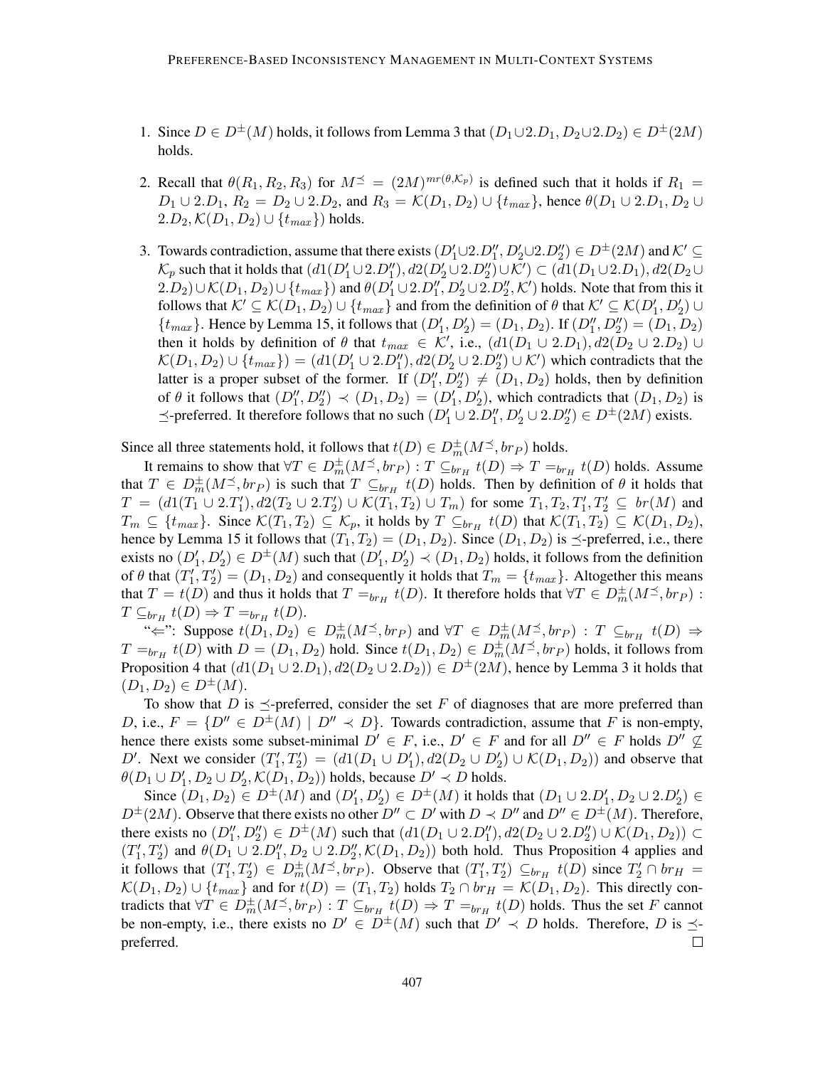1. Since $D \in D^{\pm}(M)$ holds, it follows from Lemma 3 that $(D_1 \cup 2.D_1, D_2 \cup 2.D_2) \in D^{\pm}(2M)$ holds.

2. Recall that $\theta(R_1, R_2, R_3)$ for $M^{\preceq} = (2M)^{mr(\theta, \mathcal{K}_p)}$ is defined such that it holds if $R_1 = D_1 \cup 2.D_1$, $R_2 = D_2 \cup 2.D_2$, and $R_3 = \mathcal{K}(D_1, D_2) \cup \{t_{max}\}$, hence $\theta(D_1 \cup 2.D_1, D_2 \cup 2.D_2, \mathcal{K}(D_1, D_2) \cup \{t_{max}\})$ holds.

3. Towards contradiction, assume that there exists $(D'_1 \cup 2.D''_1, D'_2 \cup 2.D''_2) \in D^{\pm}(2M)$ and $\mathcal{K}' \subseteq \mathcal{K}_p$ such that it holds that $(d1(D'_1 \cup 2.D''_1), d2(D'_2 \cup 2.D''_2) \cup \mathcal{K}') \subset (d1(D_1 \cup 2.D_1), d2(D_2 \cup 2.D_2) \cup \mathcal{K}(D_1, D_2) \cup \{t_{max}\})$ and $\theta(D'_1 \cup 2.D''_1, D'_2 \cup 2.D''_2, \mathcal{K}')$ holds. Note that from this it follows that $\mathcal{K}' \subseteq \mathcal{K}(D_1, D_2) \cup \{t_{max}\}$ and from the definition of $\theta$ that $\mathcal{K}' \subseteq \mathcal{K}(D'_1, D'_2) \cup \{t_{max}\}$. Hence by Lemma 15, it follows that $(D'_1, D'_2) = (D_1, D_2)$. If $(D''_1, D''_2) = (D_1, D_2)$ then it holds by definition of $\theta$ that $t_{max} \in \mathcal{K}'$, i.e., $(d1(D_1 \cup 2.D_1), d2(D_2 \cup 2.D_2) \cup \mathcal{K}(D_1, D_2) \cup \{t_{max}\}) = (d1(D'_1 \cup 2.D''_1), d2(D'_2 \cup 2.D''_2) \cup \mathcal{K}')$ which contradicts that the latter is a proper subset of the former. If $(D''_1, D''_2) \neq (D_1, D_2)$ holds, then by definition of $\theta$ it follows that $(D''_1, D''_2) \prec (D_1, D_2) = (D'_1, D'_2)$, which contradicts that $(D_1, D_2)$ is $\preceq$-preferred. It therefore follows that no such $(D'_1 \cup 2.D''_1, D'_2 \cup 2.D''_2) \in D^{\pm}(2M)$ exists.

Since all three statements hold, it follows that $t(D) \in D^{\pm}_m(M^{\preceq}, br_P)$ holds.

It remains to show that $\forall T \in D^{\pm}_m(M^{\preceq}, br_P) : T \subseteq_{br_H} t(D) \Rightarrow T =_{br_H} t(D)$ holds. Assume that $T \in D^{\pm}_m(M^{\preceq}, br_P)$ is such that $T \subseteq_{br_H} t(D)$ holds. Then by definition of $\theta$ it holds that $T = (d1(T_1 \cup 2.T'_1), d2(T_2 \cup 2.T'_2) \cup \mathcal{K}(T_1, T_2) \cup T_m)$ for some $T_1, T_2, T'_1, T'_2 \subseteq br(M)$ and $T_m \subseteq \{t_{max}\}$. Since $\mathcal{K}(T_1, T_2) \subseteq \mathcal{K}_p$, it holds by $T \subseteq_{br_H} t(D)$ that $\mathcal{K}(T_1, T_2) \subseteq \mathcal{K}(D_1, D_2)$, hence by Lemma 15 it follows that $(T_1, T_2) = (D_1, D_2)$. Since $(D_1, D_2)$ is $\preceq$-preferred, i.e., there exists no $(D'_1, D'_2) \in D^{\pm}(M)$ such that $(D'_1, D'_2) \prec (D_1, D_2)$ holds, it follows from the definition of $\theta$ that $(T'_1, T'_2) = (D_1, D_2)$ and consequently it holds that $T_m = \{t_{max}\}$. Altogether this means that $T = t(D)$ and thus it holds that $T =_{br_H} t(D)$. It therefore holds that $\forall T \in D^{\pm}_m(M^{\preceq}, br_P) : T \subseteq_{br_H} t(D) \Rightarrow T =_{br_H} t(D)$.

"$\Leftarrow$": Suppose $t(D_1, D_2) \in D^{\pm}_m(M^{\preceq}, br_P)$ and $\forall T \in D^{\pm}_m(M^{\preceq}, br_P) : T \subseteq_{br_H} t(D) \Rightarrow T =_{br_H} t(D)$ with $D = (D_1, D_2)$ hold. Since $t(D_1, D_2) \in D^{\pm}_m(M^{\preceq}, br_P)$ holds, it follows from Proposition 4 that $(d1(D_1 \cup 2.D_1), d2(D_2 \cup 2.D_2)) \in D^{\pm}(2M)$, hence by Lemma 3 it holds that $(D_1, D_2) \in D^{\pm}(M)$.

To show that $D$ is $\preceq$-preferred, consider the set $F$ of diagnoses that are more preferred than $D$, i.e., $F = \{D'' \in D^{\pm}(M) \mid D'' \prec D\}$. Towards contradiction, assume that $F$ is non-empty, hence there exists some subset-minimal $D' \in F$, i.e., $D' \in F$ and for all $D'' \in F$ holds $D'' \not\subseteq D'$. Next we consider $(T'_1, T'_2) = (d1(D_1 \cup D'_1), d2(D_2 \cup D'_2) \cup \mathcal{K}(D_1, D_2))$ and observe that $\theta(D_1 \cup D'_1, D_2 \cup D'_2, \mathcal{K}(D_1, D_2))$ holds, because $D' \prec D$ holds.

Since $(D_1, D_2) \in D^{\pm}(M)$ and $(D'_1, D'_2) \in D^{\pm}(M)$ it holds that $(D_1 \cup 2.D'_1, D_2 \cup 2.D'_2) \in D^{\pm}(2M)$. Observe that there exists no other $D'' \subset D'$ with $D \prec D''$ and $D'' \in D^{\pm}(M)$. Therefore, there exists no $(D''_1, D''_2) \in D^{\pm}(M)$ such that $(d1(D_1 \cup 2.D''_1), d2(D_2 \cup 2.D''_2) \cup \mathcal{K}(D_1, D_2)) \subset (T'_1, T'_2)$ and $\theta(D_1 \cup 2.D''_1, D_2 \cup 2.D''_2, \mathcal{K}(D_1, D_2))$ both hold. Thus Proposition 4 applies and it follows that $(T'_1, T'_2) \in D^{\pm}_m(M^{\preceq}, br_P)$. Observe that $(T'_1, T'_2) \subseteq_{br_H} t(D)$ since $T'_2 \cap br_H = \mathcal{K}(D_1, D_2) \cup \{t_{max}\}$ and for $t(D) = (T_1, T_2)$ holds $T_2 \cap br_H = \mathcal{K}(D_1, D_2)$. This directly contradicts that $\forall T \in D^{\pm}_m(M^{\preceq}, br_P) : T \subseteq_{br_H} t(D) \Rightarrow T =_{br_H} t(D)$ holds. Thus the set $F$ cannot be non-empty, i.e., there exists no $D' \in D^{\pm}(M)$ such that $D' \prec D$ holds. Therefore, $D$ is $\preceq$-preferred. □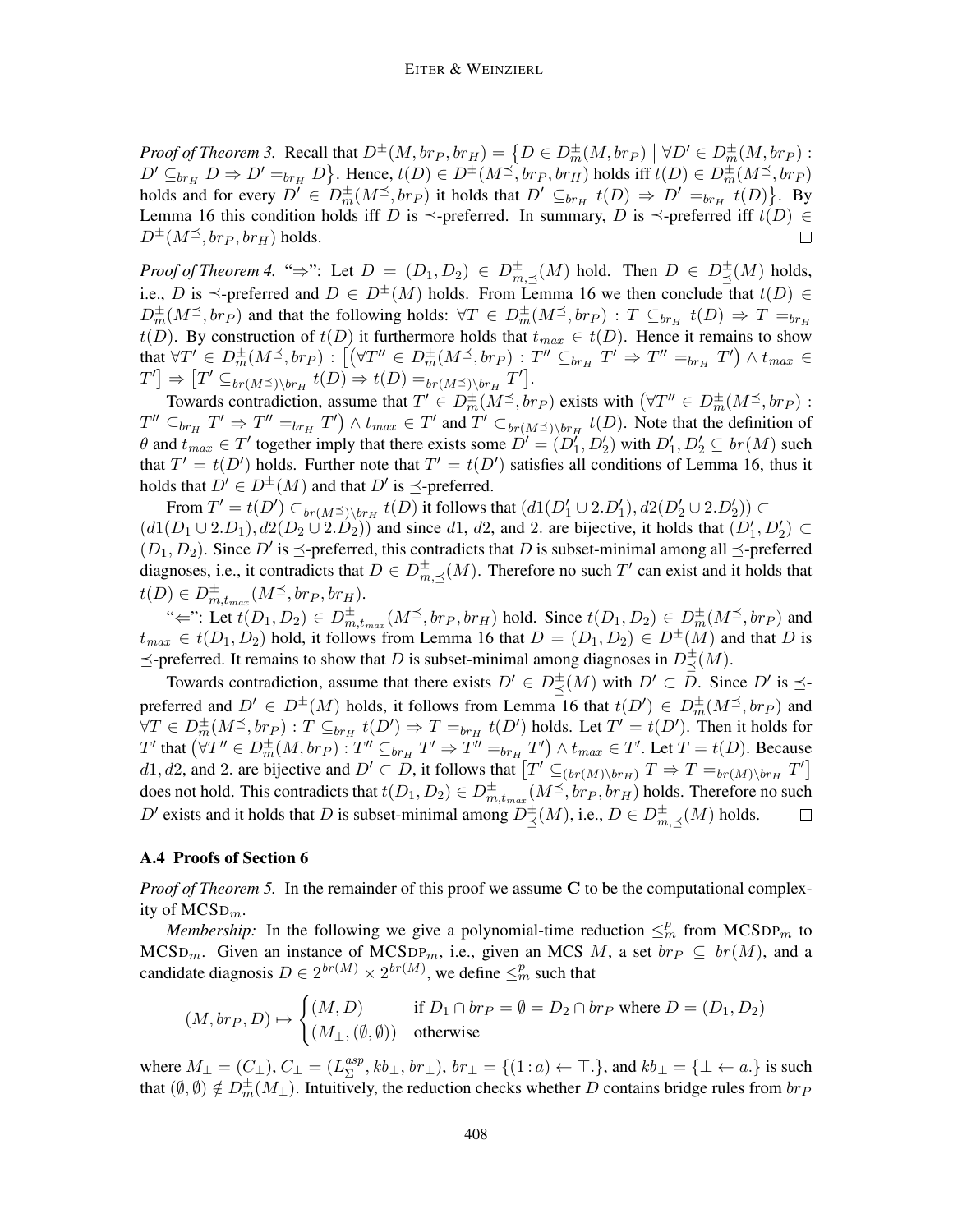*Proof of Theorem 3.* Recall that $D^{\pm}(M, br_P, br_H) = \{D \in D^{\pm}_m(M, br_P) \mid \forall D' \in D^{\pm}_m(M, br_P) : D' \subseteq_{br_H} D \Rightarrow D' =_{br_H} D\}$. Hence, $t(D) \in D^{\pm}(M^{\preceq}, br_P, br_H)$ holds iff $t(D) \in D^{\pm}_m(M^{\preceq}, br_P)$ holds and for every $D' \in D^{\pm}_m(M^{\preceq}, br_P)$ it holds that $D' \subseteq_{br_H} t(D) \Rightarrow D' =_{br_H} t(D)\}$. By Lemma 16 this condition holds iff $D$ is $\preceq$-preferred. In summary, $D$ is $\preceq$-preferred iff $t(D) \in D^{\pm}(M^{\preceq}, br_P, br_H)$ holds. $\square$

*Proof of Theorem 4.* "$\Rightarrow$": Let $D = (D_1, D_2) \in D^{\pm}_{m,\preceq}(M)$ hold. Then $D \in D^{\pm}_{\preceq}(M)$ holds, i.e., $D$ is $\preceq$-preferred and $D \in D^{\pm}(M)$ holds. From Lemma 16 we then conclude that $t(D) \in D^{\pm}_m(M^{\preceq}, br_P)$ and that the following holds: $\forall T \in D^{\pm}_m(M^{\preceq}, br_P) : T \subseteq_{br_H} t(D) \Rightarrow T =_{br_H} t(D)$. By construction of $t(D)$ it furthermore holds that $t_{max} \in t(D)$. Hence it remains to show that $\forall T' \in D^{\pm}_m(M^{\preceq}, br_P) : \big[\big(\forall T'' \in D^{\pm}_m(M^{\preceq}, br_P) : T'' \subseteq_{br_H} T' \Rightarrow T'' =_{br_H} T'\big) \wedge t_{max} \in T'\big] \Rightarrow \big[T' \subseteq_{br(M^{\preceq})\setminus br_H} t(D) \Rightarrow t(D) =_{br(M^{\preceq})\setminus br_H} T'\big]$.

Towards contradiction, assume that $T' \in D^{\pm}_m(M^{\preceq}, br_P)$ exists with $\big(\forall T'' \in D^{\pm}_m(M^{\preceq}, br_P) : T'' \subseteq_{br_H} T' \Rightarrow T'' =_{br_H} T'\big) \wedge t_{max} \in T'$ and $T' \subset_{br(M^{\preceq})\setminus br_H} t(D)$. Note that the definition of $\theta$ and $t_{max} \in T'$ together imply that there exists some $D' = (D'_1, D'_2)$ with $D'_1, D'_2 \subseteq br(M)$ such that $T' = t(D')$ holds. Further note that $T' = t(D')$ satisfies all conditions of Lemma 16, thus it holds that $D' \in D^{\pm}(M)$ and that $D'$ is $\preceq$-preferred.

From $T' = t(D') \subset_{br(M^{\preceq})\setminus br_H} t(D)$ it follows that $(d1(D'_1 \cup 2.D'_1), d2(D'_2 \cup 2.D'_2)) \subset (d1(D_1 \cup 2.D_1), d2(D_2 \cup 2.D_2))$ and since $d1$, $d2$, and $2.$ are bijective, it holds that $(D'_1, D'_2) \subset (D_1, D_2)$. Since $D'$ is $\preceq$-preferred, this contradicts that $D$ is subset-minimal among all $\preceq$-preferred diagnoses, i.e., it contradicts that $D \in D^{\pm}_{m,\preceq}(M)$. Therefore no such $T'$ can exist and it holds that $t(D) \in D^{\pm}_{m,t_{max}}(M^{\preceq}, br_P, br_H)$.

"$\Leftarrow$": Let $t(D_1, D_2) \in D^{\pm}_{m,t_{max}}(M^{\preceq}, br_P, br_H)$ hold. Since $t(D_1, D_2) \in D^{\pm}_m(M^{\preceq}, br_P)$ and $t_{max} \in t(D_1, D_2)$ hold, it follows from Lemma 16 that $D = (D_1, D_2) \in D^{\pm}(M)$ and that $D$ is $\preceq$-preferred. It remains to show that $D$ is subset-minimal among diagnoses in $D^{\pm}_{\preceq}(M)$.

Towards contradiction, assume that there exists $D' \in D^{\pm}_{\preceq}(M)$ with $D' \subset D$. Since $D'$ is $\preceq$-preferred and $D' \in D^{\pm}(M)$ holds, it follows from Lemma 16 that $t(D') \in D^{\pm}_m(M^{\preceq}, br_P)$ and $\forall T \in D^{\pm}_m(M^{\preceq}, br_P) : T \subseteq_{br_H} t(D') \Rightarrow T =_{br_H} t(D')$ holds. Let $T' = t(D')$. Then it holds for $T'$ that $\big(\forall T'' \in D^{\pm}_m(M, br_P) : T'' \subseteq_{br_H} T' \Rightarrow T'' =_{br_H} T'\big) \wedge t_{max} \in T'$. Let $T = t(D)$. Because $d1, d2$, and $2.$ are bijective and $D' \subset D$, it follows that $\big[T' \subseteq_{(br(M)\setminus br_H)} T \Rightarrow T =_{br(M)\setminus br_H} T'\big]$ does not hold. This contradicts that $t(D_1, D_2) \in D^{\pm}_{m,t_{max}}(M^{\preceq}, br_P, br_H)$ holds. Therefore no such $D'$ exists and it holds that $D$ is subset-minimal among $D^{\pm}_{\preceq}(M)$, i.e., $D \in D^{\pm}_{m,\preceq}(M)$ holds. $\square$

### A.4 Proofs of Section 6

*Proof of Theorem 5.* In the remainder of this proof we assume $\mathbf{C}$ to be the computational complexity of MCSD$_m$.

*Membership:* In the following we give a polynomial-time reduction $\leq^p_m$ from MCSDP$_m$ to MCSD$_m$. Given an instance of MCSDP$_m$, i.e., given an MCS $M$, a set $br_P \subseteq br(M)$, and a candidate diagnosis $D \in 2^{br(M)} \times 2^{br(M)}$, we define $\leq^p_m$ such that

$$(M, br_P, D) \mapsto \begin{cases} (M, D) & \text{if } D_1 \cap br_P = \emptyset = D_2 \cap br_P \text{ where } D = (D_1, D_2) \\ (M_\bot, (\emptyset, \emptyset)) & \text{otherwise} \end{cases}$$

where $M_\bot = (C_\bot)$, $C_\bot = (L^{asp}_\Sigma, kb_\bot, br_\bot)$, $br_\bot = \{(1:a) \leftarrow \top.\}$, and $kb_\bot = \{\bot \leftarrow a.\}$ is such that $(\emptyset, \emptyset) \notin D^{\pm}_m(M_\bot)$. Intuitively, the reduction checks whether $D$ contains bridge rules from $br_P$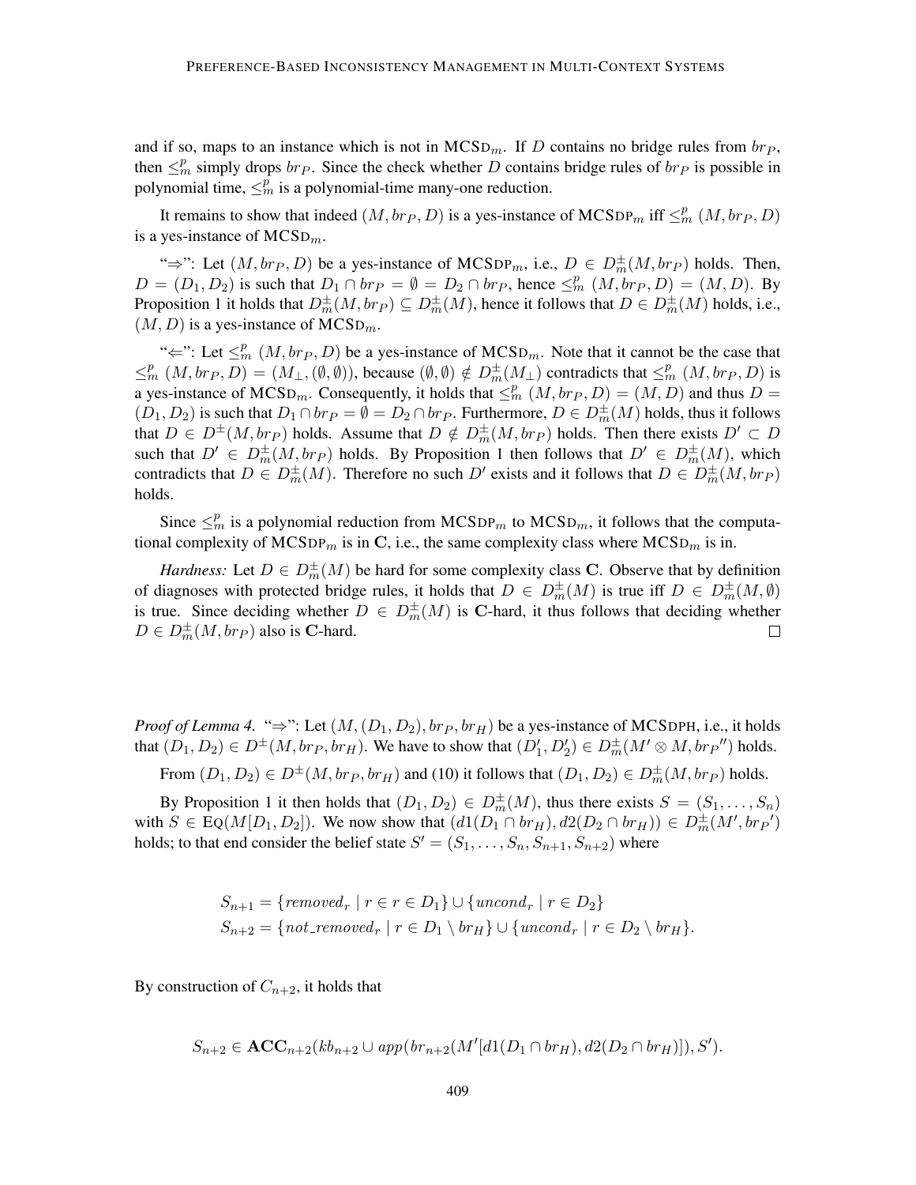and if so, maps to an instance which is not in $\text{MCSD}_m$. If $D$ contains no bridge rules from $br_P$, then $\leq_m^p$ simply drops $br_P$. Since the check whether $D$ contains bridge rules of $br_P$ is possible in polynomial time, $\leq_m^p$ is a polynomial-time many-one reduction.

It remains to show that indeed $(M, br_P, D)$ is a yes-instance of $\text{MCSDP}_m$ iff $\leq_m^p (M, br_P, D)$ is a yes-instance of $\text{MCSD}_m$.

"$\Rightarrow$": Let $(M, br_P, D)$ be a yes-instance of $\text{MCSDP}_m$, i.e., $D \in D_m^{\pm}(M, br_P)$ holds. Then, $D = (D_1, D_2)$ is such that $D_1 \cap br_P = \emptyset = D_2 \cap br_P$, hence $\leq_m^p (M, br_P, D) = (M, D)$. By Proposition 1 it holds that $D_m^{\pm}(M, br_P) \subseteq D_m^{\pm}(M)$, hence it follows that $D \in D_m^{\pm}(M)$ holds, i.e., $(M, D)$ is a yes-instance of $\text{MCSD}_m$.

"$\Leftarrow$": Let $\leq_m^p (M, br_P, D)$ be a yes-instance of $\text{MCSD}_m$. Note that it cannot be the case that $\leq_m^p (M, br_P, D) = (M_\perp, (\emptyset, \emptyset))$, because $(\emptyset, \emptyset) \notin D_m^{\pm}(M_\perp)$ contradicts that $\leq_m^p (M, br_P, D)$ is a yes-instance of $\text{MCSD}_m$. Consequently, it holds that $\leq_m^p (M, br_P, D) = (M, D)$ and thus $D = (D_1, D_2)$ is such that $D_1 \cap br_P = \emptyset = D_2 \cap br_P$. Furthermore, $D \in D_m^{\pm}(M)$ holds, thus it follows that $D \in D^{\pm}(M, br_P)$ holds. Assume that $D \notin D_m^{\pm}(M, br_P)$ holds. Then there exists $D' \subset D$ such that $D' \in D_m^{\pm}(M, br_P)$ holds. By Proposition 1 then follows that $D' \in D_m^{\pm}(M)$, which contradicts that $D \in D_m^{\pm}(M)$. Therefore no such $D'$ exists and it follows that $D \in D_m^{\pm}(M, br_P)$ holds.

Since $\leq_m^p$ is a polynomial reduction from $\text{MCSDP}_m$ to $\text{MCSD}_m$, it follows that the computational complexity of $\text{MCSDP}_m$ is in $\mathbf{C}$, i.e., the same complexity class where $\text{MCSD}_m$ is in.

*Hardness:* Let $D \in D_m^{\pm}(M)$ be hard for some complexity class $\mathbf{C}$. Observe that by definition of diagnoses with protected bridge rules, it holds that $D \in D_m^{\pm}(M)$ is true iff $D \in D_m^{\pm}(M, \emptyset)$ is true. Since deciding whether $D \in D_m^{\pm}(M)$ is $\mathbf{C}$-hard, it thus follows that deciding whether $D \in D_m^{\pm}(M, br_P)$ also is $\mathbf{C}$-hard. $\square$

*Proof of Lemma 4.* "$\Rightarrow$": Let $(M, (D_1, D_2), br_P, br_H)$ be a yes-instance of MCSDPH, i.e., it holds that $(D_1, D_2) \in D^{\pm}(M, br_P, br_H)$. We have to show that $(D_1', D_2') \in D_m^{\pm}(M' \otimes M, br_P'')$ holds.

From $(D_1, D_2) \in D^{\pm}(M, br_P, br_H)$ and (10) it follows that $(D_1, D_2) \in D_m^{\pm}(M, br_P)$ holds.

By Proposition 1 it then holds that $(D_1, D_2) \in D_m^{\pm}(M)$, thus there exists $S = (S_1, \ldots, S_n)$ with $S \in \text{EQ}(M[D_1, D_2])$. We now show that $(d1(D_1 \cap br_H), d2(D_2 \cap br_H)) \in D_m^{\pm}(M', br_P')$ holds; to that end consider the belief state $S' = (S_1, \ldots, S_n, S_{n+1}, S_{n+2})$ where

$$
\begin{aligned}
S_{n+1} &= \{removed_r \mid r \in r \in D_1\} \cup \{uncond_r \mid r \in D_2\} \\
S_{n+2} &= \{not\_removed_r \mid r \in D_1 \setminus br_H\} \cup \{uncond_r \mid r \in D_2 \setminus br_H\}.
\end{aligned}
$$

By construction of $C_{n+2}$, it holds that

$$
S_{n+2} \in \mathbf{ACC}_{n+2}(kb_{n+2} \cup app(br_{n+2}(M'[d1(D_1 \cap br_H), d2(D_2 \cap br_H)]), S').
$$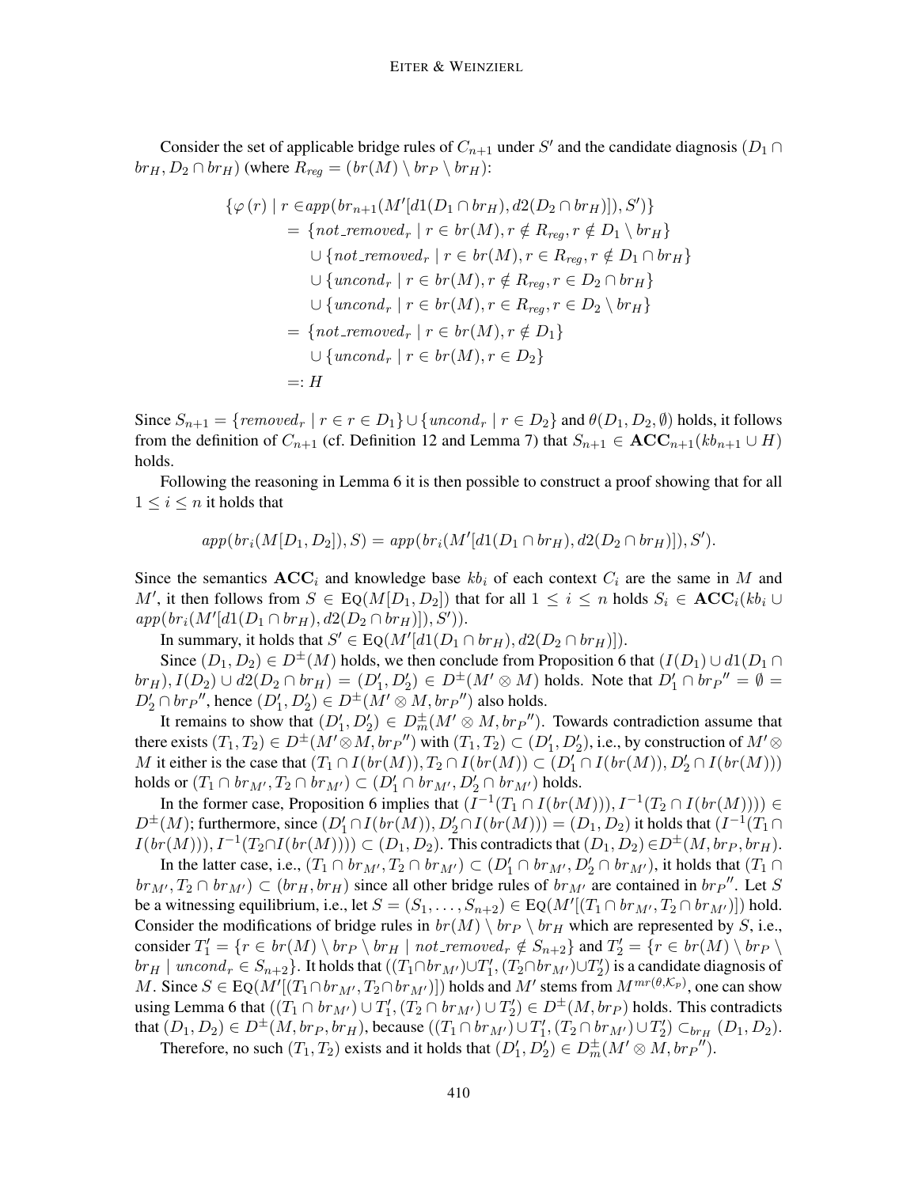Consider the set of applicable bridge rules of $C_{n+1}$ under $S'$ and the candidate diagnosis $(D_1 \cap br_H, D_2 \cap br_H)$ (where $R_{reg} = (br(M) \setminus br_P \setminus br_H)$:

$$
\begin{aligned}
\{\varphi(r) \mid r \in & app(br_{n+1}(M'[d1(D_1 \cap br_H), d2(D_2 \cap br_H)]), S')\} \\
&= \{not\_removed_r \mid r \in br(M), r \notin R_{reg}, r \notin D_1 \setminus br_H\} \\
&\quad \cup \{not\_removed_r \mid r \in br(M), r \in R_{reg}, r \notin D_1 \cap br_H\} \\
&\quad \cup \{uncond_r \mid r \in br(M), r \notin R_{reg}, r \in D_2 \cap br_H\} \\
&\quad \cup \{uncond_r \mid r \in br(M), r \in R_{reg}, r \in D_2 \setminus br_H\} \\
&= \{not\_removed_r \mid r \in br(M), r \notin D_1\} \\
&\quad \cup \{uncond_r \mid r \in br(M), r \in D_2\} \\
&=: H
\end{aligned}
$$

Since $S_{n+1} = \{removed_r \mid r \in r \in D_1\} \cup \{uncond_r \mid r \in D_2\}$ and $\theta(D_1, D_2, \emptyset)$ holds, it follows from the definition of $C_{n+1}$ (cf. Definition 12 and Lemma 7) that $S_{n+1} \in \mathbf{ACC}_{n+1}(kb_{n+1} \cup H)$ holds.

Following the reasoning in Lemma 6 it is then possible to construct a proof showing that for all $1 \leq i \leq n$ it holds that

$$app(br_i(M[D_1, D_2]), S) = app(br_i(M'[d1(D_1 \cap br_H), d2(D_2 \cap br_H)]), S').$$

Since the semantics $\mathbf{ACC}_i$ and knowledge base $kb_i$ of each context $C_i$ are the same in $M$ and $M'$, it then follows from $S \in \text{EQ}(M[D_1, D_2])$ that for all $1 \leq i \leq n$ holds $S_i \in \mathbf{ACC}_i(kb_i \cup app(br_i(M'[d1(D_1 \cap br_H), d2(D_2 \cap br_H)]), S'))$.

In summary, it holds that $S' \in \text{EQ}(M'[d1(D_1 \cap br_H), d2(D_2 \cap br_H)])$.

Since $(D_1, D_2) \in D^{\pm}(M)$ holds, we then conclude from Proposition 6 that $(I(D_1) \cup d1(D_1 \cap br_H), I(D_2) \cup d2(D_2 \cap br_H) = (D'_1, D'_2) \in D^{\pm}(M' \otimes M)$ holds. Note that $D'_1 \cap br_P{}'' = \emptyset = D'_2 \cap br_P{}''$, hence $(D'_1, D'_2) \in D^{\pm}(M' \otimes M, br_P{}'')$ also holds.

It remains to show that $(D'_1, D'_2) \in D^{\pm}_m(M' \otimes M, br_P{}'')$. Towards contradiction assume that there exists $(T_1, T_2) \in D^{\pm}(M' \otimes M, br_P{}'')$ with $(T_1, T_2) \subset (D'_1, D'_2)$, i.e., by construction of $M' \otimes M$ it either is the case that $(T_1 \cap I(br(M)), T_2 \cap I(br(M)) \subset (D'_1 \cap I(br(M)), D'_2 \cap I(br(M)))$ holds or $(T_1 \cap br_{M'}, T_2 \cap br_{M'}) \subset (D'_1 \cap br_{M'}, D'_2 \cap br_{M'})$ holds.

In the former case, Proposition 6 implies that $(I^{-1}(T_1 \cap I(br(M))), I^{-1}(T_2 \cap I(br(M)))) \in D^{\pm}(M)$; furthermore, since $(D'_1 \cap I(br(M)), D'_2 \cap I(br(M))) = (D_1, D_2)$ it holds that $(I^{-1}(T_1 \cap I(br(M))), I^{-1}(T_2 \cap I(br(M)))) \subset (D_1, D_2)$. This contradicts that $(D_1, D_2) \in D^{\pm}(M, br_P, br_H)$.

In the latter case, i.e., $(T_1 \cap br_{M'}, T_2 \cap br_{M'}) \subset (D'_1 \cap br_{M'}, D'_2 \cap br_{M'})$, it holds that $(T_1 \cap br_{M'}, T_2 \cap br_{M'}) \subset (br_H, br_H)$ since all other bridge rules of $br_{M'}$ are contained in $br_P{}''$. Let $S$ be a witnessing equilibrium, i.e., let $S = (S_1, \ldots, S_{n+2}) \in \text{EQ}(M'[(T_1 \cap br_{M'}, T_2 \cap br_{M'})])$ hold. Consider the modifications of bridge rules in $br(M) \setminus br_P \setminus br_H$ which are represented by $S$, i.e., consider $T'_1 = \{r \in br(M) \setminus br_P \setminus br_H \mid not\_removed_r \notin S_{n+2}\}$ and $T'_2 = \{r \in br(M) \setminus br_P \setminus br_H \mid uncond_r \in S_{n+2}\}$. It holds that $((T_1 \cap br_{M'}) \cup T'_1, (T_2 \cap br_{M'}) \cup T'_2)$ is a candidate diagnosis of $M$. Since $S \in \text{EQ}(M'[(T_1 \cap br_{M'}, T_2 \cap br_{M'})])$ holds and $M'$ stems from $M^{mr(\theta, \mathcal{K}_p)}$, one can show using Lemma 6 that $((T_1 \cap br_{M'}) \cup T'_1, (T_2 \cap br_{M'}) \cup T'_2) \in D^{\pm}(M, br_P)$ holds. This contradicts that $(D_1, D_2) \in D^{\pm}(M, br_P, br_H)$, because $((T_1 \cap br_{M'}) \cup T'_1, (T_2 \cap br_{M'}) \cup T'_2) \subset_{br_H} (D_1, D_2)$.

Therefore, no such $(T_1, T_2)$ exists and it holds that $(D'_1, D'_2) \in D^{\pm}_m(M' \otimes M, br_P{}'')$.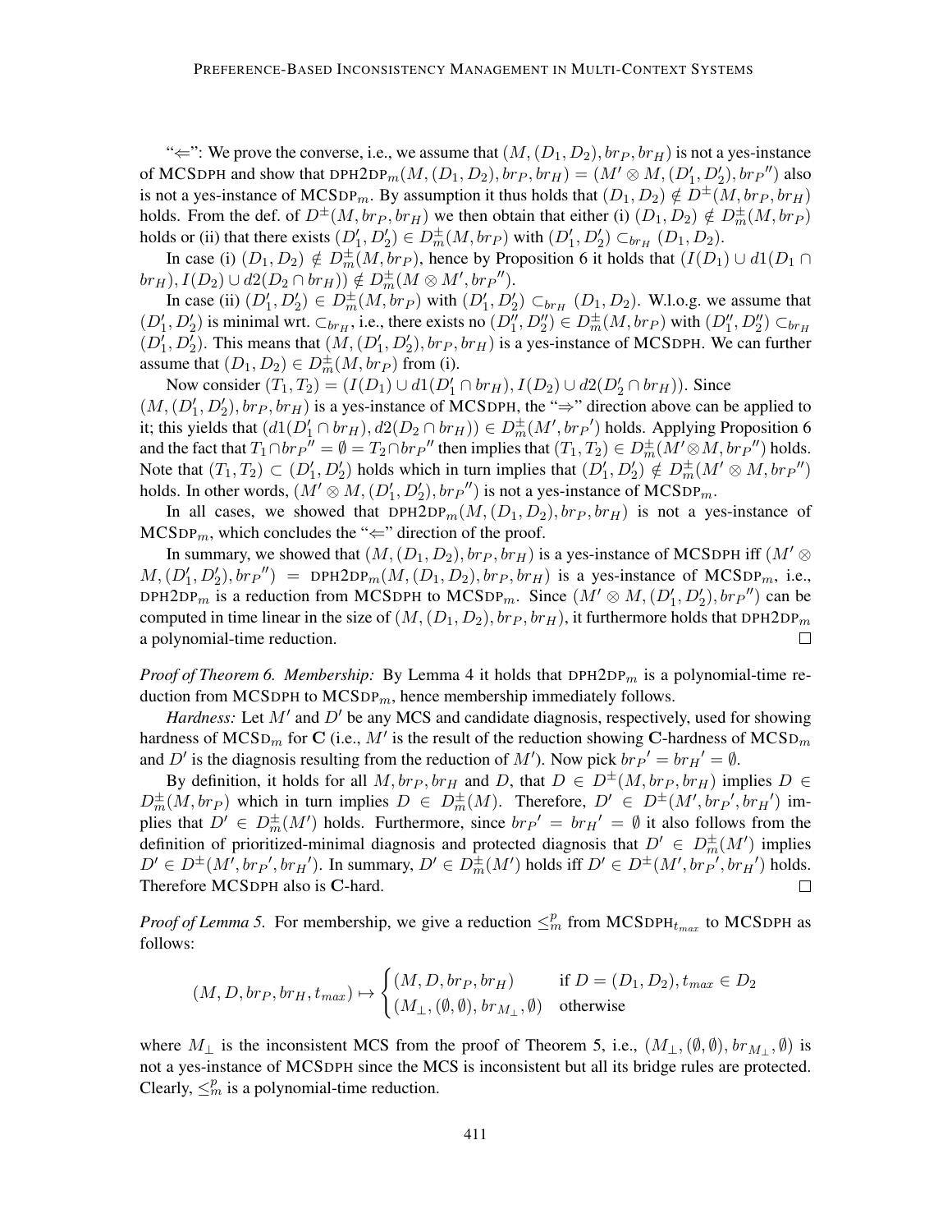"$\Leftarrow$": We prove the converse, i.e., we assume that $(M,(D_1,D_2),br_P,br_H)$ is not a yes-instance of MCSDPH and show that $\text{DPH2DP}_m(M,(D_1,D_2),br_P,br_H) = (M' \otimes M,(D_1',D_2'),br_P'')$ also is not a yes-instance of $\text{MCSDP}_m$. By assumption it thus holds that $(D_1,D_2) \notin D^{\pm}(M,br_P,br_H)$ holds. From the def. of $D^{\pm}(M,br_P,br_H)$ we then obtain that either (i) $(D_1,D_2) \notin D_m^{\pm}(M,br_P)$ holds or (ii) that there exists $(D_1',D_2') \in D_m^{\pm}(M,br_P)$ with $(D_1',D_2') \subset_{br_H} (D_1,D_2)$.

In case (i) $(D_1,D_2) \notin D_m^{\pm}(M,br_P)$, hence by Proposition 6 it holds that $(I(D_1) \cup d1(D_1 \cap br_H), I(D_2) \cup d2(D_2 \cap br_H)) \notin D_m^{\pm}(M \otimes M', br_P'')$.

In case (ii) $(D_1',D_2') \in D_m^{\pm}(M,br_P)$ with $(D_1',D_2') \subset_{br_H} (D_1,D_2)$. W.l.o.g. we assume that $(D_1',D_2')$ is minimal wrt. $\subset_{br_H}$, i.e., there exists no $(D_1'',D_2'') \in D_m^{\pm}(M,br_P)$ with $(D_1'',D_2'') \subset_{br_H} (D_1',D_2')$. This means that $(M,(D_1',D_2'),br_P,br_H)$ is a yes-instance of MCSDPH. We can further assume that $(D_1,D_2) \in D_m^{\pm}(M,br_P)$ from (i).

Now consider $(T_1,T_2) = (I(D_1) \cup d1(D_1' \cap br_H), I(D_2) \cup d2(D_2' \cap br_H))$. Since $(M,(D_1',D_2'),br_P,br_H)$ is a yes-instance of MCSDPH, the "$\Rightarrow$" direction above can be applied to it; this yields that $(d1(D_1' \cap br_H), d2(D_2 \cap br_H)) \in D_m^{\pm}(M', br_P')$ holds. Applying Proposition 6 and the fact that $T_1 \cap br_P'' = \emptyset = T_2 \cap br_P''$ then implies that $(T_1,T_2) \in D_m^{\pm}(M' \otimes M, br_P'')$ holds. Note that $(T_1,T_2) \subset (D_1',D_2')$ holds which in turn implies that $(D_1',D_2') \notin D_m^{\pm}(M' \otimes M, br_P'')$ holds. In other words, $(M' \otimes M,(D_1',D_2'),br_P'')$ is not a yes-instance of $\text{MCSDP}_m$.

In all cases, we showed that $\text{DPH2DP}_m(M,(D_1,D_2),br_P,br_H)$ is not a yes-instance of $\text{MCSDP}_m$, which concludes the "$\Leftarrow$" direction of the proof.

In summary, we showed that $(M,(D_1,D_2),br_P,br_H)$ is a yes-instance of MCSDPH iff $(M' \otimes M,(D_1',D_2'),br_P'') = \text{DPH2DP}_m(M,(D_1,D_2),br_P,br_H)$ is a yes-instance of $\text{MCSDP}_m$, i.e., $\text{DPH2DP}_m$ is a reduction from MCSDPH to $\text{MCSDP}_m$. Since $(M' \otimes M,(D_1',D_2'),br_P'')$ can be computed in time linear in the size of $(M,(D_1,D_2),br_P,br_H)$, it furthermore holds that $\text{DPH2DP}_m$ a polynomial-time reduction. $\square$

*Proof of Theorem 6. Membership:* By Lemma 4 it holds that $\text{DPH2DP}_m$ is a polynomial-time reduction from MCSDPH to $\text{MCSDP}_m$, hence membership immediately follows.

*Hardness:* Let $M'$ and $D'$ be any MCS and candidate diagnosis, respectively, used for showing hardness of $\text{MCSD}_m$ for $\mathbf{C}$ (i.e., $M'$ is the result of the reduction showing $\mathbf{C}$-hardness of $\text{MCSD}_m$ and $D'$ is the diagnosis resulting from the reduction of $M'$). Now pick $br_P' = br_H' = \emptyset$.

By definition, it holds for all $M, br_P, br_H$ and $D$, that $D \in D^{\pm}(M,br_P,br_H)$ implies $D \in D_m^{\pm}(M,br_P)$ which in turn implies $D \in D_m^{\pm}(M)$. Therefore, $D' \in D^{\pm}(M',br_P',br_H')$ implies that $D' \in D_m^{\pm}(M')$ holds. Furthermore, since $br_P' = br_H' = \emptyset$ it also follows from the definition of prioritized-minimal diagnosis and protected diagnosis that $D' \in D_m^{\pm}(M')$ implies $D' \in D^{\pm}(M',br_P',br_H')$. In summary, $D' \in D_m^{\pm}(M')$ holds iff $D' \in D^{\pm}(M',br_P',br_H')$ holds. Therefore MCSDPH also is $\mathbf{C}$-hard. $\square$

*Proof of Lemma 5.* For membership, we give a reduction $\leq_m^p$ from $\text{MCSDPH}_{t_{max}}$ to MCSDPH as follows:

$$(M,D,br_P,br_H,t_{max}) \mapsto \begin{cases} (M,D,br_P,br_H) & \text{if } D=(D_1,D_2), t_{max} \in D_2 \\ (M_\perp,(\emptyset,\emptyset),br_{M_\perp},\emptyset) & \text{otherwise} \end{cases}$$

where $M_\perp$ is the inconsistent MCS from the proof of Theorem 5, i.e., $(M_\perp,(\emptyset,\emptyset),br_{M_\perp},\emptyset)$ is not a yes-instance of MCSDPH since the MCS is inconsistent but all its bridge rules are protected. Clearly, $\leq_m^p$ is a polynomial-time reduction.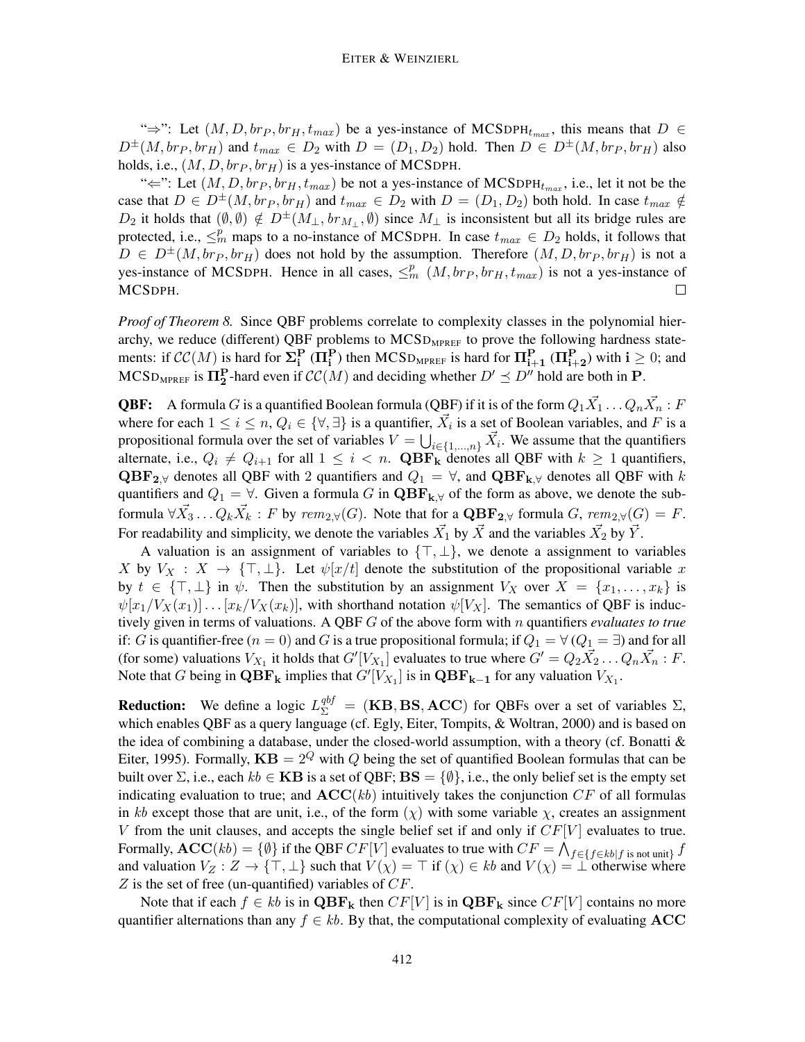"⇒": Let $(M, D, br_P, br_H, t_{max})$ be a yes-instance of MCSDPH$_{t_{max}}$, this means that $D \in D^{\pm}(M, br_P, br_H)$ and $t_{max} \in D_2$ with $D = (D_1, D_2)$ hold. Then $D \in D^{\pm}(M, br_P, br_H)$ also holds, i.e., $(M, D, br_P, br_H)$ is a yes-instance of MCSDPH.

"⇐": Let $(M, D, br_P, br_H, t_{max})$ be not a yes-instance of MCSDPH$_{t_{max}}$, i.e., let it not be the case that $D \in D^{\pm}(M, br_P, br_H)$ and $t_{max} \in D_2$ with $D = (D_1, D_2)$ both hold. In case $t_{max} \notin D_2$ it holds that $(\emptyset, \emptyset) \notin D^{\pm}(M_\bot, br_{M_\bot}, \emptyset)$ since $M_\bot$ is inconsistent but all its bridge rules are protected, i.e., $\leq_m^p$ maps to a no-instance of MCSDPH. In case $t_{max} \in D_2$ holds, it follows that $D \in D^{\pm}(M, br_P, br_H)$ does not hold by the assumption. Therefore $(M, D, br_P, br_H)$ is not a yes-instance of MCSDPH. Hence in all cases, $\leq_m^p$ $(M, br_P, br_H, t_{max})$ is not a yes-instance of MCSDPH. ☐

*Proof of Theorem 8.* Since QBF problems correlate to complexity classes in the polynomial hierarchy, we reduce (different) QBF problems to MCSD$_{\text{MPREF}}$ to prove the following hardness statements: if $\mathcal{CC}(M)$ is hard for $\mathbf{\Sigma_i^P}$ ($\mathbf{\Pi_i^P}$) then MCSD$_{\text{MPREF}}$ is hard for $\mathbf{\Pi_{i+1}^P}$ ($\mathbf{\Pi_{i+2}^P}$) with $\mathbf{i} \geq 0$; and MCSD$_{\text{MPREF}}$ is $\mathbf{\Pi_2^P}$-hard even if $\mathcal{CC}(M)$ and deciding whether $D' \preceq D''$ hold are both in $\mathbf{P}$.

**QBF:** A formula $G$ is a quantified Boolean formula (QBF) if it is of the form $Q_1\vec{X_1} \dots Q_n\vec{X_n} : F$ where for each $1 \leq i \leq n$, $Q_i \in \{\forall, \exists\}$ is a quantifier, $\vec{X_i}$ is a set of Boolean variables, and $F$ is a propositional formula over the set of variables $V = \bigcup_{i \in \{1,\dots,n\}} \vec{X_i}$. We assume that the quantifiers alternate, i.e., $Q_i \neq Q_{i+1}$ for all $1 \leq i < n$. $\mathbf{QBF_k}$ denotes all QBF with $k \geq 1$ quantifiers, $\mathbf{QBF_{2,\forall}}$ denotes all QBF with 2 quantifiers and $Q_1 = \forall$, and $\mathbf{QBF_{k,\forall}}$ denotes all QBF with $k$ quantifiers and $Q_1 = \forall$. Given a formula $G$ in $\mathbf{QBF_{k,\forall}}$ of the form as above, we denote the subformula $\forall\vec{X_3} \dots Q_k\vec{X_k} : F$ by $rem_{2,\forall}(G)$. Note that for a $\mathbf{QBF_{2,\forall}}$ formula $G$, $rem_{2,\forall}(G) = F$. For readability and simplicity, we denote the variables $\vec{X_1}$ by $\vec{X}$ and the variables $\vec{X_2}$ by $\vec{Y}$.

A valuation is an assignment of variables to $\{\top, \bot\}$, we denote a assignment to variables $X$ by $V_X : X \to \{\top, \bot\}$. Let $\psi[x/t]$ denote the substitution of the propositional variable $x$ by $t \in \{\top, \bot\}$ in $\psi$. Then the substitution by an assignment $V_X$ over $X = \{x_1, \dots, x_k\}$ is $\psi[x_1/V_X(x_1)] \dots [x_k/V_X(x_k)]$, with shorthand notation $\psi[V_X]$. The semantics of QBF is inductively given in terms of valuations. A QBF $G$ of the above form with $n$ quantifiers *evaluates to true* if: $G$ is quantifier-free ($n = 0$) and $G$ is a true propositional formula; if $Q_1 = \forall$ ($Q_1 = \exists$) and for all (for some) valuations $V_{X_1}$ it holds that $G'[V_{X_1}]$ evaluates to true where $G' = Q_2\vec{X_2} \dots Q_n\vec{X_n} : F$. Note that $G$ being in $\mathbf{QBF_k}$ implies that $G'[V_{X_1}]$ is in $\mathbf{QBF_{k-1}}$ for any valuation $V_{X_1}$.

**Reduction:** We define a logic $L_\Sigma^{qbf} = (\mathbf{KB}, \mathbf{BS}, \mathbf{ACC})$ for QBFs over a set of variables $\Sigma$, which enables QBF as a query language (cf. Egly, Eiter, Tompits, & Woltran, 2000) and is based on the idea of combining a database, under the closed-world assumption, with a theory (cf. Bonatti & Eiter, 1995). Formally, $\mathbf{KB} = 2^Q$ with $Q$ being the set of quantified Boolean formulas that can be built over $\Sigma$, i.e., each $kb \in \mathbf{KB}$ is a set of QBF; $\mathbf{BS} = \{\emptyset\}$, i.e., the only belief set is the empty set indicating evaluation to true; and $\mathbf{ACC}(kb)$ intuitively takes the conjunction $CF$ of all formulas in $kb$ except those that are unit, i.e., of the form $(\chi)$ with some variable $\chi$, creates an assignment $V$ from the unit clauses, and accepts the single belief set if and only if $CF[V]$ evaluates to true. Formally, $\mathbf{ACC}(kb) = \{\emptyset\}$ if the QBF $CF[V]$ evaluates to true with $CF = \bigwedge_{f \in \{f \in kb | f \text{ is not unit}\}} f$ and valuation $V_Z : Z \to \{\top, \bot\}$ such that $V(\chi) = \top$ if $(\chi) \in kb$ and $V(\chi) = \bot$ otherwise where $Z$ is the set of free (un-quantified) variables of $CF$.

Note that if each $f \in kb$ is in $\mathbf{QBF_k}$ then $CF[V]$ is in $\mathbf{QBF_k}$ since $CF[V]$ contains no more quantifier alternations than any $f \in kb$. By that, the computational complexity of evaluating $\mathbf{ACC}$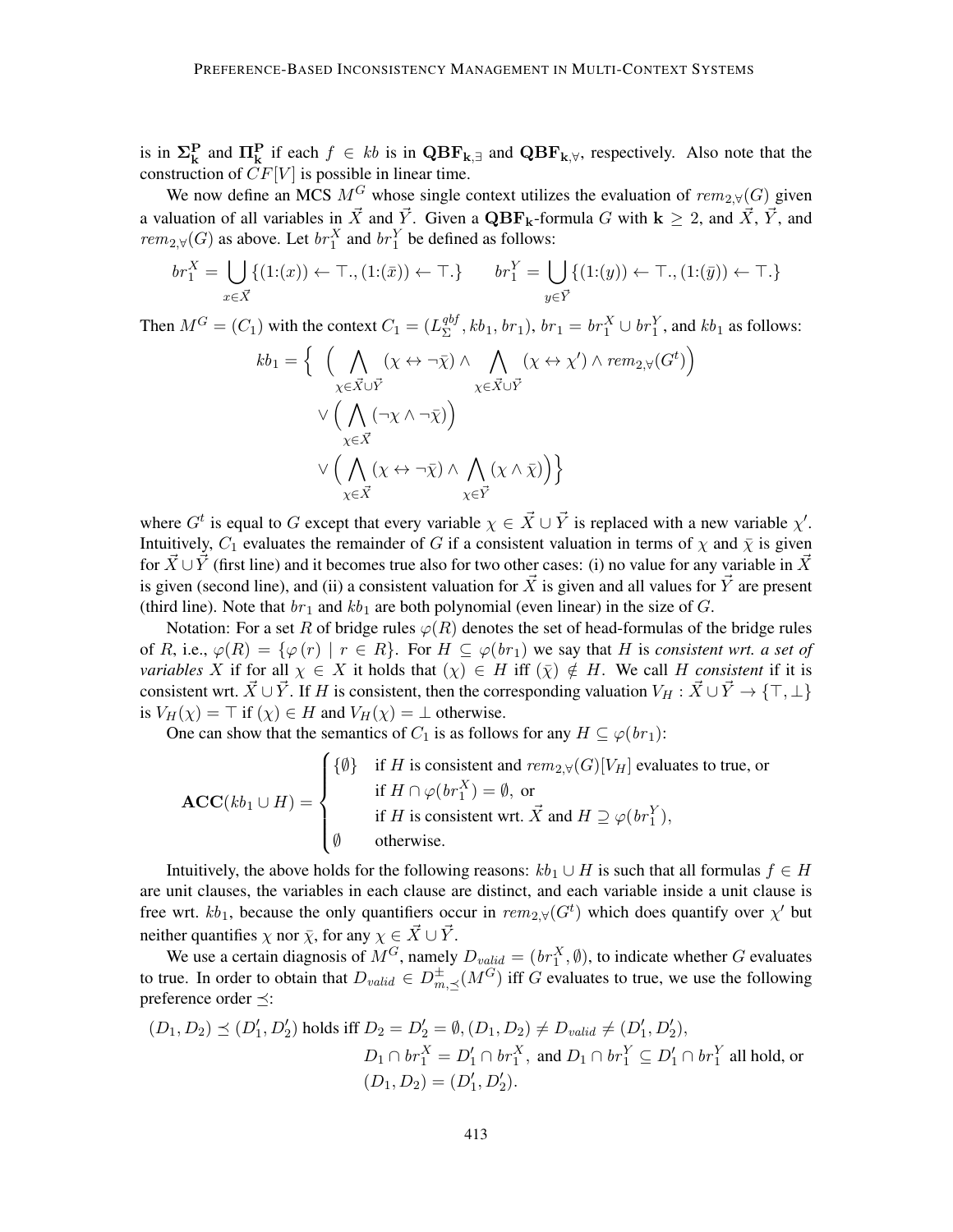is in $\mathbf{\Sigma^P_k}$ and $\mathbf{\Pi^P_k}$ if each $f \in kb$ is in $\mathbf{QBF_{k,\exists}}$ and $\mathbf{QBF_{k,\forall}}$, respectively. Also note that the construction of $CF[V]$ is possible in linear time.

We now define an MCS $M^G$ whose single context utilizes the evaluation of $rem_{2,\forall}(G)$ given a valuation of all variables in $\vec{X}$ and $\vec{Y}$. Given a $\mathbf{QBF_k}$-formula $G$ with $\mathbf{k} \geq 2$, and $\vec{X}$, $\vec{Y}$, and $rem_{2,\forall}(G)$ as above. Let $br_1^X$ and $br_1^Y$ be defined as follows:

$$br_1^X = \bigcup_{x \in \vec{X}} \{(1{:}(x)) \leftarrow \top., (1{:}(\bar{x})) \leftarrow \top.\} \qquad br_1^Y = \bigcup_{y \in \vec{Y}} \{(1{:}(y)) \leftarrow \top., (1{:}(\bar{y})) \leftarrow \top.\}$$

Then $M^G = (C_1)$ with the context $C_1 = (L^{qbf}_\Sigma, kb_1, br_1)$, $br_1 = br_1^X \cup br_1^Y$, and $kb_1$ as follows:

$$kb_1 = \Big\{ \; \Big( \bigwedge_{\chi \in \vec{X} \cup \vec{Y}} (\chi \leftrightarrow \neg\bar{\chi}) \wedge \bigwedge_{\chi \in \vec{X} \cup \vec{Y}} (\chi \leftrightarrow \chi') \wedge rem_{2,\forall}(G^t) \Big)$$
$$\vee \Big( \bigwedge_{\chi \in \vec{X}} (\neg\chi \wedge \neg\bar{\chi}) \Big)$$
$$\vee \Big( \bigwedge_{\chi \in \vec{X}} (\chi \leftrightarrow \neg\bar{\chi}) \wedge \bigwedge_{\chi \in \vec{Y}} (\chi \wedge \bar{\chi}) \Big) \Big\}$$

where $G^t$ is equal to $G$ except that every variable $\chi \in \vec{X} \cup \vec{Y}$ is replaced with a new variable $\chi'$. Intuitively, $C_1$ evaluates the remainder of $G$ if a consistent valuation in terms of $\chi$ and $\bar{\chi}$ is given for $\vec{X} \cup \vec{Y}$ (first line) and it becomes true also for two other cases: (i) no value for any variable in $\vec{X}$ is given (second line), and (ii) a consistent valuation for $\vec{X}$ is given and all values for $\vec{Y}$ are present (third line). Note that $br_1$ and $kb_1$ are both polynomial (even linear) in the size of $G$.

Notation: For a set $R$ of bridge rules $\varphi(R)$ denotes the set of head-formulas of the bridge rules of $R$, i.e., $\varphi(R) = \{\varphi(r) \mid r \in R\}$. For $H \subseteq \varphi(br_1)$ we say that $H$ is *consistent wrt. a set of variables* $X$ if for all $\chi \in X$ it holds that $(\chi) \in H$ iff $(\bar{\chi}) \notin H$. We call $H$ *consistent* if it is consistent wrt. $\vec{X} \cup \vec{Y}$. If $H$ is consistent, then the corresponding valuation $V_H : \vec{X} \cup \vec{Y} \to \{\top, \bot\}$ is $V_H(\chi) = \top$ if $(\chi) \in H$ and $V_H(\chi) = \bot$ otherwise.

One can show that the semantics of $C_1$ is as follows for any $H \subseteq \varphi(br_1)$:

$$\mathbf{ACC}(kb_1 \cup H) = \begin{cases} \{\emptyset\} & \text{if } H \text{ is consistent and } rem_{2,\forall}(G)[V_H] \text{ evaluates to true, or} \\ & \text{if } H \cap \varphi(br_1^X) = \emptyset, \text{ or} \\ & \text{if } H \text{ is consistent wrt. } \vec{X} \text{ and } H \supseteq \varphi(br_1^Y), \\ \emptyset & \text{otherwise.} \end{cases}$$

Intuitively, the above holds for the following reasons: $kb_1 \cup H$ is such that all formulas $f \in H$ are unit clauses, the variables in each clause are distinct, and each variable inside a unit clause is free wrt. $kb_1$, because the only quantifiers occur in $rem_{2,\forall}(G^t)$ which does quantify over $\chi'$ but neither quantifies $\chi$ nor $\bar{\chi}$, for any $\chi \in \vec{X} \cup \vec{Y}$.

We use a certain diagnosis of $M^G$, namely $D_{valid} = (br_1^X, \emptyset)$, to indicate whether $G$ evaluates to true. In order to obtain that $D_{valid} \in D^{\pm}_{m,\preceq}(M^G)$ iff $G$ evaluates to true, we use the following preference order $\preceq$:

$$(D_1, D_2) \preceq (D'_1, D'_2) \text{ holds iff } D_2 = D'_2 = \emptyset, (D_1, D_2) \neq D_{valid} \neq (D'_1, D'_2),$$
$$D_1 \cap br_1^X = D'_1 \cap br_1^X, \text{ and } D_1 \cap br_1^Y \subseteq D'_1 \cap br_1^Y \text{ all hold, or}$$
$$(D_1, D_2) = (D'_1, D'_2).$$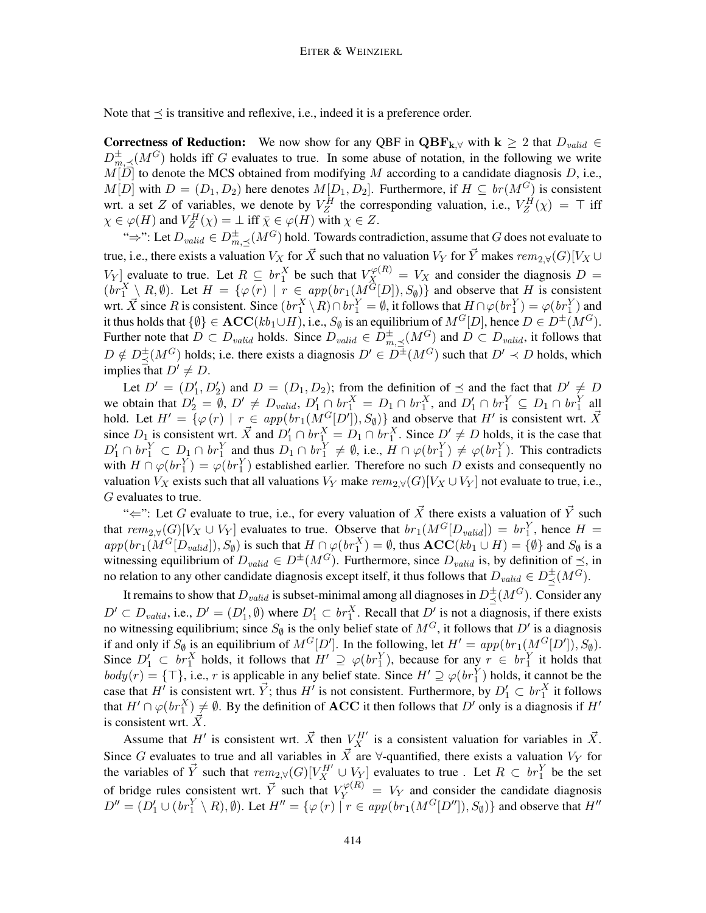Note that $\preceq$ is transitive and reflexive, i.e., indeed it is a preference order.

**Correctness of Reduction:** We now show for any QBF in $\mathbf{QBF_{k,\forall}}$ with $\mathbf{k} \geq 2$ that $D_{valid} \in D^{\pm}_{m,\preceq}(M^G)$ holds iff $G$ evaluates to true. In some abuse of notation, in the following we write $M[D]$ to denote the MCS obtained from modifying $M$ according to a candidate diagnosis $D$, i.e., $M[D]$ with $D = (D_1, D_2)$ here denotes $M[D_1, D_2]$. Furthermore, if $H \subseteq br(M^G)$ is consistent wrt. a set $Z$ of variables, we denote by $V^H_Z$ the corresponding valuation, i.e., $V^H_Z(\chi) = \top$ iff $\chi \in \varphi(H)$ and $V^H_Z(\chi) = \bot$ iff $\bar{\chi} \in \varphi(H)$ with $\chi \in Z$.

"$\Rightarrow$": Let $D_{valid} \in D^{\pm}_{m,\preceq}(M^G)$ hold. Towards contradiction, assume that $G$ does not evaluate to true, i.e., there exists a valuation $V_X$ for $\vec{X}$ such that no valuation $V_Y$ for $\vec{Y}$ makes $rem_{2,\forall}(G)[V_X \cup V_Y]$ evaluate to true. Let $R \subseteq br^X_1$ be such that $V^{\varphi(R)}_X = V_X$ and consider the diagnosis $D = (br^X_1 \setminus R, \emptyset)$. Let $H = \{\varphi(r) \mid r \in app(br_1(M^G[D]), S_\emptyset)\}$ and observe that $H$ is consistent wrt. $\vec{X}$ since $R$ is consistent. Since $(br^X_1 \setminus R) \cap br^Y_1 = \emptyset$, it follows that $H \cap \varphi(br^Y_1) = \varphi(br^Y_1)$ and it thus holds that $\{\emptyset\} \in \mathbf{ACC}(kb_1 \cup H)$, i.e., $S_\emptyset$ is an equilibrium of $M^G[D]$, hence $D \in D^{\pm}(M^G)$. Further note that $D \subset D_{valid}$ holds. Since $D_{valid} \in D^{\pm}_{m,\preceq}(M^G)$ and $D \subset D_{valid}$, it follows that $D \notin D^{\pm}_{\preceq}(M^G)$ holds; i.e. there exists a diagnosis $D' \in D^{\pm}(M^G)$ such that $D' \prec D$ holds, which implies that $D' \neq D$.

Let $D' = (D'_1, D'_2)$ and $D = (D_1, D_2)$; from the definition of $\preceq$ and the fact that $D' \neq D$ we obtain that $D'_2 = \emptyset$, $D' \neq D_{valid}$, $D'_1 \cap br^X_1 = D_1 \cap br^X_1$, and $D'_1 \cap br^Y_1 \subseteq D_1 \cap br^Y_1$ all hold. Let $H' = \{\varphi(r) \mid r \in app(br_1(M^G[D']), S_\emptyset)\}$ and observe that $H'$ is consistent wrt. $\vec{X}$ since $D_1$ is consistent wrt. $\vec{X}$ and $D'_1 \cap br^X_1 = D_1 \cap br^X_1$. Since $D' \neq D$ holds, it is the case that $D'_1 \cap br^Y_1 \subset D_1 \cap br^Y_1$ and thus $D_1 \cap br^Y_1 \neq \emptyset$, i.e., $H \cap \varphi(br^Y_1) \neq \varphi(br^Y_1)$. This contradicts with $H \cap \varphi(br^Y_1) = \varphi(br^Y_1)$ established earlier. Therefore no such $D$ exists and consequently no valuation $V_X$ exists such that all valuations $V_Y$ make $rem_{2,\forall}(G)[V_X \cup V_Y]$ not evaluate to true, i.e., $G$ evaluates to true.

"$\Leftarrow$": Let $G$ evaluate to true, i.e., for every valuation of $\vec{X}$ there exists a valuation of $\vec{Y}$ such that $rem_{2,\forall}(G)[V_X \cup V_Y]$ evaluates to true. Observe that $br_1(M^G[D_{valid}]) = br^Y_1$, hence $H = app(br_1(M^G[D_{valid}]), S_\emptyset)$ is such that $H \cap \varphi(br^X_1) = \emptyset$, thus $\mathbf{ACC}(kb_1 \cup H) = \{\emptyset\}$ and $S_\emptyset$ is a witnessing equilibrium of $D_{valid} \in D^{\pm}(M^G)$. Furthermore, since $D_{valid}$ is, by definition of $\preceq$, in no relation to any other candidate diagnosis except itself, it thus follows that $D_{valid} \in D^{\pm}_{\preceq}(M^G)$.

It remains to show that $D_{valid}$ is subset-minimal among all diagnoses in $D^{\pm}_{\preceq}(M^G)$. Consider any $D' \subset D_{valid}$, i.e., $D' = (D'_1, \emptyset)$ where $D'_1 \subset br^X_1$. Recall that $D'$ is not a diagnosis, if there exists no witnessing equilibrium; since $S_\emptyset$ is the only belief state of $M^G$, it follows that $D'$ is a diagnosis if and only if $S_\emptyset$ is an equilibrium of $M^G[D']$. In the following, let $H' = app(br_1(M^G[D']), S_\emptyset)$. Since $D'_1 \subset br^X_1$ holds, it follows that $H' \supseteq \varphi(br^Y_1)$, because for any $r \in br^Y_1$ it holds that $body(r) = \{\top\}$, i.e., $r$ is applicable in any belief state. Since $H' \supseteq \varphi(br^Y_1)$ holds, it cannot be the case that $H'$ is consistent wrt. $\vec{Y}$; thus $H'$ is not consistent. Furthermore, by $D'_1 \subset br^X_1$ it follows that $H' \cap \varphi(br^X_1) \neq \emptyset$. By the definition of $\mathbf{ACC}$ it then follows that $D'$ only is a diagnosis if $H'$ is consistent wrt. $\vec{X}$.

Assume that $H'$ is consistent wrt. $\vec{X}$ then $V^{H'}_X$ is a consistent valuation for variables in $\vec{X}$. Since $G$ evaluates to true and all variables in $\vec{X}$ are $\forall$-quantified, there exists a valuation $V_Y$ for the variables of $\vec{Y}$ such that $rem_{2,\forall}(G)[V^{H'}_X \cup V_Y]$ evaluates to true . Let $R \subset br^Y_1$ be the set of bridge rules consistent wrt. $\vec{Y}$ such that $V^{\varphi(R)}_Y = V_Y$ and consider the candidate diagnosis $D'' = (D'_1 \cup (br^Y_1 \setminus R), \emptyset)$. Let $H'' = \{\varphi(r) \mid r \in app(br_1(M^G[D'']), S_\emptyset)\}$ and observe that $H''$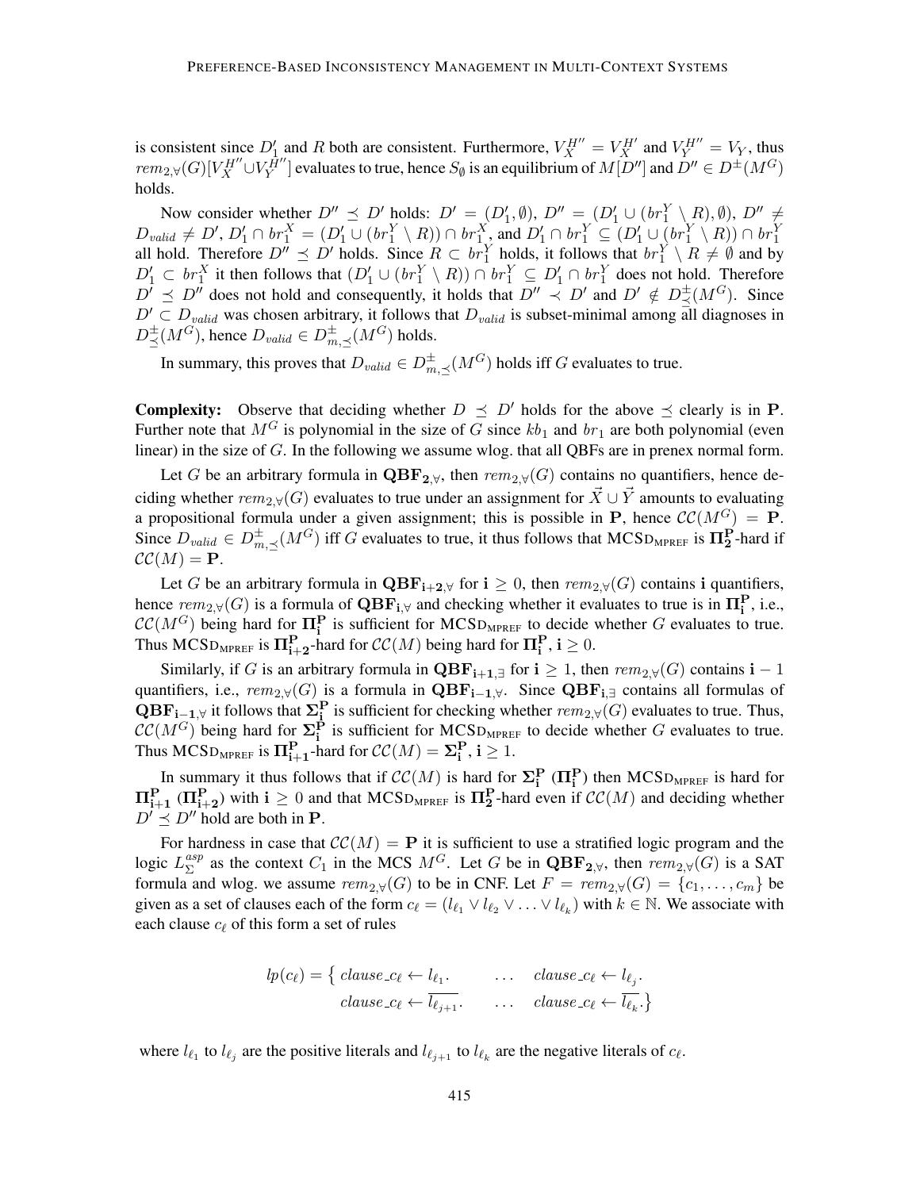is consistent since $D'_1$ and $R$ both are consistent. Furthermore, $V_X^{H''} = V_X^{H'}$ and $V_Y^{H''} = V_Y$, thus $rem_{2,\forall}(G)[V_X^{H''} \cup V_Y^{H''}]$ evaluates to true, hence $S_\emptyset$ is an equilibrium of $M[D'']$ and $D'' \in D^{\pm}(M^G)$ holds.

Now consider whether $D'' \preceq D'$ holds: $D' = (D'_1, \emptyset)$, $D'' = (D'_1 \cup (br_1^Y \setminus R), \emptyset)$, $D'' \neq D_{valid} \neq D'$, $D'_1 \cap br_1^X = (D'_1 \cup (br_1^Y \setminus R)) \cap br_1^X$, and $D'_1 \cap br_1^Y \subseteq (D'_1 \cup (br_1^Y \setminus R)) \cap br_1^Y$ all hold. Therefore $D'' \preceq D'$ holds. Since $R \subset br_1^Y$ holds, it follows that $br_1^Y \setminus R \neq \emptyset$ and by $D'_1 \subset br_1^X$ it then follows that $(D'_1 \cup (br_1^Y \setminus R)) \cap br_1^Y \subseteq D'_1 \cap br_1^Y$ does not hold. Therefore $D' \preceq D''$ does not hold and consequently, it holds that $D'' \prec D'$ and $D' \notin D^{\pm}_{\preceq}(M^G)$. Since $D' \subset D_{valid}$ was chosen arbitrary, it follows that $D_{valid}$ is subset-minimal among all diagnoses in $D^{\pm}_{\preceq}(M^G)$, hence $D_{valid} \in D^{\pm}_{m,\preceq}(M^G)$ holds.

In summary, this proves that $D_{valid} \in D^{\pm}_{m,\preceq}(M^G)$ holds iff $G$ evaluates to true.

**Complexity:** Observe that deciding whether $D \preceq D'$ holds for the above $\preceq$ clearly is in $\mathbf{P}$. Further note that $M^G$ is polynomial in the size of $G$ since $kb_1$ and $br_1$ are both polynomial (even linear) in the size of $G$. In the following we assume wlog. that all QBFs are in prenex normal form.

Let $G$ be an arbitrary formula in $\mathbf{QBF_{2,\forall}}$, then $rem_{2,\forall}(G)$ contains no quantifiers, hence deciding whether $rem_{2,\forall}(G)$ evaluates to true under an assignment for $\vec{X} \cup \vec{Y}$ amounts to evaluating a propositional formula under a given assignment; this is possible in $\mathbf{P}$, hence $\mathcal{CC}(M^G) = \mathbf{P}$. Since $D_{valid} \in D^{\pm}_{m,\preceq}(M^G)$ iff $G$ evaluates to true, it thus follows that MCSD$_{\text{MPREF}}$ is $\mathbf{\Pi_2^P}$-hard if $\mathcal{CC}(M) = \mathbf{P}$.

Let $G$ be an arbitrary formula in $\mathbf{QBF_{i+2,\forall}}$ for $\mathbf{i} \geq 0$, then $rem_{2,\forall}(G)$ contains $\mathbf{i}$ quantifiers, hence $rem_{2,\forall}(G)$ is a formula of $\mathbf{QBF_{i,\forall}}$ and checking whether it evaluates to true is in $\mathbf{\Pi_i^P}$, i.e., $\mathcal{CC}(M^G)$ being hard for $\mathbf{\Pi_i^P}$ is sufficient for MCSD$_{\text{MPREF}}$ to decide whether $G$ evaluates to true. Thus MCSD$_{\text{MPREF}}$ is $\mathbf{\Pi_{i+2}^P}$-hard for $\mathcal{CC}(M)$ being hard for $\mathbf{\Pi_i^P}$, $\mathbf{i} \geq 0$.

Similarly, if $G$ is an arbitrary formula in $\mathbf{QBF_{i+1,\exists}}$ for $\mathbf{i} \geq 1$, then $rem_{2,\forall}(G)$ contains $\mathbf{i} - 1$ quantifiers, i.e., $rem_{2,\forall}(G)$ is a formula in $\mathbf{QBF_{i-1,\forall}}$. Since $\mathbf{QBF_{i,\exists}}$ contains all formulas of $\mathbf{QBF_{i-1,\forall}}$ it follows that $\mathbf{\Sigma_i^P}$ is sufficient for checking whether $rem_{2,\forall}(G)$ evaluates to true. Thus, $\mathcal{CC}(M^G)$ being hard for $\mathbf{\Sigma_i^P}$ is sufficient for MCSD$_{\text{MPREF}}$ to decide whether $G$ evaluates to true. Thus MCSD$_{\text{MPREF}}$ is $\mathbf{\Pi_{i+1}^P}$-hard for $\mathcal{CC}(M) = \mathbf{\Sigma_i^P}$, $\mathbf{i} \geq 1$.

In summary it thus follows that if $\mathcal{CC}(M)$ is hard for $\mathbf{\Sigma_i^P}$ ($\mathbf{\Pi_i^P}$) then MCSD$_{\text{MPREF}}$ is hard for $\mathbf{\Pi_{i+1}^P}$ ($\mathbf{\Pi_{i+2}^P}$) with $\mathbf{i} \geq 0$ and that MCSD$_{\text{MPREF}}$ is $\mathbf{\Pi_2^P}$-hard even if $\mathcal{CC}(M)$ and deciding whether $D' \preceq D''$ hold are both in $\mathbf{P}$.

For hardness in case that $\mathcal{CC}(M) = \mathbf{P}$ it is sufficient to use a stratified logic program and the logic $L_\Sigma^{asp}$ as the context $C_1$ in the MCS $M^G$. Let $G$ be in $\mathbf{QBF_{2,\forall}}$, then $rem_{2,\forall}(G)$ is a SAT formula and wlog. we assume $rem_{2,\forall}(G)$ to be in CNF. Let $F = rem_{2,\forall}(G) = \{c_1, \ldots, c_m\}$ be given as a set of clauses each of the form $c_\ell = (l_{\ell_1} \vee l_{\ell_2} \vee \ldots \vee l_{\ell_k})$ with $k \in \mathbb{N}$. We associate with each clause $c_\ell$ of this form a set of rules

$$lp(c_\ell) = \big\{ \begin{array}{lll} clause\_c_\ell \leftarrow l_{\ell_1}. & \ldots & clause\_c_\ell \leftarrow l_{\ell_j}. \\ clause\_c_\ell \leftarrow \overline{l_{\ell_{j+1}}}. & \ldots & clause\_c_\ell \leftarrow \overline{l_{\ell_k}}. \big\} \end{array}$$

where $l_{\ell_1}$ to $l_{\ell_j}$ are the positive literals and $l_{\ell_{j+1}}$ to $l_{\ell_k}$ are the negative literals of $c_\ell$.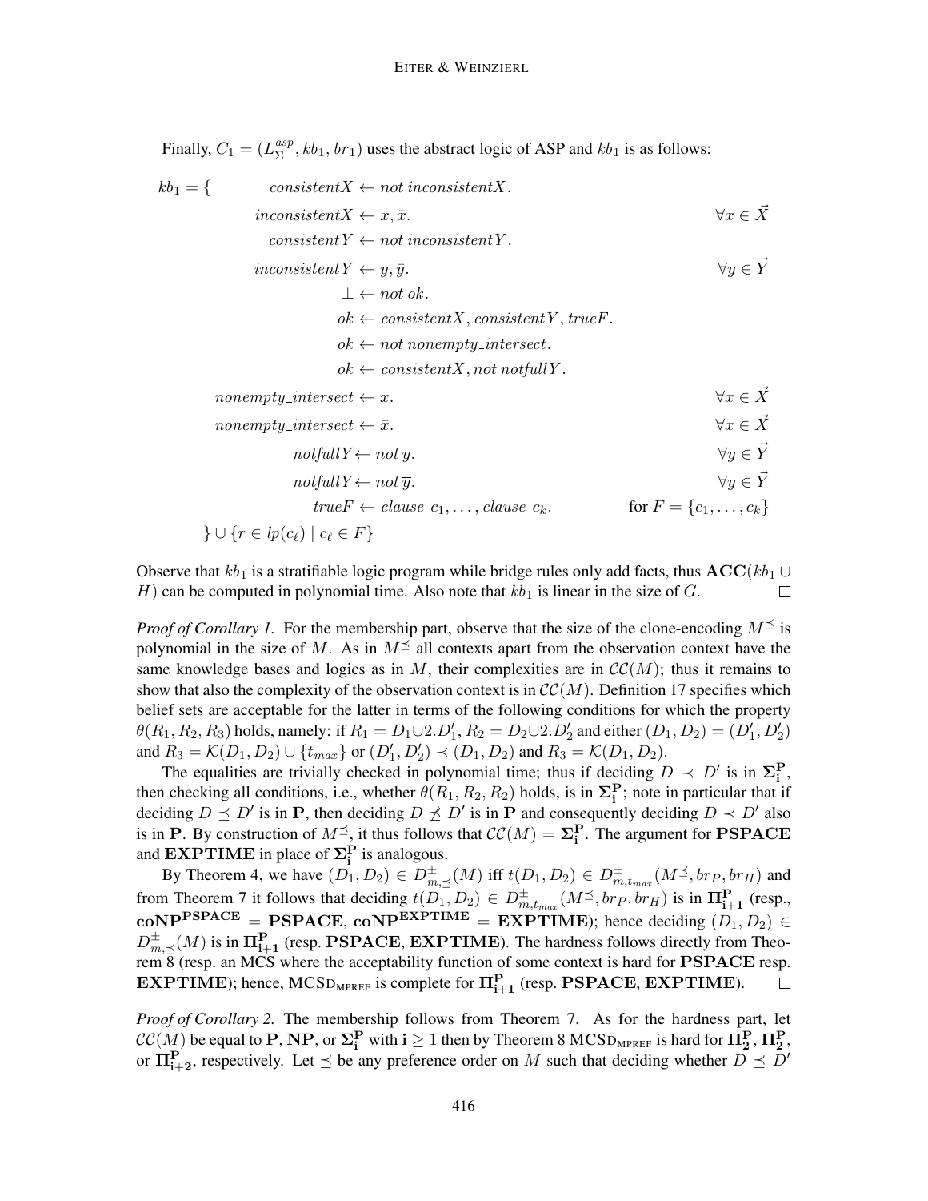Finally, $C_1 = (L^{asp}_{\Sigma}, kb_1, br_1)$ uses the abstract logic of ASP and $kb_1$ is as follows:

$$
\begin{array}{rlr}
kb_1 = \{ & consistentX \leftarrow not\ inconsistentX. & \\
& inconsistentX \leftarrow x, \bar{x}. & \forall x \in \vec{X} \\
& consistentY \leftarrow not\ inconsistentY. & \\
& inconsistentY \leftarrow y, \bar{y}. & \forall y \in \vec{Y} \\
& \bot \leftarrow not\ ok. & \\
& ok \leftarrow consistentX, consistentY, trueF. & \\
& ok \leftarrow not\ nonempty\_intersect. & \\
& ok \leftarrow consistentX, not\ notfullY. & \\
& nonempty\_intersect \leftarrow x. & \forall x \in \vec{X} \\
& nonempty\_intersect \leftarrow \bar{x}. & \forall x \in \vec{X} \\
& notfullY \leftarrow not\ y. & \forall y \in \vec{Y} \\
& notfullY \leftarrow not\ \overline{y}. & \forall y \in \vec{Y} \\
& trueF \leftarrow clause\_c_1, \ldots, clause\_c_k. & \text{for } F = \{c_1, \ldots, c_k\} \\
\} \cup \{r \in lp(c_\ell) \mid c_\ell \in F\} & &
\end{array}
$$

Observe that $kb_1$ is a stratifiable logic program while bridge rules only add facts, thus $\mathbf{ACC}(kb_1 \cup H)$ can be computed in polynomial time. Also note that $kb_1$ is linear in the size of $G$. $\square$

*Proof of Corollary 1.* For the membership part, observe that the size of the clone-encoding $M^{\preceq}$ is polynomial in the size of $M$. As in $M^{\preceq}$ all contexts apart from the observation context have the same knowledge bases and logics as in $M$, their complexities are in $\mathcal{CC}(M)$; thus it remains to show that also the complexity of the observation context is in $\mathcal{CC}(M)$. Definition 17 specifies which belief sets are acceptable for the latter in terms of the following conditions for which the property $\theta(R_1, R_2, R_3)$ holds, namely: if $R_1 = D_1 \cup 2.D'_1$, $R_2 = D_2 \cup 2.D'_2$ and either $(D_1, D_2) = (D'_1, D'_2)$ and $R_3 = \mathcal{K}(D_1, D_2) \cup \{t_{max}\}$ or $(D'_1, D'_2) \prec (D_1, D_2)$ and $R_3 = \mathcal{K}(D_1, D_2)$.

The equalities are trivially checked in polynomial time; thus if deciding $D \prec D'$ is in $\mathbf{\Sigma^P_i}$, then checking all conditions, i.e., whether $\theta(R_1, R_2, R_2)$ holds, is in $\mathbf{\Sigma^P_i}$; note in particular that if deciding $D \preceq D'$ is in $\mathbf{P}$, then deciding $D \not\preceq D'$ is in $\mathbf{P}$ and consequently deciding $D \prec D'$ also is in $\mathbf{P}$. By construction of $M^{\preceq}$, it thus follows that $\mathcal{CC}(M) = \mathbf{\Sigma^P_i}$. The argument for $\mathbf{PSPACE}$ and $\mathbf{EXPTIME}$ in place of $\mathbf{\Sigma^P_i}$ is analogous.

By Theorem 4, we have $(D_1, D_2) \in D^{\pm}_{m,\preceq}(M)$ iff $t(D_1, D_2) \in D^{\pm}_{m,t_{max}}(M^{\preceq}, br_P, br_H)$ and from Theorem 7 it follows that deciding $t(D_1, D_2) \in D^{\pm}_{m,t_{max}}(M^{\preceq}, br_P, br_H)$ is in $\mathbf{\Pi^P_{i+1}}$ (resp., $\mathbf{coNP^{PSPACE}} = \mathbf{PSPACE}$, $\mathbf{coNP^{EXPTIME}} = \mathbf{EXPTIME}$); hence deciding $(D_1, D_2) \in D^{\pm}_{m,\preceq}(M)$ is in $\mathbf{\Pi^P_{i+1}}$ (resp. $\mathbf{PSPACE}$, $\mathbf{EXPTIME}$). The hardness follows directly from Theorem 8 (resp. an MCS where the acceptability function of some context is hard for $\mathbf{PSPACE}$ resp. $\mathbf{EXPTIME}$); hence, MCSD$_{\text{MPREF}}$ is complete for $\mathbf{\Pi^P_{i+1}}$ (resp. $\mathbf{PSPACE}$, $\mathbf{EXPTIME}$). $\square$

*Proof of Corollary 2.* The membership follows from Theorem 7. As for the hardness part, let $\mathcal{CC}(M)$ be equal to $\mathbf{P}$, $\mathbf{NP}$, or $\mathbf{\Sigma^P_i}$ with $\mathbf{i} \geq 1$ then by Theorem 8 MCSD$_{\text{MPREF}}$ is hard for $\mathbf{\Pi^P_2}$, $\mathbf{\Pi^P_2}$, or $\mathbf{\Pi^P_{i+2}}$, respectively. Let $\preceq$ be any preference order on $M$ such that deciding whether $D \preceq D'$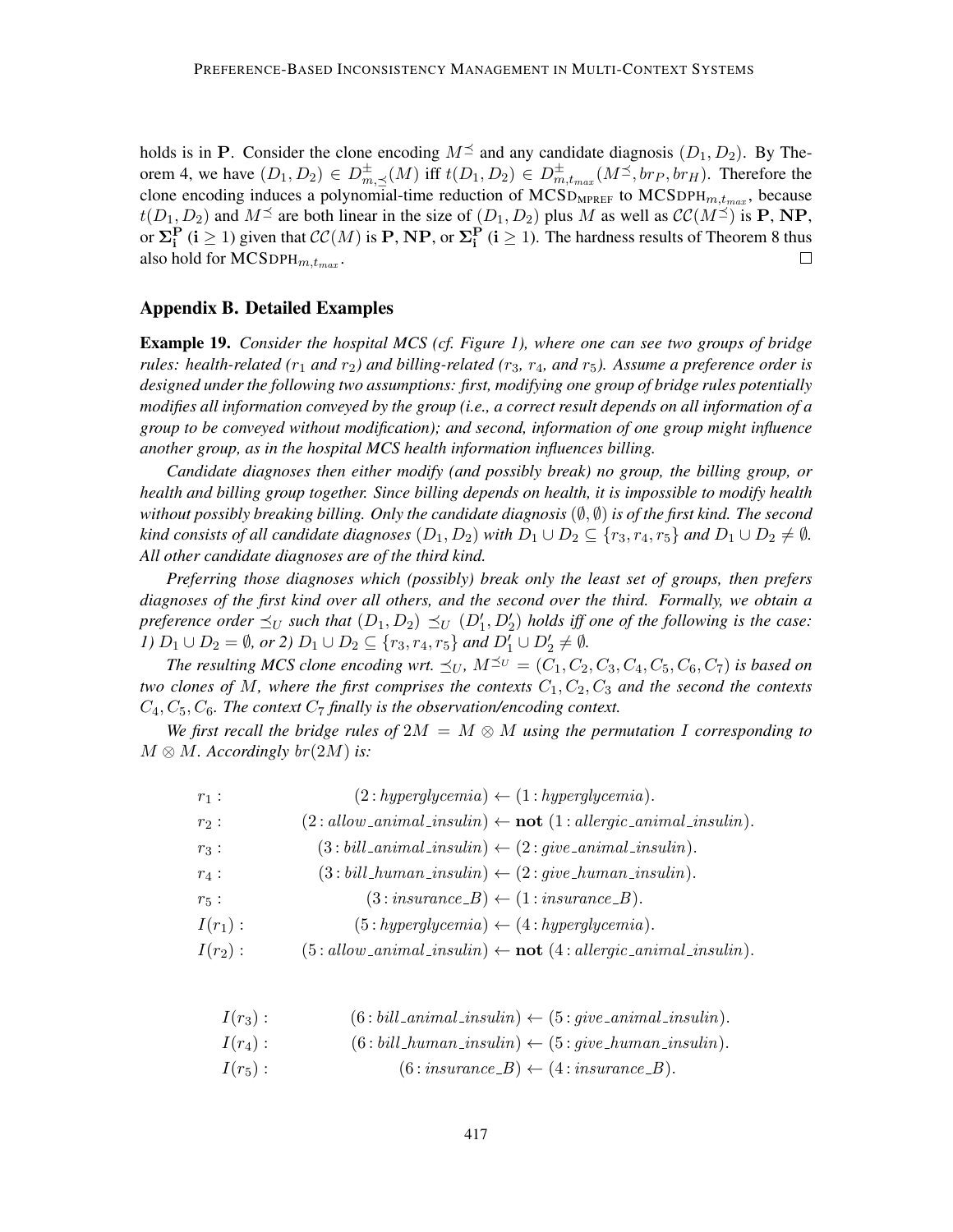holds is in $\mathbf{P}$. Consider the clone encoding $M^{\preceq}$ and any candidate diagnosis $(D_1, D_2)$. By Theorem 4, we have $(D_1, D_2) \in D^{\pm}_{m,\preceq}(M)$ iff $t(D_1, D_2) \in D^{\pm}_{m,t_{max}}(M^{\preceq}, br_P, br_H)$. Therefore the clone encoding induces a polynomial-time reduction of MCSD$_{\text{MPREF}}$ to MCSDPH$_{m,t_{max}}$, because $t(D_1, D_2)$ and $M^{\preceq}$ are both linear in the size of $(D_1, D_2)$ plus $M$ as well as $\mathcal{CC}(M^{\preceq})$ is $\mathbf{P}$, $\mathbf{NP}$, or $\mathbf{\Sigma^P_i}$ ($\mathbf{i} \geq 1$) given that $\mathcal{CC}(M)$ is $\mathbf{P}$, $\mathbf{NP}$, or $\mathbf{\Sigma^P_i}$ ($\mathbf{i} \geq 1$). The hardness results of Theorem 8 thus also hold for MCSDPH$_{m,t_{max}}$. □

## Appendix B. Detailed Examples

**Example 19.** *Consider the hospital MCS (cf. Figure 1), where one can see two groups of bridge rules: health-related ($r_1$ and $r_2$) and billing-related ($r_3$, $r_4$, and $r_5$). Assume a preference order is designed under the following two assumptions: first, modifying one group of bridge rules potentially modifies all information conveyed by the group (i.e., a correct result depends on all information of a group to be conveyed without modification); and second, information of one group might influence another group, as in the hospital MCS health information influences billing.*

*Candidate diagnoses then either modify (and possibly break) no group, the billing group, or health and billing group together. Since billing depends on health, it is impossible to modify health without possibly breaking billing. Only the candidate diagnosis $(\emptyset, \emptyset)$ is of the first kind. The second kind consists of all candidate diagnoses $(D_1, D_2)$ with $D_1 \cup D_2 \subseteq \{r_3, r_4, r_5\}$ and $D_1 \cup D_2 \neq \emptyset$. All other candidate diagnoses are of the third kind.*

*Preferring those diagnoses which (possibly) break only the least set of groups, then prefers diagnoses of the first kind over all others, and the second over the third. Formally, we obtain a preference order $\preceq_U$ such that $(D_1, D_2) \preceq_U (D'_1, D'_2)$ holds iff one of the following is the case: 1) $D_1 \cup D_2 = \emptyset$, or 2) $D_1 \cup D_2 \subseteq \{r_3, r_4, r_5\}$ and $D'_1 \cup D'_2 \neq \emptyset$.*

*The resulting MCS clone encoding wrt. $\preceq_U$, $M^{\preceq_U} = (C_1, C_2, C_3, C_4, C_5, C_6, C_7)$ is based on two clones of $M$, where the first comprises the contexts $C_1, C_2, C_3$ and the second the contexts $C_4, C_5, C_6$. The context $C_7$ finally is the observation/encoding context.*

*We first recall the bridge rules of $2M = M \otimes M$ using the permutation $I$ corresponding to $M \otimes M$. Accordingly $br(2M)$ is:*

$$
\begin{array}{ll}
r_1: & (2\!:\!hyperglycemia) \leftarrow (1\!:\!hyperglycemia).\\
r_2: & (2\!:\!allow\_animal\_insulin) \leftarrow \mathbf{not}\ (1\!:\!allergic\_animal\_insulin).\\
r_3: & (3\!:\!bill\_animal\_insulin) \leftarrow (2\!:\!give\_animal\_insulin).\\
r_4: & (3\!:\!bill\_human\_insulin) \leftarrow (2\!:\!give\_human\_insulin).\\
r_5: & (3\!:\!insurance\_B) \leftarrow (1\!:\!insurance\_B).\\
I(r_1): & (5\!:\!hyperglycemia) \leftarrow (4\!:\!hyperglycemia).\\
I(r_2): & (5\!:\!allow\_animal\_insulin) \leftarrow \mathbf{not}\ (4\!:\!allergic\_animal\_insulin).
\end{array}
$$

$$
\begin{array}{ll}
I(r_3): & (6\!:\!bill\_animal\_insulin) \leftarrow (5\!:\!give\_animal\_insulin).\\
I(r_4): & (6\!:\!bill\_human\_insulin) \leftarrow (5\!:\!give\_human\_insulin).\\
I(r_5): & (6\!:\!insurance\_B) \leftarrow (4\!:\!insurance\_B).
\end{array}
$$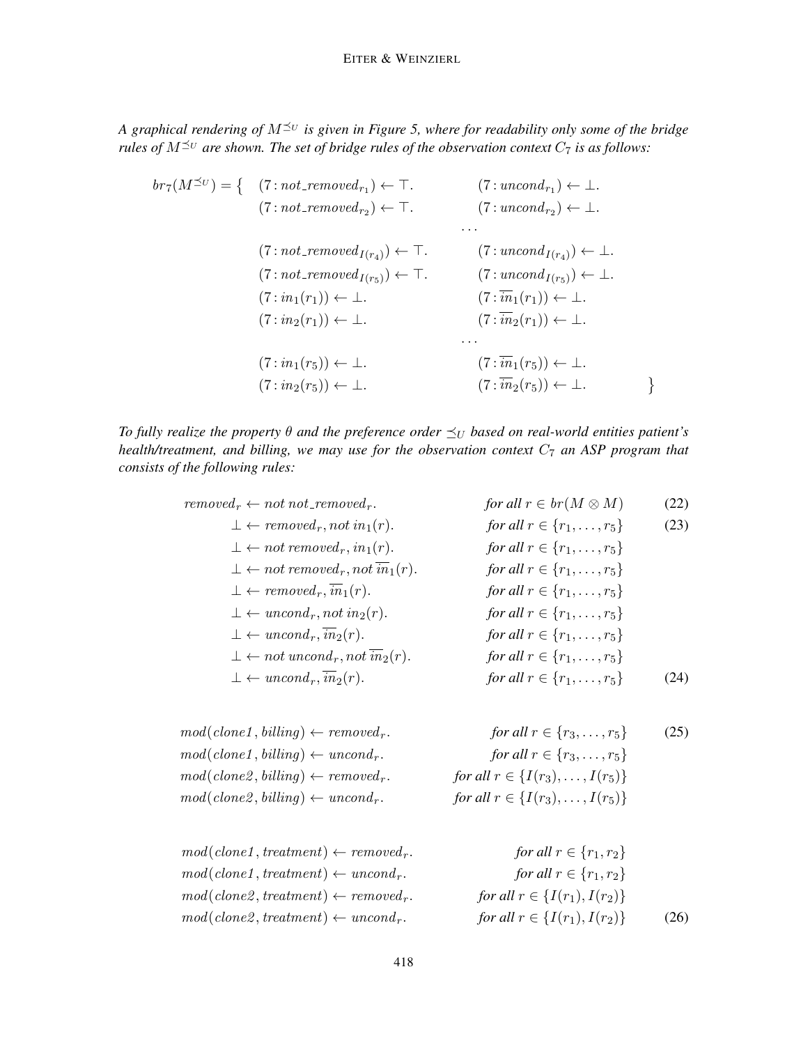*A graphical rendering of $M^{\preceq_U}$ is given in Figure 5, where for readability only some of the bridge rules of $M^{\preceq_U}$ are shown. The set of bridge rules of the observation context $C_7$ is as follows:*

$$
\begin{array}{lll}
br_7(M^{\preceq_U}) = \{ & (7: not\_removed_{r_1}) \leftarrow \top. & (7: uncond_{r_1}) \leftarrow \bot. \\
& (7: not\_removed_{r_2}) \leftarrow \top. & (7: uncond_{r_2}) \leftarrow \bot. \\
& \ldots & \\
& (7: not\_removed_{I(r_4)}) \leftarrow \top. & (7: uncond_{I(r_4)}) \leftarrow \bot. \\
& (7: not\_removed_{I(r_5)}) \leftarrow \top. & (7: uncond_{I(r_5)}) \leftarrow \bot. \\
& (7: in_1(r_1)) \leftarrow \bot. & (7: \overline{in}_1(r_1)) \leftarrow \bot. \\
& (7: in_2(r_1)) \leftarrow \bot. & (7: \overline{in}_2(r_1)) \leftarrow \bot. \\
& \ldots & \\
& (7: in_1(r_5)) \leftarrow \bot. & (7: \overline{in}_1(r_5)) \leftarrow \bot. \\
& (7: in_2(r_5)) \leftarrow \bot. & (7: \overline{in}_2(r_5)) \leftarrow \bot. \quad \}
\end{array}
$$

*To fully realize the property $\theta$ and the preference order $\preceq_U$ based on real-world entities patient's health/treatment, and billing, we may use for the observation context $C_7$ an ASP program that consists of the following rules:*

$$
\begin{array}{lr}
removed_r \leftarrow not\ not\_removed_r. & \text{for all } r \in br(M \otimes M) \quad (22) \\
\bot \leftarrow removed_r, not\ in_1(r). & \text{for all } r \in \{r_1, \ldots, r_5\} \quad (23) \\
\bot \leftarrow not\ removed_r, in_1(r). & \text{for all } r \in \{r_1, \ldots, r_5\} \\
\bot \leftarrow not\ removed_r, not\ \overline{in}_1(r). & \text{for all } r \in \{r_1, \ldots, r_5\} \\
\bot \leftarrow removed_r, \overline{in}_1(r). & \text{for all } r \in \{r_1, \ldots, r_5\} \\
\bot \leftarrow uncond_r, not\ in_2(r). & \text{for all } r \in \{r_1, \ldots, r_5\} \\
\bot \leftarrow uncond_r, \overline{in}_2(r). & \text{for all } r \in \{r_1, \ldots, r_5\} \\
\bot \leftarrow not\ uncond_r, not\ \overline{in}_2(r). & \text{for all } r \in \{r_1, \ldots, r_5\} \\
\bot \leftarrow uncond_r, \overline{in}_2(r). & \text{for all } r \in \{r_1, \ldots, r_5\} \quad (24)
\end{array}
$$

$$
\begin{array}{lr}
mod(clone1, billing) \leftarrow removed_r. & \text{for all } r \in \{r_3, \ldots, r_5\} \quad (25) \\
mod(clone1, billing) \leftarrow uncond_r. & \text{for all } r \in \{r_3, \ldots, r_5\} \\
mod(clone2, billing) \leftarrow removed_r. & \text{for all } r \in \{I(r_3), \ldots, I(r_5)\} \\
mod(clone2, billing) \leftarrow uncond_r. & \text{for all } r \in \{I(r_3), \ldots, I(r_5)\}
\end{array}
$$

$$
\begin{array}{lr}
mod(clone1, treatment) \leftarrow removed_r. & \text{for all } r \in \{r_1, r_2\} \\
mod(clone1, treatment) \leftarrow uncond_r. & \text{for all } r \in \{r_1, r_2\} \\
mod(clone2, treatment) \leftarrow removed_r. & \text{for all } r \in \{I(r_1), I(r_2)\} \\
mod(clone2, treatment) \leftarrow uncond_r. & \text{for all } r \in \{I(r_1), I(r_2)\} \quad (26)
\end{array}
$$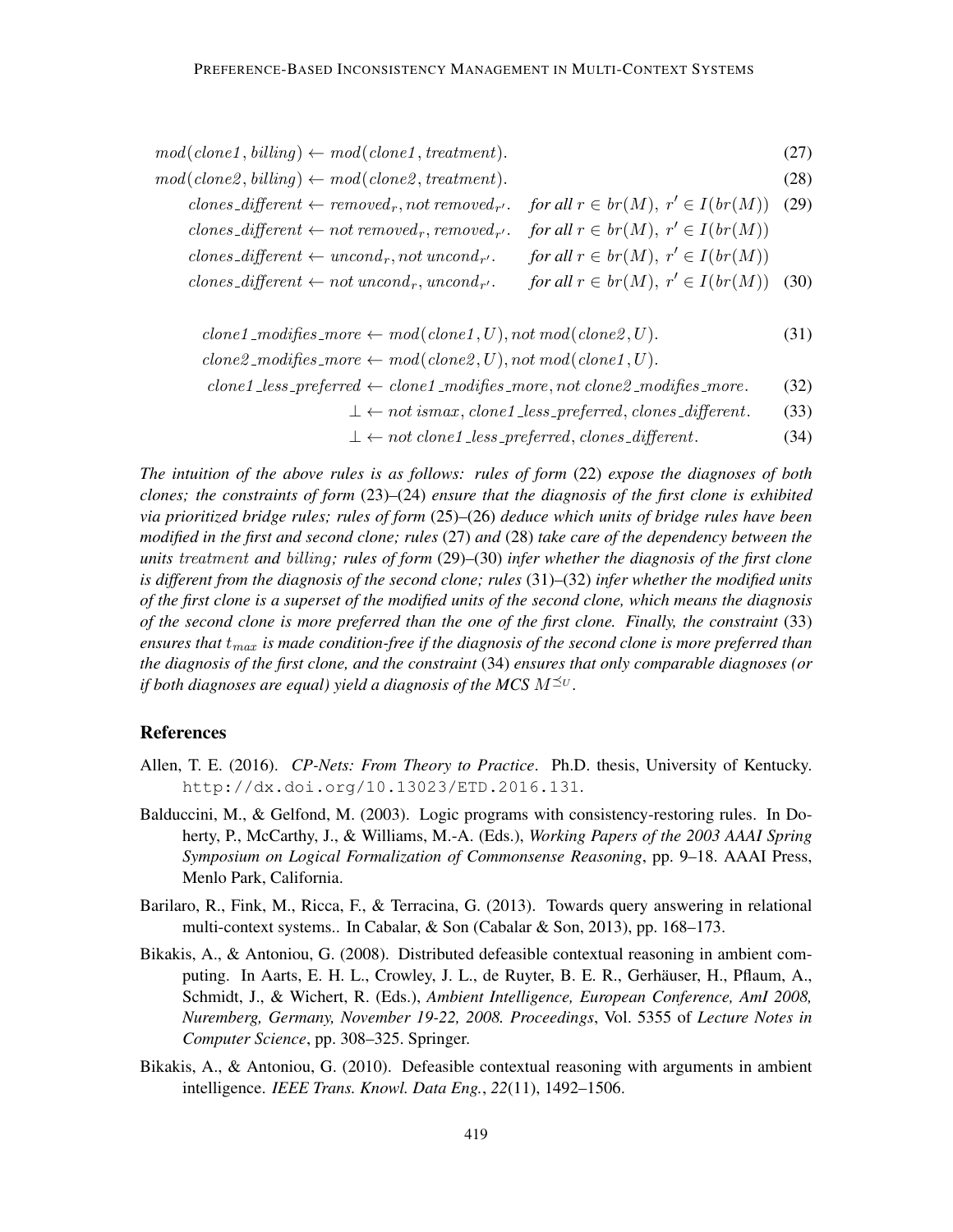$$mod(\mathit{clone1}, \mathit{billing}) \leftarrow mod(\mathit{clone1}, \mathit{treatment}). \tag{27}$$

$$mod(\mathit{clone2}, \mathit{billing}) \leftarrow mod(\mathit{clone2}, \mathit{treatment}). \tag{28}$$

$$\mathit{clones\_different} \leftarrow \mathit{removed}_r, \mathit{not}\ \mathit{removed}_{r'}. \quad \textit{for all } r \in br(M),\ r' \in I(br(M)) \tag{29}$$

$$\mathit{clones\_different} \leftarrow \mathit{not}\ \mathit{removed}_r, \mathit{removed}_{r'}. \quad \textit{for all } r \in br(M),\ r' \in I(br(M))$$

$$\mathit{clones\_different} \leftarrow \mathit{uncond}_r, \mathit{not}\ \mathit{uncond}_{r'}. \quad \textit{for all } r \in br(M),\ r' \in I(br(M))$$

$$\mathit{clones\_different} \leftarrow \mathit{not}\ \mathit{uncond}_r, \mathit{uncond}_{r'}. \quad \textit{for all } r \in br(M),\ r' \in I(br(M)) \tag{30}$$

$$\mathit{clone1\_modifies\_more} \leftarrow mod(\mathit{clone1}, U), \mathit{not}\ mod(\mathit{clone2}, U). \tag{31}$$

$$\mathit{clone2\_modifies\_more} \leftarrow mod(\mathit{clone2}, U), \mathit{not}\ mod(\mathit{clone1}, U).$$

$$\mathit{clone1\_less\_preferred} \leftarrow \mathit{clone1\_modifies\_more}, \mathit{not}\ \mathit{clone2\_modifies\_more}. \tag{32}$$

$$\bot \leftarrow \mathit{not}\ \mathit{ismax}, \mathit{clone1\_less\_preferred}, \mathit{clones\_different}. \tag{33}$$

$$\bot \leftarrow \mathit{not}\ \mathit{clone1\_less\_preferred}, \mathit{clones\_different}. \tag{34}$$

*The intuition of the above rules is as follows: rules of form* (22) *expose the diagnoses of both clones; the constraints of form* (23)–(24) *ensure that the diagnosis of the first clone is exhibited via prioritized bridge rules; rules of form* (25)–(26) *deduce which units of bridge rules have been modified in the first and second clone; rules* (27) *and* (28) *take care of the dependency between the units* treatment *and* billing*; rules of form* (29)–(30) *infer whether the diagnosis of the first clone is different from the diagnosis of the second clone; rules* (31)–(32) *infer whether the modified units of the first clone is a superset of the modified units of the second clone, which means the diagnosis of the second clone is more preferred than the one of the first clone. Finally, the constraint* (33) *ensures that $t_{max}$ is made condition-free if the diagnosis of the second clone is more preferred than the diagnosis of the first clone, and the constraint* (34) *ensures that only comparable diagnoses (or if both diagnoses are equal) yield a diagnosis of the MCS $M^{\preceq_U}$.*

## References

Allen, T. E. (2016). *CP-Nets: From Theory to Practice*. Ph.D. thesis, University of Kentucky. http://dx.doi.org/10.13023/ETD.2016.131.

Balduccini, M., & Gelfond, M. (2003). Logic programs with consistency-restoring rules. In Doherty, P., McCarthy, J., & Williams, M.-A. (Eds.), *Working Papers of the 2003 AAAI Spring Symposium on Logical Formalization of Commonsense Reasoning*, pp. 9–18. AAAI Press, Menlo Park, California.

Barilaro, R., Fink, M., Ricca, F., & Terracina, G. (2013). Towards query answering in relational multi-context systems.. In Cabalar, & Son (Cabalar & Son, 2013), pp. 168–173.

Bikakis, A., & Antoniou, G. (2008). Distributed defeasible contextual reasoning in ambient computing. In Aarts, E. H. L., Crowley, J. L., de Ruyter, B. E. R., Gerhäuser, H., Pflaum, A., Schmidt, J., & Wichert, R. (Eds.), *Ambient Intelligence, European Conference, AmI 2008, Nuremberg, Germany, November 19-22, 2008. Proceedings*, Vol. 5355 of *Lecture Notes in Computer Science*, pp. 308–325. Springer.

Bikakis, A., & Antoniou, G. (2010). Defeasible contextual reasoning with arguments in ambient intelligence. *IEEE Trans. Knowl. Data Eng.*, *22*(11), 1492–1506.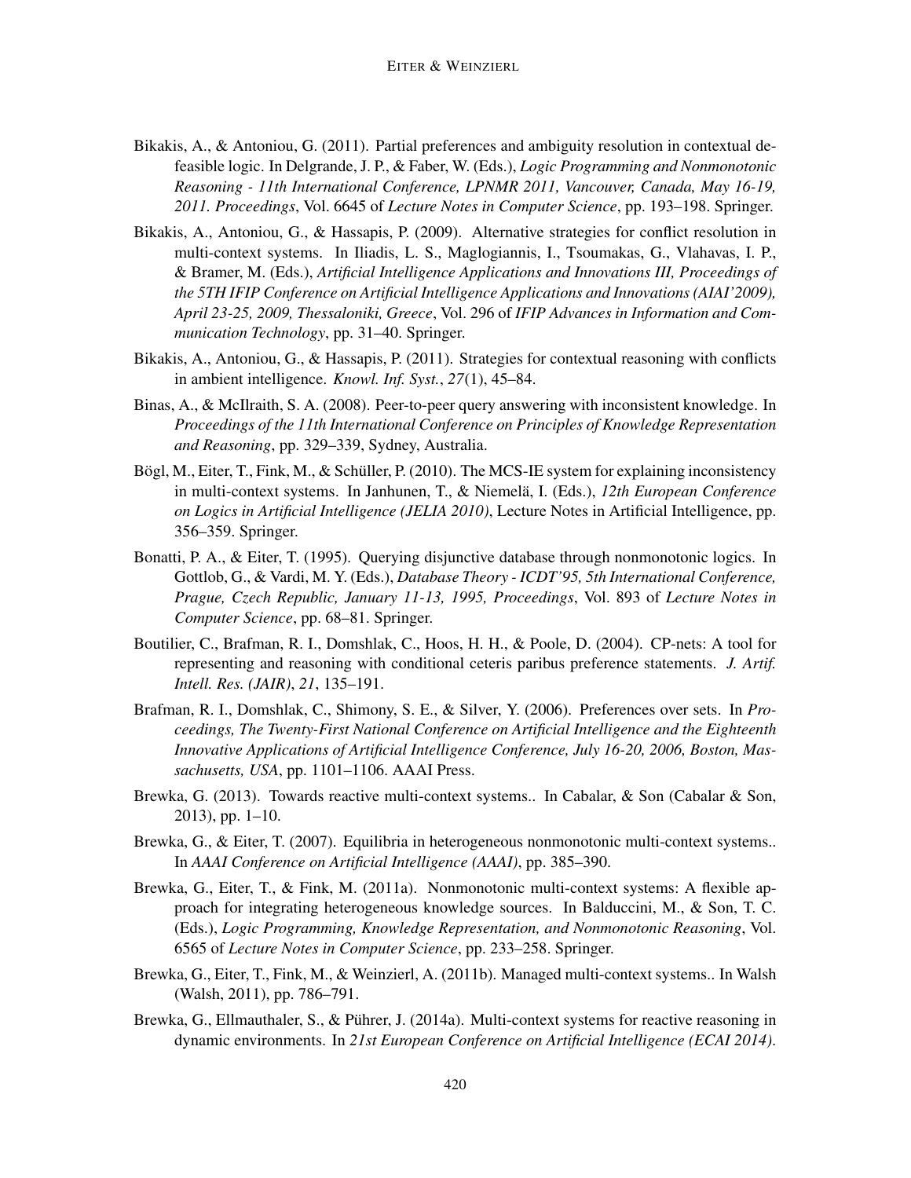Bikakis, A., & Antoniou, G. (2011). Partial preferences and ambiguity resolution in contextual defeasible logic. In Delgrande, J. P., & Faber, W. (Eds.), *Logic Programming and Nonmonotonic Reasoning - 11th International Conference, LPNMR 2011, Vancouver, Canada, May 16-19, 2011. Proceedings*, Vol. 6645 of *Lecture Notes in Computer Science*, pp. 193–198. Springer.

Bikakis, A., Antoniou, G., & Hassapis, P. (2009). Alternative strategies for conflict resolution in multi-context systems. In Iliadis, L. S., Maglogiannis, I., Tsoumakas, G., Vlahavas, I. P., & Bramer, M. (Eds.), *Artificial Intelligence Applications and Innovations III, Proceedings of the 5TH IFIP Conference on Artificial Intelligence Applications and Innovations (AIAI'2009), April 23-25, 2009, Thessaloniki, Greece*, Vol. 296 of *IFIP Advances in Information and Communication Technology*, pp. 31–40. Springer.

Bikakis, A., Antoniou, G., & Hassapis, P. (2011). Strategies for contextual reasoning with conflicts in ambient intelligence. *Knowl. Inf. Syst.*, *27*(1), 45–84.

Binas, A., & McIlraith, S. A. (2008). Peer-to-peer query answering with inconsistent knowledge. In *Proceedings of the 11th International Conference on Principles of Knowledge Representation and Reasoning*, pp. 329–339, Sydney, Australia.

Bögl, M., Eiter, T., Fink, M., & Schüller, P. (2010). The MCS-IE system for explaining inconsistency in multi-context systems. In Janhunen, T., & Niemelä, I. (Eds.), *12th European Conference on Logics in Artificial Intelligence (JELIA 2010)*, Lecture Notes in Artificial Intelligence, pp. 356–359. Springer.

Bonatti, P. A., & Eiter, T. (1995). Querying disjunctive database through nonmonotonic logics. In Gottlob, G., & Vardi, M. Y. (Eds.), *Database Theory - ICDT'95, 5th International Conference, Prague, Czech Republic, January 11-13, 1995, Proceedings*, Vol. 893 of *Lecture Notes in Computer Science*, pp. 68–81. Springer.

Boutilier, C., Brafman, R. I., Domshlak, C., Hoos, H. H., & Poole, D. (2004). CP-nets: A tool for representing and reasoning with conditional ceteris paribus preference statements. *J. Artif. Intell. Res. (JAIR)*, *21*, 135–191.

Brafman, R. I., Domshlak, C., Shimony, S. E., & Silver, Y. (2006). Preferences over sets. In *Proceedings, The Twenty-First National Conference on Artificial Intelligence and the Eighteenth Innovative Applications of Artificial Intelligence Conference, July 16-20, 2006, Boston, Massachusetts, USA*, pp. 1101–1106. AAAI Press.

Brewka, G. (2013). Towards reactive multi-context systems.. In Cabalar, & Son (Cabalar & Son, 2013), pp. 1–10.

Brewka, G., & Eiter, T. (2007). Equilibria in heterogeneous nonmonotonic multi-context systems.. In *AAAI Conference on Artificial Intelligence (AAAI)*, pp. 385–390.

Brewka, G., Eiter, T., & Fink, M. (2011a). Nonmonotonic multi-context systems: A flexible approach for integrating heterogeneous knowledge sources. In Balduccini, M., & Son, T. C. (Eds.), *Logic Programming, Knowledge Representation, and Nonmonotonic Reasoning*, Vol. 6565 of *Lecture Notes in Computer Science*, pp. 233–258. Springer.

Brewka, G., Eiter, T., Fink, M., & Weinzierl, A. (2011b). Managed multi-context systems.. In Walsh (Walsh, 2011), pp. 786–791.

Brewka, G., Ellmauthaler, S., & Pührer, J. (2014a). Multi-context systems for reactive reasoning in dynamic environments. In *21st European Conference on Artificial Intelligence (ECAI 2014)*.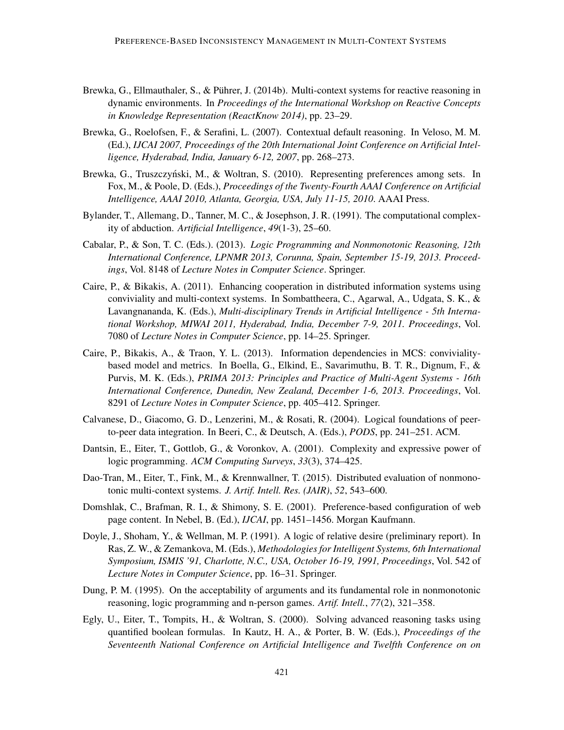Brewka, G., Ellmauthaler, S., & Pührer, J. (2014b). Multi-context systems for reactive reasoning in dynamic environments. In *Proceedings of the International Workshop on Reactive Concepts in Knowledge Representation (ReactKnow 2014)*, pp. 23–29.

Brewka, G., Roelofsen, F., & Serafini, L. (2007). Contextual default reasoning. In Veloso, M. M. (Ed.), *IJCAI 2007, Proceedings of the 20th International Joint Conference on Artificial Intelligence, Hyderabad, India, January 6-12, 2007*, pp. 268–273.

Brewka, G., Truszczyński, M., & Woltran, S. (2010). Representing preferences among sets. In Fox, M., & Poole, D. (Eds.), *Proceedings of the Twenty-Fourth AAAI Conference on Artificial Intelligence, AAAI 2010, Atlanta, Georgia, USA, July 11-15, 2010*. AAAI Press.

Bylander, T., Allemang, D., Tanner, M. C., & Josephson, J. R. (1991). The computational complexity of abduction. *Artificial Intelligence*, *49*(1-3), 25–60.

Cabalar, P., & Son, T. C. (Eds.). (2013). *Logic Programming and Nonmonotonic Reasoning, 12th International Conference, LPNMR 2013, Corunna, Spain, September 15-19, 2013. Proceedings*, Vol. 8148 of *Lecture Notes in Computer Science*. Springer.

Caire, P., & Bikakis, A. (2011). Enhancing cooperation in distributed information systems using conviviality and multi-context systems. In Sombattheera, C., Agarwal, A., Udgata, S. K., & Lavangnananda, K. (Eds.), *Multi-disciplinary Trends in Artificial Intelligence - 5th International Workshop, MIWAI 2011, Hyderabad, India, December 7-9, 2011. Proceedings*, Vol. 7080 of *Lecture Notes in Computer Science*, pp. 14–25. Springer.

Caire, P., Bikakis, A., & Traon, Y. L. (2013). Information dependencies in MCS: conviviality-based model and metrics. In Boella, G., Elkind, E., Savarimuthu, B. T. R., Dignum, F., & Purvis, M. K. (Eds.), *PRIMA 2013: Principles and Practice of Multi-Agent Systems - 16th International Conference, Dunedin, New Zealand, December 1-6, 2013. Proceedings*, Vol. 8291 of *Lecture Notes in Computer Science*, pp. 405–412. Springer.

Calvanese, D., Giacomo, G. D., Lenzerini, M., & Rosati, R. (2004). Logical foundations of peer-to-peer data integration. In Beeri, C., & Deutsch, A. (Eds.), *PODS*, pp. 241–251. ACM.

Dantsin, E., Eiter, T., Gottlob, G., & Voronkov, A. (2001). Complexity and expressive power of logic programming. *ACM Computing Surveys*, *33*(3), 374–425.

Dao-Tran, M., Eiter, T., Fink, M., & Krennwallner, T. (2015). Distributed evaluation of nonmonotonic multi-context systems. *J. Artif. Intell. Res. (JAIR)*, *52*, 543–600.

Domshlak, C., Brafman, R. I., & Shimony, S. E. (2001). Preference-based configuration of web page content. In Nebel, B. (Ed.), *IJCAI*, pp. 1451–1456. Morgan Kaufmann.

Doyle, J., Shoham, Y., & Wellman, M. P. (1991). A logic of relative desire (preliminary report). In Ras, Z. W., & Zemankova, M. (Eds.), *Methodologies for Intelligent Systems, 6th International Symposium, ISMIS '91, Charlotte, N.C., USA, October 16-19, 1991, Proceedings*, Vol. 542 of *Lecture Notes in Computer Science*, pp. 16–31. Springer.

Dung, P. M. (1995). On the acceptability of arguments and its fundamental role in nonmonotonic reasoning, logic programming and n-person games. *Artif. Intell.*, *77*(2), 321–358.

Egly, U., Eiter, T., Tompits, H., & Woltran, S. (2000). Solving advanced reasoning tasks using quantified boolean formulas. In Kautz, H. A., & Porter, B. W. (Eds.), *Proceedings of the Seventeenth National Conference on Artificial Intelligence and Twelfth Conference on on*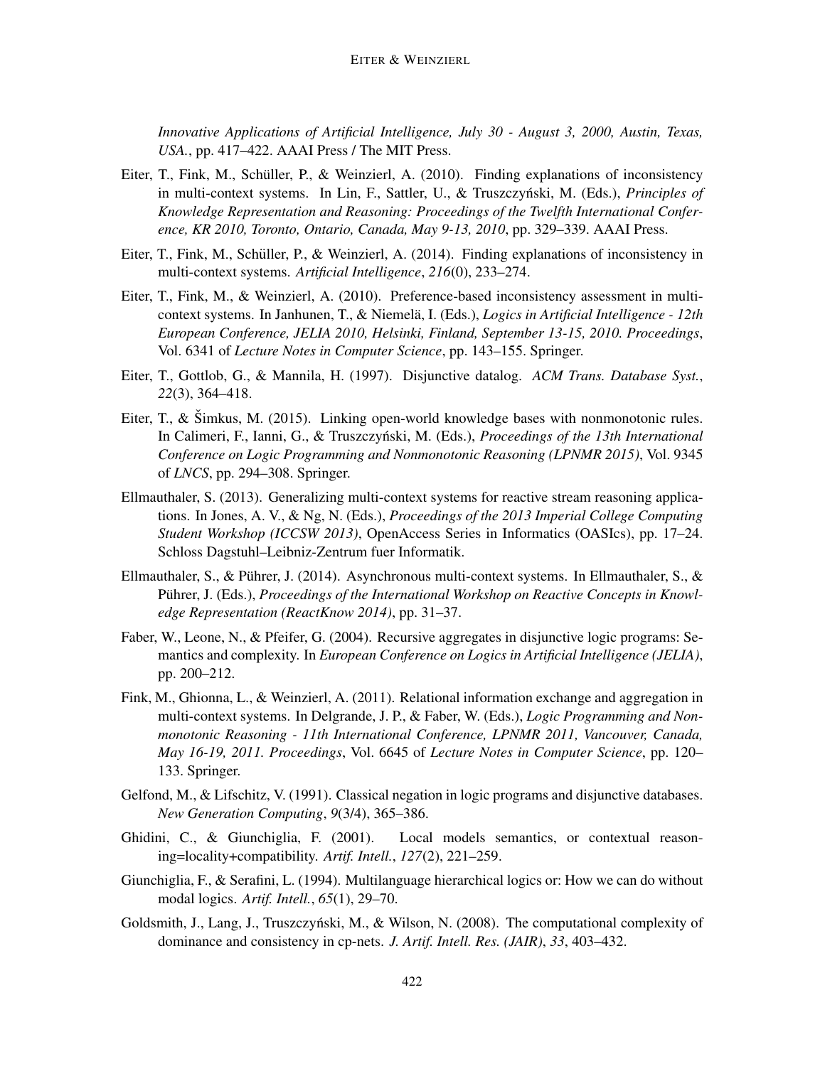*Innovative Applications of Artificial Intelligence, July 30 - August 3, 2000, Austin, Texas, USA.*, pp. 417–422. AAAI Press / The MIT Press.

Eiter, T., Fink, M., Schüller, P., & Weinzierl, A. (2010). Finding explanations of inconsistency in multi-context systems. In Lin, F., Sattler, U., & Truszczyński, M. (Eds.), *Principles of Knowledge Representation and Reasoning: Proceedings of the Twelfth International Conference, KR 2010, Toronto, Ontario, Canada, May 9-13, 2010*, pp. 329–339. AAAI Press.

Eiter, T., Fink, M., Schüller, P., & Weinzierl, A. (2014). Finding explanations of inconsistency in multi-context systems. *Artificial Intelligence*, *216*(0), 233–274.

Eiter, T., Fink, M., & Weinzierl, A. (2010). Preference-based inconsistency assessment in multi-context systems. In Janhunen, T., & Niemelä, I. (Eds.), *Logics in Artificial Intelligence - 12th European Conference, JELIA 2010, Helsinki, Finland, September 13-15, 2010. Proceedings*, Vol. 6341 of *Lecture Notes in Computer Science*, pp. 143–155. Springer.

Eiter, T., Gottlob, G., & Mannila, H. (1997). Disjunctive datalog. *ACM Trans. Database Syst.*, *22*(3), 364–418.

Eiter, T., & Šimkus, M. (2015). Linking open-world knowledge bases with nonmonotonic rules. In Calimeri, F., Ianni, G., & Truszczyński, M. (Eds.), *Proceedings of the 13th International Conference on Logic Programming and Nonmonotonic Reasoning (LPNMR 2015)*, Vol. 9345 of *LNCS*, pp. 294–308. Springer.

Ellmauthaler, S. (2013). Generalizing multi-context systems for reactive stream reasoning applications. In Jones, A. V., & Ng, N. (Eds.), *Proceedings of the 2013 Imperial College Computing Student Workshop (ICCSW 2013)*, OpenAccess Series in Informatics (OASIcs), pp. 17–24. Schloss Dagstuhl–Leibniz-Zentrum fuer Informatik.

Ellmauthaler, S., & Pührer, J. (2014). Asynchronous multi-context systems. In Ellmauthaler, S., & Pührer, J. (Eds.), *Proceedings of the International Workshop on Reactive Concepts in Knowledge Representation (ReactKnow 2014)*, pp. 31–37.

Faber, W., Leone, N., & Pfeifer, G. (2004). Recursive aggregates in disjunctive logic programs: Semantics and complexity. In *European Conference on Logics in Artificial Intelligence (JELIA)*, pp. 200–212.

Fink, M., Ghionna, L., & Weinzierl, A. (2011). Relational information exchange and aggregation in multi-context systems. In Delgrande, J. P., & Faber, W. (Eds.), *Logic Programming and Nonmonotonic Reasoning - 11th International Conference, LPNMR 2011, Vancouver, Canada, May 16-19, 2011. Proceedings*, Vol. 6645 of *Lecture Notes in Computer Science*, pp. 120–133. Springer.

Gelfond, M., & Lifschitz, V. (1991). Classical negation in logic programs and disjunctive databases. *New Generation Computing*, *9*(3/4), 365–386.

Ghidini, C., & Giunchiglia, F. (2001). Local models semantics, or contextual reasoning=locality+compatibility. *Artif. Intell.*, *127*(2), 221–259.

Giunchiglia, F., & Serafini, L. (1994). Multilanguage hierarchical logics or: How we can do without modal logics. *Artif. Intell.*, *65*(1), 29–70.

Goldsmith, J., Lang, J., Truszczyński, M., & Wilson, N. (2008). The computational complexity of dominance and consistency in cp-nets. *J. Artif. Intell. Res. (JAIR)*, *33*, 403–432.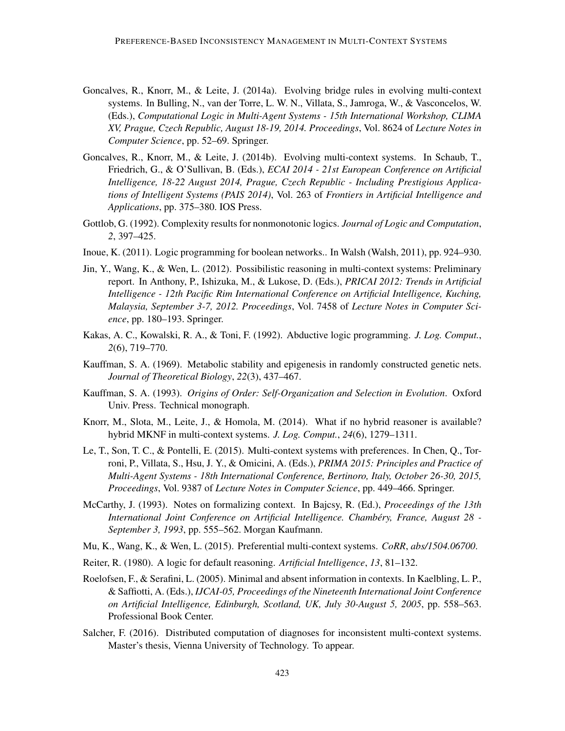Goncalves, R., Knorr, M., & Leite, J. (2014a). Evolving bridge rules in evolving multi-context systems. In Bulling, N., van der Torre, L. W. N., Villata, S., Jamroga, W., & Vasconcelos, W. (Eds.), *Computational Logic in Multi-Agent Systems - 15th International Workshop, CLIMA XV, Prague, Czech Republic, August 18-19, 2014. Proceedings*, Vol. 8624 of *Lecture Notes in Computer Science*, pp. 52–69. Springer.

Goncalves, R., Knorr, M., & Leite, J. (2014b). Evolving multi-context systems. In Schaub, T., Friedrich, G., & O'Sullivan, B. (Eds.), *ECAI 2014 - 21st European Conference on Artificial Intelligence, 18-22 August 2014, Prague, Czech Republic - Including Prestigious Applications of Intelligent Systems (PAIS 2014)*, Vol. 263 of *Frontiers in Artificial Intelligence and Applications*, pp. 375–380. IOS Press.

Gottlob, G. (1992). Complexity results for nonmonotonic logics. *Journal of Logic and Computation*, *2*, 397–425.

Inoue, K. (2011). Logic programming for boolean networks.. In Walsh (Walsh, 2011), pp. 924–930.

Jin, Y., Wang, K., & Wen, L. (2012). Possibilistic reasoning in multi-context systems: Preliminary report. In Anthony, P., Ishizuka, M., & Lukose, D. (Eds.), *PRICAI 2012: Trends in Artificial Intelligence - 12th Pacific Rim International Conference on Artificial Intelligence, Kuching, Malaysia, September 3-7, 2012. Proceedings*, Vol. 7458 of *Lecture Notes in Computer Science*, pp. 180–193. Springer.

Kakas, A. C., Kowalski, R. A., & Toni, F. (1992). Abductive logic programming. *J. Log. Comput.*, *2*(6), 719–770.

Kauffman, S. A. (1969). Metabolic stability and epigenesis in randomly constructed genetic nets. *Journal of Theoretical Biology*, *22*(3), 437–467.

Kauffman, S. A. (1993). *Origins of Order: Self-Organization and Selection in Evolution*. Oxford Univ. Press. Technical monograph.

Knorr, M., Slota, M., Leite, J., & Homola, M. (2014). What if no hybrid reasoner is available? hybrid MKNF in multi-context systems. *J. Log. Comput.*, *24*(6), 1279–1311.

Le, T., Son, T. C., & Pontelli, E. (2015). Multi-context systems with preferences. In Chen, Q., Torroni, P., Villata, S., Hsu, J. Y., & Omicini, A. (Eds.), *PRIMA 2015: Principles and Practice of Multi-Agent Systems - 18th International Conference, Bertinoro, Italy, October 26-30, 2015, Proceedings*, Vol. 9387 of *Lecture Notes in Computer Science*, pp. 449–466. Springer.

McCarthy, J. (1993). Notes on formalizing context. In Bajcsy, R. (Ed.), *Proceedings of the 13th International Joint Conference on Artificial Intelligence. Chambéry, France, August 28 - September 3, 1993*, pp. 555–562. Morgan Kaufmann.

Mu, K., Wang, K., & Wen, L. (2015). Preferential multi-context systems. *CoRR*, *abs/1504.06700*.

Reiter, R. (1980). A logic for default reasoning. *Artificial Intelligence*, *13*, 81–132.

Roelofsen, F., & Serafini, L. (2005). Minimal and absent information in contexts. In Kaelbling, L. P., & Saffiotti, A. (Eds.), *IJCAI-05, Proceedings of the Nineteenth International Joint Conference on Artificial Intelligence, Edinburgh, Scotland, UK, July 30-August 5, 2005*, pp. 558–563. Professional Book Center.

Salcher, F. (2016). Distributed computation of diagnoses for inconsistent multi-context systems. Master's thesis, Vienna University of Technology. To appear.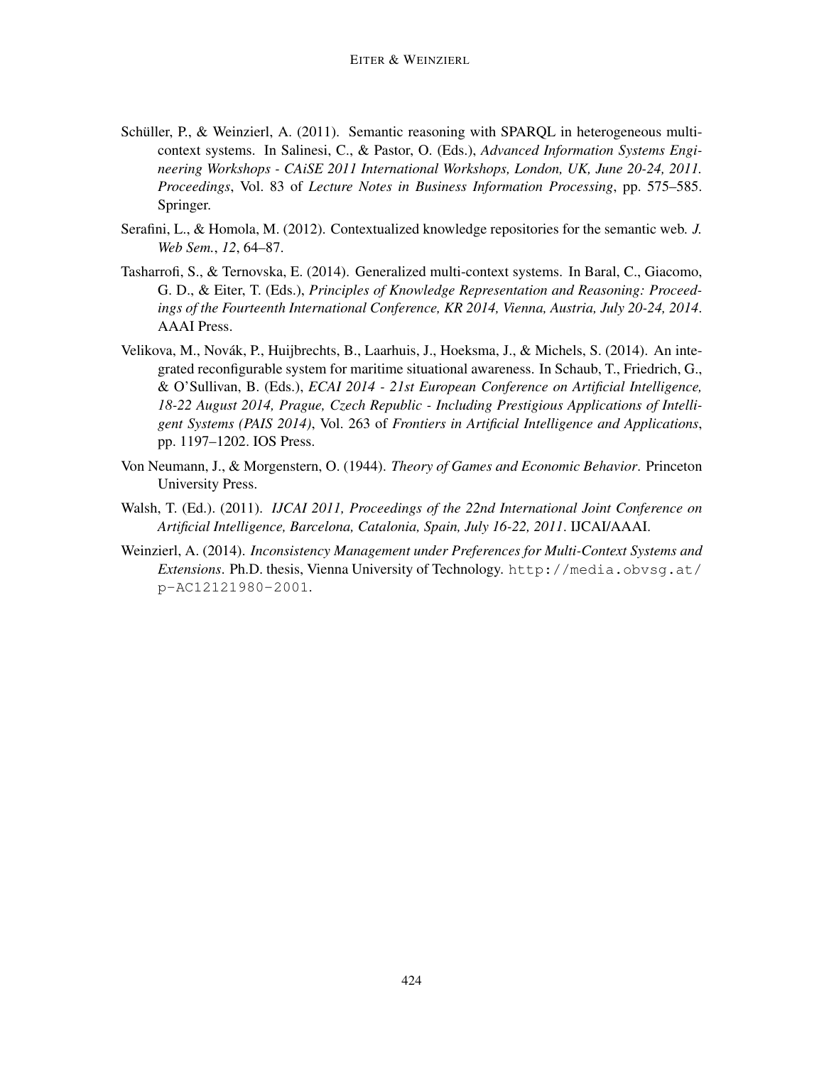Schüller, P., & Weinzierl, A. (2011). Semantic reasoning with SPARQL in heterogeneous multi-context systems. In Salinesi, C., & Pastor, O. (Eds.), *Advanced Information Systems Engineering Workshops - CAiSE 2011 International Workshops, London, UK, June 20-24, 2011. Proceedings*, Vol. 83 of *Lecture Notes in Business Information Processing*, pp. 575–585. Springer.

Serafini, L., & Homola, M. (2012). Contextualized knowledge repositories for the semantic web. *J. Web Sem.*, *12*, 64–87.

Tasharrofi, S., & Ternovska, E. (2014). Generalized multi-context systems. In Baral, C., Giacomo, G. D., & Eiter, T. (Eds.), *Principles of Knowledge Representation and Reasoning: Proceedings of the Fourteenth International Conference, KR 2014, Vienna, Austria, July 20-24, 2014*. AAAI Press.

Velikova, M., Novák, P., Huijbrechts, B., Laarhuis, J., Hoeksma, J., & Michels, S. (2014). An integrated reconfigurable system for maritime situational awareness. In Schaub, T., Friedrich, G., & O'Sullivan, B. (Eds.), *ECAI 2014 - 21st European Conference on Artificial Intelligence, 18-22 August 2014, Prague, Czech Republic - Including Prestigious Applications of Intelligent Systems (PAIS 2014)*, Vol. 263 of *Frontiers in Artificial Intelligence and Applications*, pp. 1197–1202. IOS Press.

Von Neumann, J., & Morgenstern, O. (1944). *Theory of Games and Economic Behavior*. Princeton University Press.

Walsh, T. (Ed.). (2011). *IJCAI 2011, Proceedings of the 22nd International Joint Conference on Artificial Intelligence, Barcelona, Catalonia, Spain, July 16-22, 2011*. IJCAI/AAAI.

Weinzierl, A. (2014). *Inconsistency Management under Preferences for Multi-Context Systems and Extensions*. Ph.D. thesis, Vienna University of Technology. `http://media.obvsg.at/p-AC12121980-2001`.